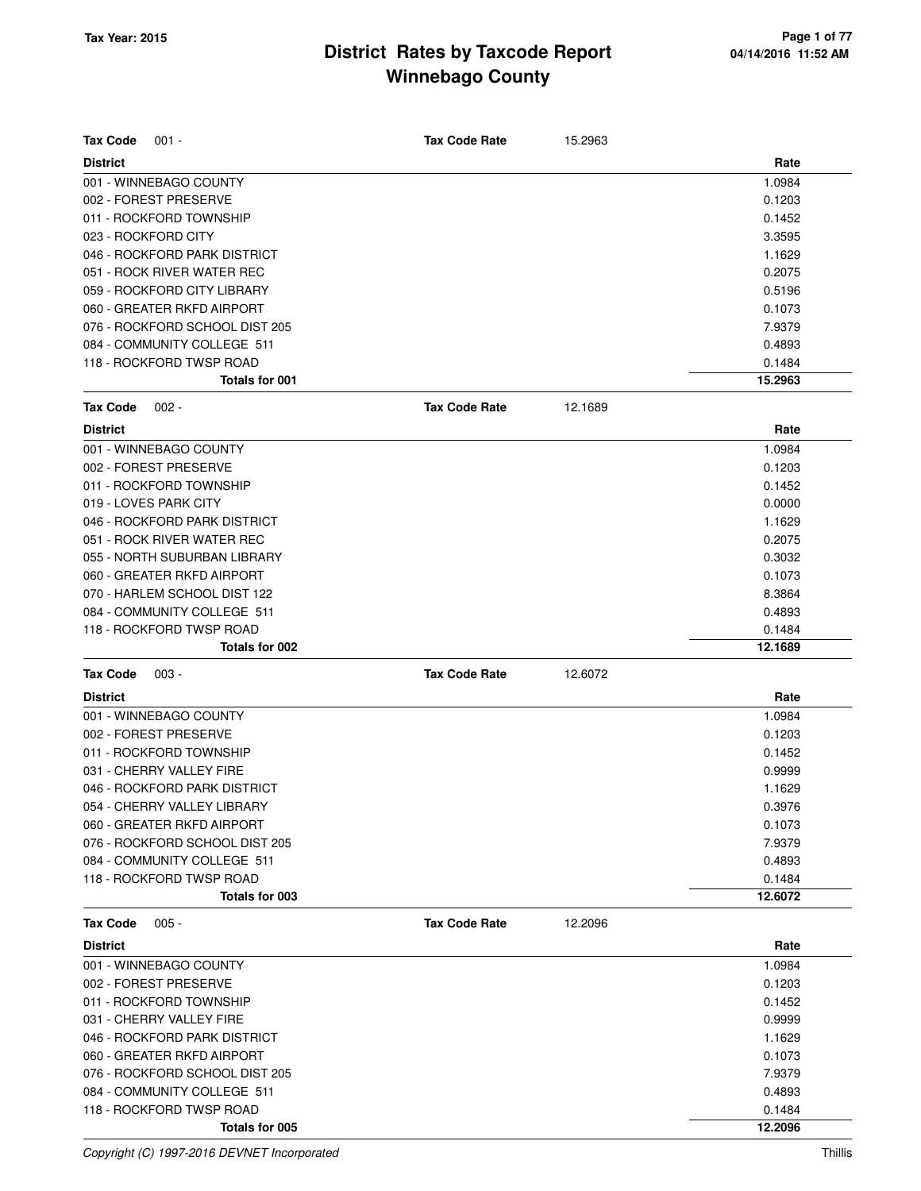# District Rates by Taxcode Report
## Winnebago County

Tax Year: 2015

04/14/2016 11:52 AM

**Tax Code** 001 - **Tax Code Rate** 15.2963

| District | Rate |
|---|---|
| 001 - WINNEBAGO COUNTY | 1.0984 |
| 002 - FOREST PRESERVE | 0.1203 |
| 011 - ROCKFORD TOWNSHIP | 0.1452 |
| 023 - ROCKFORD CITY | 3.3595 |
| 046 - ROCKFORD PARK DISTRICT | 1.1629 |
| 051 - ROCK RIVER WATER REC | 0.2075 |
| 059 - ROCKFORD CITY LIBRARY | 0.5196 |
| 060 - GREATER RKFD AIRPORT | 0.1073 |
| 076 - ROCKFORD SCHOOL DIST 205 | 7.9379 |
| 084 - COMMUNITY COLLEGE 511 | 0.4893 |
| 118 - ROCKFORD TWSP ROAD | 0.1484 |
| **Totals for 001** | **15.2963** |

**Tax Code** 002 - **Tax Code Rate** 12.1689

| District | Rate |
|---|---|
| 001 - WINNEBAGO COUNTY | 1.0984 |
| 002 - FOREST PRESERVE | 0.1203 |
| 011 - ROCKFORD TOWNSHIP | 0.1452 |
| 019 - LOVES PARK CITY | 0.0000 |
| 046 - ROCKFORD PARK DISTRICT | 1.1629 |
| 051 - ROCK RIVER WATER REC | 0.2075 |
| 055 - NORTH SUBURBAN LIBRARY | 0.3032 |
| 060 - GREATER RKFD AIRPORT | 0.1073 |
| 070 - HARLEM SCHOOL DIST 122 | 8.3864 |
| 084 - COMMUNITY COLLEGE 511 | 0.4893 |
| 118 - ROCKFORD TWSP ROAD | 0.1484 |
| **Totals for 002** | **12.1689** |

**Tax Code** 003 - **Tax Code Rate** 12.6072

| District | Rate |
|---|---|
| 001 - WINNEBAGO COUNTY | 1.0984 |
| 002 - FOREST PRESERVE | 0.1203 |
| 011 - ROCKFORD TOWNSHIP | 0.1452 |
| 031 - CHERRY VALLEY FIRE | 0.9999 |
| 046 - ROCKFORD PARK DISTRICT | 1.1629 |
| 054 - CHERRY VALLEY LIBRARY | 0.3976 |
| 060 - GREATER RKFD AIRPORT | 0.1073 |
| 076 - ROCKFORD SCHOOL DIST 205 | 7.9379 |
| 084 - COMMUNITY COLLEGE 511 | 0.4893 |
| 118 - ROCKFORD TWSP ROAD | 0.1484 |
| **Totals for 003** | **12.6072** |

**Tax Code** 005 - **Tax Code Rate** 12.2096

| District | Rate |
|---|---|
| 001 - WINNEBAGO COUNTY | 1.0984 |
| 002 - FOREST PRESERVE | 0.1203 |
| 011 - ROCKFORD TOWNSHIP | 0.1452 |
| 031 - CHERRY VALLEY FIRE | 0.9999 |
| 046 - ROCKFORD PARK DISTRICT | 1.1629 |
| 060 - GREATER RKFD AIRPORT | 0.1073 |
| 076 - ROCKFORD SCHOOL DIST 205 | 7.9379 |
| 084 - COMMUNITY COLLEGE 511 | 0.4893 |
| 118 - ROCKFORD TWSP ROAD | 0.1484 |
| **Totals for 005** | **12.2096** |

*Copyright (C) 1997-2016 DEVNET Incorporated*

Thillis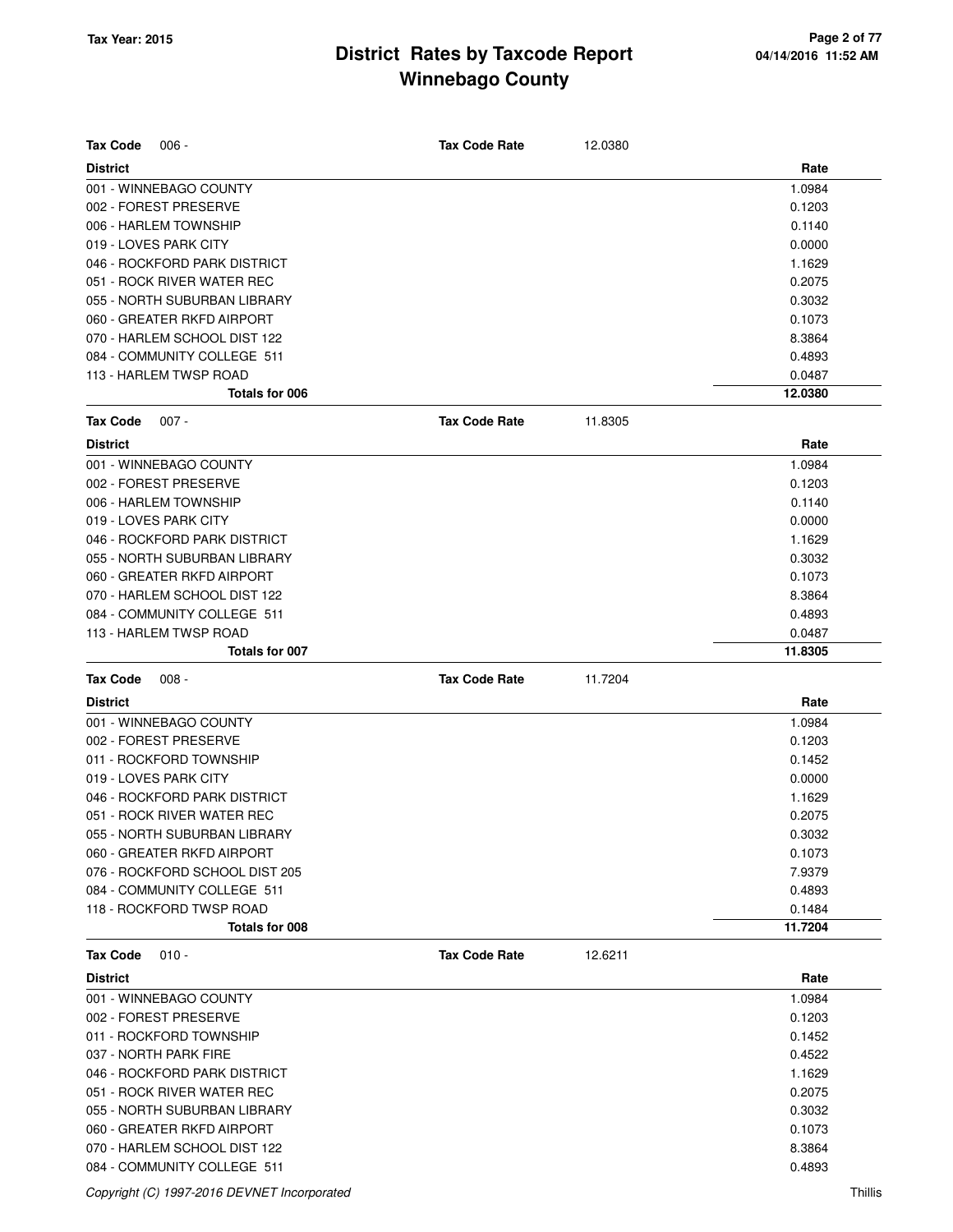**Tax Year: 2015**

# District Rates by Taxcode Report
## Winnebago County

**Tax Code** 006 - **Tax Code Rate** 12.0380

| District | Rate |
|---|---|
| 001 - WINNEBAGO COUNTY | 1.0984 |
| 002 - FOREST PRESERVE | 0.1203 |
| 006 - HARLEM TOWNSHIP | 0.1140 |
| 019 - LOVES PARK CITY | 0.0000 |
| 046 - ROCKFORD PARK DISTRICT | 1.1629 |
| 051 - ROCK RIVER WATER REC | 0.2075 |
| 055 - NORTH SUBURBAN LIBRARY | 0.3032 |
| 060 - GREATER RKFD AIRPORT | 0.1073 |
| 070 - HARLEM SCHOOL DIST 122 | 8.3864 |
| 084 - COMMUNITY COLLEGE 511 | 0.4893 |
| 113 - HARLEM TWSP ROAD | 0.0487 |
| **Totals for 006** | **12.0380** |

**Tax Code** 007 - **Tax Code Rate** 11.8305

| District | Rate |
|---|---|
| 001 - WINNEBAGO COUNTY | 1.0984 |
| 002 - FOREST PRESERVE | 0.1203 |
| 006 - HARLEM TOWNSHIP | 0.1140 |
| 019 - LOVES PARK CITY | 0.0000 |
| 046 - ROCKFORD PARK DISTRICT | 1.1629 |
| 055 - NORTH SUBURBAN LIBRARY | 0.3032 |
| 060 - GREATER RKFD AIRPORT | 0.1073 |
| 070 - HARLEM SCHOOL DIST 122 | 8.3864 |
| 084 - COMMUNITY COLLEGE 511 | 0.4893 |
| 113 - HARLEM TWSP ROAD | 0.0487 |
| **Totals for 007** | **11.8305** |

**Tax Code** 008 - **Tax Code Rate** 11.7204

| District | Rate |
|---|---|
| 001 - WINNEBAGO COUNTY | 1.0984 |
| 002 - FOREST PRESERVE | 0.1203 |
| 011 - ROCKFORD TOWNSHIP | 0.1452 |
| 019 - LOVES PARK CITY | 0.0000 |
| 046 - ROCKFORD PARK DISTRICT | 1.1629 |
| 051 - ROCK RIVER WATER REC | 0.2075 |
| 055 - NORTH SUBURBAN LIBRARY | 0.3032 |
| 060 - GREATER RKFD AIRPORT | 0.1073 |
| 076 - ROCKFORD SCHOOL DIST 205 | 7.9379 |
| 084 - COMMUNITY COLLEGE 511 | 0.4893 |
| 118 - ROCKFORD TWSP ROAD | 0.1484 |
| **Totals for 008** | **11.7204** |

**Tax Code** 010 - **Tax Code Rate** 12.6211

| District | Rate |
|---|---|
| 001 - WINNEBAGO COUNTY | 1.0984 |
| 002 - FOREST PRESERVE | 0.1203 |
| 011 - ROCKFORD TOWNSHIP | 0.1452 |
| 037 - NORTH PARK FIRE | 0.4522 |
| 046 - ROCKFORD PARK DISTRICT | 1.1629 |
| 051 - ROCK RIVER WATER REC | 0.2075 |
| 055 - NORTH SUBURBAN LIBRARY | 0.3032 |
| 060 - GREATER RKFD AIRPORT | 0.1073 |
| 070 - HARLEM SCHOOL DIST 122 | 8.3864 |
| 084 - COMMUNITY COLLEGE 511 | 0.4893 |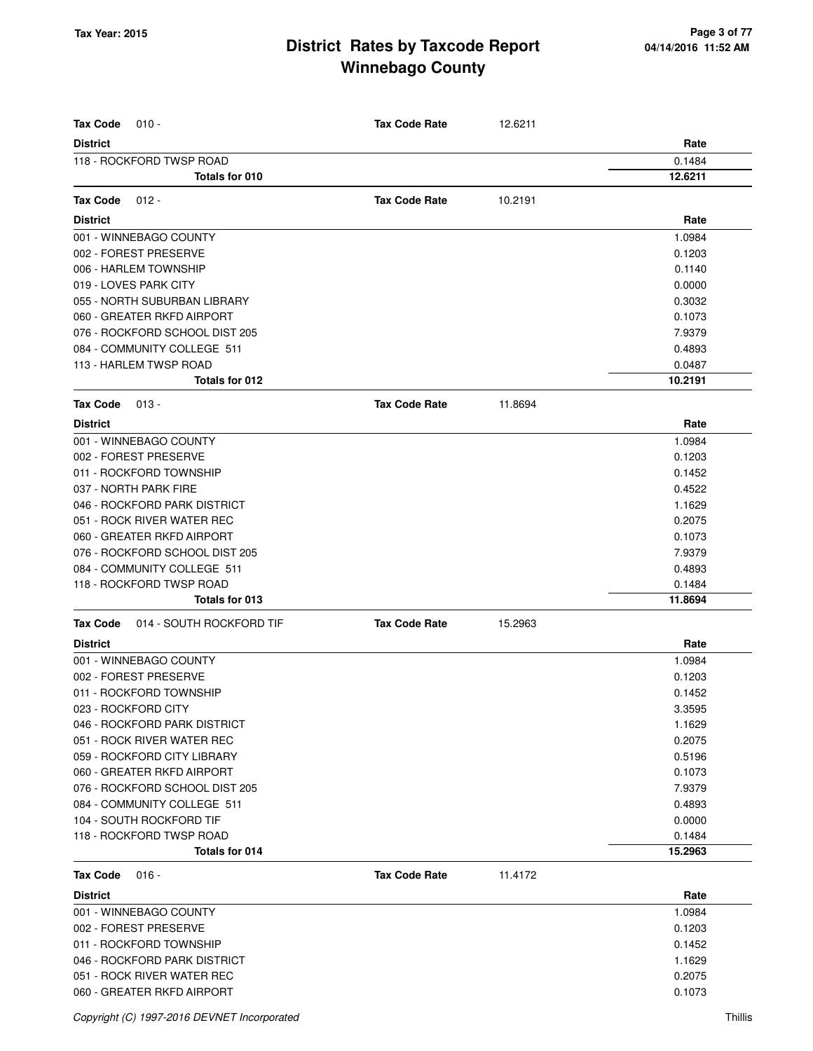# District Rates by Taxcode Report
# Winnebago County

Tax Year: 2015

| Tax Code 010 - | Tax Code Rate | 12.6211 |
|---|---|---|
| **District** | | **Rate** |
| 118 - ROCKFORD TWSP ROAD | | 0.1484 |
| **Totals for 010** | | **12.6211** |

| Tax Code 012 - | Tax Code Rate | 10.2191 |
|---|---|---|
| **District** | | **Rate** |
| 001 - WINNEBAGO COUNTY | | 1.0984 |
| 002 - FOREST PRESERVE | | 0.1203 |
| 006 - HARLEM TOWNSHIP | | 0.1140 |
| 019 - LOVES PARK CITY | | 0.0000 |
| 055 - NORTH SUBURBAN LIBRARY | | 0.3032 |
| 060 - GREATER RKFD AIRPORT | | 0.1073 |
| 076 - ROCKFORD SCHOOL DIST 205 | | 7.9379 |
| 084 - COMMUNITY COLLEGE 511 | | 0.4893 |
| 113 - HARLEM TWSP ROAD | | 0.0487 |
| **Totals for 012** | | **10.2191** |

| Tax Code 013 - | Tax Code Rate | 11.8694 |
|---|---|---|
| **District** | | **Rate** |
| 001 - WINNEBAGO COUNTY | | 1.0984 |
| 002 - FOREST PRESERVE | | 0.1203 |
| 011 - ROCKFORD TOWNSHIP | | 0.1452 |
| 037 - NORTH PARK FIRE | | 0.4522 |
| 046 - ROCKFORD PARK DISTRICT | | 1.1629 |
| 051 - ROCK RIVER WATER REC | | 0.2075 |
| 060 - GREATER RKFD AIRPORT | | 0.1073 |
| 076 - ROCKFORD SCHOOL DIST 205 | | 7.9379 |
| 084 - COMMUNITY COLLEGE 511 | | 0.4893 |
| 118 - ROCKFORD TWSP ROAD | | 0.1484 |
| **Totals for 013** | | **11.8694** |

| Tax Code 014 - SOUTH ROCKFORD TIF | Tax Code Rate | 15.2963 |
|---|---|---|
| **District** | | **Rate** |
| 001 - WINNEBAGO COUNTY | | 1.0984 |
| 002 - FOREST PRESERVE | | 0.1203 |
| 011 - ROCKFORD TOWNSHIP | | 0.1452 |
| 023 - ROCKFORD CITY | | 3.3595 |
| 046 - ROCKFORD PARK DISTRICT | | 1.1629 |
| 051 - ROCK RIVER WATER REC | | 0.2075 |
| 059 - ROCKFORD CITY LIBRARY | | 0.5196 |
| 060 - GREATER RKFD AIRPORT | | 0.1073 |
| 076 - ROCKFORD SCHOOL DIST 205 | | 7.9379 |
| 084 - COMMUNITY COLLEGE 511 | | 0.4893 |
| 104 - SOUTH ROCKFORD TIF | | 0.0000 |
| 118 - ROCKFORD TWSP ROAD | | 0.1484 |
| **Totals for 014** | | **15.2963** |

| Tax Code 016 - | Tax Code Rate | 11.4172 |
|---|---|---|
| **District** | | **Rate** |
| 001 - WINNEBAGO COUNTY | | 1.0984 |
| 002 - FOREST PRESERVE | | 0.1203 |
| 011 - ROCKFORD TOWNSHIP | | 0.1452 |
| 046 - ROCKFORD PARK DISTRICT | | 1.1629 |
| 051 - ROCK RIVER WATER REC | | 0.2075 |
| 060 - GREATER RKFD AIRPORT | | 0.1073 |

Copyright (C) 1997-2016 DEVNET Incorporated — Thillis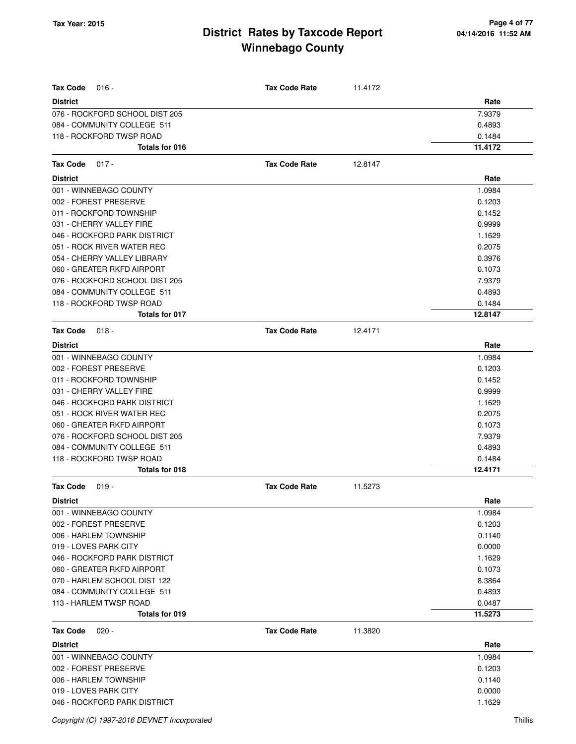| **Tax Code** 016 - | **Tax Code Rate** | 11.4172 |
|---|---|---|
| **District** | | **Rate** |
| 076 - ROCKFORD SCHOOL DIST 205 | | 7.9379 |
| 084 - COMMUNITY COLLEGE 511 | | 0.4893 |
| 118 - ROCKFORD TWSP ROAD | | 0.1484 |
| **Totals for 016** | | **11.4172** |

| **Tax Code** 017 - | **Tax Code Rate** | 12.8147 |
|---|---|---|
| **District** | | **Rate** |
| 001 - WINNEBAGO COUNTY | | 1.0984 |
| 002 - FOREST PRESERVE | | 0.1203 |
| 011 - ROCKFORD TOWNSHIP | | 0.1452 |
| 031 - CHERRY VALLEY FIRE | | 0.9999 |
| 046 - ROCKFORD PARK DISTRICT | | 1.1629 |
| 051 - ROCK RIVER WATER REC | | 0.2075 |
| 054 - CHERRY VALLEY LIBRARY | | 0.3976 |
| 060 - GREATER RKFD AIRPORT | | 0.1073 |
| 076 - ROCKFORD SCHOOL DIST 205 | | 7.9379 |
| 084 - COMMUNITY COLLEGE 511 | | 0.4893 |
| 118 - ROCKFORD TWSP ROAD | | 0.1484 |
| **Totals for 017** | | **12.8147** |

| **Tax Code** 018 - | **Tax Code Rate** | 12.4171 |
|---|---|---|
| **District** | | **Rate** |
| 001 - WINNEBAGO COUNTY | | 1.0984 |
| 002 - FOREST PRESERVE | | 0.1203 |
| 011 - ROCKFORD TOWNSHIP | | 0.1452 |
| 031 - CHERRY VALLEY FIRE | | 0.9999 |
| 046 - ROCKFORD PARK DISTRICT | | 1.1629 |
| 051 - ROCK RIVER WATER REC | | 0.2075 |
| 060 - GREATER RKFD AIRPORT | | 0.1073 |
| 076 - ROCKFORD SCHOOL DIST 205 | | 7.9379 |
| 084 - COMMUNITY COLLEGE 511 | | 0.4893 |
| 118 - ROCKFORD TWSP ROAD | | 0.1484 |
| **Totals for 018** | | **12.4171** |

| **Tax Code** 019 - | **Tax Code Rate** | 11.5273 |
|---|---|---|
| **District** | | **Rate** |
| 001 - WINNEBAGO COUNTY | | 1.0984 |
| 002 - FOREST PRESERVE | | 0.1203 |
| 006 - HARLEM TOWNSHIP | | 0.1140 |
| 019 - LOVES PARK CITY | | 0.0000 |
| 046 - ROCKFORD PARK DISTRICT | | 1.1629 |
| 060 - GREATER RKFD AIRPORT | | 0.1073 |
| 070 - HARLEM SCHOOL DIST 122 | | 8.3864 |
| 084 - COMMUNITY COLLEGE 511 | | 0.4893 |
| 113 - HARLEM TWSP ROAD | | 0.0487 |
| **Totals for 019** | | **11.5273** |

| **Tax Code** 020 - | **Tax Code Rate** | 11.3820 |
|---|---|---|
| **District** | | **Rate** |
| 001 - WINNEBAGO COUNTY | | 1.0984 |
| 002 - FOREST PRESERVE | | 0.1203 |
| 006 - HARLEM TOWNSHIP | | 0.1140 |
| 019 - LOVES PARK CITY | | 0.0000 |
| 046 - ROCKFORD PARK DISTRICT | | 1.1629 |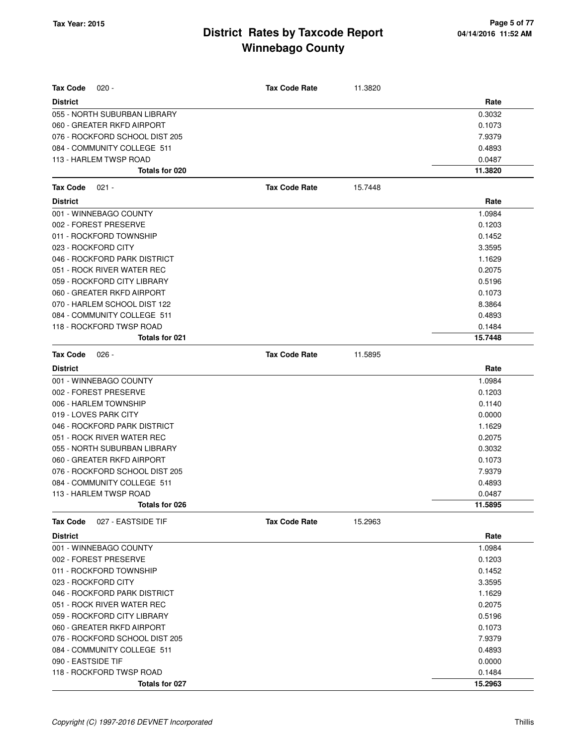| Tax Code 020 - | Tax Code Rate | 11.3820 |
|---|---|---|
| **District** | | **Rate** |
| 055 - NORTH SUBURBAN LIBRARY | | 0.3032 |
| 060 - GREATER RKFD AIRPORT | | 0.1073 |
| 076 - ROCKFORD SCHOOL DIST 205 | | 7.9379 |
| 084 - COMMUNITY COLLEGE 511 | | 0.4893 |
| 113 - HARLEM TWSP ROAD | | 0.0487 |
| **Totals for 020** | | **11.3820** |

| Tax Code 021 - | Tax Code Rate | 15.7448 |
|---|---|---|
| **District** | | **Rate** |
| 001 - WINNEBAGO COUNTY | | 1.0984 |
| 002 - FOREST PRESERVE | | 0.1203 |
| 011 - ROCKFORD TOWNSHIP | | 0.1452 |
| 023 - ROCKFORD CITY | | 3.3595 |
| 046 - ROCKFORD PARK DISTRICT | | 1.1629 |
| 051 - ROCK RIVER WATER REC | | 0.2075 |
| 059 - ROCKFORD CITY LIBRARY | | 0.5196 |
| 060 - GREATER RKFD AIRPORT | | 0.1073 |
| 070 - HARLEM SCHOOL DIST 122 | | 8.3864 |
| 084 - COMMUNITY COLLEGE 511 | | 0.4893 |
| 118 - ROCKFORD TWSP ROAD | | 0.1484 |
| **Totals for 021** | | **15.7448** |

| Tax Code 026 - | Tax Code Rate | 11.5895 |
|---|---|---|
| **District** | | **Rate** |
| 001 - WINNEBAGO COUNTY | | 1.0984 |
| 002 - FOREST PRESERVE | | 0.1203 |
| 006 - HARLEM TOWNSHIP | | 0.1140 |
| 019 - LOVES PARK CITY | | 0.0000 |
| 046 - ROCKFORD PARK DISTRICT | | 1.1629 |
| 051 - ROCK RIVER WATER REC | | 0.2075 |
| 055 - NORTH SUBURBAN LIBRARY | | 0.3032 |
| 060 - GREATER RKFD AIRPORT | | 0.1073 |
| 076 - ROCKFORD SCHOOL DIST 205 | | 7.9379 |
| 084 - COMMUNITY COLLEGE 511 | | 0.4893 |
| 113 - HARLEM TWSP ROAD | | 0.0487 |
| **Totals for 026** | | **11.5895** |

| Tax Code 027 - EASTSIDE TIF | Tax Code Rate | 15.2963 |
|---|---|---|
| **District** | | **Rate** |
| 001 - WINNEBAGO COUNTY | | 1.0984 |
| 002 - FOREST PRESERVE | | 0.1203 |
| 011 - ROCKFORD TOWNSHIP | | 0.1452 |
| 023 - ROCKFORD CITY | | 3.3595 |
| 046 - ROCKFORD PARK DISTRICT | | 1.1629 |
| 051 - ROCK RIVER WATER REC | | 0.2075 |
| 059 - ROCKFORD CITY LIBRARY | | 0.5196 |
| 060 - GREATER RKFD AIRPORT | | 0.1073 |
| 076 - ROCKFORD SCHOOL DIST 205 | | 7.9379 |
| 084 - COMMUNITY COLLEGE 511 | | 0.4893 |
| 090 - EASTSIDE TIF | | 0.0000 |
| 118 - ROCKFORD TWSP ROAD | | 0.1484 |
| **Totals for 027** | | **15.2963** |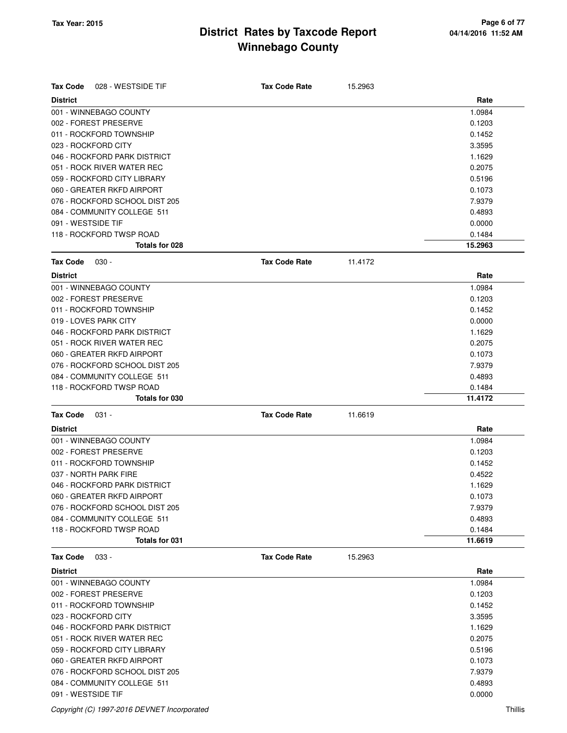**Tax Year: 2015**

# District Rates by Taxcode Report
## Winnebago County

**Tax Code** 028 - WESTSIDE TIF — **Tax Code Rate** 15.2963

| District | Rate |
|---|---|
| 001 - WINNEBAGO COUNTY | 1.0984 |
| 002 - FOREST PRESERVE | 0.1203 |
| 011 - ROCKFORD TOWNSHIP | 0.1452 |
| 023 - ROCKFORD CITY | 3.3595 |
| 046 - ROCKFORD PARK DISTRICT | 1.1629 |
| 051 - ROCK RIVER WATER REC | 0.2075 |
| 059 - ROCKFORD CITY LIBRARY | 0.5196 |
| 060 - GREATER RKFD AIRPORT | 0.1073 |
| 076 - ROCKFORD SCHOOL DIST 205 | 7.9379 |
| 084 - COMMUNITY COLLEGE 511 | 0.4893 |
| 091 - WESTSIDE TIF | 0.0000 |
| 118 - ROCKFORD TWSP ROAD | 0.1484 |
| **Totals for 028** | **15.2963** |

**Tax Code** 030 - — **Tax Code Rate** 11.4172

| District | Rate |
|---|---|
| 001 - WINNEBAGO COUNTY | 1.0984 |
| 002 - FOREST PRESERVE | 0.1203 |
| 011 - ROCKFORD TOWNSHIP | 0.1452 |
| 019 - LOVES PARK CITY | 0.0000 |
| 046 - ROCKFORD PARK DISTRICT | 1.1629 |
| 051 - ROCK RIVER WATER REC | 0.2075 |
| 060 - GREATER RKFD AIRPORT | 0.1073 |
| 076 - ROCKFORD SCHOOL DIST 205 | 7.9379 |
| 084 - COMMUNITY COLLEGE 511 | 0.4893 |
| 118 - ROCKFORD TWSP ROAD | 0.1484 |
| **Totals for 030** | **11.4172** |

**Tax Code** 031 - — **Tax Code Rate** 11.6619

| District | Rate |
|---|---|
| 001 - WINNEBAGO COUNTY | 1.0984 |
| 002 - FOREST PRESERVE | 0.1203 |
| 011 - ROCKFORD TOWNSHIP | 0.1452 |
| 037 - NORTH PARK FIRE | 0.4522 |
| 046 - ROCKFORD PARK DISTRICT | 1.1629 |
| 060 - GREATER RKFD AIRPORT | 0.1073 |
| 076 - ROCKFORD SCHOOL DIST 205 | 7.9379 |
| 084 - COMMUNITY COLLEGE 511 | 0.4893 |
| 118 - ROCKFORD TWSP ROAD | 0.1484 |
| **Totals for 031** | **11.6619** |

**Tax Code** 033 - — **Tax Code Rate** 15.2963

| District | Rate |
|---|---|
| 001 - WINNEBAGO COUNTY | 1.0984 |
| 002 - FOREST PRESERVE | 0.1203 |
| 011 - ROCKFORD TOWNSHIP | 0.1452 |
| 023 - ROCKFORD CITY | 3.3595 |
| 046 - ROCKFORD PARK DISTRICT | 1.1629 |
| 051 - ROCK RIVER WATER REC | 0.2075 |
| 059 - ROCKFORD CITY LIBRARY | 0.5196 |
| 060 - GREATER RKFD AIRPORT | 0.1073 |
| 076 - ROCKFORD SCHOOL DIST 205 | 7.9379 |
| 084 - COMMUNITY COLLEGE 511 | 0.4893 |
| 091 - WESTSIDE TIF | 0.0000 |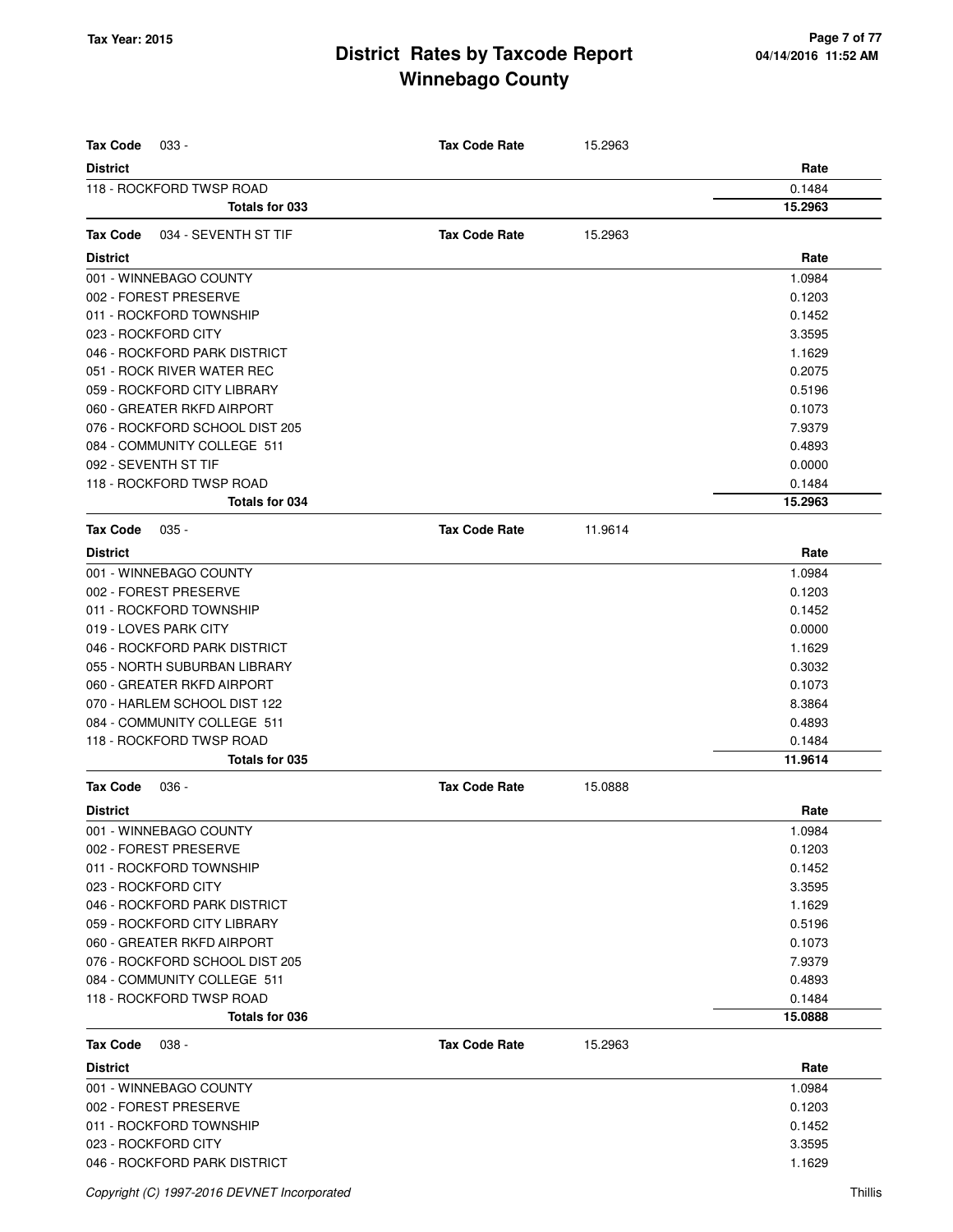**Tax Code** 033 - **Tax Code Rate** 15.2963

| District | Rate |
|---|---|
| 118 - ROCKFORD TWSP ROAD | 0.1484 |
| **Totals for 033** | **15.2963** |

**Tax Code** 034 - SEVENTH ST TIF **Tax Code Rate** 15.2963

| District | Rate |
|---|---|
| 001 - WINNEBAGO COUNTY | 1.0984 |
| 002 - FOREST PRESERVE | 0.1203 |
| 011 - ROCKFORD TOWNSHIP | 0.1452 |
| 023 - ROCKFORD CITY | 3.3595 |
| 046 - ROCKFORD PARK DISTRICT | 1.1629 |
| 051 - ROCK RIVER WATER REC | 0.2075 |
| 059 - ROCKFORD CITY LIBRARY | 0.5196 |
| 060 - GREATER RKFD AIRPORT | 0.1073 |
| 076 - ROCKFORD SCHOOL DIST 205 | 7.9379 |
| 084 - COMMUNITY COLLEGE 511 | 0.4893 |
| 092 - SEVENTH ST TIF | 0.0000 |
| 118 - ROCKFORD TWSP ROAD | 0.1484 |
| **Totals for 034** | **15.2963** |

**Tax Code** 035 - **Tax Code Rate** 11.9614

| District | Rate |
|---|---|
| 001 - WINNEBAGO COUNTY | 1.0984 |
| 002 - FOREST PRESERVE | 0.1203 |
| 011 - ROCKFORD TOWNSHIP | 0.1452 |
| 019 - LOVES PARK CITY | 0.0000 |
| 046 - ROCKFORD PARK DISTRICT | 1.1629 |
| 055 - NORTH SUBURBAN LIBRARY | 0.3032 |
| 060 - GREATER RKFD AIRPORT | 0.1073 |
| 070 - HARLEM SCHOOL DIST 122 | 8.3864 |
| 084 - COMMUNITY COLLEGE 511 | 0.4893 |
| 118 - ROCKFORD TWSP ROAD | 0.1484 |
| **Totals for 035** | **11.9614** |

**Tax Code** 036 - **Tax Code Rate** 15.0888

| District | Rate |
|---|---|
| 001 - WINNEBAGO COUNTY | 1.0984 |
| 002 - FOREST PRESERVE | 0.1203 |
| 011 - ROCKFORD TOWNSHIP | 0.1452 |
| 023 - ROCKFORD CITY | 3.3595 |
| 046 - ROCKFORD PARK DISTRICT | 1.1629 |
| 059 - ROCKFORD CITY LIBRARY | 0.5196 |
| 060 - GREATER RKFD AIRPORT | 0.1073 |
| 076 - ROCKFORD SCHOOL DIST 205 | 7.9379 |
| 084 - COMMUNITY COLLEGE 511 | 0.4893 |
| 118 - ROCKFORD TWSP ROAD | 0.1484 |
| **Totals for 036** | **15.0888** |

**Tax Code** 038 - **Tax Code Rate** 15.2963

| District | Rate |
|---|---|
| 001 - WINNEBAGO COUNTY | 1.0984 |
| 002 - FOREST PRESERVE | 0.1203 |
| 011 - ROCKFORD TOWNSHIP | 0.1452 |
| 023 - ROCKFORD CITY | 3.3595 |
| 046 - ROCKFORD PARK DISTRICT | 1.1629 |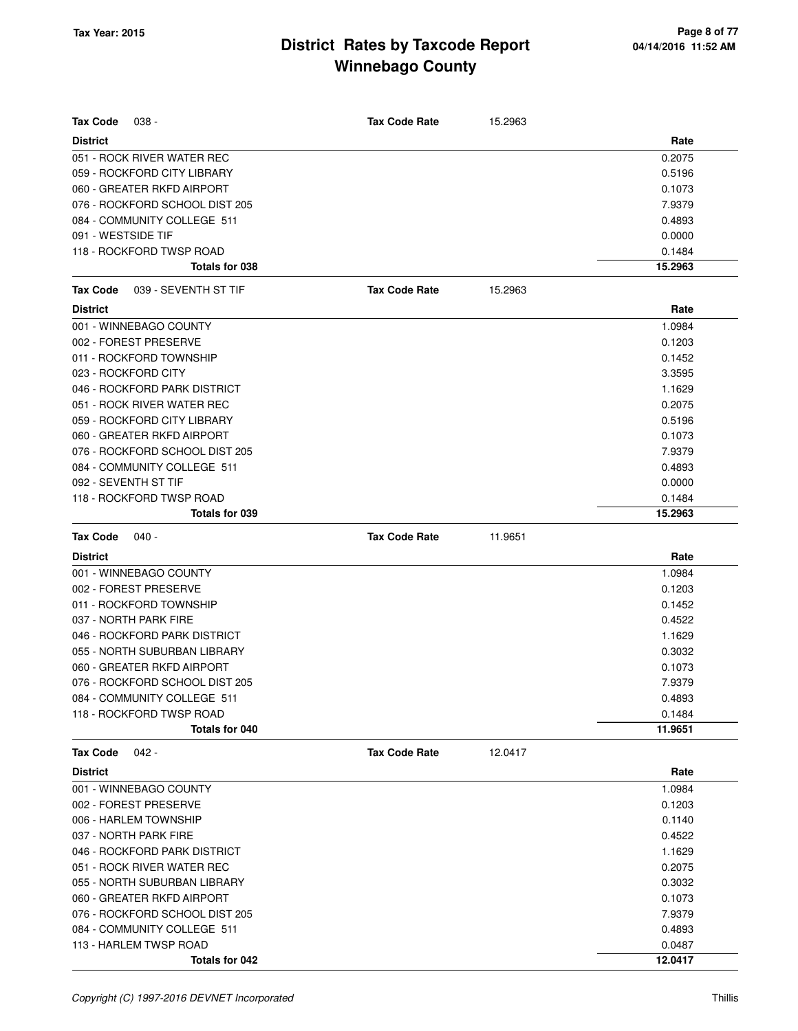| **Tax Code** 038 - | **Tax Code Rate** | 15.2963 |
|---|---|---|
| **District** | | **Rate** |
| 051 - ROCK RIVER WATER REC | | 0.2075 |
| 059 - ROCKFORD CITY LIBRARY | | 0.5196 |
| 060 - GREATER RKFD AIRPORT | | 0.1073 |
| 076 - ROCKFORD SCHOOL DIST 205 | | 7.9379 |
| 084 - COMMUNITY COLLEGE 511 | | 0.4893 |
| 091 - WESTSIDE TIF | | 0.0000 |
| 118 - ROCKFORD TWSP ROAD | | 0.1484 |
| **Totals for 038** | | **15.2963** |

| **Tax Code** 039 - SEVENTH ST TIF | **Tax Code Rate** | 15.2963 |
|---|---|---|
| **District** | | **Rate** |
| 001 - WINNEBAGO COUNTY | | 1.0984 |
| 002 - FOREST PRESERVE | | 0.1203 |
| 011 - ROCKFORD TOWNSHIP | | 0.1452 |
| 023 - ROCKFORD CITY | | 3.3595 |
| 046 - ROCKFORD PARK DISTRICT | | 1.1629 |
| 051 - ROCK RIVER WATER REC | | 0.2075 |
| 059 - ROCKFORD CITY LIBRARY | | 0.5196 |
| 060 - GREATER RKFD AIRPORT | | 0.1073 |
| 076 - ROCKFORD SCHOOL DIST 205 | | 7.9379 |
| 084 - COMMUNITY COLLEGE 511 | | 0.4893 |
| 092 - SEVENTH ST TIF | | 0.0000 |
| 118 - ROCKFORD TWSP ROAD | | 0.1484 |
| **Totals for 039** | | **15.2963** |

| **Tax Code** 040 - | **Tax Code Rate** | 11.9651 |
|---|---|---|
| **District** | | **Rate** |
| 001 - WINNEBAGO COUNTY | | 1.0984 |
| 002 - FOREST PRESERVE | | 0.1203 |
| 011 - ROCKFORD TOWNSHIP | | 0.1452 |
| 037 - NORTH PARK FIRE | | 0.4522 |
| 046 - ROCKFORD PARK DISTRICT | | 1.1629 |
| 055 - NORTH SUBURBAN LIBRARY | | 0.3032 |
| 060 - GREATER RKFD AIRPORT | | 0.1073 |
| 076 - ROCKFORD SCHOOL DIST 205 | | 7.9379 |
| 084 - COMMUNITY COLLEGE 511 | | 0.4893 |
| 118 - ROCKFORD TWSP ROAD | | 0.1484 |
| **Totals for 040** | | **11.9651** |

| **Tax Code** 042 - | **Tax Code Rate** | 12.0417 |
|---|---|---|
| **District** | | **Rate** |
| 001 - WINNEBAGO COUNTY | | 1.0984 |
| 002 - FOREST PRESERVE | | 0.1203 |
| 006 - HARLEM TOWNSHIP | | 0.1140 |
| 037 - NORTH PARK FIRE | | 0.4522 |
| 046 - ROCKFORD PARK DISTRICT | | 1.1629 |
| 051 - ROCK RIVER WATER REC | | 0.2075 |
| 055 - NORTH SUBURBAN LIBRARY | | 0.3032 |
| 060 - GREATER RKFD AIRPORT | | 0.1073 |
| 076 - ROCKFORD SCHOOL DIST 205 | | 7.9379 |
| 084 - COMMUNITY COLLEGE 511 | | 0.4893 |
| 113 - HARLEM TWSP ROAD | | 0.0487 |
| **Totals for 042** | | **12.0417** |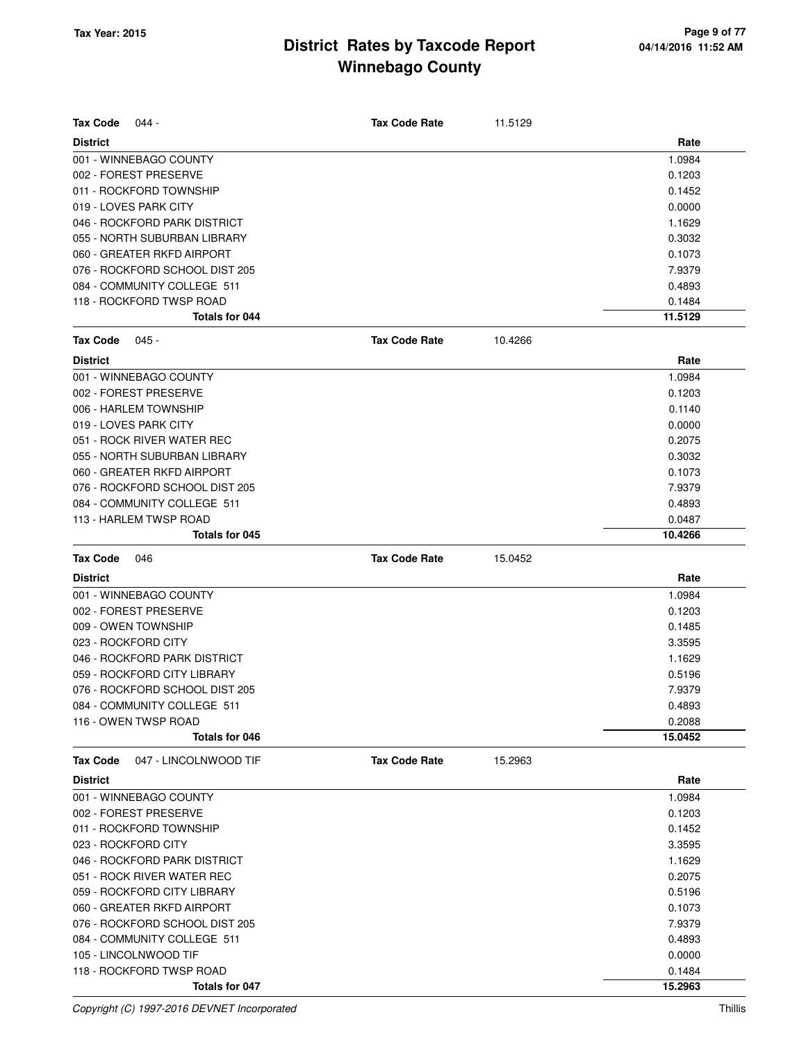# District Rates by Taxcode Report
## Winnebago County

**Tax Year: 2015**

04/14/2016 11:52 AM

**Tax Code** 044 - **Tax Code Rate** 11.5129

| District | Rate |
|---|---|
| 001 - WINNEBAGO COUNTY | 1.0984 |
| 002 - FOREST PRESERVE | 0.1203 |
| 011 - ROCKFORD TOWNSHIP | 0.1452 |
| 019 - LOVES PARK CITY | 0.0000 |
| 046 - ROCKFORD PARK DISTRICT | 1.1629 |
| 055 - NORTH SUBURBAN LIBRARY | 0.3032 |
| 060 - GREATER RKFD AIRPORT | 0.1073 |
| 076 - ROCKFORD SCHOOL DIST 205 | 7.9379 |
| 084 - COMMUNITY COLLEGE 511 | 0.4893 |
| 118 - ROCKFORD TWSP ROAD | 0.1484 |
| **Totals for 044** | **11.5129** |

**Tax Code** 045 - **Tax Code Rate** 10.4266

| District | Rate |
|---|---|
| 001 - WINNEBAGO COUNTY | 1.0984 |
| 002 - FOREST PRESERVE | 0.1203 |
| 006 - HARLEM TOWNSHIP | 0.1140 |
| 019 - LOVES PARK CITY | 0.0000 |
| 051 - ROCK RIVER WATER REC | 0.2075 |
| 055 - NORTH SUBURBAN LIBRARY | 0.3032 |
| 060 - GREATER RKFD AIRPORT | 0.1073 |
| 076 - ROCKFORD SCHOOL DIST 205 | 7.9379 |
| 084 - COMMUNITY COLLEGE 511 | 0.4893 |
| 113 - HARLEM TWSP ROAD | 0.0487 |
| **Totals for 045** | **10.4266** |

**Tax Code** 046 **Tax Code Rate** 15.0452

| District | Rate |
|---|---|
| 001 - WINNEBAGO COUNTY | 1.0984 |
| 002 - FOREST PRESERVE | 0.1203 |
| 009 - OWEN TOWNSHIP | 0.1485 |
| 023 - ROCKFORD CITY | 3.3595 |
| 046 - ROCKFORD PARK DISTRICT | 1.1629 |
| 059 - ROCKFORD CITY LIBRARY | 0.5196 |
| 076 - ROCKFORD SCHOOL DIST 205 | 7.9379 |
| 084 - COMMUNITY COLLEGE 511 | 0.4893 |
| 116 - OWEN TWSP ROAD | 0.2088 |
| **Totals for 046** | **15.0452** |

**Tax Code** 047 - LINCOLNWOOD TIF **Tax Code Rate** 15.2963

| District | Rate |
|---|---|
| 001 - WINNEBAGO COUNTY | 1.0984 |
| 002 - FOREST PRESERVE | 0.1203 |
| 011 - ROCKFORD TOWNSHIP | 0.1452 |
| 023 - ROCKFORD CITY | 3.3595 |
| 046 - ROCKFORD PARK DISTRICT | 1.1629 |
| 051 - ROCK RIVER WATER REC | 0.2075 |
| 059 - ROCKFORD CITY LIBRARY | 0.5196 |
| 060 - GREATER RKFD AIRPORT | 0.1073 |
| 076 - ROCKFORD SCHOOL DIST 205 | 7.9379 |
| 084 - COMMUNITY COLLEGE 511 | 0.4893 |
| 105 - LINCOLNWOOD TIF | 0.0000 |
| 118 - ROCKFORD TWSP ROAD | 0.1484 |
| **Totals for 047** | **15.2963** |

*Copyright (C) 1997-2016 DEVNET Incorporated* Thillis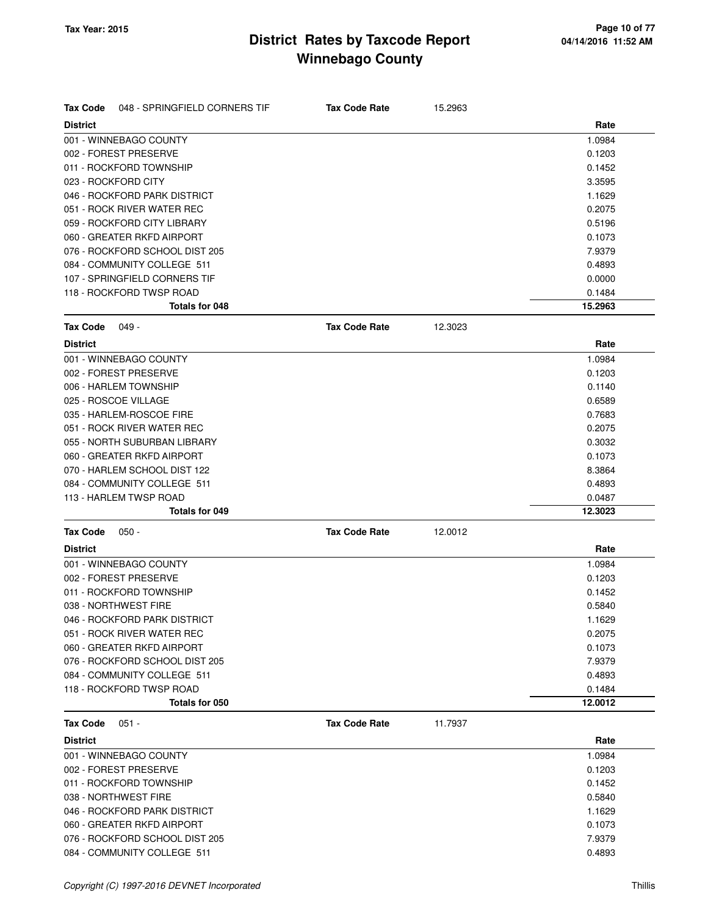# District Rates by Taxcode Report
## Winnebago County

Tax Year: 2015

**Tax Code** 048 - SPRINGFIELD CORNERS TIF **Tax Code Rate** 15.2963

| District | Rate |
|---|---|
| 001 - WINNEBAGO COUNTY | 1.0984 |
| 002 - FOREST PRESERVE | 0.1203 |
| 011 - ROCKFORD TOWNSHIP | 0.1452 |
| 023 - ROCKFORD CITY | 3.3595 |
| 046 - ROCKFORD PARK DISTRICT | 1.1629 |
| 051 - ROCK RIVER WATER REC | 0.2075 |
| 059 - ROCKFORD CITY LIBRARY | 0.5196 |
| 060 - GREATER RKFD AIRPORT | 0.1073 |
| 076 - ROCKFORD SCHOOL DIST 205 | 7.9379 |
| 084 - COMMUNITY COLLEGE 511 | 0.4893 |
| 107 - SPRINGFIELD CORNERS TIF | 0.0000 |
| 118 - ROCKFORD TWSP ROAD | 0.1484 |
| **Totals for 048** | **15.2963** |

**Tax Code** 049 - **Tax Code Rate** 12.3023

| District | Rate |
|---|---|
| 001 - WINNEBAGO COUNTY | 1.0984 |
| 002 - FOREST PRESERVE | 0.1203 |
| 006 - HARLEM TOWNSHIP | 0.1140 |
| 025 - ROSCOE VILLAGE | 0.6589 |
| 035 - HARLEM-ROSCOE FIRE | 0.7683 |
| 051 - ROCK RIVER WATER REC | 0.2075 |
| 055 - NORTH SUBURBAN LIBRARY | 0.3032 |
| 060 - GREATER RKFD AIRPORT | 0.1073 |
| 070 - HARLEM SCHOOL DIST 122 | 8.3864 |
| 084 - COMMUNITY COLLEGE 511 | 0.4893 |
| 113 - HARLEM TWSP ROAD | 0.0487 |
| **Totals for 049** | **12.3023** |

**Tax Code** 050 - **Tax Code Rate** 12.0012

| District | Rate |
|---|---|
| 001 - WINNEBAGO COUNTY | 1.0984 |
| 002 - FOREST PRESERVE | 0.1203 |
| 011 - ROCKFORD TOWNSHIP | 0.1452 |
| 038 - NORTHWEST FIRE | 0.5840 |
| 046 - ROCKFORD PARK DISTRICT | 1.1629 |
| 051 - ROCK RIVER WATER REC | 0.2075 |
| 060 - GREATER RKFD AIRPORT | 0.1073 |
| 076 - ROCKFORD SCHOOL DIST 205 | 7.9379 |
| 084 - COMMUNITY COLLEGE 511 | 0.4893 |
| 118 - ROCKFORD TWSP ROAD | 0.1484 |
| **Totals for 050** | **12.0012** |

**Tax Code** 051 - **Tax Code Rate** 11.7937

| District | Rate |
|---|---|
| 001 - WINNEBAGO COUNTY | 1.0984 |
| 002 - FOREST PRESERVE | 0.1203 |
| 011 - ROCKFORD TOWNSHIP | 0.1452 |
| 038 - NORTHWEST FIRE | 0.5840 |
| 046 - ROCKFORD PARK DISTRICT | 1.1629 |
| 060 - GREATER RKFD AIRPORT | 0.1073 |
| 076 - ROCKFORD SCHOOL DIST 205 | 7.9379 |
| 084 - COMMUNITY COLLEGE 511 | 0.4893 |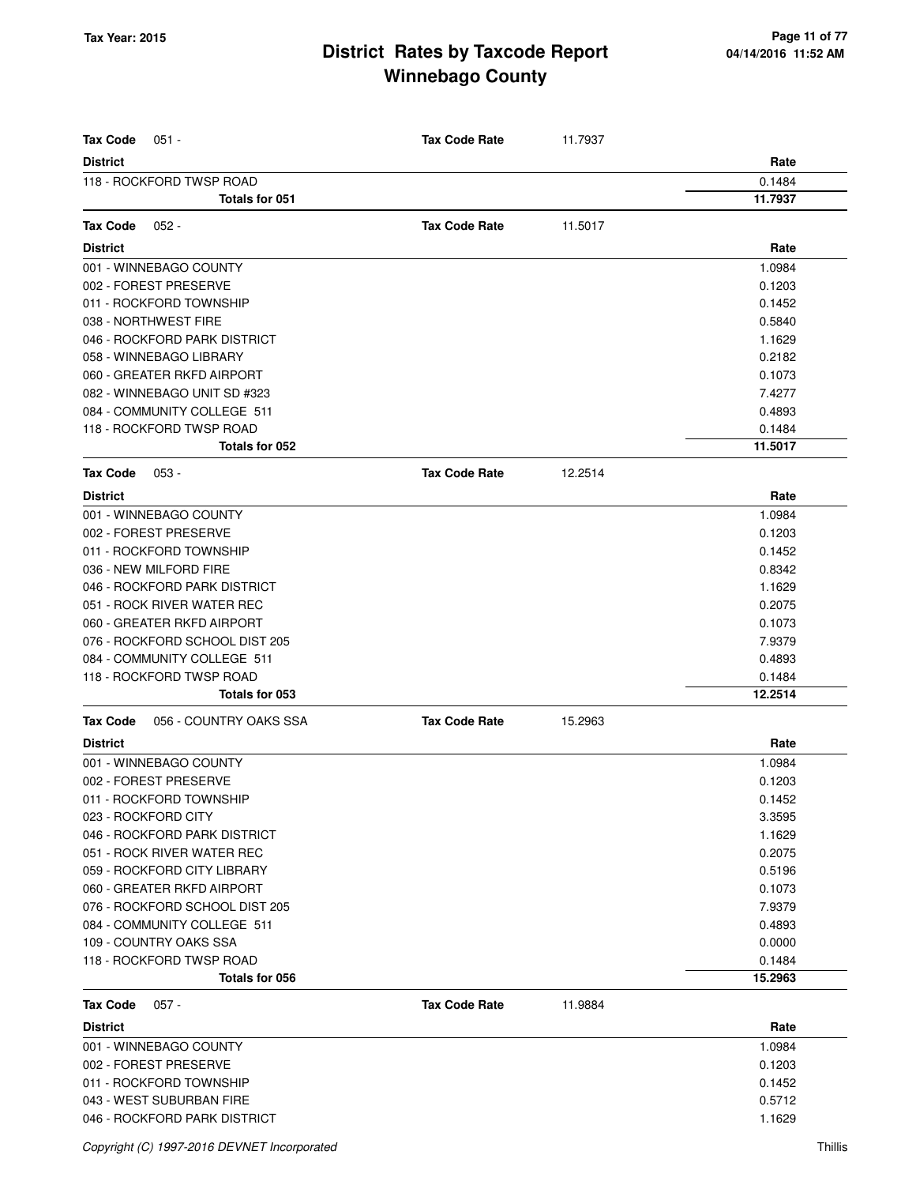| Tax Code 051 - | Tax Code Rate | 11.7937 |
|---|---|---|
| **District** | | **Rate** |
| 118 - ROCKFORD TWSP ROAD | | 0.1484 |
| **Totals for 051** | | **11.7937** |

| Tax Code 052 - | Tax Code Rate | 11.5017 |
|---|---|---|
| **District** | | **Rate** |
| 001 - WINNEBAGO COUNTY | | 1.0984 |
| 002 - FOREST PRESERVE | | 0.1203 |
| 011 - ROCKFORD TOWNSHIP | | 0.1452 |
| 038 - NORTHWEST FIRE | | 0.5840 |
| 046 - ROCKFORD PARK DISTRICT | | 1.1629 |
| 058 - WINNEBAGO LIBRARY | | 0.2182 |
| 060 - GREATER RKFD AIRPORT | | 0.1073 |
| 082 - WINNEBAGO UNIT SD #323 | | 7.4277 |
| 084 - COMMUNITY COLLEGE 511 | | 0.4893 |
| 118 - ROCKFORD TWSP ROAD | | 0.1484 |
| **Totals for 052** | | **11.5017** |

| Tax Code 053 - | Tax Code Rate | 12.2514 |
|---|---|---|
| **District** | | **Rate** |
| 001 - WINNEBAGO COUNTY | | 1.0984 |
| 002 - FOREST PRESERVE | | 0.1203 |
| 011 - ROCKFORD TOWNSHIP | | 0.1452 |
| 036 - NEW MILFORD FIRE | | 0.8342 |
| 046 - ROCKFORD PARK DISTRICT | | 1.1629 |
| 051 - ROCK RIVER WATER REC | | 0.2075 |
| 060 - GREATER RKFD AIRPORT | | 0.1073 |
| 076 - ROCKFORD SCHOOL DIST 205 | | 7.9379 |
| 084 - COMMUNITY COLLEGE 511 | | 0.4893 |
| 118 - ROCKFORD TWSP ROAD | | 0.1484 |
| **Totals for 053** | | **12.2514** |

| Tax Code 056 - COUNTRY OAKS SSA | Tax Code Rate | 15.2963 |
|---|---|---|
| **District** | | **Rate** |
| 001 - WINNEBAGO COUNTY | | 1.0984 |
| 002 - FOREST PRESERVE | | 0.1203 |
| 011 - ROCKFORD TOWNSHIP | | 0.1452 |
| 023 - ROCKFORD CITY | | 3.3595 |
| 046 - ROCKFORD PARK DISTRICT | | 1.1629 |
| 051 - ROCK RIVER WATER REC | | 0.2075 |
| 059 - ROCKFORD CITY LIBRARY | | 0.5196 |
| 060 - GREATER RKFD AIRPORT | | 0.1073 |
| 076 - ROCKFORD SCHOOL DIST 205 | | 7.9379 |
| 084 - COMMUNITY COLLEGE 511 | | 0.4893 |
| 109 - COUNTRY OAKS SSA | | 0.0000 |
| 118 - ROCKFORD TWSP ROAD | | 0.1484 |
| **Totals for 056** | | **15.2963** |

| Tax Code 057 - | Tax Code Rate | 11.9884 |
|---|---|---|
| **District** | | **Rate** |
| 001 - WINNEBAGO COUNTY | | 1.0984 |
| 002 - FOREST PRESERVE | | 0.1203 |
| 011 - ROCKFORD TOWNSHIP | | 0.1452 |
| 043 - WEST SUBURBAN FIRE | | 0.5712 |
| 046 - ROCKFORD PARK DISTRICT | | 1.1629 |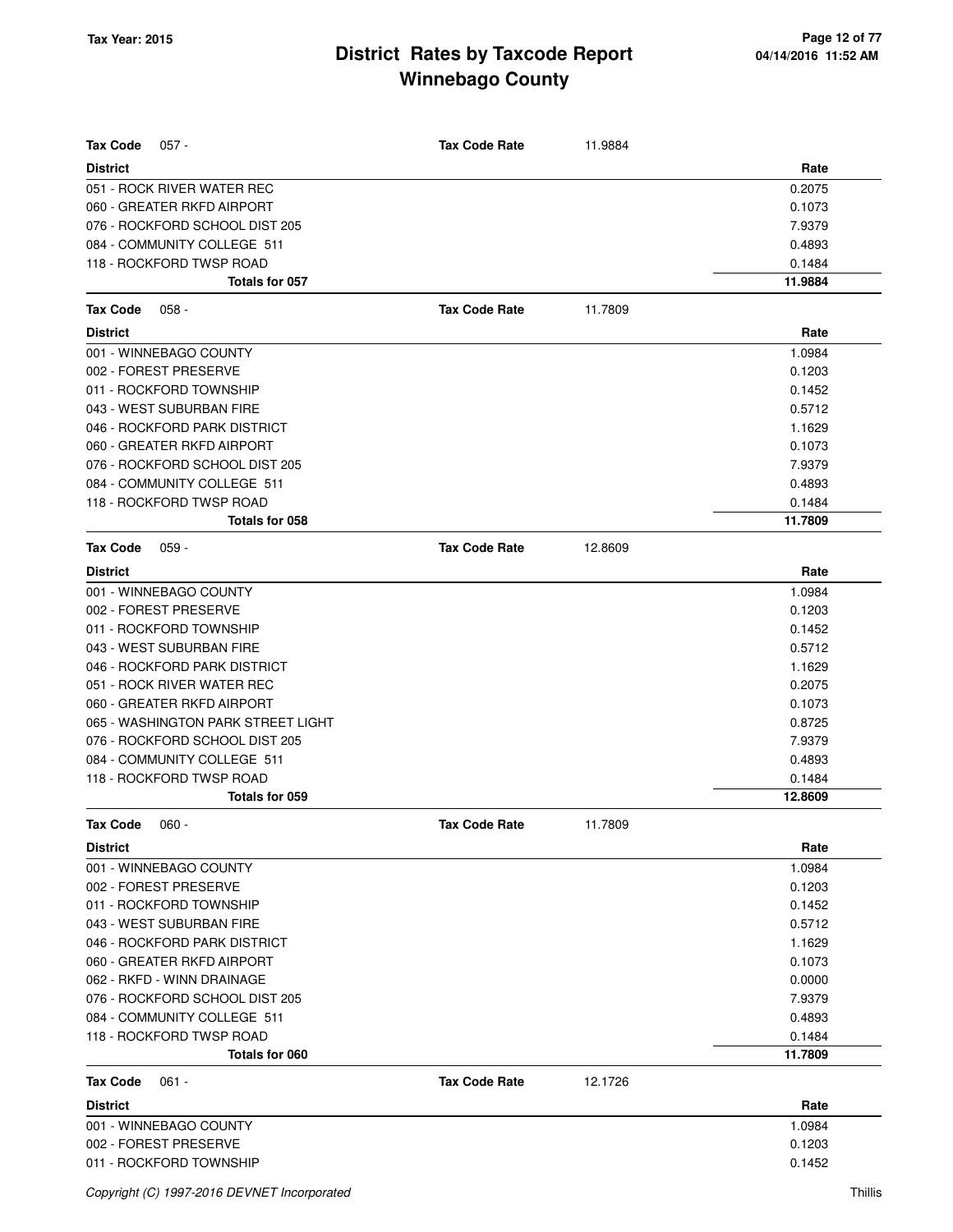# District Rates by Taxcode Report
# Winnebago County

Tax Year: 2015

**Tax Code** 057 - **Tax Code Rate** 11.9884

| District | Rate |
|---|---|
| 051 - ROCK RIVER WATER REC | 0.2075 |
| 060 - GREATER RKFD AIRPORT | 0.1073 |
| 076 - ROCKFORD SCHOOL DIST 205 | 7.9379 |
| 084 - COMMUNITY COLLEGE 511 | 0.4893 |
| 118 - ROCKFORD TWSP ROAD | 0.1484 |
| **Totals for 057** | **11.9884** |

**Tax Code** 058 - **Tax Code Rate** 11.7809

| District | Rate |
|---|---|
| 001 - WINNEBAGO COUNTY | 1.0984 |
| 002 - FOREST PRESERVE | 0.1203 |
| 011 - ROCKFORD TOWNSHIP | 0.1452 |
| 043 - WEST SUBURBAN FIRE | 0.5712 |
| 046 - ROCKFORD PARK DISTRICT | 1.1629 |
| 060 - GREATER RKFD AIRPORT | 0.1073 |
| 076 - ROCKFORD SCHOOL DIST 205 | 7.9379 |
| 084 - COMMUNITY COLLEGE 511 | 0.4893 |
| 118 - ROCKFORD TWSP ROAD | 0.1484 |
| **Totals for 058** | **11.7809** |

**Tax Code** 059 - **Tax Code Rate** 12.8609

| District | Rate |
|---|---|
| 001 - WINNEBAGO COUNTY | 1.0984 |
| 002 - FOREST PRESERVE | 0.1203 |
| 011 - ROCKFORD TOWNSHIP | 0.1452 |
| 043 - WEST SUBURBAN FIRE | 0.5712 |
| 046 - ROCKFORD PARK DISTRICT | 1.1629 |
| 051 - ROCK RIVER WATER REC | 0.2075 |
| 060 - GREATER RKFD AIRPORT | 0.1073 |
| 065 - WASHINGTON PARK STREET LIGHT | 0.8725 |
| 076 - ROCKFORD SCHOOL DIST 205 | 7.9379 |
| 084 - COMMUNITY COLLEGE 511 | 0.4893 |
| 118 - ROCKFORD TWSP ROAD | 0.1484 |
| **Totals for 059** | **12.8609** |

**Tax Code** 060 - **Tax Code Rate** 11.7809

| District | Rate |
|---|---|
| 001 - WINNEBAGO COUNTY | 1.0984 |
| 002 - FOREST PRESERVE | 0.1203 |
| 011 - ROCKFORD TOWNSHIP | 0.1452 |
| 043 - WEST SUBURBAN FIRE | 0.5712 |
| 046 - ROCKFORD PARK DISTRICT | 1.1629 |
| 060 - GREATER RKFD AIRPORT | 0.1073 |
| 062 - RKFD - WINN DRAINAGE | 0.0000 |
| 076 - ROCKFORD SCHOOL DIST 205 | 7.9379 |
| 084 - COMMUNITY COLLEGE 511 | 0.4893 |
| 118 - ROCKFORD TWSP ROAD | 0.1484 |
| **Totals for 060** | **11.7809** |

**Tax Code** 061 - **Tax Code Rate** 12.1726

| District | Rate |
|---|---|
| 001 - WINNEBAGO COUNTY | 1.0984 |
| 002 - FOREST PRESERVE | 0.1203 |
| 011 - ROCKFORD TOWNSHIP | 0.1452 |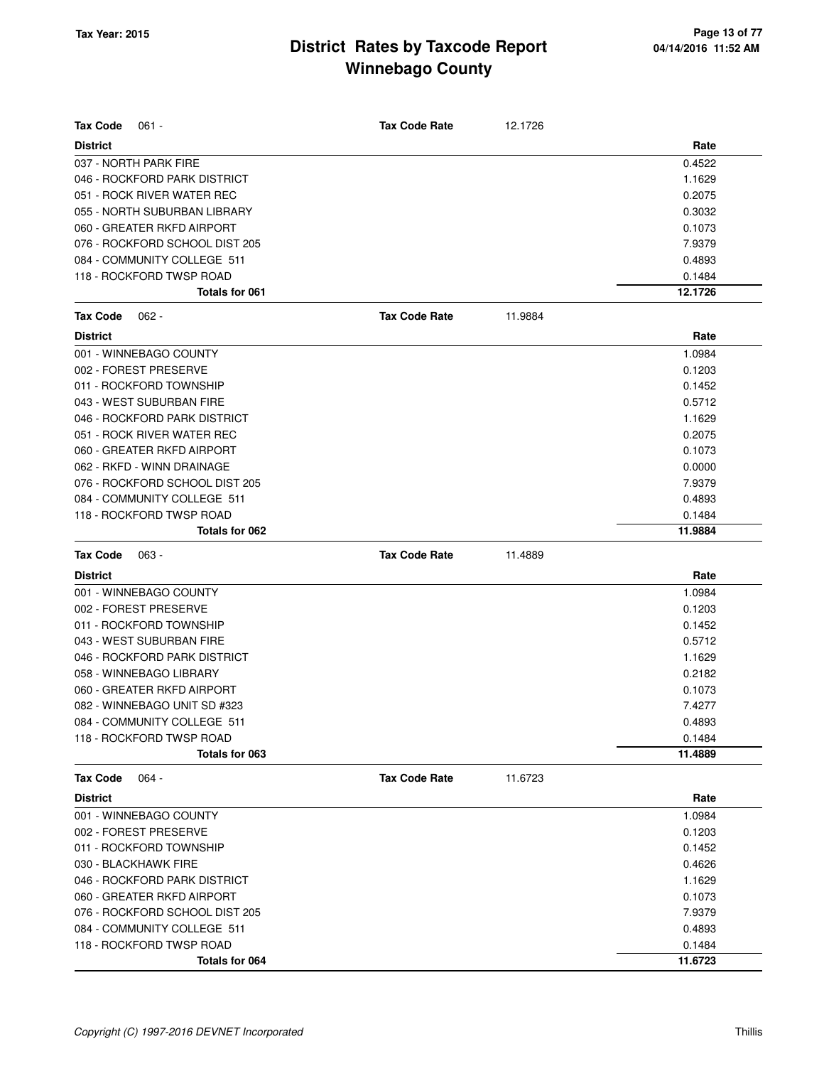# District Rates by Taxcode Report
# Winnebago County

Tax Year: 2015

**Tax Code** 061 - **Tax Code Rate** 12.1726

| District | Rate |
|---|---|
| 037 - NORTH PARK FIRE | 0.4522 |
| 046 - ROCKFORD PARK DISTRICT | 1.1629 |
| 051 - ROCK RIVER WATER REC | 0.2075 |
| 055 - NORTH SUBURBAN LIBRARY | 0.3032 |
| 060 - GREATER RKFD AIRPORT | 0.1073 |
| 076 - ROCKFORD SCHOOL DIST 205 | 7.9379 |
| 084 - COMMUNITY COLLEGE 511 | 0.4893 |
| 118 - ROCKFORD TWSP ROAD | 0.1484 |
| **Totals for 061** | **12.1726** |

**Tax Code** 062 - **Tax Code Rate** 11.9884

| District | Rate |
|---|---|
| 001 - WINNEBAGO COUNTY | 1.0984 |
| 002 - FOREST PRESERVE | 0.1203 |
| 011 - ROCKFORD TOWNSHIP | 0.1452 |
| 043 - WEST SUBURBAN FIRE | 0.5712 |
| 046 - ROCKFORD PARK DISTRICT | 1.1629 |
| 051 - ROCK RIVER WATER REC | 0.2075 |
| 060 - GREATER RKFD AIRPORT | 0.1073 |
| 062 - RKFD - WINN DRAINAGE | 0.0000 |
| 076 - ROCKFORD SCHOOL DIST 205 | 7.9379 |
| 084 - COMMUNITY COLLEGE 511 | 0.4893 |
| 118 - ROCKFORD TWSP ROAD | 0.1484 |
| **Totals for 062** | **11.9884** |

**Tax Code** 063 - **Tax Code Rate** 11.4889

| District | Rate |
|---|---|
| 001 - WINNEBAGO COUNTY | 1.0984 |
| 002 - FOREST PRESERVE | 0.1203 |
| 011 - ROCKFORD TOWNSHIP | 0.1452 |
| 043 - WEST SUBURBAN FIRE | 0.5712 |
| 046 - ROCKFORD PARK DISTRICT | 1.1629 |
| 058 - WINNEBAGO LIBRARY | 0.2182 |
| 060 - GREATER RKFD AIRPORT | 0.1073 |
| 082 - WINNEBAGO UNIT SD #323 | 7.4277 |
| 084 - COMMUNITY COLLEGE 511 | 0.4893 |
| 118 - ROCKFORD TWSP ROAD | 0.1484 |
| **Totals for 063** | **11.4889** |

**Tax Code** 064 - **Tax Code Rate** 11.6723

| District | Rate |
|---|---|
| 001 - WINNEBAGO COUNTY | 1.0984 |
| 002 - FOREST PRESERVE | 0.1203 |
| 011 - ROCKFORD TOWNSHIP | 0.1452 |
| 030 - BLACKHAWK FIRE | 0.4626 |
| 046 - ROCKFORD PARK DISTRICT | 1.1629 |
| 060 - GREATER RKFD AIRPORT | 0.1073 |
| 076 - ROCKFORD SCHOOL DIST 205 | 7.9379 |
| 084 - COMMUNITY COLLEGE 511 | 0.4893 |
| 118 - ROCKFORD TWSP ROAD | 0.1484 |
| **Totals for 064** | **11.6723** |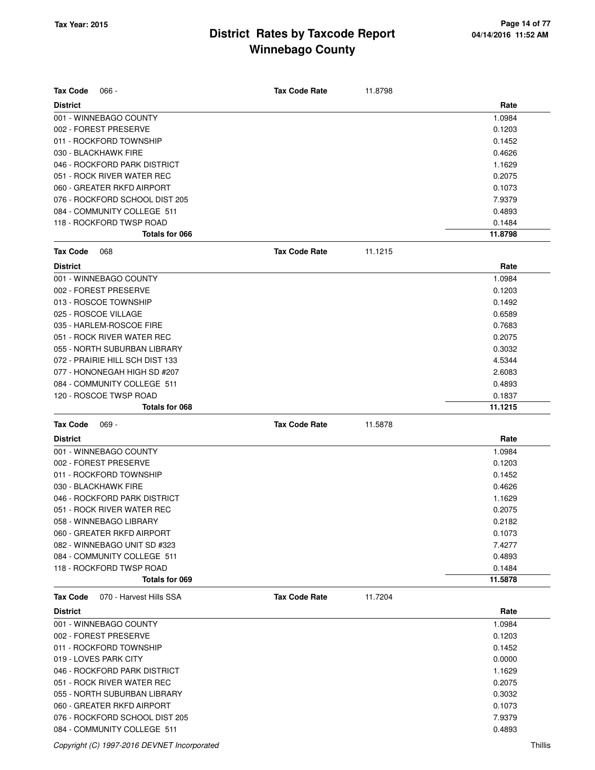# District Rates by Taxcode Report
# Winnebago County

Tax Year: 2015

04/14/2016 11:52 AM

**Tax Code** 066 - **Tax Code Rate** 11.8798

| District | Rate |
|---|---|
| 001 - WINNEBAGO COUNTY | 1.0984 |
| 002 - FOREST PRESERVE | 0.1203 |
| 011 - ROCKFORD TOWNSHIP | 0.1452 |
| 030 - BLACKHAWK FIRE | 0.4626 |
| 046 - ROCKFORD PARK DISTRICT | 1.1629 |
| 051 - ROCK RIVER WATER REC | 0.2075 |
| 060 - GREATER RKFD AIRPORT | 0.1073 |
| 076 - ROCKFORD SCHOOL DIST 205 | 7.9379 |
| 084 - COMMUNITY COLLEGE 511 | 0.4893 |
| 118 - ROCKFORD TWSP ROAD | 0.1484 |
| **Totals for 066** | **11.8798** |

**Tax Code** 068 **Tax Code Rate** 11.1215

| District | Rate |
|---|---|
| 001 - WINNEBAGO COUNTY | 1.0984 |
| 002 - FOREST PRESERVE | 0.1203 |
| 013 - ROSCOE TOWNSHIP | 0.1492 |
| 025 - ROSCOE VILLAGE | 0.6589 |
| 035 - HARLEM-ROSCOE FIRE | 0.7683 |
| 051 - ROCK RIVER WATER REC | 0.2075 |
| 055 - NORTH SUBURBAN LIBRARY | 0.3032 |
| 072 - PRAIRIE HILL SCH DIST 133 | 4.5344 |
| 077 - HONONEGAH HIGH SD #207 | 2.6083 |
| 084 - COMMUNITY COLLEGE 511 | 0.4893 |
| 120 - ROSCOE TWSP ROAD | 0.1837 |
| **Totals for 068** | **11.1215** |

**Tax Code** 069 - **Tax Code Rate** 11.5878

| District | Rate |
|---|---|
| 001 - WINNEBAGO COUNTY | 1.0984 |
| 002 - FOREST PRESERVE | 0.1203 |
| 011 - ROCKFORD TOWNSHIP | 0.1452 |
| 030 - BLACKHAWK FIRE | 0.4626 |
| 046 - ROCKFORD PARK DISTRICT | 1.1629 |
| 051 - ROCK RIVER WATER REC | 0.2075 |
| 058 - WINNEBAGO LIBRARY | 0.2182 |
| 060 - GREATER RKFD AIRPORT | 0.1073 |
| 082 - WINNEBAGO UNIT SD #323 | 7.4277 |
| 084 - COMMUNITY COLLEGE 511 | 0.4893 |
| 118 - ROCKFORD TWSP ROAD | 0.1484 |
| **Totals for 069** | **11.5878** |

**Tax Code** 070 - Harvest Hills SSA **Tax Code Rate** 11.7204

| District | Rate |
|---|---|
| 001 - WINNEBAGO COUNTY | 1.0984 |
| 002 - FOREST PRESERVE | 0.1203 |
| 011 - ROCKFORD TOWNSHIP | 0.1452 |
| 019 - LOVES PARK CITY | 0.0000 |
| 046 - ROCKFORD PARK DISTRICT | 1.1629 |
| 051 - ROCK RIVER WATER REC | 0.2075 |
| 055 - NORTH SUBURBAN LIBRARY | 0.3032 |
| 060 - GREATER RKFD AIRPORT | 0.1073 |
| 076 - ROCKFORD SCHOOL DIST 205 | 7.9379 |
| 084 - COMMUNITY COLLEGE 511 | 0.4893 |

*Copyright (C) 1997-2016 DEVNET Incorporated* Thillis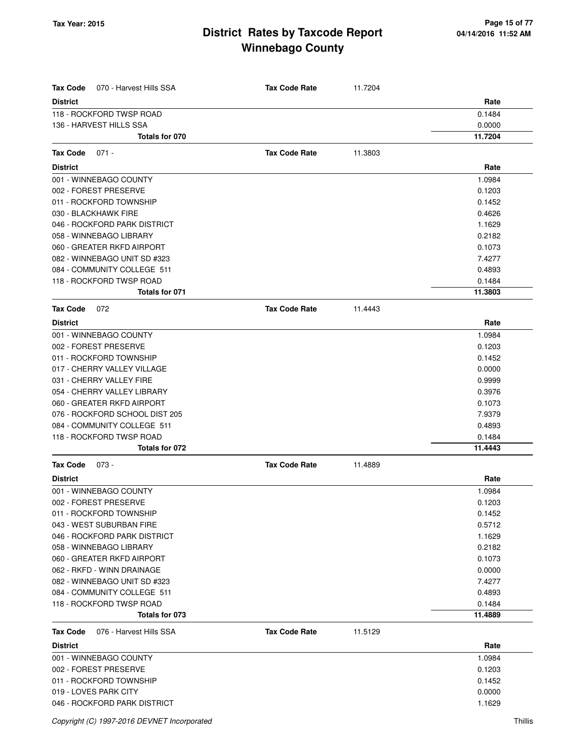# District Rates by Taxcode Report
## Winnebago County

Tax Year: 2015

| Tax Code 070 - Harvest Hills SSA | Tax Code Rate | 11.7204 | |
|---|---|---|---|
| **District** | | | **Rate** |
| 118 - ROCKFORD TWSP ROAD | | | 0.1484 |
| 136 - HARVEST HILLS SSA | | | 0.0000 |
| **Totals for 070** | | | **11.7204** |

| Tax Code 071 - | Tax Code Rate | 11.3803 | |
|---|---|---|---|
| **District** | | | **Rate** |
| 001 - WINNEBAGO COUNTY | | | 1.0984 |
| 002 - FOREST PRESERVE | | | 0.1203 |
| 011 - ROCKFORD TOWNSHIP | | | 0.1452 |
| 030 - BLACKHAWK FIRE | | | 0.4626 |
| 046 - ROCKFORD PARK DISTRICT | | | 1.1629 |
| 058 - WINNEBAGO LIBRARY | | | 0.2182 |
| 060 - GREATER RKFD AIRPORT | | | 0.1073 |
| 082 - WINNEBAGO UNIT SD #323 | | | 7.4277 |
| 084 - COMMUNITY COLLEGE 511 | | | 0.4893 |
| 118 - ROCKFORD TWSP ROAD | | | 0.1484 |
| **Totals for 071** | | | **11.3803** |

| Tax Code 072 | Tax Code Rate | 11.4443 | |
|---|---|---|---|
| **District** | | | **Rate** |
| 001 - WINNEBAGO COUNTY | | | 1.0984 |
| 002 - FOREST PRESERVE | | | 0.1203 |
| 011 - ROCKFORD TOWNSHIP | | | 0.1452 |
| 017 - CHERRY VALLEY VILLAGE | | | 0.0000 |
| 031 - CHERRY VALLEY FIRE | | | 0.9999 |
| 054 - CHERRY VALLEY LIBRARY | | | 0.3976 |
| 060 - GREATER RKFD AIRPORT | | | 0.1073 |
| 076 - ROCKFORD SCHOOL DIST 205 | | | 7.9379 |
| 084 - COMMUNITY COLLEGE 511 | | | 0.4893 |
| 118 - ROCKFORD TWSP ROAD | | | 0.1484 |
| **Totals for 072** | | | **11.4443** |

| Tax Code 073 - | Tax Code Rate | 11.4889 | |
|---|---|---|---|
| **District** | | | **Rate** |
| 001 - WINNEBAGO COUNTY | | | 1.0984 |
| 002 - FOREST PRESERVE | | | 0.1203 |
| 011 - ROCKFORD TOWNSHIP | | | 0.1452 |
| 043 - WEST SUBURBAN FIRE | | | 0.5712 |
| 046 - ROCKFORD PARK DISTRICT | | | 1.1629 |
| 058 - WINNEBAGO LIBRARY | | | 0.2182 |
| 060 - GREATER RKFD AIRPORT | | | 0.1073 |
| 062 - RKFD - WINN DRAINAGE | | | 0.0000 |
| 082 - WINNEBAGO UNIT SD #323 | | | 7.4277 |
| 084 - COMMUNITY COLLEGE 511 | | | 0.4893 |
| 118 - ROCKFORD TWSP ROAD | | | 0.1484 |
| **Totals for 073** | | | **11.4889** |

| Tax Code 076 - Harvest Hills SSA | Tax Code Rate | 11.5129 | |
|---|---|---|---|
| **District** | | | **Rate** |
| 001 - WINNEBAGO COUNTY | | | 1.0984 |
| 002 - FOREST PRESERVE | | | 0.1203 |
| 011 - ROCKFORD TOWNSHIP | | | 0.1452 |
| 019 - LOVES PARK CITY | | | 0.0000 |
| 046 - ROCKFORD PARK DISTRICT | | | 1.1629 |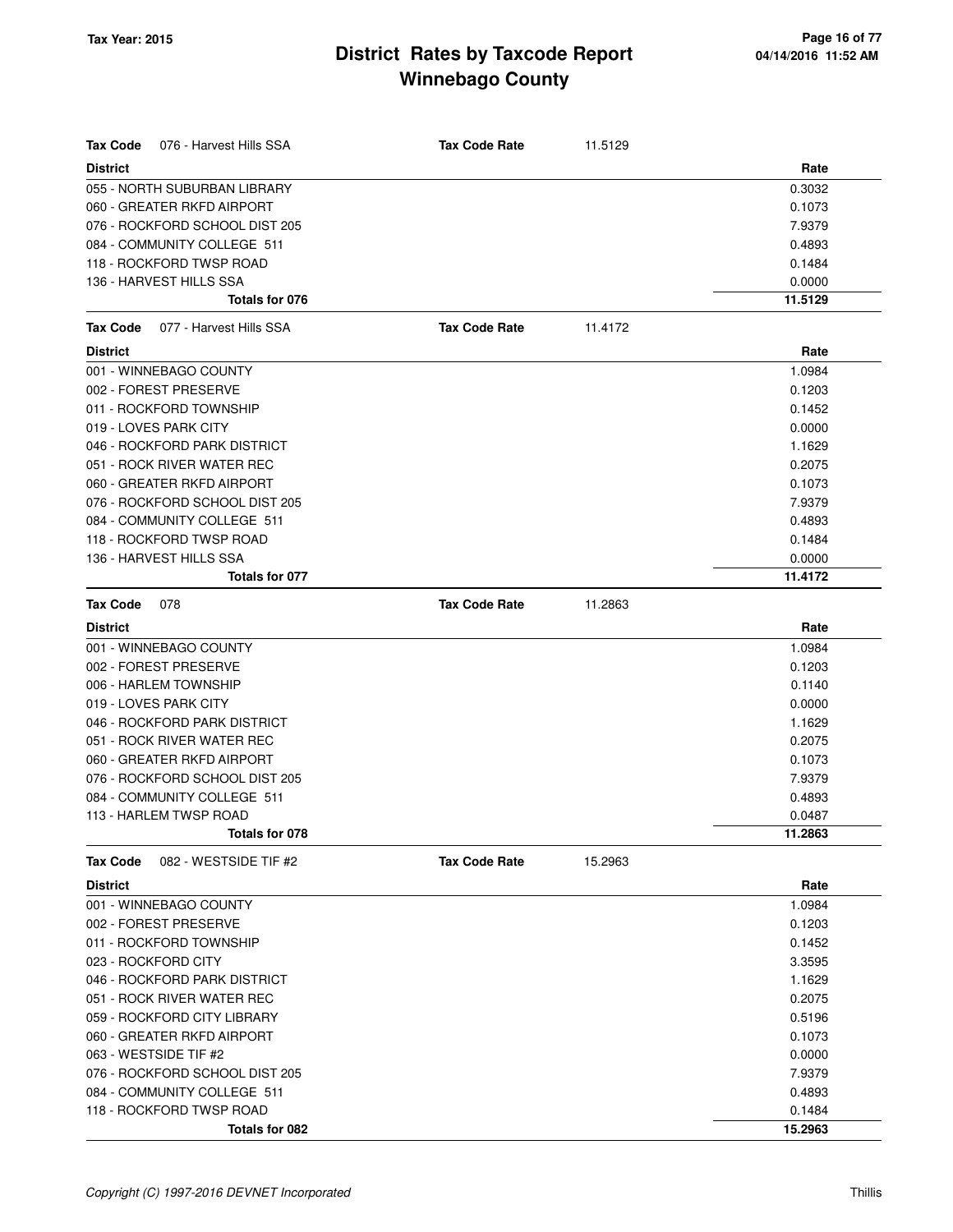# District Rates by Taxcode Report
## Winnebago County

Tax Year: 2015

| Tax Code 076 - Harvest Hills SSA | Tax Code Rate | 11.5129 |
|---|---|---|
| **District** | | **Rate** |
| 055 - NORTH SUBURBAN LIBRARY | | 0.3032 |
| 060 - GREATER RKFD AIRPORT | | 0.1073 |
| 076 - ROCKFORD SCHOOL DIST 205 | | 7.9379 |
| 084 - COMMUNITY COLLEGE 511 | | 0.4893 |
| 118 - ROCKFORD TWSP ROAD | | 0.1484 |
| 136 - HARVEST HILLS SSA | | 0.0000 |
| **Totals for 076** | | **11.5129** |

| Tax Code 077 - Harvest Hills SSA | Tax Code Rate | 11.4172 |
|---|---|---|
| **District** | | **Rate** |
| 001 - WINNEBAGO COUNTY | | 1.0984 |
| 002 - FOREST PRESERVE | | 0.1203 |
| 011 - ROCKFORD TOWNSHIP | | 0.1452 |
| 019 - LOVES PARK CITY | | 0.0000 |
| 046 - ROCKFORD PARK DISTRICT | | 1.1629 |
| 051 - ROCK RIVER WATER REC | | 0.2075 |
| 060 - GREATER RKFD AIRPORT | | 0.1073 |
| 076 - ROCKFORD SCHOOL DIST 205 | | 7.9379 |
| 084 - COMMUNITY COLLEGE 511 | | 0.4893 |
| 118 - ROCKFORD TWSP ROAD | | 0.1484 |
| 136 - HARVEST HILLS SSA | | 0.0000 |
| **Totals for 077** | | **11.4172** |

| Tax Code 078 | Tax Code Rate | 11.2863 |
|---|---|---|
| **District** | | **Rate** |
| 001 - WINNEBAGO COUNTY | | 1.0984 |
| 002 - FOREST PRESERVE | | 0.1203 |
| 006 - HARLEM TOWNSHIP | | 0.1140 |
| 019 - LOVES PARK CITY | | 0.0000 |
| 046 - ROCKFORD PARK DISTRICT | | 1.1629 |
| 051 - ROCK RIVER WATER REC | | 0.2075 |
| 060 - GREATER RKFD AIRPORT | | 0.1073 |
| 076 - ROCKFORD SCHOOL DIST 205 | | 7.9379 |
| 084 - COMMUNITY COLLEGE 511 | | 0.4893 |
| 113 - HARLEM TWSP ROAD | | 0.0487 |
| **Totals for 078** | | **11.2863** |

| Tax Code 082 - WESTSIDE TIF #2 | Tax Code Rate | 15.2963 |
|---|---|---|
| **District** | | **Rate** |
| 001 - WINNEBAGO COUNTY | | 1.0984 |
| 002 - FOREST PRESERVE | | 0.1203 |
| 011 - ROCKFORD TOWNSHIP | | 0.1452 |
| 023 - ROCKFORD CITY | | 3.3595 |
| 046 - ROCKFORD PARK DISTRICT | | 1.1629 |
| 051 - ROCK RIVER WATER REC | | 0.2075 |
| 059 - ROCKFORD CITY LIBRARY | | 0.5196 |
| 060 - GREATER RKFD AIRPORT | | 0.1073 |
| 063 - WESTSIDE TIF #2 | | 0.0000 |
| 076 - ROCKFORD SCHOOL DIST 205 | | 7.9379 |
| 084 - COMMUNITY COLLEGE 511 | | 0.4893 |
| 118 - ROCKFORD TWSP ROAD | | 0.1484 |
| **Totals for 082** | | **15.2963** |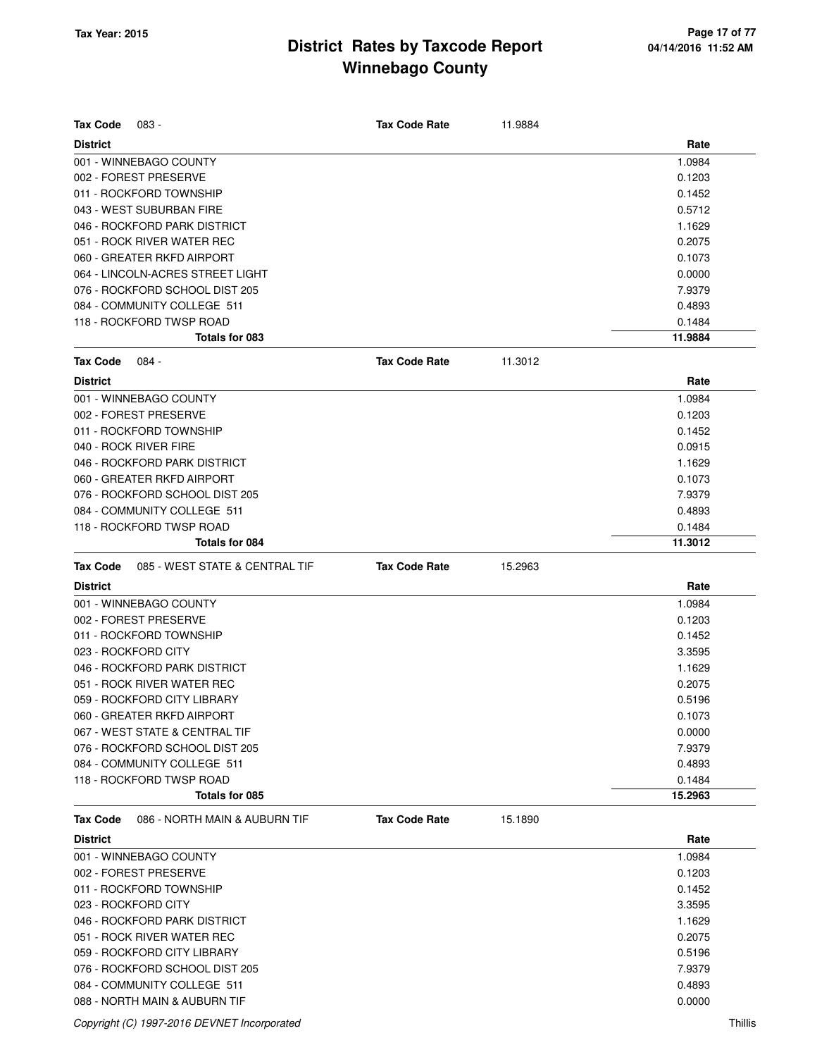# District Rates by Taxcode Report
# Winnebago County

Tax Year: 2015

**Tax Code** 083 - **Tax Code Rate** 11.9884

| District | Rate |
|---|---|
| 001 - WINNEBAGO COUNTY | 1.0984 |
| 002 - FOREST PRESERVE | 0.1203 |
| 011 - ROCKFORD TOWNSHIP | 0.1452 |
| 043 - WEST SUBURBAN FIRE | 0.5712 |
| 046 - ROCKFORD PARK DISTRICT | 1.1629 |
| 051 - ROCK RIVER WATER REC | 0.2075 |
| 060 - GREATER RKFD AIRPORT | 0.1073 |
| 064 - LINCOLN-ACRES STREET LIGHT | 0.0000 |
| 076 - ROCKFORD SCHOOL DIST 205 | 7.9379 |
| 084 - COMMUNITY COLLEGE 511 | 0.4893 |
| 118 - ROCKFORD TWSP ROAD | 0.1484 |
| **Totals for 083** | **11.9884** |

**Tax Code** 084 - **Tax Code Rate** 11.3012

| District | Rate |
|---|---|
| 001 - WINNEBAGO COUNTY | 1.0984 |
| 002 - FOREST PRESERVE | 0.1203 |
| 011 - ROCKFORD TOWNSHIP | 0.1452 |
| 040 - ROCK RIVER FIRE | 0.0915 |
| 046 - ROCKFORD PARK DISTRICT | 1.1629 |
| 060 - GREATER RKFD AIRPORT | 0.1073 |
| 076 - ROCKFORD SCHOOL DIST 205 | 7.9379 |
| 084 - COMMUNITY COLLEGE 511 | 0.4893 |
| 118 - ROCKFORD TWSP ROAD | 0.1484 |
| **Totals for 084** | **11.3012** |

**Tax Code** 085 - WEST STATE & CENTRAL TIF **Tax Code Rate** 15.2963

| District | Rate |
|---|---|
| 001 - WINNEBAGO COUNTY | 1.0984 |
| 002 - FOREST PRESERVE | 0.1203 |
| 011 - ROCKFORD TOWNSHIP | 0.1452 |
| 023 - ROCKFORD CITY | 3.3595 |
| 046 - ROCKFORD PARK DISTRICT | 1.1629 |
| 051 - ROCK RIVER WATER REC | 0.2075 |
| 059 - ROCKFORD CITY LIBRARY | 0.5196 |
| 060 - GREATER RKFD AIRPORT | 0.1073 |
| 067 - WEST STATE & CENTRAL TIF | 0.0000 |
| 076 - ROCKFORD SCHOOL DIST 205 | 7.9379 |
| 084 - COMMUNITY COLLEGE 511 | 0.4893 |
| 118 - ROCKFORD TWSP ROAD | 0.1484 |
| **Totals for 085** | **15.2963** |

**Tax Code** 086 - NORTH MAIN & AUBURN TIF **Tax Code Rate** 15.1890

| District | Rate |
|---|---|
| 001 - WINNEBAGO COUNTY | 1.0984 |
| 002 - FOREST PRESERVE | 0.1203 |
| 011 - ROCKFORD TOWNSHIP | 0.1452 |
| 023 - ROCKFORD CITY | 3.3595 |
| 046 - ROCKFORD PARK DISTRICT | 1.1629 |
| 051 - ROCK RIVER WATER REC | 0.2075 |
| 059 - ROCKFORD CITY LIBRARY | 0.5196 |
| 076 - ROCKFORD SCHOOL DIST 205 | 7.9379 |
| 084 - COMMUNITY COLLEGE 511 | 0.4893 |
| 088 - NORTH MAIN & AUBURN TIF | 0.0000 |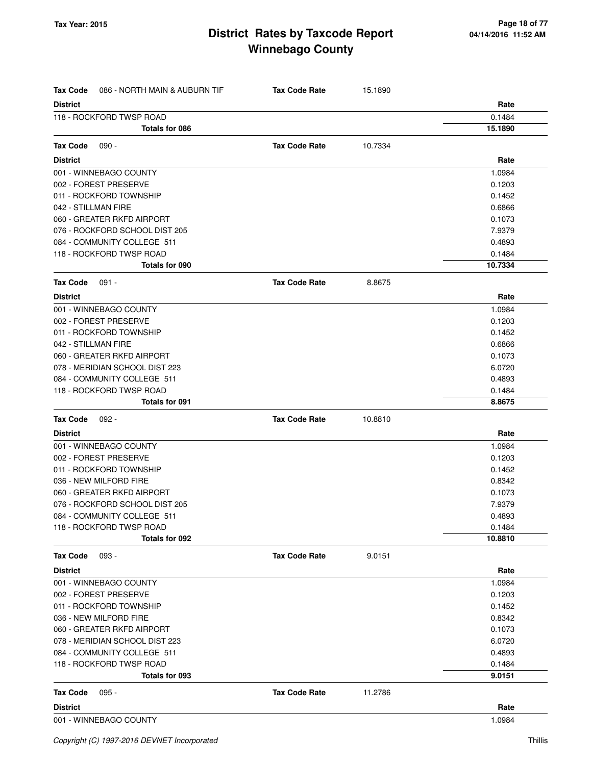| **Tax Code** 086 - NORTH MAIN & AUBURN TIF | **Tax Code Rate** | 15.1890 |
|---|---|---|
| **District** | | **Rate** |
| 118 - ROCKFORD TWSP ROAD | | 0.1484 |
| **Totals for 086** | | **15.1890** |

| **Tax Code** 090 - | **Tax Code Rate** | 10.7334 |
|---|---|---|
| **District** | | **Rate** |
| 001 - WINNEBAGO COUNTY | | 1.0984 |
| 002 - FOREST PRESERVE | | 0.1203 |
| 011 - ROCKFORD TOWNSHIP | | 0.1452 |
| 042 - STILLMAN FIRE | | 0.6866 |
| 060 - GREATER RKFD AIRPORT | | 0.1073 |
| 076 - ROCKFORD SCHOOL DIST 205 | | 7.9379 |
| 084 - COMMUNITY COLLEGE 511 | | 0.4893 |
| 118 - ROCKFORD TWSP ROAD | | 0.1484 |
| **Totals for 090** | | **10.7334** |

| **Tax Code** 091 - | **Tax Code Rate** | 8.8675 |
|---|---|---|
| **District** | | **Rate** |
| 001 - WINNEBAGO COUNTY | | 1.0984 |
| 002 - FOREST PRESERVE | | 0.1203 |
| 011 - ROCKFORD TOWNSHIP | | 0.1452 |
| 042 - STILLMAN FIRE | | 0.6866 |
| 060 - GREATER RKFD AIRPORT | | 0.1073 |
| 078 - MERIDIAN SCHOOL DIST 223 | | 6.0720 |
| 084 - COMMUNITY COLLEGE 511 | | 0.4893 |
| 118 - ROCKFORD TWSP ROAD | | 0.1484 |
| **Totals for 091** | | **8.8675** |

| **Tax Code** 092 - | **Tax Code Rate** | 10.8810 |
|---|---|---|
| **District** | | **Rate** |
| 001 - WINNEBAGO COUNTY | | 1.0984 |
| 002 - FOREST PRESERVE | | 0.1203 |
| 011 - ROCKFORD TOWNSHIP | | 0.1452 |
| 036 - NEW MILFORD FIRE | | 0.8342 |
| 060 - GREATER RKFD AIRPORT | | 0.1073 |
| 076 - ROCKFORD SCHOOL DIST 205 | | 7.9379 |
| 084 - COMMUNITY COLLEGE 511 | | 0.4893 |
| 118 - ROCKFORD TWSP ROAD | | 0.1484 |
| **Totals for 092** | | **10.8810** |

| **Tax Code** 093 - | **Tax Code Rate** | 9.0151 |
|---|---|---|
| **District** | | **Rate** |
| 001 - WINNEBAGO COUNTY | | 1.0984 |
| 002 - FOREST PRESERVE | | 0.1203 |
| 011 - ROCKFORD TOWNSHIP | | 0.1452 |
| 036 - NEW MILFORD FIRE | | 0.8342 |
| 060 - GREATER RKFD AIRPORT | | 0.1073 |
| 078 - MERIDIAN SCHOOL DIST 223 | | 6.0720 |
| 084 - COMMUNITY COLLEGE 511 | | 0.4893 |
| 118 - ROCKFORD TWSP ROAD | | 0.1484 |
| **Totals for 093** | | **9.0151** |

| **Tax Code** 095 - | **Tax Code Rate** | 11.2786 |
|---|---|---|
| **District** | | **Rate** |
| 001 - WINNEBAGO COUNTY | | 1.0984 |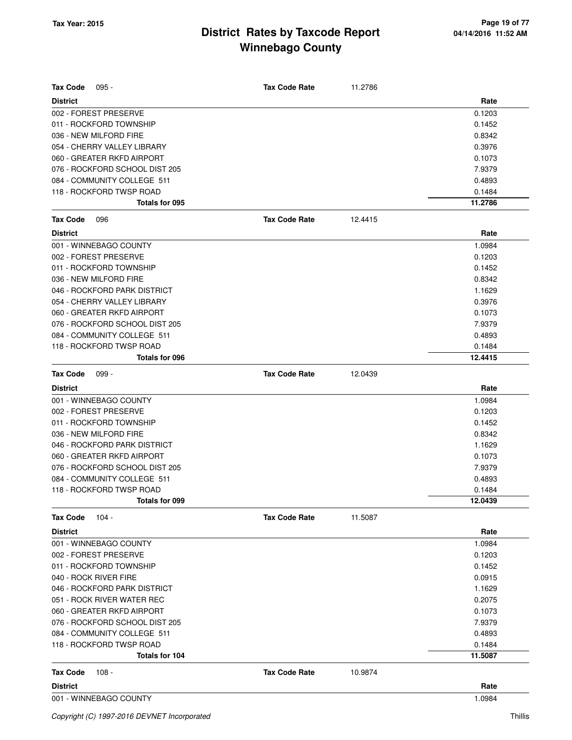# District Rates by Taxcode Report
## Winnebago County

**Tax Year: 2015**

**Tax Code** 095 - **Tax Code Rate** 11.2786

| District | Rate |
|---|---|
| 002 - FOREST PRESERVE | 0.1203 |
| 011 - ROCKFORD TOWNSHIP | 0.1452 |
| 036 - NEW MILFORD FIRE | 0.8342 |
| 054 - CHERRY VALLEY LIBRARY | 0.3976 |
| 060 - GREATER RKFD AIRPORT | 0.1073 |
| 076 - ROCKFORD SCHOOL DIST 205 | 7.9379 |
| 084 - COMMUNITY COLLEGE 511 | 0.4893 |
| 118 - ROCKFORD TWSP ROAD | 0.1484 |
| **Totals for 095** | **11.2786** |

**Tax Code** 096 **Tax Code Rate** 12.4415

| District | Rate |
|---|---|
| 001 - WINNEBAGO COUNTY | 1.0984 |
| 002 - FOREST PRESERVE | 0.1203 |
| 011 - ROCKFORD TOWNSHIP | 0.1452 |
| 036 - NEW MILFORD FIRE | 0.8342 |
| 046 - ROCKFORD PARK DISTRICT | 1.1629 |
| 054 - CHERRY VALLEY LIBRARY | 0.3976 |
| 060 - GREATER RKFD AIRPORT | 0.1073 |
| 076 - ROCKFORD SCHOOL DIST 205 | 7.9379 |
| 084 - COMMUNITY COLLEGE 511 | 0.4893 |
| 118 - ROCKFORD TWSP ROAD | 0.1484 |
| **Totals for 096** | **12.4415** |

**Tax Code** 099 - **Tax Code Rate** 12.0439

| District | Rate |
|---|---|
| 001 - WINNEBAGO COUNTY | 1.0984 |
| 002 - FOREST PRESERVE | 0.1203 |
| 011 - ROCKFORD TOWNSHIP | 0.1452 |
| 036 - NEW MILFORD FIRE | 0.8342 |
| 046 - ROCKFORD PARK DISTRICT | 1.1629 |
| 060 - GREATER RKFD AIRPORT | 0.1073 |
| 076 - ROCKFORD SCHOOL DIST 205 | 7.9379 |
| 084 - COMMUNITY COLLEGE 511 | 0.4893 |
| 118 - ROCKFORD TWSP ROAD | 0.1484 |
| **Totals for 099** | **12.0439** |

**Tax Code** 104 - **Tax Code Rate** 11.5087

| District | Rate |
|---|---|
| 001 - WINNEBAGO COUNTY | 1.0984 |
| 002 - FOREST PRESERVE | 0.1203 |
| 011 - ROCKFORD TOWNSHIP | 0.1452 |
| 040 - ROCK RIVER FIRE | 0.0915 |
| 046 - ROCKFORD PARK DISTRICT | 1.1629 |
| 051 - ROCK RIVER WATER REC | 0.2075 |
| 060 - GREATER RKFD AIRPORT | 0.1073 |
| 076 - ROCKFORD SCHOOL DIST 205 | 7.9379 |
| 084 - COMMUNITY COLLEGE 511 | 0.4893 |
| 118 - ROCKFORD TWSP ROAD | 0.1484 |
| **Totals for 104** | **11.5087** |

**Tax Code** 108 - **Tax Code Rate** 10.9874

| District | Rate |
|---|---|
| 001 - WINNEBAGO COUNTY | 1.0984 |

Copyright (C) 1997-2016 DEVNET Incorporated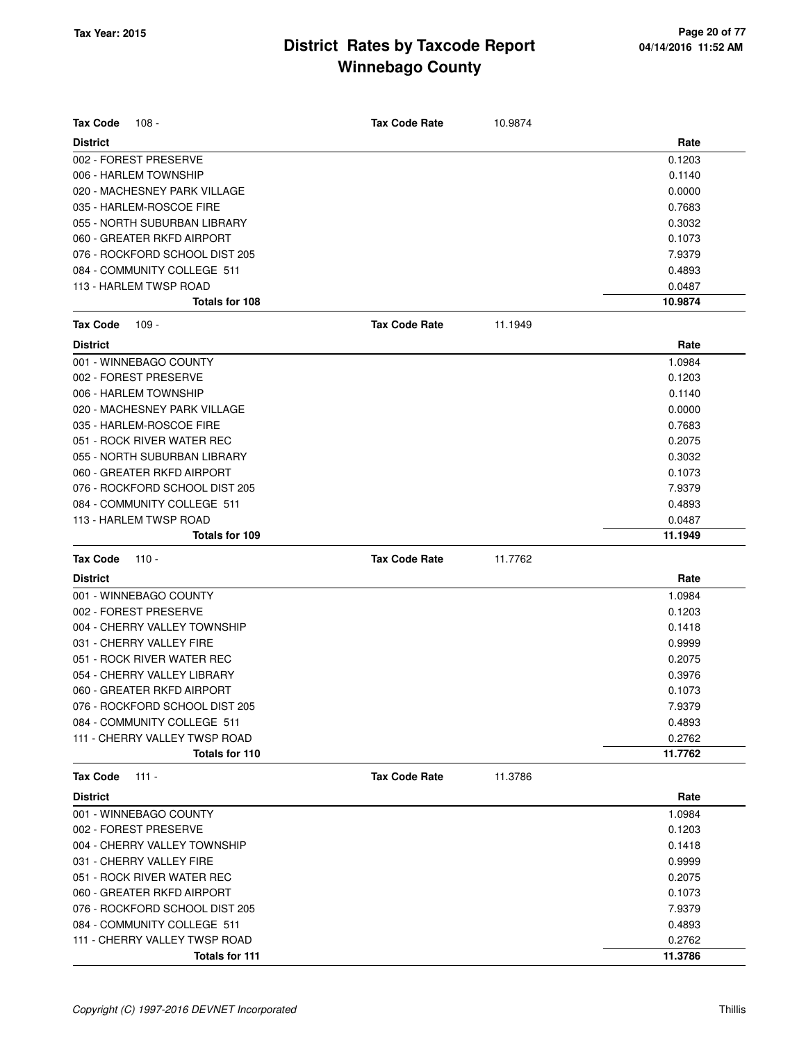# District Rates by Taxcode Report
# Winnebago County

Tax Year: 2015

**Tax Code** 108 - **Tax Code Rate** 10.9874

| District | Rate |
|---|---|
| 002 - FOREST PRESERVE | 0.1203 |
| 006 - HARLEM TOWNSHIP | 0.1140 |
| 020 - MACHESNEY PARK VILLAGE | 0.0000 |
| 035 - HARLEM-ROSCOE FIRE | 0.7683 |
| 055 - NORTH SUBURBAN LIBRARY | 0.3032 |
| 060 - GREATER RKFD AIRPORT | 0.1073 |
| 076 - ROCKFORD SCHOOL DIST 205 | 7.9379 |
| 084 - COMMUNITY COLLEGE 511 | 0.4893 |
| 113 - HARLEM TWSP ROAD | 0.0487 |
| **Totals for 108** | **10.9874** |

**Tax Code** 109 - **Tax Code Rate** 11.1949

| District | Rate |
|---|---|
| 001 - WINNEBAGO COUNTY | 1.0984 |
| 002 - FOREST PRESERVE | 0.1203 |
| 006 - HARLEM TOWNSHIP | 0.1140 |
| 020 - MACHESNEY PARK VILLAGE | 0.0000 |
| 035 - HARLEM-ROSCOE FIRE | 0.7683 |
| 051 - ROCK RIVER WATER REC | 0.2075 |
| 055 - NORTH SUBURBAN LIBRARY | 0.3032 |
| 060 - GREATER RKFD AIRPORT | 0.1073 |
| 076 - ROCKFORD SCHOOL DIST 205 | 7.9379 |
| 084 - COMMUNITY COLLEGE 511 | 0.4893 |
| 113 - HARLEM TWSP ROAD | 0.0487 |
| **Totals for 109** | **11.1949** |

**Tax Code** 110 - **Tax Code Rate** 11.7762

| District | Rate |
|---|---|
| 001 - WINNEBAGO COUNTY | 1.0984 |
| 002 - FOREST PRESERVE | 0.1203 |
| 004 - CHERRY VALLEY TOWNSHIP | 0.1418 |
| 031 - CHERRY VALLEY FIRE | 0.9999 |
| 051 - ROCK RIVER WATER REC | 0.2075 |
| 054 - CHERRY VALLEY LIBRARY | 0.3976 |
| 060 - GREATER RKFD AIRPORT | 0.1073 |
| 076 - ROCKFORD SCHOOL DIST 205 | 7.9379 |
| 084 - COMMUNITY COLLEGE 511 | 0.4893 |
| 111 - CHERRY VALLEY TWSP ROAD | 0.2762 |
| **Totals for 110** | **11.7762** |

**Tax Code** 111 - **Tax Code Rate** 11.3786

| District | Rate |
|---|---|
| 001 - WINNEBAGO COUNTY | 1.0984 |
| 002 - FOREST PRESERVE | 0.1203 |
| 004 - CHERRY VALLEY TOWNSHIP | 0.1418 |
| 031 - CHERRY VALLEY FIRE | 0.9999 |
| 051 - ROCK RIVER WATER REC | 0.2075 |
| 060 - GREATER RKFD AIRPORT | 0.1073 |
| 076 - ROCKFORD SCHOOL DIST 205 | 7.9379 |
| 084 - COMMUNITY COLLEGE 511 | 0.4893 |
| 111 - CHERRY VALLEY TWSP ROAD | 0.2762 |
| **Totals for 111** | **11.3786** |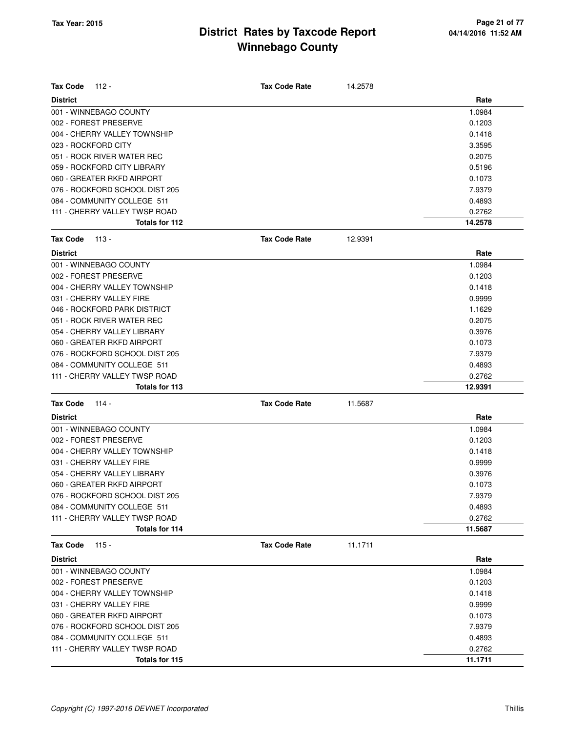# District Rates by Taxcode Report
## Winnebago County

Tax Year: 2015

**Tax Code** 112 - **Tax Code Rate** 14.2578

| District | Rate |
|---|---|
| 001 - WINNEBAGO COUNTY | 1.0984 |
| 002 - FOREST PRESERVE | 0.1203 |
| 004 - CHERRY VALLEY TOWNSHIP | 0.1418 |
| 023 - ROCKFORD CITY | 3.3595 |
| 051 - ROCK RIVER WATER REC | 0.2075 |
| 059 - ROCKFORD CITY LIBRARY | 0.5196 |
| 060 - GREATER RKFD AIRPORT | 0.1073 |
| 076 - ROCKFORD SCHOOL DIST 205 | 7.9379 |
| 084 - COMMUNITY COLLEGE 511 | 0.4893 |
| 111 - CHERRY VALLEY TWSP ROAD | 0.2762 |
| **Totals for 112** | **14.2578** |

**Tax Code** 113 - **Tax Code Rate** 12.9391

| District | Rate |
|---|---|
| 001 - WINNEBAGO COUNTY | 1.0984 |
| 002 - FOREST PRESERVE | 0.1203 |
| 004 - CHERRY VALLEY TOWNSHIP | 0.1418 |
| 031 - CHERRY VALLEY FIRE | 0.9999 |
| 046 - ROCKFORD PARK DISTRICT | 1.1629 |
| 051 - ROCK RIVER WATER REC | 0.2075 |
| 054 - CHERRY VALLEY LIBRARY | 0.3976 |
| 060 - GREATER RKFD AIRPORT | 0.1073 |
| 076 - ROCKFORD SCHOOL DIST 205 | 7.9379 |
| 084 - COMMUNITY COLLEGE 511 | 0.4893 |
| 111 - CHERRY VALLEY TWSP ROAD | 0.2762 |
| **Totals for 113** | **12.9391** |

**Tax Code** 114 - **Tax Code Rate** 11.5687

| District | Rate |
|---|---|
| 001 - WINNEBAGO COUNTY | 1.0984 |
| 002 - FOREST PRESERVE | 0.1203 |
| 004 - CHERRY VALLEY TOWNSHIP | 0.1418 |
| 031 - CHERRY VALLEY FIRE | 0.9999 |
| 054 - CHERRY VALLEY LIBRARY | 0.3976 |
| 060 - GREATER RKFD AIRPORT | 0.1073 |
| 076 - ROCKFORD SCHOOL DIST 205 | 7.9379 |
| 084 - COMMUNITY COLLEGE 511 | 0.4893 |
| 111 - CHERRY VALLEY TWSP ROAD | 0.2762 |
| **Totals for 114** | **11.5687** |

**Tax Code** 115 - **Tax Code Rate** 11.1711

| District | Rate |
|---|---|
| 001 - WINNEBAGO COUNTY | 1.0984 |
| 002 - FOREST PRESERVE | 0.1203 |
| 004 - CHERRY VALLEY TOWNSHIP | 0.1418 |
| 031 - CHERRY VALLEY FIRE | 0.9999 |
| 060 - GREATER RKFD AIRPORT | 0.1073 |
| 076 - ROCKFORD SCHOOL DIST 205 | 7.9379 |
| 084 - COMMUNITY COLLEGE 511 | 0.4893 |
| 111 - CHERRY VALLEY TWSP ROAD | 0.2762 |
| **Totals for 115** | **11.1711** |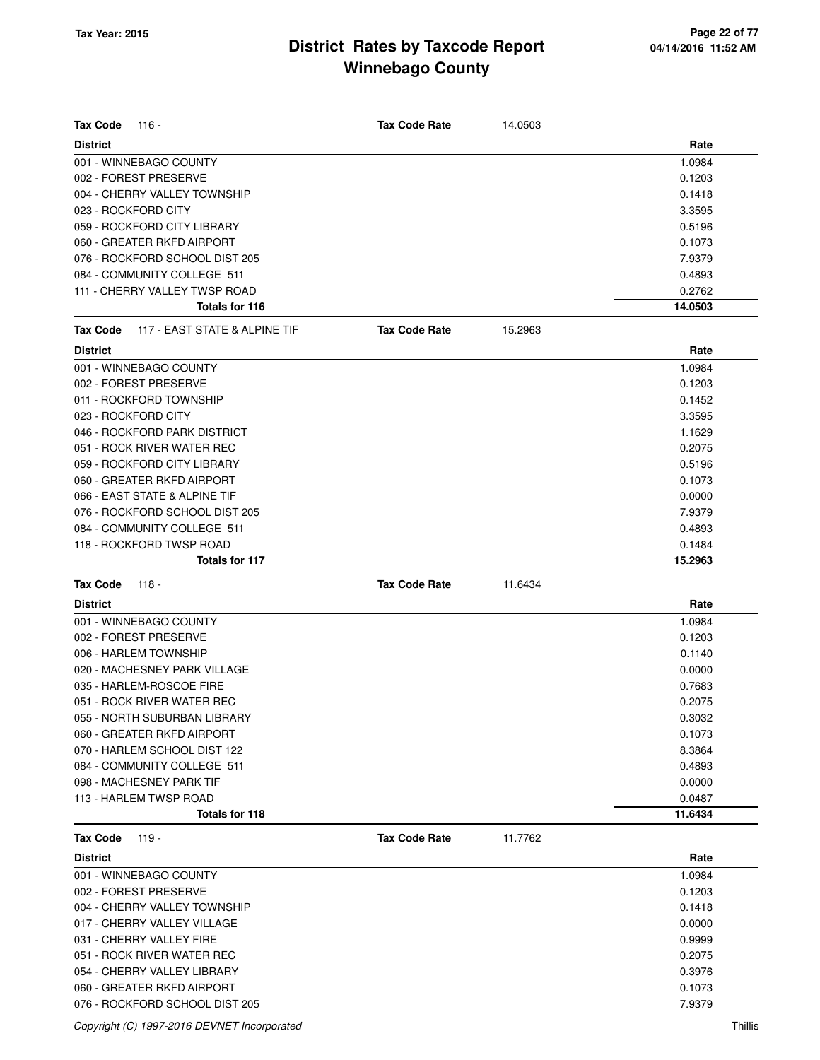# District Rates by Taxcode Report
# Winnebago County

Tax Year: 2015

**Tax Code** 116 - **Tax Code Rate** 14.0503

| District | Rate |
|---|---|
| 001 - WINNEBAGO COUNTY | 1.0984 |
| 002 - FOREST PRESERVE | 0.1203 |
| 004 - CHERRY VALLEY TOWNSHIP | 0.1418 |
| 023 - ROCKFORD CITY | 3.3595 |
| 059 - ROCKFORD CITY LIBRARY | 0.5196 |
| 060 - GREATER RKFD AIRPORT | 0.1073 |
| 076 - ROCKFORD SCHOOL DIST 205 | 7.9379 |
| 084 - COMMUNITY COLLEGE 511 | 0.4893 |
| 111 - CHERRY VALLEY TWSP ROAD | 0.2762 |
| **Totals for 116** | **14.0503** |

**Tax Code** 117 - EAST STATE & ALPINE TIF **Tax Code Rate** 15.2963

| District | Rate |
|---|---|
| 001 - WINNEBAGO COUNTY | 1.0984 |
| 002 - FOREST PRESERVE | 0.1203 |
| 011 - ROCKFORD TOWNSHIP | 0.1452 |
| 023 - ROCKFORD CITY | 3.3595 |
| 046 - ROCKFORD PARK DISTRICT | 1.1629 |
| 051 - ROCK RIVER WATER REC | 0.2075 |
| 059 - ROCKFORD CITY LIBRARY | 0.5196 |
| 060 - GREATER RKFD AIRPORT | 0.1073 |
| 066 - EAST STATE & ALPINE TIF | 0.0000 |
| 076 - ROCKFORD SCHOOL DIST 205 | 7.9379 |
| 084 - COMMUNITY COLLEGE 511 | 0.4893 |
| 118 - ROCKFORD TWSP ROAD | 0.1484 |
| **Totals for 117** | **15.2963** |

**Tax Code** 118 - **Tax Code Rate** 11.6434

| District | Rate |
|---|---|
| 001 - WINNEBAGO COUNTY | 1.0984 |
| 002 - FOREST PRESERVE | 0.1203 |
| 006 - HARLEM TOWNSHIP | 0.1140 |
| 020 - MACHESNEY PARK VILLAGE | 0.0000 |
| 035 - HARLEM-ROSCOE FIRE | 0.7683 |
| 051 - ROCK RIVER WATER REC | 0.2075 |
| 055 - NORTH SUBURBAN LIBRARY | 0.3032 |
| 060 - GREATER RKFD AIRPORT | 0.1073 |
| 070 - HARLEM SCHOOL DIST 122 | 8.3864 |
| 084 - COMMUNITY COLLEGE 511 | 0.4893 |
| 098 - MACHESNEY PARK TIF | 0.0000 |
| 113 - HARLEM TWSP ROAD | 0.0487 |
| **Totals for 118** | **11.6434** |

**Tax Code** 119 - **Tax Code Rate** 11.7762

| District | Rate |
|---|---|
| 001 - WINNEBAGO COUNTY | 1.0984 |
| 002 - FOREST PRESERVE | 0.1203 |
| 004 - CHERRY VALLEY TOWNSHIP | 0.1418 |
| 017 - CHERRY VALLEY VILLAGE | 0.0000 |
| 031 - CHERRY VALLEY FIRE | 0.9999 |
| 051 - ROCK RIVER WATER REC | 0.2075 |
| 054 - CHERRY VALLEY LIBRARY | 0.3976 |
| 060 - GREATER RKFD AIRPORT | 0.1073 |
| 076 - ROCKFORD SCHOOL DIST 205 | 7.9379 |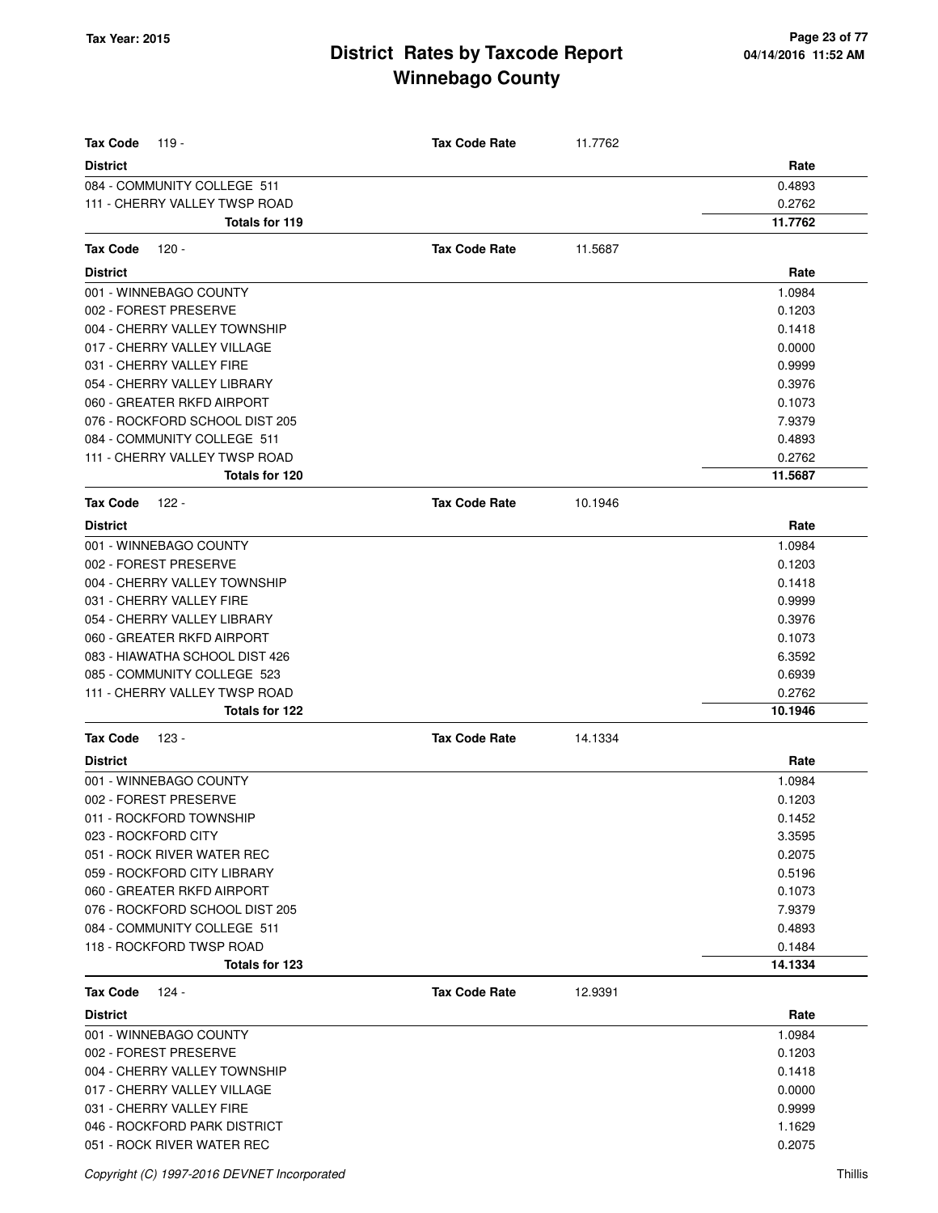# District Rates by Taxcode Report
## Winnebago County

Tax Year: 2015

**Tax Code** 119 - **Tax Code Rate** 11.7762

| District | Rate |
|---|---|
| 084 - COMMUNITY COLLEGE 511 | 0.4893 |
| 111 - CHERRY VALLEY TWSP ROAD | 0.2762 |
| **Totals for 119** | **11.7762** |

**Tax Code** 120 - **Tax Code Rate** 11.5687

| District | Rate |
|---|---|
| 001 - WINNEBAGO COUNTY | 1.0984 |
| 002 - FOREST PRESERVE | 0.1203 |
| 004 - CHERRY VALLEY TOWNSHIP | 0.1418 |
| 017 - CHERRY VALLEY VILLAGE | 0.0000 |
| 031 - CHERRY VALLEY FIRE | 0.9999 |
| 054 - CHERRY VALLEY LIBRARY | 0.3976 |
| 060 - GREATER RKFD AIRPORT | 0.1073 |
| 076 - ROCKFORD SCHOOL DIST 205 | 7.9379 |
| 084 - COMMUNITY COLLEGE 511 | 0.4893 |
| 111 - CHERRY VALLEY TWSP ROAD | 0.2762 |
| **Totals for 120** | **11.5687** |

**Tax Code** 122 - **Tax Code Rate** 10.1946

| District | Rate |
|---|---|
| 001 - WINNEBAGO COUNTY | 1.0984 |
| 002 - FOREST PRESERVE | 0.1203 |
| 004 - CHERRY VALLEY TOWNSHIP | 0.1418 |
| 031 - CHERRY VALLEY FIRE | 0.9999 |
| 054 - CHERRY VALLEY LIBRARY | 0.3976 |
| 060 - GREATER RKFD AIRPORT | 0.1073 |
| 083 - HIAWATHA SCHOOL DIST 426 | 6.3592 |
| 085 - COMMUNITY COLLEGE 523 | 0.6939 |
| 111 - CHERRY VALLEY TWSP ROAD | 0.2762 |
| **Totals for 122** | **10.1946** |

**Tax Code** 123 - **Tax Code Rate** 14.1334

| District | Rate |
|---|---|
| 001 - WINNEBAGO COUNTY | 1.0984 |
| 002 - FOREST PRESERVE | 0.1203 |
| 011 - ROCKFORD TOWNSHIP | 0.1452 |
| 023 - ROCKFORD CITY | 3.3595 |
| 051 - ROCK RIVER WATER REC | 0.2075 |
| 059 - ROCKFORD CITY LIBRARY | 0.5196 |
| 060 - GREATER RKFD AIRPORT | 0.1073 |
| 076 - ROCKFORD SCHOOL DIST 205 | 7.9379 |
| 084 - COMMUNITY COLLEGE 511 | 0.4893 |
| 118 - ROCKFORD TWSP ROAD | 0.1484 |
| **Totals for 123** | **14.1334** |

**Tax Code** 124 - **Tax Code Rate** 12.9391

| District | Rate |
|---|---|
| 001 - WINNEBAGO COUNTY | 1.0984 |
| 002 - FOREST PRESERVE | 0.1203 |
| 004 - CHERRY VALLEY TOWNSHIP | 0.1418 |
| 017 - CHERRY VALLEY VILLAGE | 0.0000 |
| 031 - CHERRY VALLEY FIRE | 0.9999 |
| 046 - ROCKFORD PARK DISTRICT | 1.1629 |
| 051 - ROCK RIVER WATER REC | 0.2075 |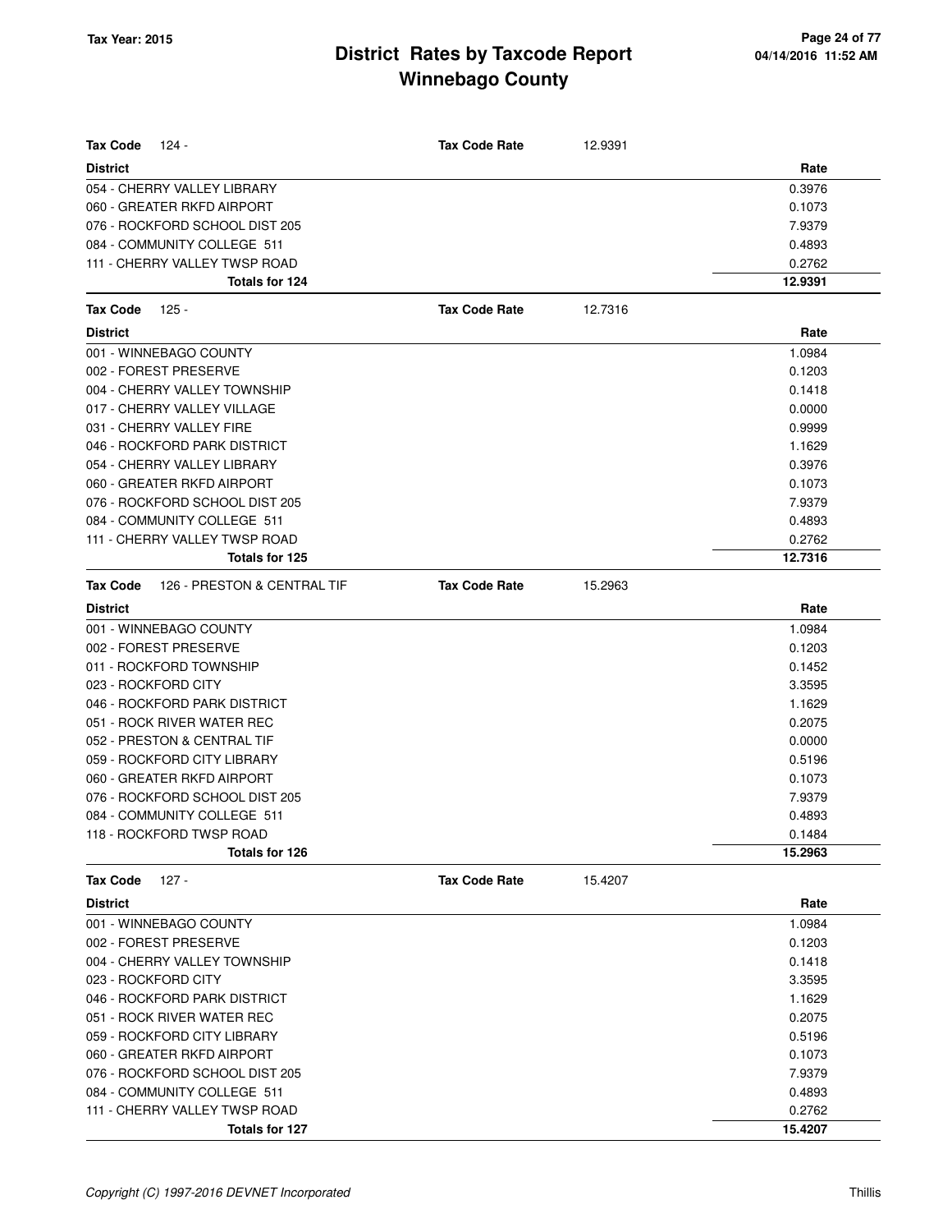# District Rates by Taxcode Report
## Winnebago County

Tax Year: 2015

| Tax Code 124 - | Tax Code Rate | 12.9391 |
|---|---|---|
| **District** | | **Rate** |
| 054 - CHERRY VALLEY LIBRARY | | 0.3976 |
| 060 - GREATER RKFD AIRPORT | | 0.1073 |
| 076 - ROCKFORD SCHOOL DIST 205 | | 7.9379 |
| 084 - COMMUNITY COLLEGE 511 | | 0.4893 |
| 111 - CHERRY VALLEY TWSP ROAD | | 0.2762 |
| **Totals for 124** | | **12.9391** |

| Tax Code 125 - | Tax Code Rate | 12.7316 |
|---|---|---|
| **District** | | **Rate** |
| 001 - WINNEBAGO COUNTY | | 1.0984 |
| 002 - FOREST PRESERVE | | 0.1203 |
| 004 - CHERRY VALLEY TOWNSHIP | | 0.1418 |
| 017 - CHERRY VALLEY VILLAGE | | 0.0000 |
| 031 - CHERRY VALLEY FIRE | | 0.9999 |
| 046 - ROCKFORD PARK DISTRICT | | 1.1629 |
| 054 - CHERRY VALLEY LIBRARY | | 0.3976 |
| 060 - GREATER RKFD AIRPORT | | 0.1073 |
| 076 - ROCKFORD SCHOOL DIST 205 | | 7.9379 |
| 084 - COMMUNITY COLLEGE 511 | | 0.4893 |
| 111 - CHERRY VALLEY TWSP ROAD | | 0.2762 |
| **Totals for 125** | | **12.7316** |

| Tax Code 126 - PRESTON & CENTRAL TIF | Tax Code Rate | 15.2963 |
|---|---|---|
| **District** | | **Rate** |
| 001 - WINNEBAGO COUNTY | | 1.0984 |
| 002 - FOREST PRESERVE | | 0.1203 |
| 011 - ROCKFORD TOWNSHIP | | 0.1452 |
| 023 - ROCKFORD CITY | | 3.3595 |
| 046 - ROCKFORD PARK DISTRICT | | 1.1629 |
| 051 - ROCK RIVER WATER REC | | 0.2075 |
| 052 - PRESTON & CENTRAL TIF | | 0.0000 |
| 059 - ROCKFORD CITY LIBRARY | | 0.5196 |
| 060 - GREATER RKFD AIRPORT | | 0.1073 |
| 076 - ROCKFORD SCHOOL DIST 205 | | 7.9379 |
| 084 - COMMUNITY COLLEGE 511 | | 0.4893 |
| 118 - ROCKFORD TWSP ROAD | | 0.1484 |
| **Totals for 126** | | **15.2963** |

| Tax Code 127 - | Tax Code Rate | 15.4207 |
|---|---|---|
| **District** | | **Rate** |
| 001 - WINNEBAGO COUNTY | | 1.0984 |
| 002 - FOREST PRESERVE | | 0.1203 |
| 004 - CHERRY VALLEY TOWNSHIP | | 0.1418 |
| 023 - ROCKFORD CITY | | 3.3595 |
| 046 - ROCKFORD PARK DISTRICT | | 1.1629 |
| 051 - ROCK RIVER WATER REC | | 0.2075 |
| 059 - ROCKFORD CITY LIBRARY | | 0.5196 |
| 060 - GREATER RKFD AIRPORT | | 0.1073 |
| 076 - ROCKFORD SCHOOL DIST 205 | | 7.9379 |
| 084 - COMMUNITY COLLEGE 511 | | 0.4893 |
| 111 - CHERRY VALLEY TWSP ROAD | | 0.2762 |
| **Totals for 127** | | **15.4207** |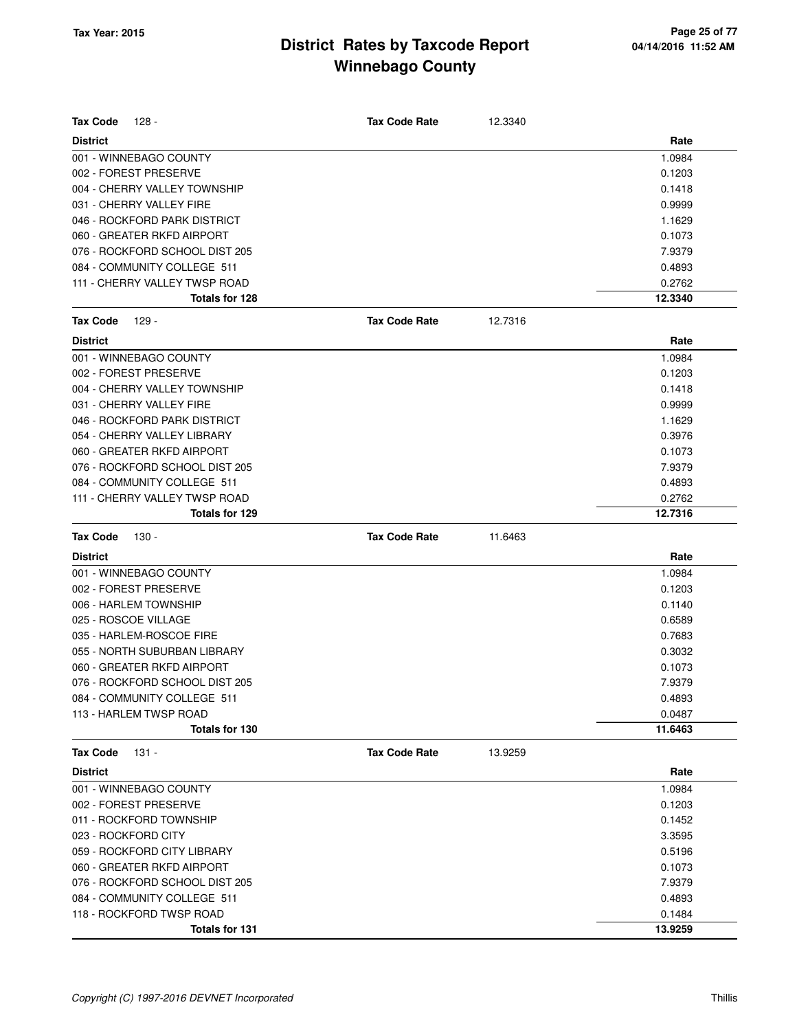# District Rates by Taxcode Report
# Winnebago County

Tax Year: 2015

**Tax Code** 128 - **Tax Code Rate** 12.3340

| District | Rate |
|---|---|
| 001 - WINNEBAGO COUNTY | 1.0984 |
| 002 - FOREST PRESERVE | 0.1203 |
| 004 - CHERRY VALLEY TOWNSHIP | 0.1418 |
| 031 - CHERRY VALLEY FIRE | 0.9999 |
| 046 - ROCKFORD PARK DISTRICT | 1.1629 |
| 060 - GREATER RKFD AIRPORT | 0.1073 |
| 076 - ROCKFORD SCHOOL DIST 205 | 7.9379 |
| 084 - COMMUNITY COLLEGE 511 | 0.4893 |
| 111 - CHERRY VALLEY TWSP ROAD | 0.2762 |
| **Totals for 128** | **12.3340** |

**Tax Code** 129 - **Tax Code Rate** 12.7316

| District | Rate |
|---|---|
| 001 - WINNEBAGO COUNTY | 1.0984 |
| 002 - FOREST PRESERVE | 0.1203 |
| 004 - CHERRY VALLEY TOWNSHIP | 0.1418 |
| 031 - CHERRY VALLEY FIRE | 0.9999 |
| 046 - ROCKFORD PARK DISTRICT | 1.1629 |
| 054 - CHERRY VALLEY LIBRARY | 0.3976 |
| 060 - GREATER RKFD AIRPORT | 0.1073 |
| 076 - ROCKFORD SCHOOL DIST 205 | 7.9379 |
| 084 - COMMUNITY COLLEGE 511 | 0.4893 |
| 111 - CHERRY VALLEY TWSP ROAD | 0.2762 |
| **Totals for 129** | **12.7316** |

**Tax Code** 130 - **Tax Code Rate** 11.6463

| District | Rate |
|---|---|
| 001 - WINNEBAGO COUNTY | 1.0984 |
| 002 - FOREST PRESERVE | 0.1203 |
| 006 - HARLEM TOWNSHIP | 0.1140 |
| 025 - ROSCOE VILLAGE | 0.6589 |
| 035 - HARLEM-ROSCOE FIRE | 0.7683 |
| 055 - NORTH SUBURBAN LIBRARY | 0.3032 |
| 060 - GREATER RKFD AIRPORT | 0.1073 |
| 076 - ROCKFORD SCHOOL DIST 205 | 7.9379 |
| 084 - COMMUNITY COLLEGE 511 | 0.4893 |
| 113 - HARLEM TWSP ROAD | 0.0487 |
| **Totals for 130** | **11.6463** |

**Tax Code** 131 - **Tax Code Rate** 13.9259

| District | Rate |
|---|---|
| 001 - WINNEBAGO COUNTY | 1.0984 |
| 002 - FOREST PRESERVE | 0.1203 |
| 011 - ROCKFORD TOWNSHIP | 0.1452 |
| 023 - ROCKFORD CITY | 3.3595 |
| 059 - ROCKFORD CITY LIBRARY | 0.5196 |
| 060 - GREATER RKFD AIRPORT | 0.1073 |
| 076 - ROCKFORD SCHOOL DIST 205 | 7.9379 |
| 084 - COMMUNITY COLLEGE 511 | 0.4893 |
| 118 - ROCKFORD TWSP ROAD | 0.1484 |
| **Totals for 131** | **13.9259** |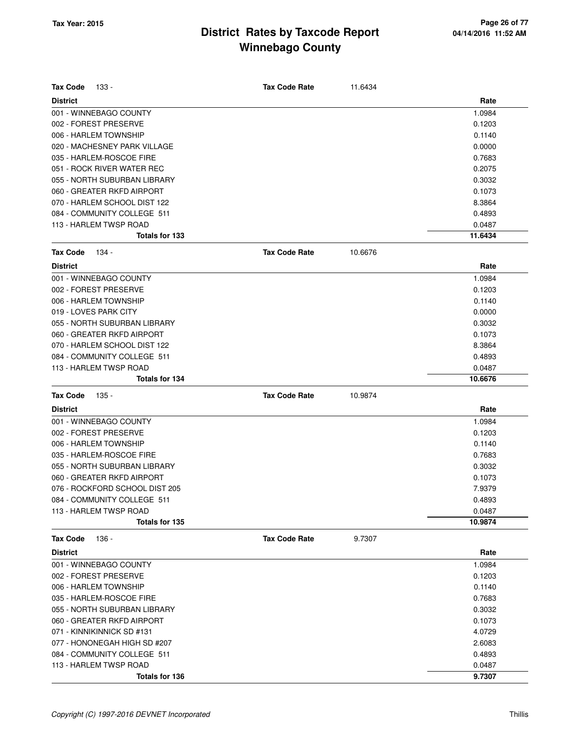# District Rates by Taxcode Report
## Winnebago County

Tax Year: 2015

| Tax Code 133 - | Tax Code Rate | 11.6434 |
|---|---|---|
| **District** | | **Rate** |
| 001 - WINNEBAGO COUNTY | | 1.0984 |
| 002 - FOREST PRESERVE | | 0.1203 |
| 006 - HARLEM TOWNSHIP | | 0.1140 |
| 020 - MACHESNEY PARK VILLAGE | | 0.0000 |
| 035 - HARLEM-ROSCOE FIRE | | 0.7683 |
| 051 - ROCK RIVER WATER REC | | 0.2075 |
| 055 - NORTH SUBURBAN LIBRARY | | 0.3032 |
| 060 - GREATER RKFD AIRPORT | | 0.1073 |
| 070 - HARLEM SCHOOL DIST 122 | | 8.3864 |
| 084 - COMMUNITY COLLEGE 511 | | 0.4893 |
| 113 - HARLEM TWSP ROAD | | 0.0487 |
| **Totals for 133** | | **11.6434** |

| Tax Code 134 - | Tax Code Rate | 10.6676 |
|---|---|---|
| **District** | | **Rate** |
| 001 - WINNEBAGO COUNTY | | 1.0984 |
| 002 - FOREST PRESERVE | | 0.1203 |
| 006 - HARLEM TOWNSHIP | | 0.1140 |
| 019 - LOVES PARK CITY | | 0.0000 |
| 055 - NORTH SUBURBAN LIBRARY | | 0.3032 |
| 060 - GREATER RKFD AIRPORT | | 0.1073 |
| 070 - HARLEM SCHOOL DIST 122 | | 8.3864 |
| 084 - COMMUNITY COLLEGE 511 | | 0.4893 |
| 113 - HARLEM TWSP ROAD | | 0.0487 |
| **Totals for 134** | | **10.6676** |

| Tax Code 135 - | Tax Code Rate | 10.9874 |
|---|---|---|
| **District** | | **Rate** |
| 001 - WINNEBAGO COUNTY | | 1.0984 |
| 002 - FOREST PRESERVE | | 0.1203 |
| 006 - HARLEM TOWNSHIP | | 0.1140 |
| 035 - HARLEM-ROSCOE FIRE | | 0.7683 |
| 055 - NORTH SUBURBAN LIBRARY | | 0.3032 |
| 060 - GREATER RKFD AIRPORT | | 0.1073 |
| 076 - ROCKFORD SCHOOL DIST 205 | | 7.9379 |
| 084 - COMMUNITY COLLEGE 511 | | 0.4893 |
| 113 - HARLEM TWSP ROAD | | 0.0487 |
| **Totals for 135** | | **10.9874** |

| Tax Code 136 - | Tax Code Rate | 9.7307 |
|---|---|---|
| **District** | | **Rate** |
| 001 - WINNEBAGO COUNTY | | 1.0984 |
| 002 - FOREST PRESERVE | | 0.1203 |
| 006 - HARLEM TOWNSHIP | | 0.1140 |
| 035 - HARLEM-ROSCOE FIRE | | 0.7683 |
| 055 - NORTH SUBURBAN LIBRARY | | 0.3032 |
| 060 - GREATER RKFD AIRPORT | | 0.1073 |
| 071 - KINNIKINNICK SD #131 | | 4.0729 |
| 077 - HONONEGAH HIGH SD #207 | | 2.6083 |
| 084 - COMMUNITY COLLEGE 511 | | 0.4893 |
| 113 - HARLEM TWSP ROAD | | 0.0487 |
| **Totals for 136** | | **9.7307** |

*Copyright (C) 1997-2016 DEVNET Incorporated* Thillis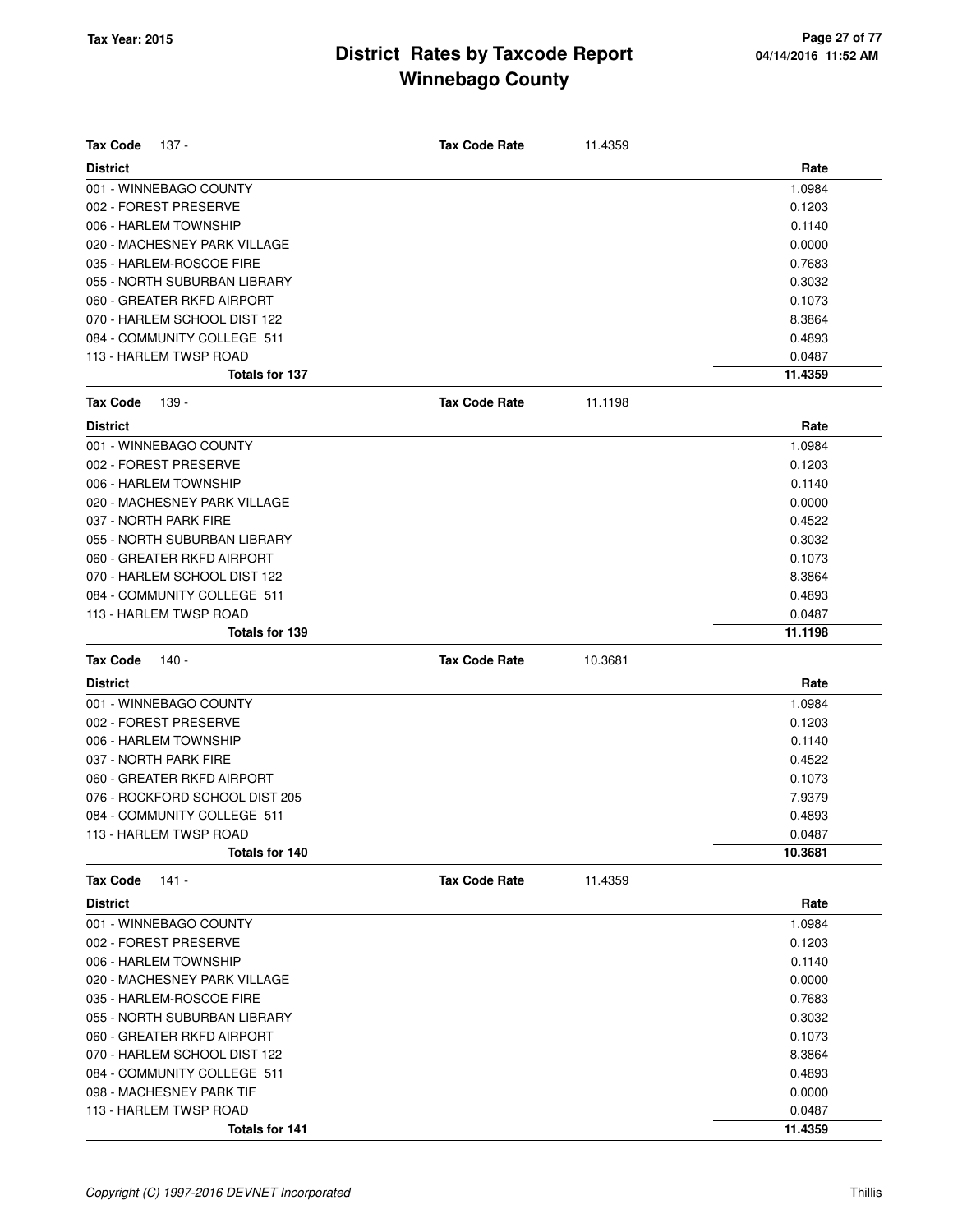# District Rates by Taxcode Report
# Winnebago County

**Tax Year: 2015**

**Tax Code** 137 - **Tax Code Rate** 11.4359

| District | Rate |
|---|---|
| 001 - WINNEBAGO COUNTY | 1.0984 |
| 002 - FOREST PRESERVE | 0.1203 |
| 006 - HARLEM TOWNSHIP | 0.1140 |
| 020 - MACHESNEY PARK VILLAGE | 0.0000 |
| 035 - HARLEM-ROSCOE FIRE | 0.7683 |
| 055 - NORTH SUBURBAN LIBRARY | 0.3032 |
| 060 - GREATER RKFD AIRPORT | 0.1073 |
| 070 - HARLEM SCHOOL DIST 122 | 8.3864 |
| 084 - COMMUNITY COLLEGE 511 | 0.4893 |
| 113 - HARLEM TWSP ROAD | 0.0487 |
| **Totals for 137** | **11.4359** |

**Tax Code** 139 - **Tax Code Rate** 11.1198

| District | Rate |
|---|---|
| 001 - WINNEBAGO COUNTY | 1.0984 |
| 002 - FOREST PRESERVE | 0.1203 |
| 006 - HARLEM TOWNSHIP | 0.1140 |
| 020 - MACHESNEY PARK VILLAGE | 0.0000 |
| 037 - NORTH PARK FIRE | 0.4522 |
| 055 - NORTH SUBURBAN LIBRARY | 0.3032 |
| 060 - GREATER RKFD AIRPORT | 0.1073 |
| 070 - HARLEM SCHOOL DIST 122 | 8.3864 |
| 084 - COMMUNITY COLLEGE 511 | 0.4893 |
| 113 - HARLEM TWSP ROAD | 0.0487 |
| **Totals for 139** | **11.1198** |

**Tax Code** 140 - **Tax Code Rate** 10.3681

| District | Rate |
|---|---|
| 001 - WINNEBAGO COUNTY | 1.0984 |
| 002 - FOREST PRESERVE | 0.1203 |
| 006 - HARLEM TOWNSHIP | 0.1140 |
| 037 - NORTH PARK FIRE | 0.4522 |
| 060 - GREATER RKFD AIRPORT | 0.1073 |
| 076 - ROCKFORD SCHOOL DIST 205 | 7.9379 |
| 084 - COMMUNITY COLLEGE 511 | 0.4893 |
| 113 - HARLEM TWSP ROAD | 0.0487 |
| **Totals for 140** | **10.3681** |

**Tax Code** 141 - **Tax Code Rate** 11.4359

| District | Rate |
|---|---|
| 001 - WINNEBAGO COUNTY | 1.0984 |
| 002 - FOREST PRESERVE | 0.1203 |
| 006 - HARLEM TOWNSHIP | 0.1140 |
| 020 - MACHESNEY PARK VILLAGE | 0.0000 |
| 035 - HARLEM-ROSCOE FIRE | 0.7683 |
| 055 - NORTH SUBURBAN LIBRARY | 0.3032 |
| 060 - GREATER RKFD AIRPORT | 0.1073 |
| 070 - HARLEM SCHOOL DIST 122 | 8.3864 |
| 084 - COMMUNITY COLLEGE 511 | 0.4893 |
| 098 - MACHESNEY PARK TIF | 0.0000 |
| 113 - HARLEM TWSP ROAD | 0.0487 |
| **Totals for 141** | **11.4359** |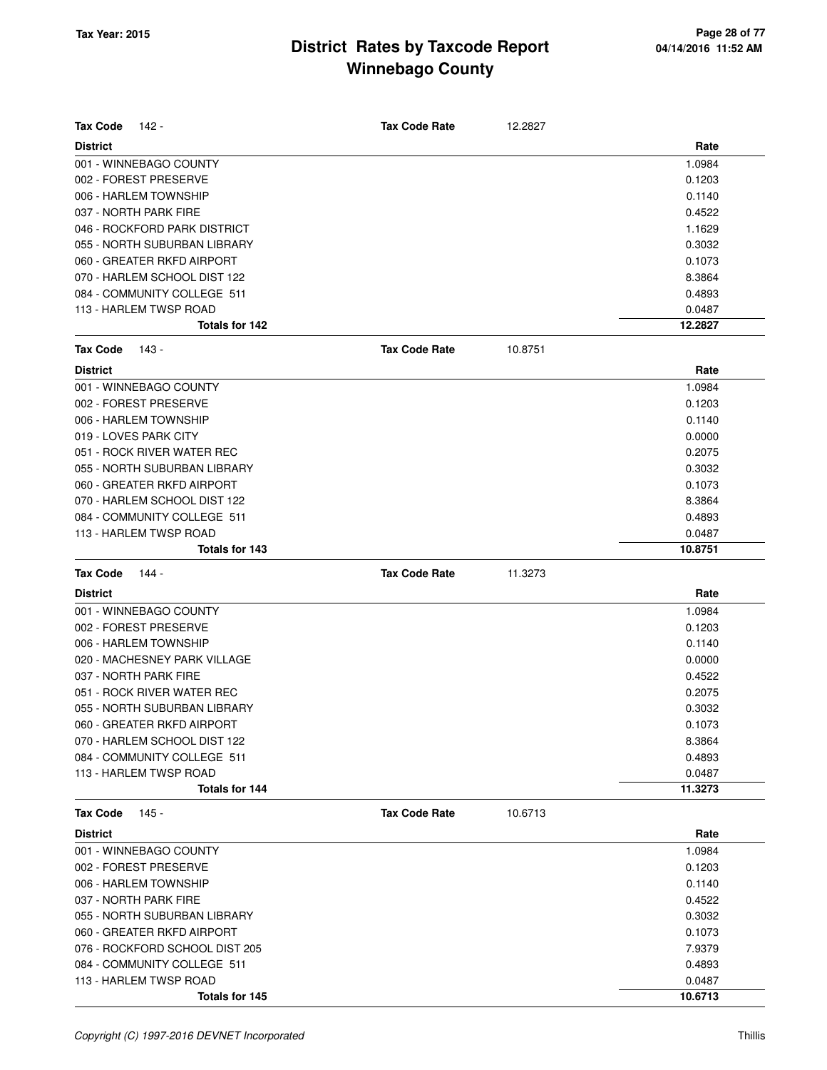# District Rates by Taxcode Report
## Winnebago County

Tax Year: 2015

**Tax Code** 142 - **Tax Code Rate** 12.2827

| District | Rate |
|---|---|
| 001 - WINNEBAGO COUNTY | 1.0984 |
| 002 - FOREST PRESERVE | 0.1203 |
| 006 - HARLEM TOWNSHIP | 0.1140 |
| 037 - NORTH PARK FIRE | 0.4522 |
| 046 - ROCKFORD PARK DISTRICT | 1.1629 |
| 055 - NORTH SUBURBAN LIBRARY | 0.3032 |
| 060 - GREATER RKFD AIRPORT | 0.1073 |
| 070 - HARLEM SCHOOL DIST 122 | 8.3864 |
| 084 - COMMUNITY COLLEGE 511 | 0.4893 |
| 113 - HARLEM TWSP ROAD | 0.0487 |
| **Totals for 142** | **12.2827** |

**Tax Code** 143 - **Tax Code Rate** 10.8751

| District | Rate |
|---|---|
| 001 - WINNEBAGO COUNTY | 1.0984 |
| 002 - FOREST PRESERVE | 0.1203 |
| 006 - HARLEM TOWNSHIP | 0.1140 |
| 019 - LOVES PARK CITY | 0.0000 |
| 051 - ROCK RIVER WATER REC | 0.2075 |
| 055 - NORTH SUBURBAN LIBRARY | 0.3032 |
| 060 - GREATER RKFD AIRPORT | 0.1073 |
| 070 - HARLEM SCHOOL DIST 122 | 8.3864 |
| 084 - COMMUNITY COLLEGE 511 | 0.4893 |
| 113 - HARLEM TWSP ROAD | 0.0487 |
| **Totals for 143** | **10.8751** |

**Tax Code** 144 - **Tax Code Rate** 11.3273

| District | Rate |
|---|---|
| 001 - WINNEBAGO COUNTY | 1.0984 |
| 002 - FOREST PRESERVE | 0.1203 |
| 006 - HARLEM TOWNSHIP | 0.1140 |
| 020 - MACHESNEY PARK VILLAGE | 0.0000 |
| 037 - NORTH PARK FIRE | 0.4522 |
| 051 - ROCK RIVER WATER REC | 0.2075 |
| 055 - NORTH SUBURBAN LIBRARY | 0.3032 |
| 060 - GREATER RKFD AIRPORT | 0.1073 |
| 070 - HARLEM SCHOOL DIST 122 | 8.3864 |
| 084 - COMMUNITY COLLEGE 511 | 0.4893 |
| 113 - HARLEM TWSP ROAD | 0.0487 |
| **Totals for 144** | **11.3273** |

**Tax Code** 145 - **Tax Code Rate** 10.6713

| District | Rate |
|---|---|
| 001 - WINNEBAGO COUNTY | 1.0984 |
| 002 - FOREST PRESERVE | 0.1203 |
| 006 - HARLEM TOWNSHIP | 0.1140 |
| 037 - NORTH PARK FIRE | 0.4522 |
| 055 - NORTH SUBURBAN LIBRARY | 0.3032 |
| 060 - GREATER RKFD AIRPORT | 0.1073 |
| 076 - ROCKFORD SCHOOL DIST 205 | 7.9379 |
| 084 - COMMUNITY COLLEGE 511 | 0.4893 |
| 113 - HARLEM TWSP ROAD | 0.0487 |
| **Totals for 145** | **10.6713** |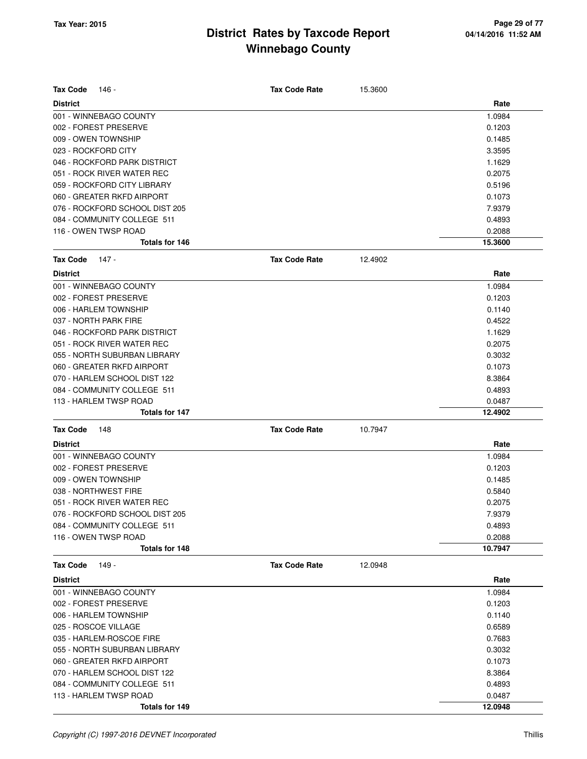# District Rates by Taxcode Report
## Winnebago County

Tax Year: 2015

**Tax Code** 146 - **Tax Code Rate** 15.3600

| District | Rate |
|---|---|
| 001 - WINNEBAGO COUNTY | 1.0984 |
| 002 - FOREST PRESERVE | 0.1203 |
| 009 - OWEN TOWNSHIP | 0.1485 |
| 023 - ROCKFORD CITY | 3.3595 |
| 046 - ROCKFORD PARK DISTRICT | 1.1629 |
| 051 - ROCK RIVER WATER REC | 0.2075 |
| 059 - ROCKFORD CITY LIBRARY | 0.5196 |
| 060 - GREATER RKFD AIRPORT | 0.1073 |
| 076 - ROCKFORD SCHOOL DIST 205 | 7.9379 |
| 084 - COMMUNITY COLLEGE 511 | 0.4893 |
| 116 - OWEN TWSP ROAD | 0.2088 |
| **Totals for 146** | **15.3600** |

**Tax Code** 147 - **Tax Code Rate** 12.4902

| District | Rate |
|---|---|
| 001 - WINNEBAGO COUNTY | 1.0984 |
| 002 - FOREST PRESERVE | 0.1203 |
| 006 - HARLEM TOWNSHIP | 0.1140 |
| 037 - NORTH PARK FIRE | 0.4522 |
| 046 - ROCKFORD PARK DISTRICT | 1.1629 |
| 051 - ROCK RIVER WATER REC | 0.2075 |
| 055 - NORTH SUBURBAN LIBRARY | 0.3032 |
| 060 - GREATER RKFD AIRPORT | 0.1073 |
| 070 - HARLEM SCHOOL DIST 122 | 8.3864 |
| 084 - COMMUNITY COLLEGE 511 | 0.4893 |
| 113 - HARLEM TWSP ROAD | 0.0487 |
| **Totals for 147** | **12.4902** |

**Tax Code** 148 **Tax Code Rate** 10.7947

| District | Rate |
|---|---|
| 001 - WINNEBAGO COUNTY | 1.0984 |
| 002 - FOREST PRESERVE | 0.1203 |
| 009 - OWEN TOWNSHIP | 0.1485 |
| 038 - NORTHWEST FIRE | 0.5840 |
| 051 - ROCK RIVER WATER REC | 0.2075 |
| 076 - ROCKFORD SCHOOL DIST 205 | 7.9379 |
| 084 - COMMUNITY COLLEGE 511 | 0.4893 |
| 116 - OWEN TWSP ROAD | 0.2088 |
| **Totals for 148** | **10.7947** |

**Tax Code** 149 - **Tax Code Rate** 12.0948

| District | Rate |
|---|---|
| 001 - WINNEBAGO COUNTY | 1.0984 |
| 002 - FOREST PRESERVE | 0.1203 |
| 006 - HARLEM TOWNSHIP | 0.1140 |
| 025 - ROSCOE VILLAGE | 0.6589 |
| 035 - HARLEM-ROSCOE FIRE | 0.7683 |
| 055 - NORTH SUBURBAN LIBRARY | 0.3032 |
| 060 - GREATER RKFD AIRPORT | 0.1073 |
| 070 - HARLEM SCHOOL DIST 122 | 8.3864 |
| 084 - COMMUNITY COLLEGE 511 | 0.4893 |
| 113 - HARLEM TWSP ROAD | 0.0487 |
| **Totals for 149** | **12.0948** |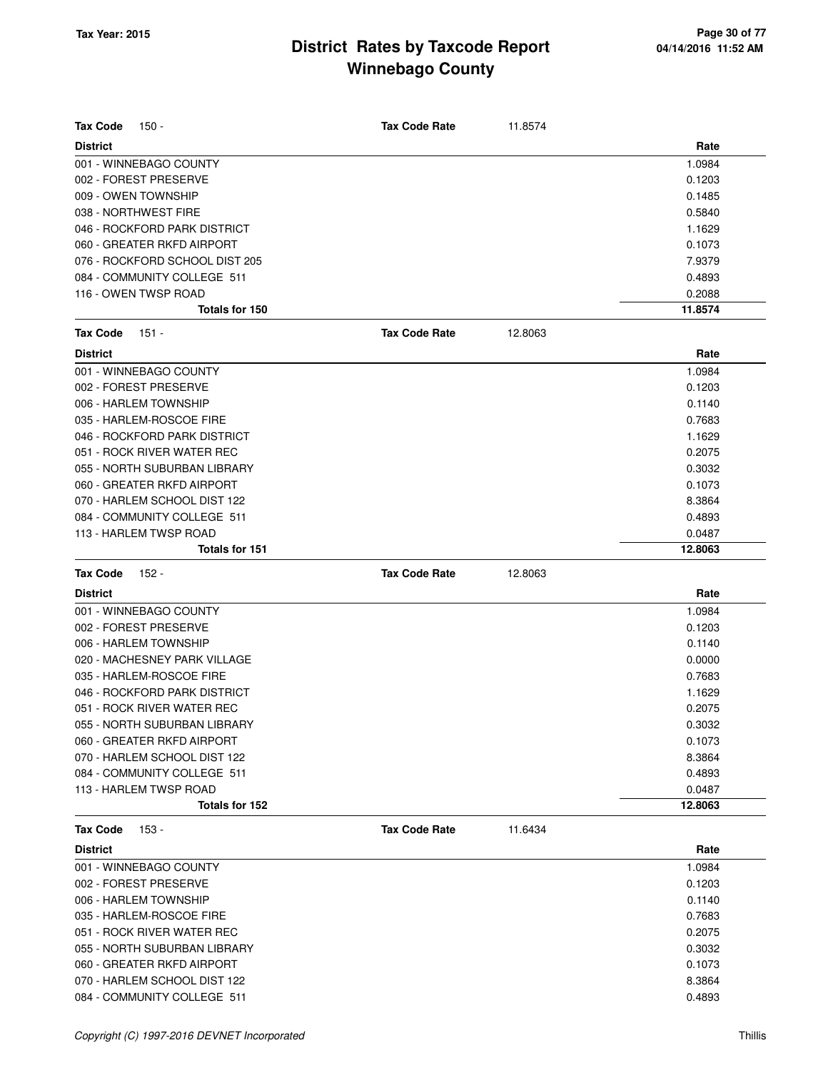# District Rates by Taxcode Report
## Winnebago County

Tax Year: 2015

**Tax Code** 150 - **Tax Code Rate** 11.8574

| District | Rate |
|---|---|
| 001 - WINNEBAGO COUNTY | 1.0984 |
| 002 - FOREST PRESERVE | 0.1203 |
| 009 - OWEN TOWNSHIP | 0.1485 |
| 038 - NORTHWEST FIRE | 0.5840 |
| 046 - ROCKFORD PARK DISTRICT | 1.1629 |
| 060 - GREATER RKFD AIRPORT | 0.1073 |
| 076 - ROCKFORD SCHOOL DIST 205 | 7.9379 |
| 084 - COMMUNITY COLLEGE 511 | 0.4893 |
| 116 - OWEN TWSP ROAD | 0.2088 |
| **Totals for 150** | **11.8574** |

**Tax Code** 151 - **Tax Code Rate** 12.8063

| District | Rate |
|---|---|
| 001 - WINNEBAGO COUNTY | 1.0984 |
| 002 - FOREST PRESERVE | 0.1203 |
| 006 - HARLEM TOWNSHIP | 0.1140 |
| 035 - HARLEM-ROSCOE FIRE | 0.7683 |
| 046 - ROCKFORD PARK DISTRICT | 1.1629 |
| 051 - ROCK RIVER WATER REC | 0.2075 |
| 055 - NORTH SUBURBAN LIBRARY | 0.3032 |
| 060 - GREATER RKFD AIRPORT | 0.1073 |
| 070 - HARLEM SCHOOL DIST 122 | 8.3864 |
| 084 - COMMUNITY COLLEGE 511 | 0.4893 |
| 113 - HARLEM TWSP ROAD | 0.0487 |
| **Totals for 151** | **12.8063** |

**Tax Code** 152 - **Tax Code Rate** 12.8063

| District | Rate |
|---|---|
| 001 - WINNEBAGO COUNTY | 1.0984 |
| 002 - FOREST PRESERVE | 0.1203 |
| 006 - HARLEM TOWNSHIP | 0.1140 |
| 020 - MACHESNEY PARK VILLAGE | 0.0000 |
| 035 - HARLEM-ROSCOE FIRE | 0.7683 |
| 046 - ROCKFORD PARK DISTRICT | 1.1629 |
| 051 - ROCK RIVER WATER REC | 0.2075 |
| 055 - NORTH SUBURBAN LIBRARY | 0.3032 |
| 060 - GREATER RKFD AIRPORT | 0.1073 |
| 070 - HARLEM SCHOOL DIST 122 | 8.3864 |
| 084 - COMMUNITY COLLEGE 511 | 0.4893 |
| 113 - HARLEM TWSP ROAD | 0.0487 |
| **Totals for 152** | **12.8063** |

**Tax Code** 153 - **Tax Code Rate** 11.6434

| District | Rate |
|---|---|
| 001 - WINNEBAGO COUNTY | 1.0984 |
| 002 - FOREST PRESERVE | 0.1203 |
| 006 - HARLEM TOWNSHIP | 0.1140 |
| 035 - HARLEM-ROSCOE FIRE | 0.7683 |
| 051 - ROCK RIVER WATER REC | 0.2075 |
| 055 - NORTH SUBURBAN LIBRARY | 0.3032 |
| 060 - GREATER RKFD AIRPORT | 0.1073 |
| 070 - HARLEM SCHOOL DIST 122 | 8.3864 |
| 084 - COMMUNITY COLLEGE 511 | 0.4893 |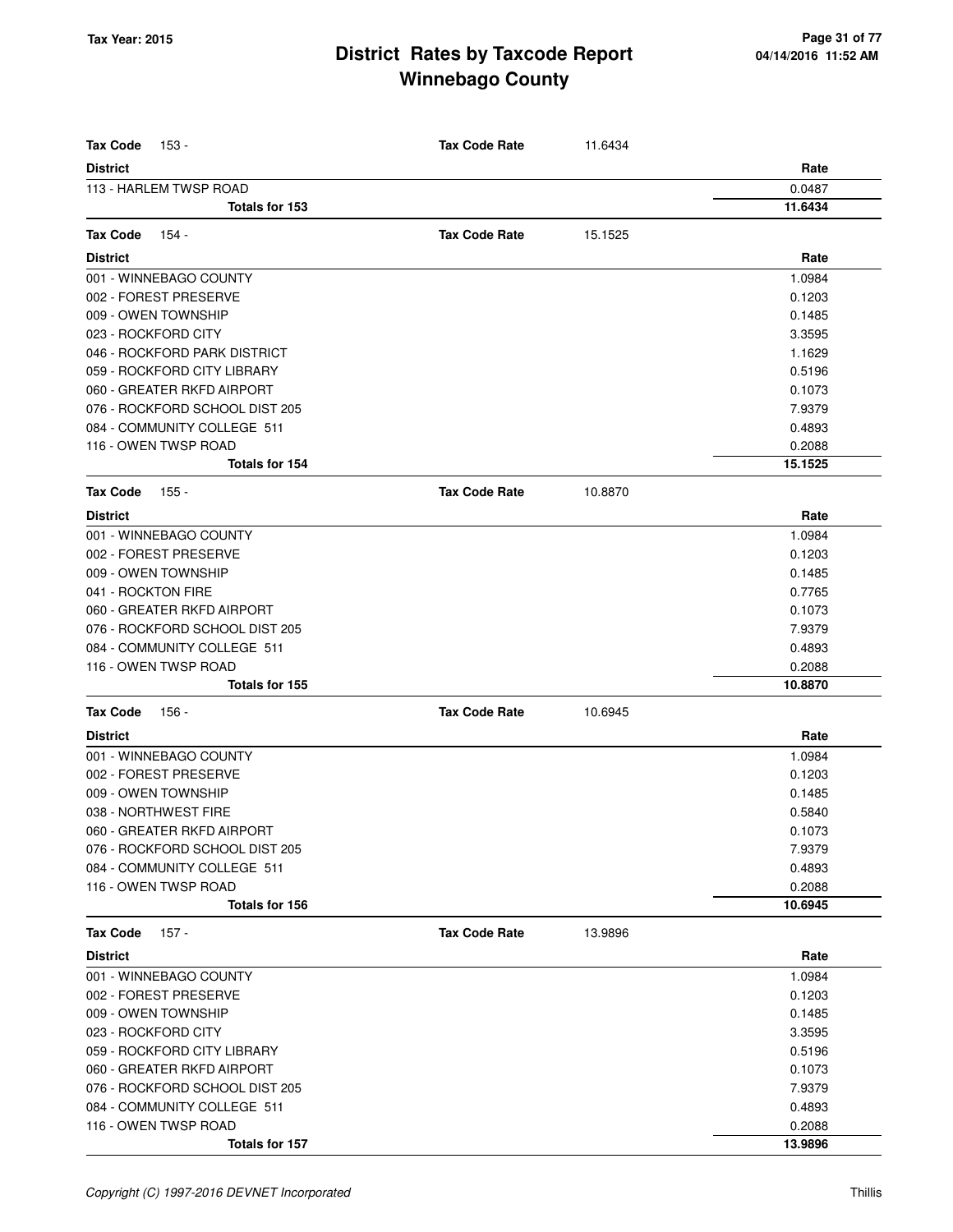# District Rates by Taxcode Report
# Winnebago County

Tax Year: 2015

**Tax Code** 153 - **Tax Code Rate** 11.6434

| District | Rate |
|---|---|
| 113 - HARLEM TWSP ROAD | 0.0487 |
| **Totals for 153** | **11.6434** |

**Tax Code** 154 - **Tax Code Rate** 15.1525

| District | Rate |
|---|---|
| 001 - WINNEBAGO COUNTY | 1.0984 |
| 002 - FOREST PRESERVE | 0.1203 |
| 009 - OWEN TOWNSHIP | 0.1485 |
| 023 - ROCKFORD CITY | 3.3595 |
| 046 - ROCKFORD PARK DISTRICT | 1.1629 |
| 059 - ROCKFORD CITY LIBRARY | 0.5196 |
| 060 - GREATER RKFD AIRPORT | 0.1073 |
| 076 - ROCKFORD SCHOOL DIST 205 | 7.9379 |
| 084 - COMMUNITY COLLEGE 511 | 0.4893 |
| 116 - OWEN TWSP ROAD | 0.2088 |
| **Totals for 154** | **15.1525** |

**Tax Code** 155 - **Tax Code Rate** 10.8870

| District | Rate |
|---|---|
| 001 - WINNEBAGO COUNTY | 1.0984 |
| 002 - FOREST PRESERVE | 0.1203 |
| 009 - OWEN TOWNSHIP | 0.1485 |
| 041 - ROCKTON FIRE | 0.7765 |
| 060 - GREATER RKFD AIRPORT | 0.1073 |
| 076 - ROCKFORD SCHOOL DIST 205 | 7.9379 |
| 084 - COMMUNITY COLLEGE 511 | 0.4893 |
| 116 - OWEN TWSP ROAD | 0.2088 |
| **Totals for 155** | **10.8870** |

**Tax Code** 156 - **Tax Code Rate** 10.6945

| District | Rate |
|---|---|
| 001 - WINNEBAGO COUNTY | 1.0984 |
| 002 - FOREST PRESERVE | 0.1203 |
| 009 - OWEN TOWNSHIP | 0.1485 |
| 038 - NORTHWEST FIRE | 0.5840 |
| 060 - GREATER RKFD AIRPORT | 0.1073 |
| 076 - ROCKFORD SCHOOL DIST 205 | 7.9379 |
| 084 - COMMUNITY COLLEGE 511 | 0.4893 |
| 116 - OWEN TWSP ROAD | 0.2088 |
| **Totals for 156** | **10.6945** |

**Tax Code** 157 - **Tax Code Rate** 13.9896

| District | Rate |
|---|---|
| 001 - WINNEBAGO COUNTY | 1.0984 |
| 002 - FOREST PRESERVE | 0.1203 |
| 009 - OWEN TOWNSHIP | 0.1485 |
| 023 - ROCKFORD CITY | 3.3595 |
| 059 - ROCKFORD CITY LIBRARY | 0.5196 |
| 060 - GREATER RKFD AIRPORT | 0.1073 |
| 076 - ROCKFORD SCHOOL DIST 205 | 7.9379 |
| 084 - COMMUNITY COLLEGE 511 | 0.4893 |
| 116 - OWEN TWSP ROAD | 0.2088 |
| **Totals for 157** | **13.9896** |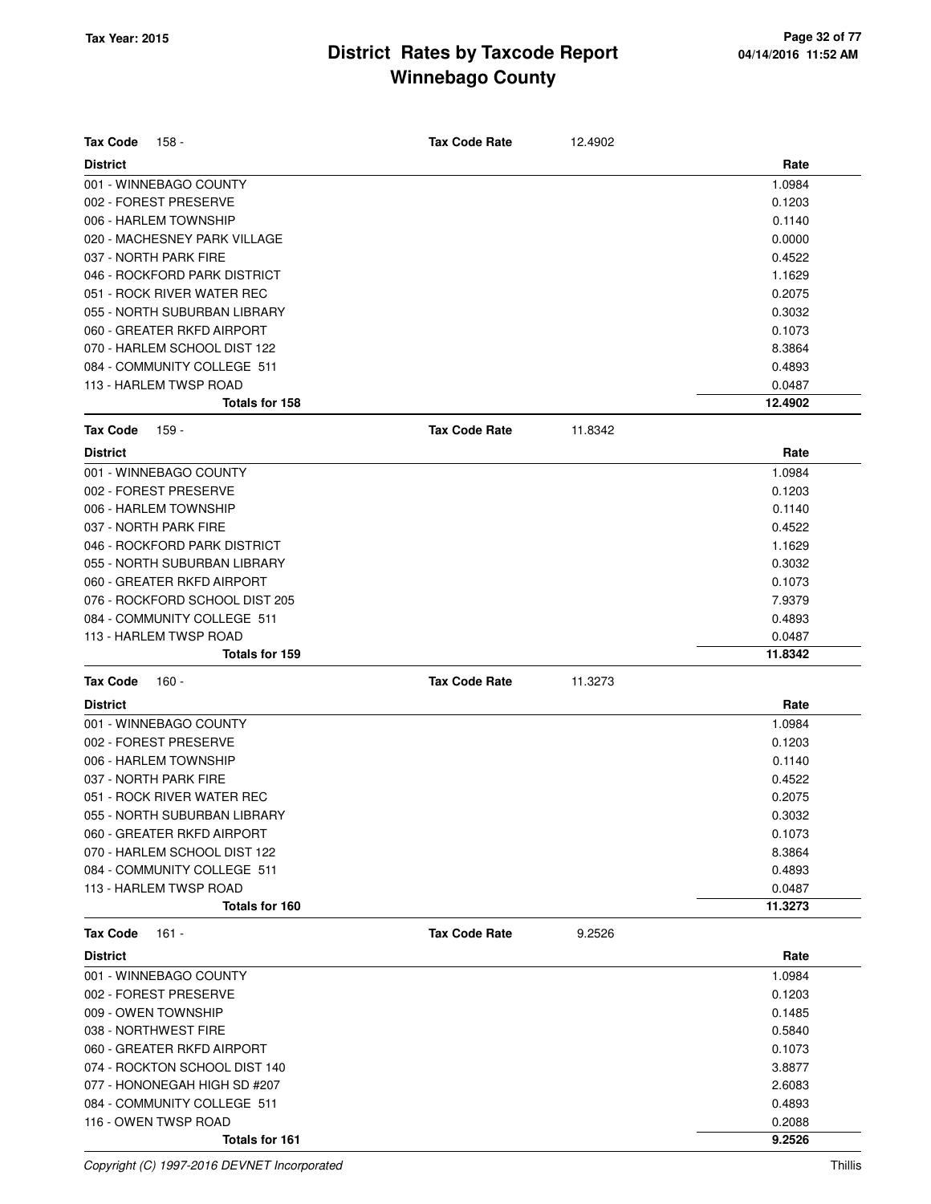# District Rates by Taxcode Report
## Winnebago County

**Tax Year: 2015**

**Tax Code** 158 - **Tax Code Rate** 12.4902

| District | Rate |
|---|---|
| 001 - WINNEBAGO COUNTY | 1.0984 |
| 002 - FOREST PRESERVE | 0.1203 |
| 006 - HARLEM TOWNSHIP | 0.1140 |
| 020 - MACHESNEY PARK VILLAGE | 0.0000 |
| 037 - NORTH PARK FIRE | 0.4522 |
| 046 - ROCKFORD PARK DISTRICT | 1.1629 |
| 051 - ROCK RIVER WATER REC | 0.2075 |
| 055 - NORTH SUBURBAN LIBRARY | 0.3032 |
| 060 - GREATER RKFD AIRPORT | 0.1073 |
| 070 - HARLEM SCHOOL DIST 122 | 8.3864 |
| 084 - COMMUNITY COLLEGE 511 | 0.4893 |
| 113 - HARLEM TWSP ROAD | 0.0487 |
| **Totals for 158** | **12.4902** |

**Tax Code** 159 - **Tax Code Rate** 11.8342

| District | Rate |
|---|---|
| 001 - WINNEBAGO COUNTY | 1.0984 |
| 002 - FOREST PRESERVE | 0.1203 |
| 006 - HARLEM TOWNSHIP | 0.1140 |
| 037 - NORTH PARK FIRE | 0.4522 |
| 046 - ROCKFORD PARK DISTRICT | 1.1629 |
| 055 - NORTH SUBURBAN LIBRARY | 0.3032 |
| 060 - GREATER RKFD AIRPORT | 0.1073 |
| 076 - ROCKFORD SCHOOL DIST 205 | 7.9379 |
| 084 - COMMUNITY COLLEGE 511 | 0.4893 |
| 113 - HARLEM TWSP ROAD | 0.0487 |
| **Totals for 159** | **11.8342** |

**Tax Code** 160 - **Tax Code Rate** 11.3273

| District | Rate |
|---|---|
| 001 - WINNEBAGO COUNTY | 1.0984 |
| 002 - FOREST PRESERVE | 0.1203 |
| 006 - HARLEM TOWNSHIP | 0.1140 |
| 037 - NORTH PARK FIRE | 0.4522 |
| 051 - ROCK RIVER WATER REC | 0.2075 |
| 055 - NORTH SUBURBAN LIBRARY | 0.3032 |
| 060 - GREATER RKFD AIRPORT | 0.1073 |
| 070 - HARLEM SCHOOL DIST 122 | 8.3864 |
| 084 - COMMUNITY COLLEGE 511 | 0.4893 |
| 113 - HARLEM TWSP ROAD | 0.0487 |
| **Totals for 160** | **11.3273** |

**Tax Code** 161 - **Tax Code Rate** 9.2526

| District | Rate |
|---|---|
| 001 - WINNEBAGO COUNTY | 1.0984 |
| 002 - FOREST PRESERVE | 0.1203 |
| 009 - OWEN TOWNSHIP | 0.1485 |
| 038 - NORTHWEST FIRE | 0.5840 |
| 060 - GREATER RKFD AIRPORT | 0.1073 |
| 074 - ROCKTON SCHOOL DIST 140 | 3.8877 |
| 077 - HONONEGAH HIGH SD #207 | 2.6083 |
| 084 - COMMUNITY COLLEGE 511 | 0.4893 |
| 116 - OWEN TWSP ROAD | 0.2088 |
| **Totals for 161** | **9.2526** |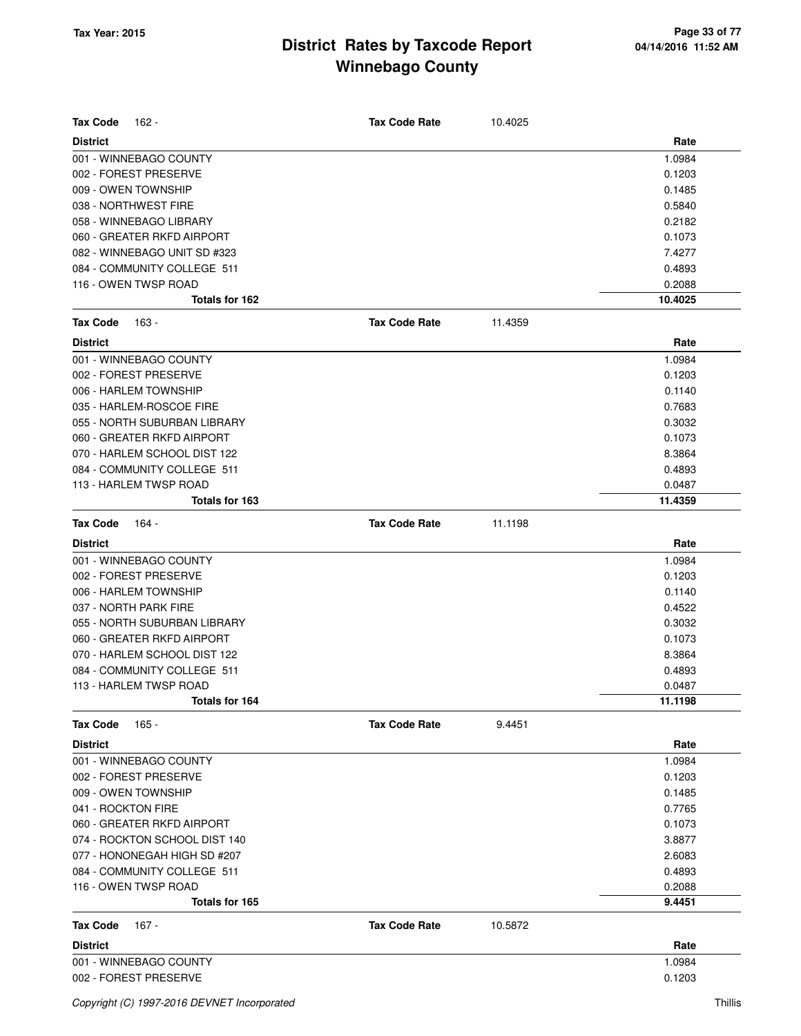# District Rates by Taxcode Report
## Winnebago County

Tax Year: 2015

**Tax Code** 162 - **Tax Code Rate** 10.4025

| District | Rate |
|---|---|
| 001 - WINNEBAGO COUNTY | 1.0984 |
| 002 - FOREST PRESERVE | 0.1203 |
| 009 - OWEN TOWNSHIP | 0.1485 |
| 038 - NORTHWEST FIRE | 0.5840 |
| 058 - WINNEBAGO LIBRARY | 0.2182 |
| 060 - GREATER RKFD AIRPORT | 0.1073 |
| 082 - WINNEBAGO UNIT SD #323 | 7.4277 |
| 084 - COMMUNITY COLLEGE 511 | 0.4893 |
| 116 - OWEN TWSP ROAD | 0.2088 |
| **Totals for 162** | **10.4025** |

**Tax Code** 163 - **Tax Code Rate** 11.4359

| District | Rate |
|---|---|
| 001 - WINNEBAGO COUNTY | 1.0984 |
| 002 - FOREST PRESERVE | 0.1203 |
| 006 - HARLEM TOWNSHIP | 0.1140 |
| 035 - HARLEM-ROSCOE FIRE | 0.7683 |
| 055 - NORTH SUBURBAN LIBRARY | 0.3032 |
| 060 - GREATER RKFD AIRPORT | 0.1073 |
| 070 - HARLEM SCHOOL DIST 122 | 8.3864 |
| 084 - COMMUNITY COLLEGE 511 | 0.4893 |
| 113 - HARLEM TWSP ROAD | 0.0487 |
| **Totals for 163** | **11.4359** |

**Tax Code** 164 - **Tax Code Rate** 11.1198

| District | Rate |
|---|---|
| 001 - WINNEBAGO COUNTY | 1.0984 |
| 002 - FOREST PRESERVE | 0.1203 |
| 006 - HARLEM TOWNSHIP | 0.1140 |
| 037 - NORTH PARK FIRE | 0.4522 |
| 055 - NORTH SUBURBAN LIBRARY | 0.3032 |
| 060 - GREATER RKFD AIRPORT | 0.1073 |
| 070 - HARLEM SCHOOL DIST 122 | 8.3864 |
| 084 - COMMUNITY COLLEGE 511 | 0.4893 |
| 113 - HARLEM TWSP ROAD | 0.0487 |
| **Totals for 164** | **11.1198** |

**Tax Code** 165 - **Tax Code Rate** 9.4451

| District | Rate |
|---|---|
| 001 - WINNEBAGO COUNTY | 1.0984 |
| 002 - FOREST PRESERVE | 0.1203 |
| 009 - OWEN TOWNSHIP | 0.1485 |
| 041 - ROCKTON FIRE | 0.7765 |
| 060 - GREATER RKFD AIRPORT | 0.1073 |
| 074 - ROCKTON SCHOOL DIST 140 | 3.8877 |
| 077 - HONONEGAH HIGH SD #207 | 2.6083 |
| 084 - COMMUNITY COLLEGE 511 | 0.4893 |
| 116 - OWEN TWSP ROAD | 0.2088 |
| **Totals for 165** | **9.4451** |

**Tax Code** 167 - **Tax Code Rate** 10.5872

| District | Rate |
|---|---|
| 001 - WINNEBAGO COUNTY | 1.0984 |
| 002 - FOREST PRESERVE | 0.1203 |

Copyright (C) 1997-2016 DEVNET Incorporated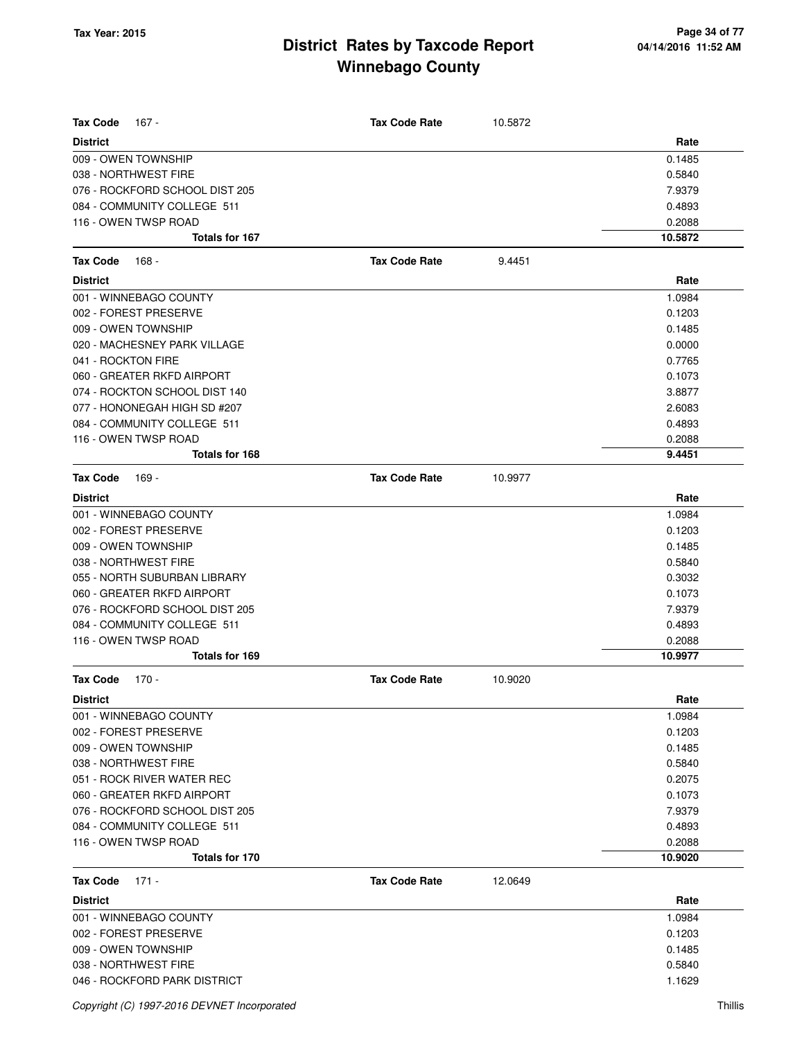# District Rates by Taxcode Report
# Winnebago County

Tax Year: 2015

| **Tax Code** 167 - | **Tax Code Rate** 10.5872 | |
|---|---|---|
| **District** | | **Rate** |
| 009 - OWEN TOWNSHIP | | 0.1485 |
| 038 - NORTHWEST FIRE | | 0.5840 |
| 076 - ROCKFORD SCHOOL DIST 205 | | 7.9379 |
| 084 - COMMUNITY COLLEGE 511 | | 0.4893 |
| 116 - OWEN TWSP ROAD | | 0.2088 |
| **Totals for 167** | | **10.5872** |

| **Tax Code** 168 - | **Tax Code Rate** 9.4451 | |
|---|---|---|
| **District** | | **Rate** |
| 001 - WINNEBAGO COUNTY | | 1.0984 |
| 002 - FOREST PRESERVE | | 0.1203 |
| 009 - OWEN TOWNSHIP | | 0.1485 |
| 020 - MACHESNEY PARK VILLAGE | | 0.0000 |
| 041 - ROCKTON FIRE | | 0.7765 |
| 060 - GREATER RKFD AIRPORT | | 0.1073 |
| 074 - ROCKTON SCHOOL DIST 140 | | 3.8877 |
| 077 - HONONEGAH HIGH SD #207 | | 2.6083 |
| 084 - COMMUNITY COLLEGE 511 | | 0.4893 |
| 116 - OWEN TWSP ROAD | | 0.2088 |
| **Totals for 168** | | **9.4451** |

| **Tax Code** 169 - | **Tax Code Rate** 10.9977 | |
|---|---|---|
| **District** | | **Rate** |
| 001 - WINNEBAGO COUNTY | | 1.0984 |
| 002 - FOREST PRESERVE | | 0.1203 |
| 009 - OWEN TOWNSHIP | | 0.1485 |
| 038 - NORTHWEST FIRE | | 0.5840 |
| 055 - NORTH SUBURBAN LIBRARY | | 0.3032 |
| 060 - GREATER RKFD AIRPORT | | 0.1073 |
| 076 - ROCKFORD SCHOOL DIST 205 | | 7.9379 |
| 084 - COMMUNITY COLLEGE 511 | | 0.4893 |
| 116 - OWEN TWSP ROAD | | 0.2088 |
| **Totals for 169** | | **10.9977** |

| **Tax Code** 170 - | **Tax Code Rate** 10.9020 | |
|---|---|---|
| **District** | | **Rate** |
| 001 - WINNEBAGO COUNTY | | 1.0984 |
| 002 - FOREST PRESERVE | | 0.1203 |
| 009 - OWEN TOWNSHIP | | 0.1485 |
| 038 - NORTHWEST FIRE | | 0.5840 |
| 051 - ROCK RIVER WATER REC | | 0.2075 |
| 060 - GREATER RKFD AIRPORT | | 0.1073 |
| 076 - ROCKFORD SCHOOL DIST 205 | | 7.9379 |
| 084 - COMMUNITY COLLEGE 511 | | 0.4893 |
| 116 - OWEN TWSP ROAD | | 0.2088 |
| **Totals for 170** | | **10.9020** |

| **Tax Code** 171 - | **Tax Code Rate** 12.0649 | |
|---|---|---|
| **District** | | **Rate** |
| 001 - WINNEBAGO COUNTY | | 1.0984 |
| 002 - FOREST PRESERVE | | 0.1203 |
| 009 - OWEN TOWNSHIP | | 0.1485 |
| 038 - NORTHWEST FIRE | | 0.5840 |
| 046 - ROCKFORD PARK DISTRICT | | 1.1629 |

*Copyright (C) 1997-2016 DEVNET Incorporated* Thillis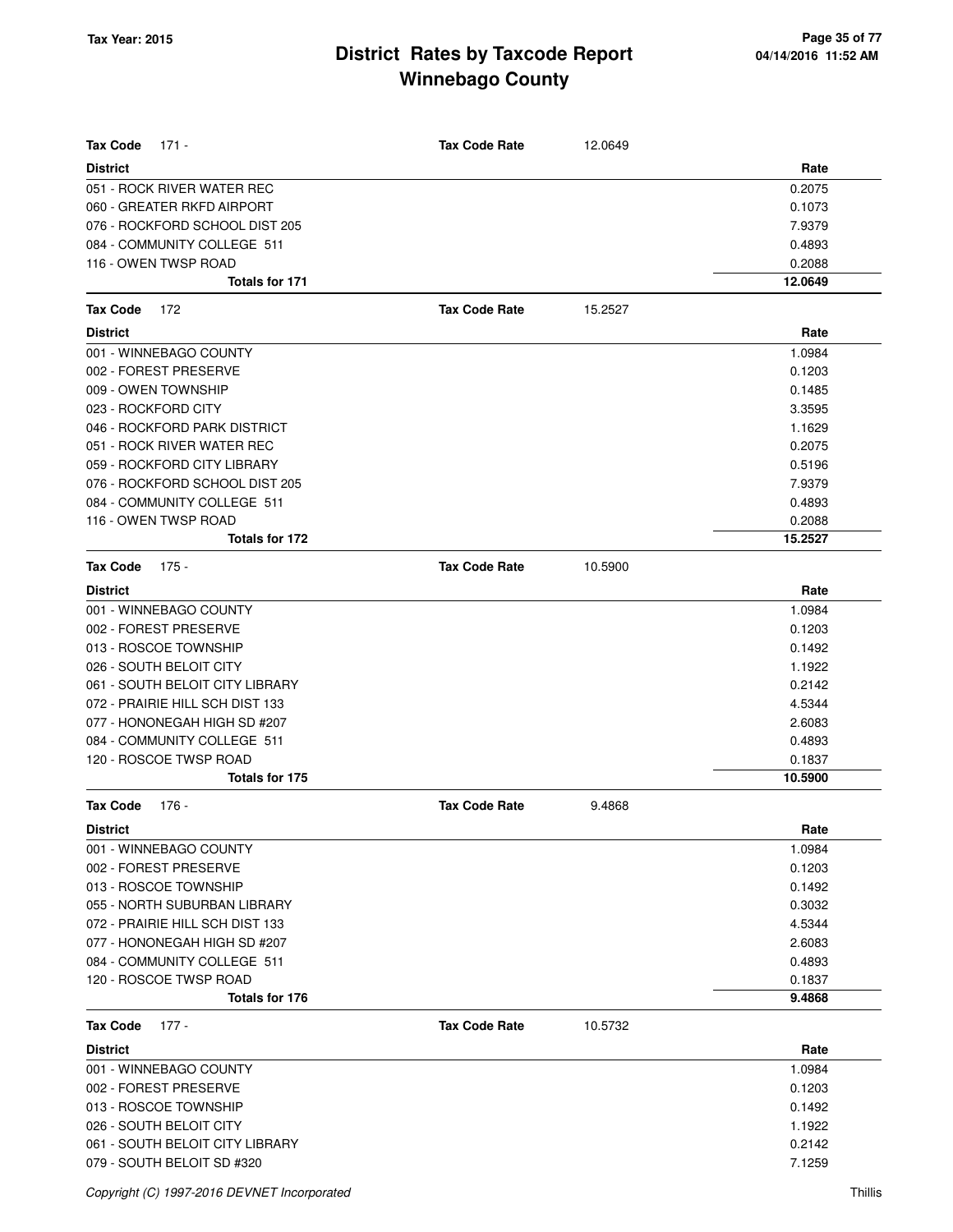# District Rates by Taxcode Report
# Winnebago County

**Tax Year: 2015**

04/14/2016 11:52 AM

**Tax Code** 171 - **Tax Code Rate** 12.0649

| District | Rate |
|---|---|
| 051 - ROCK RIVER WATER REC | 0.2075 |
| 060 - GREATER RKFD AIRPORT | 0.1073 |
| 076 - ROCKFORD SCHOOL DIST 205 | 7.9379 |
| 084 - COMMUNITY COLLEGE 511 | 0.4893 |
| 116 - OWEN TWSP ROAD | 0.2088 |
| **Totals for 171** | **12.0649** |

**Tax Code** 172 **Tax Code Rate** 15.2527

| District | Rate |
|---|---|
| 001 - WINNEBAGO COUNTY | 1.0984 |
| 002 - FOREST PRESERVE | 0.1203 |
| 009 - OWEN TOWNSHIP | 0.1485 |
| 023 - ROCKFORD CITY | 3.3595 |
| 046 - ROCKFORD PARK DISTRICT | 1.1629 |
| 051 - ROCK RIVER WATER REC | 0.2075 |
| 059 - ROCKFORD CITY LIBRARY | 0.5196 |
| 076 - ROCKFORD SCHOOL DIST 205 | 7.9379 |
| 084 - COMMUNITY COLLEGE 511 | 0.4893 |
| 116 - OWEN TWSP ROAD | 0.2088 |
| **Totals for 172** | **15.2527** |

**Tax Code** 175 - **Tax Code Rate** 10.5900

| District | Rate |
|---|---|
| 001 - WINNEBAGO COUNTY | 1.0984 |
| 002 - FOREST PRESERVE | 0.1203 |
| 013 - ROSCOE TOWNSHIP | 0.1492 |
| 026 - SOUTH BELOIT CITY | 1.1922 |
| 061 - SOUTH BELOIT CITY LIBRARY | 0.2142 |
| 072 - PRAIRIE HILL SCH DIST 133 | 4.5344 |
| 077 - HONONEGAH HIGH SD #207 | 2.6083 |
| 084 - COMMUNITY COLLEGE 511 | 0.4893 |
| 120 - ROSCOE TWSP ROAD | 0.1837 |
| **Totals for 175** | **10.5900** |

**Tax Code** 176 - **Tax Code Rate** 9.4868

| District | Rate |
|---|---|
| 001 - WINNEBAGO COUNTY | 1.0984 |
| 002 - FOREST PRESERVE | 0.1203 |
| 013 - ROSCOE TOWNSHIP | 0.1492 |
| 055 - NORTH SUBURBAN LIBRARY | 0.3032 |
| 072 - PRAIRIE HILL SCH DIST 133 | 4.5344 |
| 077 - HONONEGAH HIGH SD #207 | 2.6083 |
| 084 - COMMUNITY COLLEGE 511 | 0.4893 |
| 120 - ROSCOE TWSP ROAD | 0.1837 |
| **Totals for 176** | **9.4868** |

**Tax Code** 177 - **Tax Code Rate** 10.5732

| District | Rate |
|---|---|
| 001 - WINNEBAGO COUNTY | 1.0984 |
| 002 - FOREST PRESERVE | 0.1203 |
| 013 - ROSCOE TOWNSHIP | 0.1492 |
| 026 - SOUTH BELOIT CITY | 1.1922 |
| 061 - SOUTH BELOIT CITY LIBRARY | 0.2142 |
| 079 - SOUTH BELOIT SD #320 | 7.1259 |

*Copyright (C) 1997-2016 DEVNET Incorporated* Thillis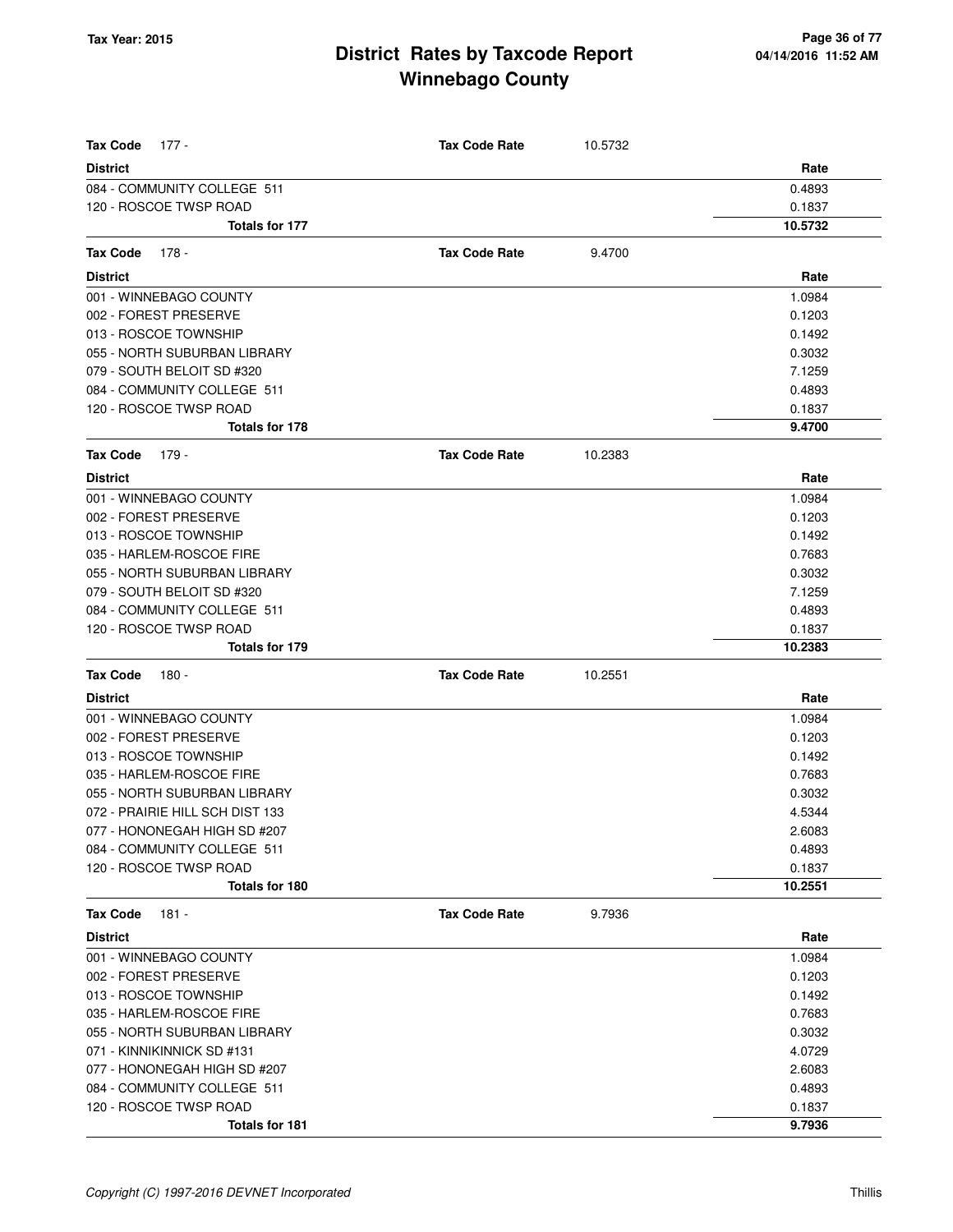# District Rates by Taxcode Report
# Winnebago County

Tax Year: 2015

| Tax Code 177 - | Tax Code Rate | 10.5732 |
|---|---|---|
| **District** | | **Rate** |
| 084 - COMMUNITY COLLEGE 511 | | 0.4893 |
| 120 - ROSCOE TWSP ROAD | | 0.1837 |
| **Totals for 177** | | **10.5732** |

| Tax Code 178 - | Tax Code Rate | 9.4700 |
|---|---|---|
| **District** | | **Rate** |
| 001 - WINNEBAGO COUNTY | | 1.0984 |
| 002 - FOREST PRESERVE | | 0.1203 |
| 013 - ROSCOE TOWNSHIP | | 0.1492 |
| 055 - NORTH SUBURBAN LIBRARY | | 0.3032 |
| 079 - SOUTH BELOIT SD #320 | | 7.1259 |
| 084 - COMMUNITY COLLEGE 511 | | 0.4893 |
| 120 - ROSCOE TWSP ROAD | | 0.1837 |
| **Totals for 178** | | **9.4700** |

| Tax Code 179 - | Tax Code Rate | 10.2383 |
|---|---|---|
| **District** | | **Rate** |
| 001 - WINNEBAGO COUNTY | | 1.0984 |
| 002 - FOREST PRESERVE | | 0.1203 |
| 013 - ROSCOE TOWNSHIP | | 0.1492 |
| 035 - HARLEM-ROSCOE FIRE | | 0.7683 |
| 055 - NORTH SUBURBAN LIBRARY | | 0.3032 |
| 079 - SOUTH BELOIT SD #320 | | 7.1259 |
| 084 - COMMUNITY COLLEGE 511 | | 0.4893 |
| 120 - ROSCOE TWSP ROAD | | 0.1837 |
| **Totals for 179** | | **10.2383** |

| Tax Code 180 - | Tax Code Rate | 10.2551 |
|---|---|---|
| **District** | | **Rate** |
| 001 - WINNEBAGO COUNTY | | 1.0984 |
| 002 - FOREST PRESERVE | | 0.1203 |
| 013 - ROSCOE TOWNSHIP | | 0.1492 |
| 035 - HARLEM-ROSCOE FIRE | | 0.7683 |
| 055 - NORTH SUBURBAN LIBRARY | | 0.3032 |
| 072 - PRAIRIE HILL SCH DIST 133 | | 4.5344 |
| 077 - HONONEGAH HIGH SD #207 | | 2.6083 |
| 084 - COMMUNITY COLLEGE 511 | | 0.4893 |
| 120 - ROSCOE TWSP ROAD | | 0.1837 |
| **Totals for 180** | | **10.2551** |

| Tax Code 181 - | Tax Code Rate | 9.7936 |
|---|---|---|
| **District** | | **Rate** |
| 001 - WINNEBAGO COUNTY | | 1.0984 |
| 002 - FOREST PRESERVE | | 0.1203 |
| 013 - ROSCOE TOWNSHIP | | 0.1492 |
| 035 - HARLEM-ROSCOE FIRE | | 0.7683 |
| 055 - NORTH SUBURBAN LIBRARY | | 0.3032 |
| 071 - KINNIKINNICK SD #131 | | 4.0729 |
| 077 - HONONEGAH HIGH SD #207 | | 2.6083 |
| 084 - COMMUNITY COLLEGE 511 | | 0.4893 |
| 120 - ROSCOE TWSP ROAD | | 0.1837 |
| **Totals for 181** | | **9.7936** |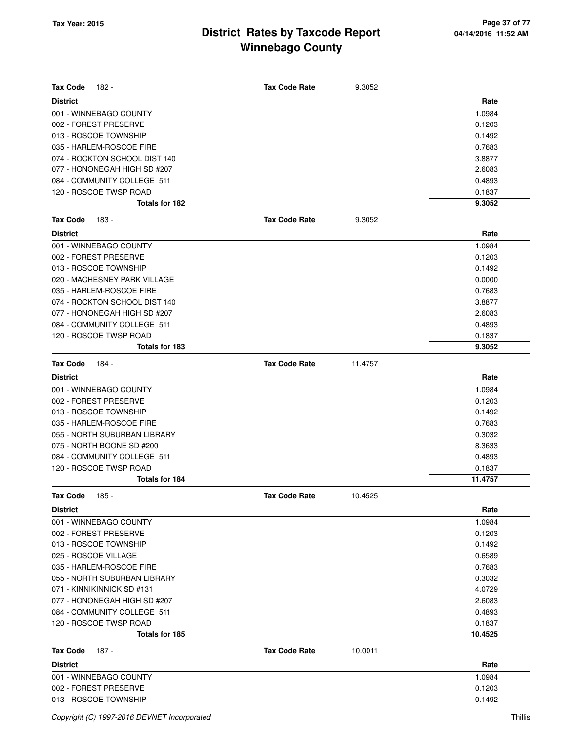# District Rates by Taxcode Report
# Winnebago County

Tax Year: 2015

**Tax Code** 182 - **Tax Code Rate** 9.3052

| District | Rate |
|---|---|
| 001 - WINNEBAGO COUNTY | 1.0984 |
| 002 - FOREST PRESERVE | 0.1203 |
| 013 - ROSCOE TOWNSHIP | 0.1492 |
| 035 - HARLEM-ROSCOE FIRE | 0.7683 |
| 074 - ROCKTON SCHOOL DIST 140 | 3.8877 |
| 077 - HONONEGAH HIGH SD #207 | 2.6083 |
| 084 - COMMUNITY COLLEGE 511 | 0.4893 |
| 120 - ROSCOE TWSP ROAD | 0.1837 |
| **Totals for 182** | **9.3052** |

**Tax Code** 183 - **Tax Code Rate** 9.3052

| District | Rate |
|---|---|
| 001 - WINNEBAGO COUNTY | 1.0984 |
| 002 - FOREST PRESERVE | 0.1203 |
| 013 - ROSCOE TOWNSHIP | 0.1492 |
| 020 - MACHESNEY PARK VILLAGE | 0.0000 |
| 035 - HARLEM-ROSCOE FIRE | 0.7683 |
| 074 - ROCKTON SCHOOL DIST 140 | 3.8877 |
| 077 - HONONEGAH HIGH SD #207 | 2.6083 |
| 084 - COMMUNITY COLLEGE 511 | 0.4893 |
| 120 - ROSCOE TWSP ROAD | 0.1837 |
| **Totals for 183** | **9.3052** |

**Tax Code** 184 - **Tax Code Rate** 11.4757

| District | Rate |
|---|---|
| 001 - WINNEBAGO COUNTY | 1.0984 |
| 002 - FOREST PRESERVE | 0.1203 |
| 013 - ROSCOE TOWNSHIP | 0.1492 |
| 035 - HARLEM-ROSCOE FIRE | 0.7683 |
| 055 - NORTH SUBURBAN LIBRARY | 0.3032 |
| 075 - NORTH BOONE SD #200 | 8.3633 |
| 084 - COMMUNITY COLLEGE 511 | 0.4893 |
| 120 - ROSCOE TWSP ROAD | 0.1837 |
| **Totals for 184** | **11.4757** |

**Tax Code** 185 - **Tax Code Rate** 10.4525

| District | Rate |
|---|---|
| 001 - WINNEBAGO COUNTY | 1.0984 |
| 002 - FOREST PRESERVE | 0.1203 |
| 013 - ROSCOE TOWNSHIP | 0.1492 |
| 025 - ROSCOE VILLAGE | 0.6589 |
| 035 - HARLEM-ROSCOE FIRE | 0.7683 |
| 055 - NORTH SUBURBAN LIBRARY | 0.3032 |
| 071 - KINNIKINNICK SD #131 | 4.0729 |
| 077 - HONONEGAH HIGH SD #207 | 2.6083 |
| 084 - COMMUNITY COLLEGE 511 | 0.4893 |
| 120 - ROSCOE TWSP ROAD | 0.1837 |
| **Totals for 185** | **10.4525** |

**Tax Code** 187 - **Tax Code Rate** 10.0011

| District | Rate |
|---|---|
| 001 - WINNEBAGO COUNTY | 1.0984 |
| 002 - FOREST PRESERVE | 0.1203 |
| 013 - ROSCOE TOWNSHIP | 0.1492 |

*Copyright (C) 1997-2016 DEVNET Incorporated*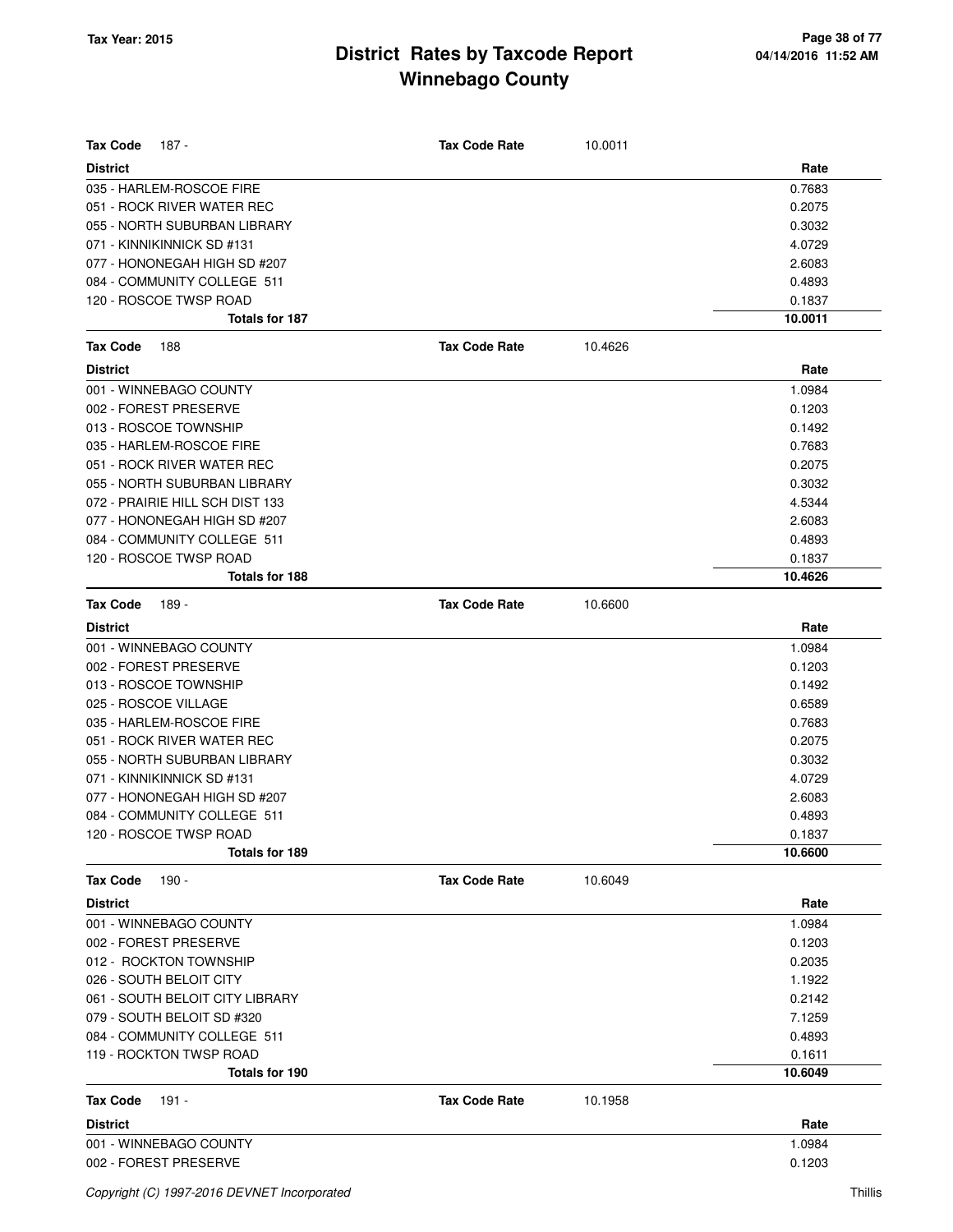# District Rates by Taxcode Report
# Winnebago County

Tax Year: 2015

**Tax Code** 187 - **Tax Code Rate** 10.0011

| District | Rate |
|---|---|
| 035 - HARLEM-ROSCOE FIRE | 0.7683 |
| 051 - ROCK RIVER WATER REC | 0.2075 |
| 055 - NORTH SUBURBAN LIBRARY | 0.3032 |
| 071 - KINNIKINNICK SD #131 | 4.0729 |
| 077 - HONONEGAH HIGH SD #207 | 2.6083 |
| 084 - COMMUNITY COLLEGE 511 | 0.4893 |
| 120 - ROSCOE TWSP ROAD | 0.1837 |
| **Totals for 187** | **10.0011** |

**Tax Code** 188 **Tax Code Rate** 10.4626

| District | Rate |
|---|---|
| 001 - WINNEBAGO COUNTY | 1.0984 |
| 002 - FOREST PRESERVE | 0.1203 |
| 013 - ROSCOE TOWNSHIP | 0.1492 |
| 035 - HARLEM-ROSCOE FIRE | 0.7683 |
| 051 - ROCK RIVER WATER REC | 0.2075 |
| 055 - NORTH SUBURBAN LIBRARY | 0.3032 |
| 072 - PRAIRIE HILL SCH DIST 133 | 4.5344 |
| 077 - HONONEGAH HIGH SD #207 | 2.6083 |
| 084 - COMMUNITY COLLEGE 511 | 0.4893 |
| 120 - ROSCOE TWSP ROAD | 0.1837 |
| **Totals for 188** | **10.4626** |

**Tax Code** 189 - **Tax Code Rate** 10.6600

| District | Rate |
|---|---|
| 001 - WINNEBAGO COUNTY | 1.0984 |
| 002 - FOREST PRESERVE | 0.1203 |
| 013 - ROSCOE TOWNSHIP | 0.1492 |
| 025 - ROSCOE VILLAGE | 0.6589 |
| 035 - HARLEM-ROSCOE FIRE | 0.7683 |
| 051 - ROCK RIVER WATER REC | 0.2075 |
| 055 - NORTH SUBURBAN LIBRARY | 0.3032 |
| 071 - KINNIKINNICK SD #131 | 4.0729 |
| 077 - HONONEGAH HIGH SD #207 | 2.6083 |
| 084 - COMMUNITY COLLEGE 511 | 0.4893 |
| 120 - ROSCOE TWSP ROAD | 0.1837 |
| **Totals for 189** | **10.6600** |

**Tax Code** 190 - **Tax Code Rate** 10.6049

| District | Rate |
|---|---|
| 001 - WINNEBAGO COUNTY | 1.0984 |
| 002 - FOREST PRESERVE | 0.1203 |
| 012 - ROCKTON TOWNSHIP | 0.2035 |
| 026 - SOUTH BELOIT CITY | 1.1922 |
| 061 - SOUTH BELOIT CITY LIBRARY | 0.2142 |
| 079 - SOUTH BELOIT SD #320 | 7.1259 |
| 084 - COMMUNITY COLLEGE 511 | 0.4893 |
| 119 - ROCKTON TWSP ROAD | 0.1611 |
| **Totals for 190** | **10.6049** |

**Tax Code** 191 - **Tax Code Rate** 10.1958

| District | Rate |
|---|---|
| 001 - WINNEBAGO COUNTY | 1.0984 |
| 002 - FOREST PRESERVE | 0.1203 |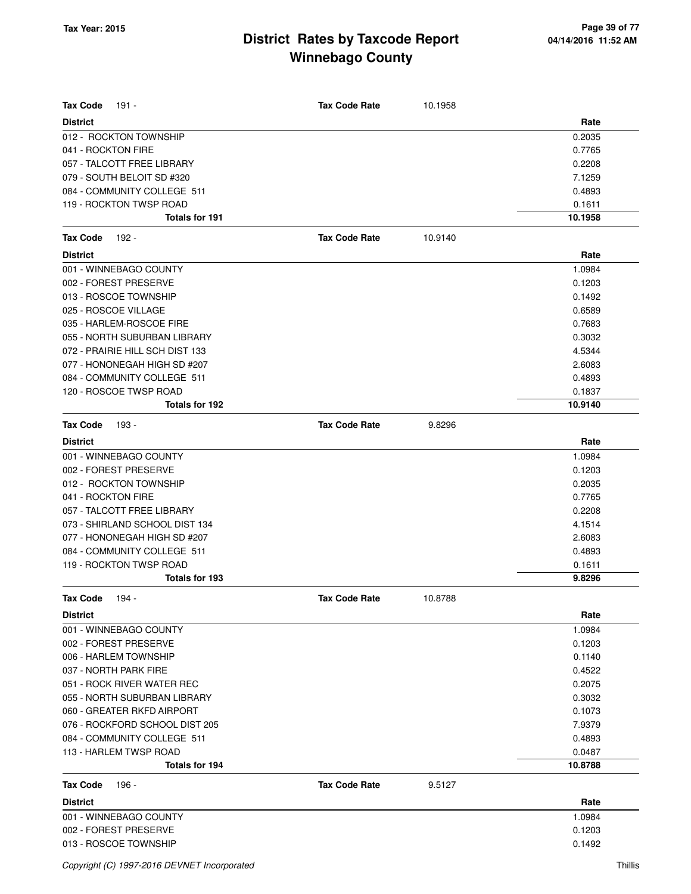# District Rates by Taxcode Report
# Winnebago County

Tax Year: 2015

| **Tax Code** 191 - | **Tax Code Rate** 10.1958 |
|---|---|
| **District** | **Rate** |
| 012 - ROCKTON TOWNSHIP | 0.2035 |
| 041 - ROCKTON FIRE | 0.7765 |
| 057 - TALCOTT FREE LIBRARY | 0.2208 |
| 079 - SOUTH BELOIT SD #320 | 7.1259 |
| 084 - COMMUNITY COLLEGE 511 | 0.4893 |
| 119 - ROCKTON TWSP ROAD | 0.1611 |
| **Totals for 191** | **10.1958** |

| **Tax Code** 192 - | **Tax Code Rate** 10.9140 |
|---|---|
| **District** | **Rate** |
| 001 - WINNEBAGO COUNTY | 1.0984 |
| 002 - FOREST PRESERVE | 0.1203 |
| 013 - ROSCOE TOWNSHIP | 0.1492 |
| 025 - ROSCOE VILLAGE | 0.6589 |
| 035 - HARLEM-ROSCOE FIRE | 0.7683 |
| 055 - NORTH SUBURBAN LIBRARY | 0.3032 |
| 072 - PRAIRIE HILL SCH DIST 133 | 4.5344 |
| 077 - HONONEGAH HIGH SD #207 | 2.6083 |
| 084 - COMMUNITY COLLEGE 511 | 0.4893 |
| 120 - ROSCOE TWSP ROAD | 0.1837 |
| **Totals for 192** | **10.9140** |

| **Tax Code** 193 - | **Tax Code Rate** 9.8296 |
|---|---|
| **District** | **Rate** |
| 001 - WINNEBAGO COUNTY | 1.0984 |
| 002 - FOREST PRESERVE | 0.1203 |
| 012 - ROCKTON TOWNSHIP | 0.2035 |
| 041 - ROCKTON FIRE | 0.7765 |
| 057 - TALCOTT FREE LIBRARY | 0.2208 |
| 073 - SHIRLAND SCHOOL DIST 134 | 4.1514 |
| 077 - HONONEGAH HIGH SD #207 | 2.6083 |
| 084 - COMMUNITY COLLEGE 511 | 0.4893 |
| 119 - ROCKTON TWSP ROAD | 0.1611 |
| **Totals for 193** | **9.8296** |

| **Tax Code** 194 - | **Tax Code Rate** 10.8788 |
|---|---|
| **District** | **Rate** |
| 001 - WINNEBAGO COUNTY | 1.0984 |
| 002 - FOREST PRESERVE | 0.1203 |
| 006 - HARLEM TOWNSHIP | 0.1140 |
| 037 - NORTH PARK FIRE | 0.4522 |
| 051 - ROCK RIVER WATER REC | 0.2075 |
| 055 - NORTH SUBURBAN LIBRARY | 0.3032 |
| 060 - GREATER RKFD AIRPORT | 0.1073 |
| 076 - ROCKFORD SCHOOL DIST 205 | 7.9379 |
| 084 - COMMUNITY COLLEGE 511 | 0.4893 |
| 113 - HARLEM TWSP ROAD | 0.0487 |
| **Totals for 194** | **10.8788** |

| **Tax Code** 196 - | **Tax Code Rate** 9.5127 |
|---|---|
| **District** | **Rate** |
| 001 - WINNEBAGO COUNTY | 1.0984 |
| 002 - FOREST PRESERVE | 0.1203 |
| 013 - ROSCOE TOWNSHIP | 0.1492 |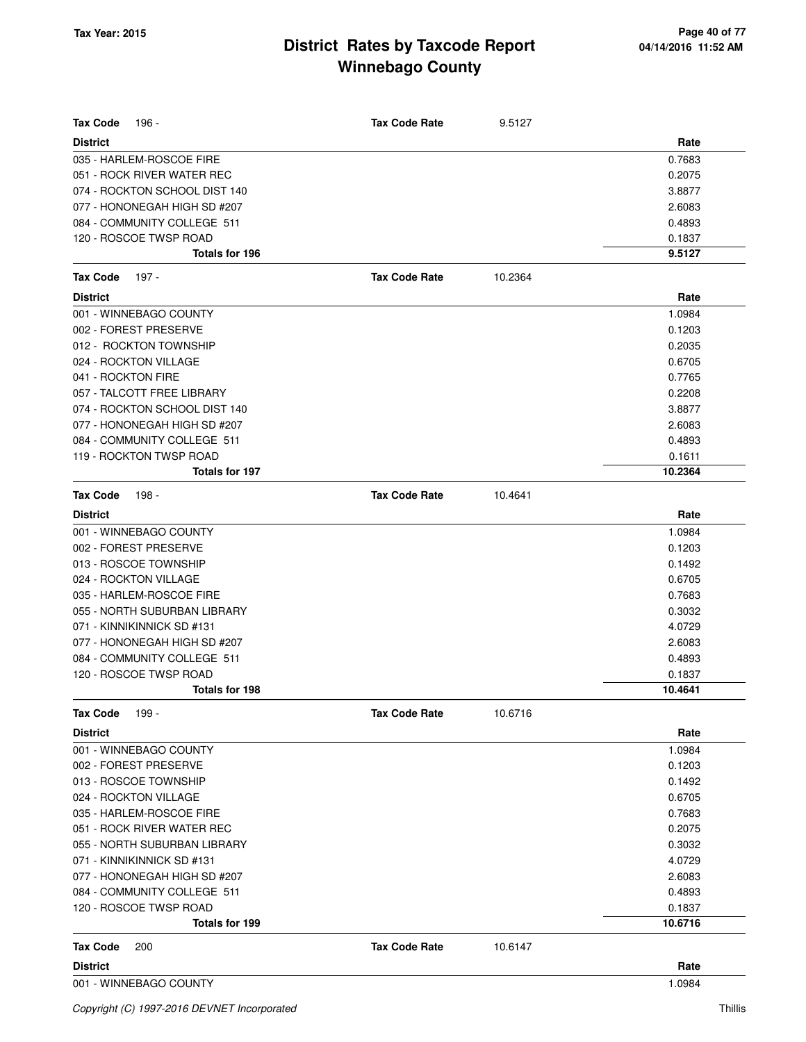# District Rates by Taxcode Report
# Winnebago County

**Tax Year: 2015**

04/14/2016 11:52 AM

**Tax Code** 196 - **Tax Code Rate** 9.5127

| District | Rate |
|---|---|
| 035 - HARLEM-ROSCOE FIRE | 0.7683 |
| 051 - ROCK RIVER WATER REC | 0.2075 |
| 074 - ROCKTON SCHOOL DIST 140 | 3.8877 |
| 077 - HONONEGAH HIGH SD #207 | 2.6083 |
| 084 - COMMUNITY COLLEGE 511 | 0.4893 |
| 120 - ROSCOE TWSP ROAD | 0.1837 |
| **Totals for 196** | **9.5127** |

**Tax Code** 197 - **Tax Code Rate** 10.2364

| District | Rate |
|---|---|
| 001 - WINNEBAGO COUNTY | 1.0984 |
| 002 - FOREST PRESERVE | 0.1203 |
| 012 - ROCKTON TOWNSHIP | 0.2035 |
| 024 - ROCKTON VILLAGE | 0.6705 |
| 041 - ROCKTON FIRE | 0.7765 |
| 057 - TALCOTT FREE LIBRARY | 0.2208 |
| 074 - ROCKTON SCHOOL DIST 140 | 3.8877 |
| 077 - HONONEGAH HIGH SD #207 | 2.6083 |
| 084 - COMMUNITY COLLEGE 511 | 0.4893 |
| 119 - ROCKTON TWSP ROAD | 0.1611 |
| **Totals for 197** | **10.2364** |

**Tax Code** 198 - **Tax Code Rate** 10.4641

| District | Rate |
|---|---|
| 001 - WINNEBAGO COUNTY | 1.0984 |
| 002 - FOREST PRESERVE | 0.1203 |
| 013 - ROSCOE TOWNSHIP | 0.1492 |
| 024 - ROCKTON VILLAGE | 0.6705 |
| 035 - HARLEM-ROSCOE FIRE | 0.7683 |
| 055 - NORTH SUBURBAN LIBRARY | 0.3032 |
| 071 - KINNIKINNICK SD #131 | 4.0729 |
| 077 - HONONEGAH HIGH SD #207 | 2.6083 |
| 084 - COMMUNITY COLLEGE 511 | 0.4893 |
| 120 - ROSCOE TWSP ROAD | 0.1837 |
| **Totals for 198** | **10.4641** |

**Tax Code** 199 - **Tax Code Rate** 10.6716

| District | Rate |
|---|---|
| 001 - WINNEBAGO COUNTY | 1.0984 |
| 002 - FOREST PRESERVE | 0.1203 |
| 013 - ROSCOE TOWNSHIP | 0.1492 |
| 024 - ROCKTON VILLAGE | 0.6705 |
| 035 - HARLEM-ROSCOE FIRE | 0.7683 |
| 051 - ROCK RIVER WATER REC | 0.2075 |
| 055 - NORTH SUBURBAN LIBRARY | 0.3032 |
| 071 - KINNIKINNICK SD #131 | 4.0729 |
| 077 - HONONEGAH HIGH SD #207 | 2.6083 |
| 084 - COMMUNITY COLLEGE 511 | 0.4893 |
| 120 - ROSCOE TWSP ROAD | 0.1837 |
| **Totals for 199** | **10.6716** |

**Tax Code** 200 **Tax Code Rate** 10.6147

| District | Rate |
|---|---|
| 001 - WINNEBAGO COUNTY | 1.0984 |

Copyright (C) 1997-2016 DEVNET Incorporated Thillis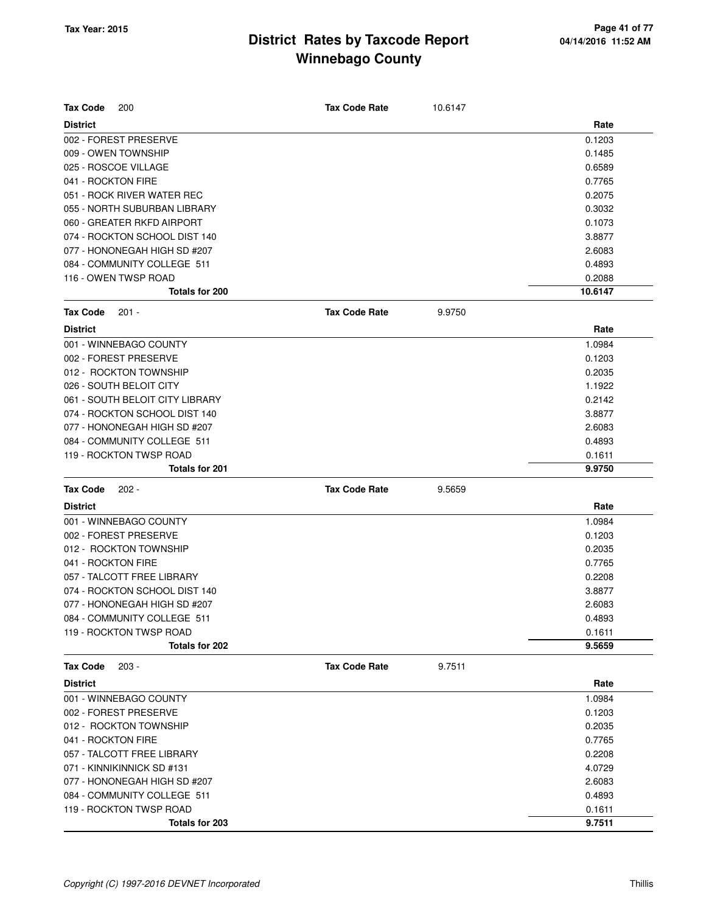# District Rates by Taxcode Report
# Winnebago County

Tax Year: 2015

**Tax Code** 200 — **Tax Code Rate** 10.6147

| District | Rate |
|---|---|
| 002 - FOREST PRESERVE | 0.1203 |
| 009 - OWEN TOWNSHIP | 0.1485 |
| 025 - ROSCOE VILLAGE | 0.6589 |
| 041 - ROCKTON FIRE | 0.7765 |
| 051 - ROCK RIVER WATER REC | 0.2075 |
| 055 - NORTH SUBURBAN LIBRARY | 0.3032 |
| 060 - GREATER RKFD AIRPORT | 0.1073 |
| 074 - ROCKTON SCHOOL DIST 140 | 3.8877 |
| 077 - HONONEGAH HIGH SD #207 | 2.6083 |
| 084 - COMMUNITY COLLEGE 511 | 0.4893 |
| 116 - OWEN TWSP ROAD | 0.2088 |
| **Totals for 200** | **10.6147** |

**Tax Code** 201 - — **Tax Code Rate** 9.9750

| District | Rate |
|---|---|
| 001 - WINNEBAGO COUNTY | 1.0984 |
| 002 - FOREST PRESERVE | 0.1203 |
| 012 - ROCKTON TOWNSHIP | 0.2035 |
| 026 - SOUTH BELOIT CITY | 1.1922 |
| 061 - SOUTH BELOIT CITY LIBRARY | 0.2142 |
| 074 - ROCKTON SCHOOL DIST 140 | 3.8877 |
| 077 - HONONEGAH HIGH SD #207 | 2.6083 |
| 084 - COMMUNITY COLLEGE 511 | 0.4893 |
| 119 - ROCKTON TWSP ROAD | 0.1611 |
| **Totals for 201** | **9.9750** |

**Tax Code** 202 - — **Tax Code Rate** 9.5659

| District | Rate |
|---|---|
| 001 - WINNEBAGO COUNTY | 1.0984 |
| 002 - FOREST PRESERVE | 0.1203 |
| 012 - ROCKTON TOWNSHIP | 0.2035 |
| 041 - ROCKTON FIRE | 0.7765 |
| 057 - TALCOTT FREE LIBRARY | 0.2208 |
| 074 - ROCKTON SCHOOL DIST 140 | 3.8877 |
| 077 - HONONEGAH HIGH SD #207 | 2.6083 |
| 084 - COMMUNITY COLLEGE 511 | 0.4893 |
| 119 - ROCKTON TWSP ROAD | 0.1611 |
| **Totals for 202** | **9.5659** |

**Tax Code** 203 - — **Tax Code Rate** 9.7511

| District | Rate |
|---|---|
| 001 - WINNEBAGO COUNTY | 1.0984 |
| 002 - FOREST PRESERVE | 0.1203 |
| 012 - ROCKTON TOWNSHIP | 0.2035 |
| 041 - ROCKTON FIRE | 0.7765 |
| 057 - TALCOTT FREE LIBRARY | 0.2208 |
| 071 - KINNIKINNICK SD #131 | 4.0729 |
| 077 - HONONEGAH HIGH SD #207 | 2.6083 |
| 084 - COMMUNITY COLLEGE 511 | 0.4893 |
| 119 - ROCKTON TWSP ROAD | 0.1611 |
| **Totals for 203** | **9.7511** |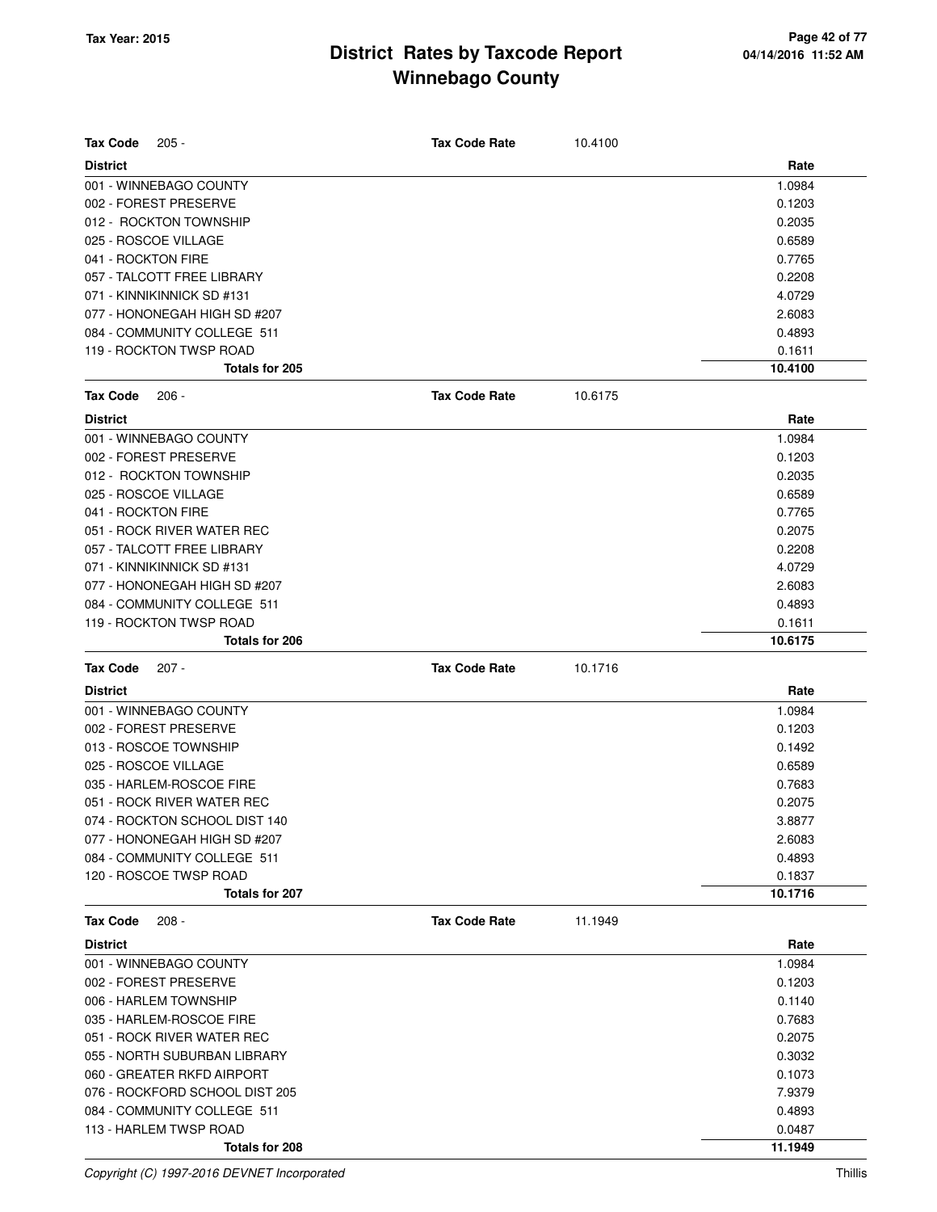# District Rates by Taxcode Report
# Winnebago County

Tax Year: 2015

| Tax Code 205 - | Tax Code Rate | 10.4100 |
|---|---|---|
| **District** | | **Rate** |
| 001 - WINNEBAGO COUNTY | | 1.0984 |
| 002 - FOREST PRESERVE | | 0.1203 |
| 012 - ROCKTON TOWNSHIP | | 0.2035 |
| 025 - ROSCOE VILLAGE | | 0.6589 |
| 041 - ROCKTON FIRE | | 0.7765 |
| 057 - TALCOTT FREE LIBRARY | | 0.2208 |
| 071 - KINNIKINNICK SD #131 | | 4.0729 |
| 077 - HONONEGAH HIGH SD #207 | | 2.6083 |
| 084 - COMMUNITY COLLEGE 511 | | 0.4893 |
| 119 - ROCKTON TWSP ROAD | | 0.1611 |
| **Totals for 205** | | **10.4100** |

| Tax Code 206 - | Tax Code Rate | 10.6175 |
|---|---|---|
| **District** | | **Rate** |
| 001 - WINNEBAGO COUNTY | | 1.0984 |
| 002 - FOREST PRESERVE | | 0.1203 |
| 012 - ROCKTON TOWNSHIP | | 0.2035 |
| 025 - ROSCOE VILLAGE | | 0.6589 |
| 041 - ROCKTON FIRE | | 0.7765 |
| 051 - ROCK RIVER WATER REC | | 0.2075 |
| 057 - TALCOTT FREE LIBRARY | | 0.2208 |
| 071 - KINNIKINNICK SD #131 | | 4.0729 |
| 077 - HONONEGAH HIGH SD #207 | | 2.6083 |
| 084 - COMMUNITY COLLEGE 511 | | 0.4893 |
| 119 - ROCKTON TWSP ROAD | | 0.1611 |
| **Totals for 206** | | **10.6175** |

| Tax Code 207 - | Tax Code Rate | 10.1716 |
|---|---|---|
| **District** | | **Rate** |
| 001 - WINNEBAGO COUNTY | | 1.0984 |
| 002 - FOREST PRESERVE | | 0.1203 |
| 013 - ROSCOE TOWNSHIP | | 0.1492 |
| 025 - ROSCOE VILLAGE | | 0.6589 |
| 035 - HARLEM-ROSCOE FIRE | | 0.7683 |
| 051 - ROCK RIVER WATER REC | | 0.2075 |
| 074 - ROCKTON SCHOOL DIST 140 | | 3.8877 |
| 077 - HONONEGAH HIGH SD #207 | | 2.6083 |
| 084 - COMMUNITY COLLEGE 511 | | 0.4893 |
| 120 - ROSCOE TWSP ROAD | | 0.1837 |
| **Totals for 207** | | **10.1716** |

| Tax Code 208 - | Tax Code Rate | 11.1949 |
|---|---|---|
| **District** | | **Rate** |
| 001 - WINNEBAGO COUNTY | | 1.0984 |
| 002 - FOREST PRESERVE | | 0.1203 |
| 006 - HARLEM TOWNSHIP | | 0.1140 |
| 035 - HARLEM-ROSCOE FIRE | | 0.7683 |
| 051 - ROCK RIVER WATER REC | | 0.2075 |
| 055 - NORTH SUBURBAN LIBRARY | | 0.3032 |
| 060 - GREATER RKFD AIRPORT | | 0.1073 |
| 076 - ROCKFORD SCHOOL DIST 205 | | 7.9379 |
| 084 - COMMUNITY COLLEGE 511 | | 0.4893 |
| 113 - HARLEM TWSP ROAD | | 0.0487 |
| **Totals for 208** | | **11.1949** |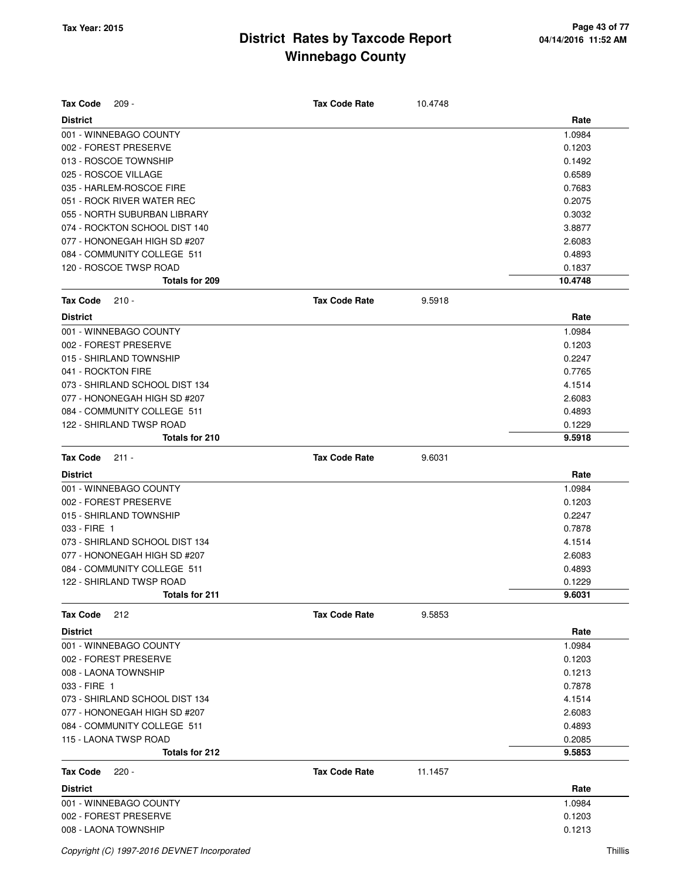# District Rates by Taxcode Report
## Winnebago County

Tax Year: 2015

**Tax Code** 209 - **Tax Code Rate** 10.4748

| District | Rate |
|---|---|
| 001 - WINNEBAGO COUNTY | 1.0984 |
| 002 - FOREST PRESERVE | 0.1203 |
| 013 - ROSCOE TOWNSHIP | 0.1492 |
| 025 - ROSCOE VILLAGE | 0.6589 |
| 035 - HARLEM-ROSCOE FIRE | 0.7683 |
| 051 - ROCK RIVER WATER REC | 0.2075 |
| 055 - NORTH SUBURBAN LIBRARY | 0.3032 |
| 074 - ROCKTON SCHOOL DIST 140 | 3.8877 |
| 077 - HONONEGAH HIGH SD #207 | 2.6083 |
| 084 - COMMUNITY COLLEGE 511 | 0.4893 |
| 120 - ROSCOE TWSP ROAD | 0.1837 |
| **Totals for 209** | **10.4748** |

**Tax Code** 210 - **Tax Code Rate** 9.5918

| District | Rate |
|---|---|
| 001 - WINNEBAGO COUNTY | 1.0984 |
| 002 - FOREST PRESERVE | 0.1203 |
| 015 - SHIRLAND TOWNSHIP | 0.2247 |
| 041 - ROCKTON FIRE | 0.7765 |
| 073 - SHIRLAND SCHOOL DIST 134 | 4.1514 |
| 077 - HONONEGAH HIGH SD #207 | 2.6083 |
| 084 - COMMUNITY COLLEGE 511 | 0.4893 |
| 122 - SHIRLAND TWSP ROAD | 0.1229 |
| **Totals for 210** | **9.5918** |

**Tax Code** 211 - **Tax Code Rate** 9.6031

| District | Rate |
|---|---|
| 001 - WINNEBAGO COUNTY | 1.0984 |
| 002 - FOREST PRESERVE | 0.1203 |
| 015 - SHIRLAND TOWNSHIP | 0.2247 |
| 033 - FIRE 1 | 0.7878 |
| 073 - SHIRLAND SCHOOL DIST 134 | 4.1514 |
| 077 - HONONEGAH HIGH SD #207 | 2.6083 |
| 084 - COMMUNITY COLLEGE 511 | 0.4893 |
| 122 - SHIRLAND TWSP ROAD | 0.1229 |
| **Totals for 211** | **9.6031** |

**Tax Code** 212 **Tax Code Rate** 9.5853

| District | Rate |
|---|---|
| 001 - WINNEBAGO COUNTY | 1.0984 |
| 002 - FOREST PRESERVE | 0.1203 |
| 008 - LAONA TOWNSHIP | 0.1213 |
| 033 - FIRE 1 | 0.7878 |
| 073 - SHIRLAND SCHOOL DIST 134 | 4.1514 |
| 077 - HONONEGAH HIGH SD #207 | 2.6083 |
| 084 - COMMUNITY COLLEGE 511 | 0.4893 |
| 115 - LAONA TWSP ROAD | 0.2085 |
| **Totals for 212** | **9.5853** |

**Tax Code** 220 - **Tax Code Rate** 11.1457

| District | Rate |
|---|---|
| 001 - WINNEBAGO COUNTY | 1.0984 |
| 002 - FOREST PRESERVE | 0.1203 |
| 008 - LAONA TOWNSHIP | 0.1213 |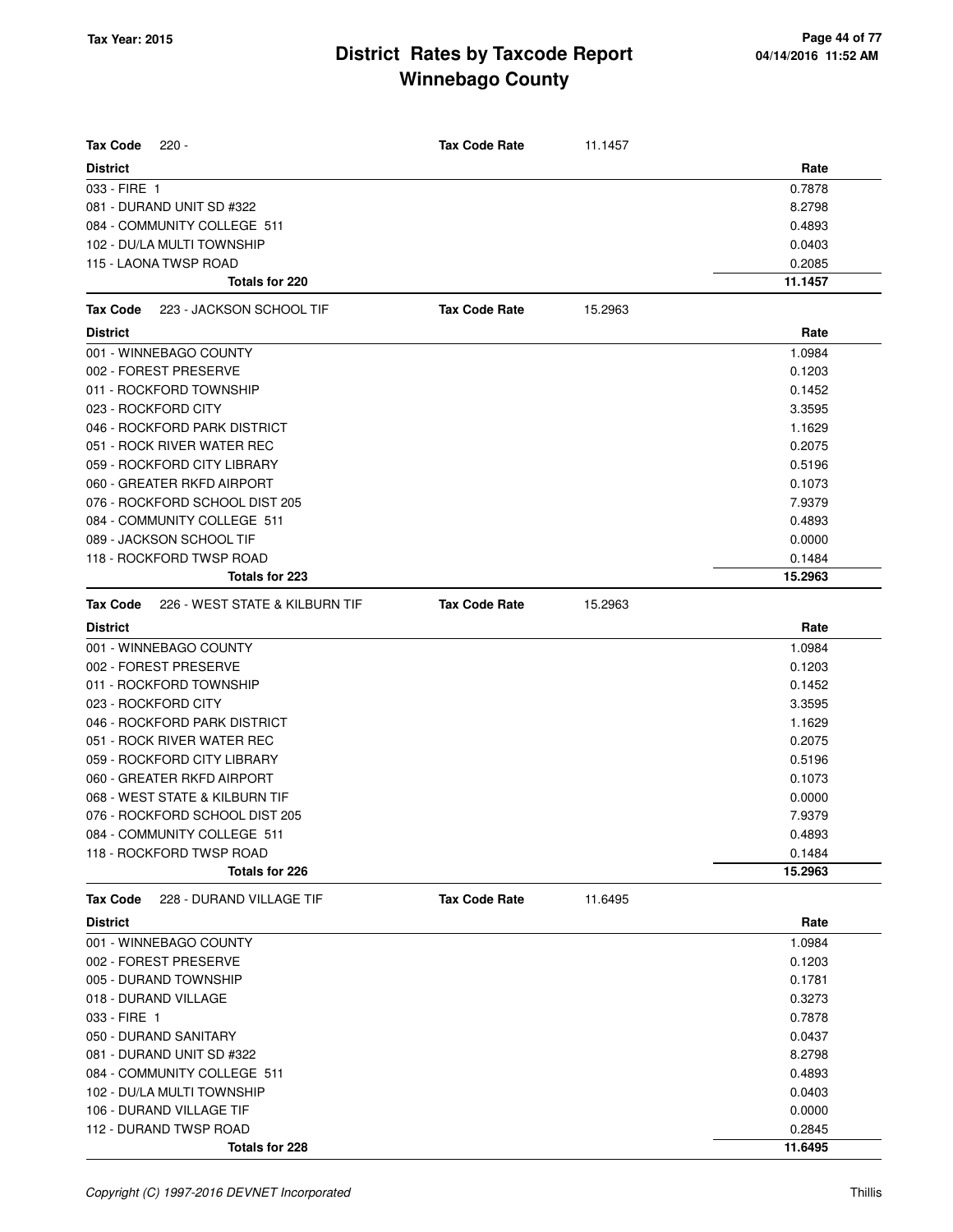# District Rates by Taxcode Report
# Winnebago County

Tax Year: 2015

**Tax Code** 220 - **Tax Code Rate** 11.1457

| District | Rate |
|---|---|
| 033 - FIRE 1 | 0.7878 |
| 081 - DURAND UNIT SD #322 | 8.2798 |
| 084 - COMMUNITY COLLEGE 511 | 0.4893 |
| 102 - DU/LA MULTI TOWNSHIP | 0.0403 |
| 115 - LAONA TWSP ROAD | 0.2085 |
| **Totals for 220** | **11.1457** |

**Tax Code** 223 - JACKSON SCHOOL TIF **Tax Code Rate** 15.2963

| District | Rate |
|---|---|
| 001 - WINNEBAGO COUNTY | 1.0984 |
| 002 - FOREST PRESERVE | 0.1203 |
| 011 - ROCKFORD TOWNSHIP | 0.1452 |
| 023 - ROCKFORD CITY | 3.3595 |
| 046 - ROCKFORD PARK DISTRICT | 1.1629 |
| 051 - ROCK RIVER WATER REC | 0.2075 |
| 059 - ROCKFORD CITY LIBRARY | 0.5196 |
| 060 - GREATER RKFD AIRPORT | 0.1073 |
| 076 - ROCKFORD SCHOOL DIST 205 | 7.9379 |
| 084 - COMMUNITY COLLEGE 511 | 0.4893 |
| 089 - JACKSON SCHOOL TIF | 0.0000 |
| 118 - ROCKFORD TWSP ROAD | 0.1484 |
| **Totals for 223** | **15.2963** |

**Tax Code** 226 - WEST STATE & KILBURN TIF **Tax Code Rate** 15.2963

| District | Rate |
|---|---|
| 001 - WINNEBAGO COUNTY | 1.0984 |
| 002 - FOREST PRESERVE | 0.1203 |
| 011 - ROCKFORD TOWNSHIP | 0.1452 |
| 023 - ROCKFORD CITY | 3.3595 |
| 046 - ROCKFORD PARK DISTRICT | 1.1629 |
| 051 - ROCK RIVER WATER REC | 0.2075 |
| 059 - ROCKFORD CITY LIBRARY | 0.5196 |
| 060 - GREATER RKFD AIRPORT | 0.1073 |
| 068 - WEST STATE & KILBURN TIF | 0.0000 |
| 076 - ROCKFORD SCHOOL DIST 205 | 7.9379 |
| 084 - COMMUNITY COLLEGE 511 | 0.4893 |
| 118 - ROCKFORD TWSP ROAD | 0.1484 |
| **Totals for 226** | **15.2963** |

**Tax Code** 228 - DURAND VILLAGE TIF **Tax Code Rate** 11.6495

| District | Rate |
|---|---|
| 001 - WINNEBAGO COUNTY | 1.0984 |
| 002 - FOREST PRESERVE | 0.1203 |
| 005 - DURAND TOWNSHIP | 0.1781 |
| 018 - DURAND VILLAGE | 0.3273 |
| 033 - FIRE 1 | 0.7878 |
| 050 - DURAND SANITARY | 0.0437 |
| 081 - DURAND UNIT SD #322 | 8.2798 |
| 084 - COMMUNITY COLLEGE 511 | 0.4893 |
| 102 - DU/LA MULTI TOWNSHIP | 0.0403 |
| 106 - DURAND VILLAGE TIF | 0.0000 |
| 112 - DURAND TWSP ROAD | 0.2845 |
| **Totals for 228** | **11.6495** |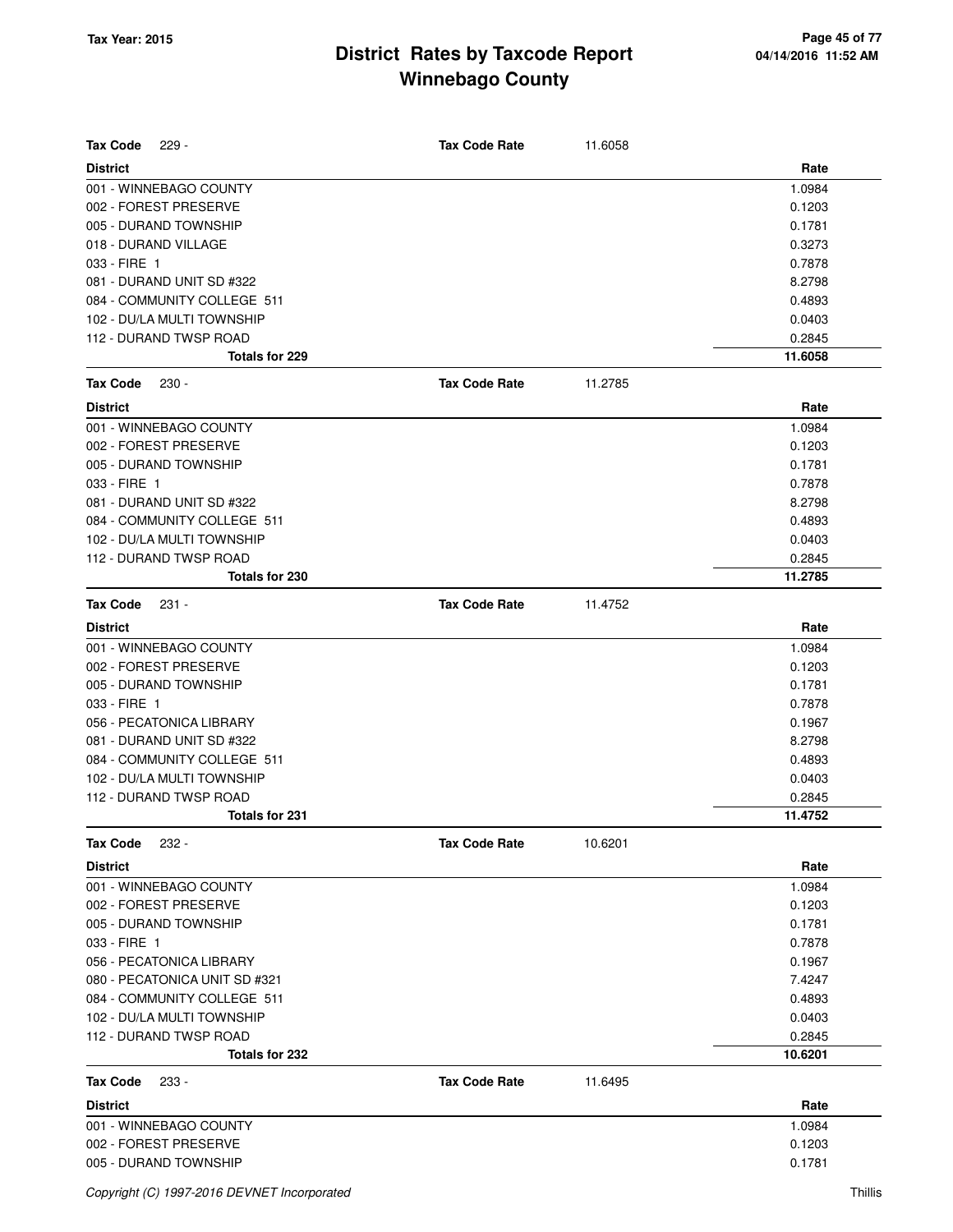**Tax Code** 229 - **Tax Code Rate** 11.6058

| District | Rate |
|---|---|
| 001 - WINNEBAGO COUNTY | 1.0984 |
| 002 - FOREST PRESERVE | 0.1203 |
| 005 - DURAND TOWNSHIP | 0.1781 |
| 018 - DURAND VILLAGE | 0.3273 |
| 033 - FIRE 1 | 0.7878 |
| 081 - DURAND UNIT SD #322 | 8.2798 |
| 084 - COMMUNITY COLLEGE 511 | 0.4893 |
| 102 - DU/LA MULTI TOWNSHIP | 0.0403 |
| 112 - DURAND TWSP ROAD | 0.2845 |
| **Totals for 229** | **11.6058** |

**Tax Code** 230 - **Tax Code Rate** 11.2785

| District | Rate |
|---|---|
| 001 - WINNEBAGO COUNTY | 1.0984 |
| 002 - FOREST PRESERVE | 0.1203 |
| 005 - DURAND TOWNSHIP | 0.1781 |
| 033 - FIRE 1 | 0.7878 |
| 081 - DURAND UNIT SD #322 | 8.2798 |
| 084 - COMMUNITY COLLEGE 511 | 0.4893 |
| 102 - DU/LA MULTI TOWNSHIP | 0.0403 |
| 112 - DURAND TWSP ROAD | 0.2845 |
| **Totals for 230** | **11.2785** |

**Tax Code** 231 - **Tax Code Rate** 11.4752

| District | Rate |
|---|---|
| 001 - WINNEBAGO COUNTY | 1.0984 |
| 002 - FOREST PRESERVE | 0.1203 |
| 005 - DURAND TOWNSHIP | 0.1781 |
| 033 - FIRE 1 | 0.7878 |
| 056 - PECATONICA LIBRARY | 0.1967 |
| 081 - DURAND UNIT SD #322 | 8.2798 |
| 084 - COMMUNITY COLLEGE 511 | 0.4893 |
| 102 - DU/LA MULTI TOWNSHIP | 0.0403 |
| 112 - DURAND TWSP ROAD | 0.2845 |
| **Totals for 231** | **11.4752** |

**Tax Code** 232 - **Tax Code Rate** 10.6201

| District | Rate |
|---|---|
| 001 - WINNEBAGO COUNTY | 1.0984 |
| 002 - FOREST PRESERVE | 0.1203 |
| 005 - DURAND TOWNSHIP | 0.1781 |
| 033 - FIRE 1 | 0.7878 |
| 056 - PECATONICA LIBRARY | 0.1967 |
| 080 - PECATONICA UNIT SD #321 | 7.4247 |
| 084 - COMMUNITY COLLEGE 511 | 0.4893 |
| 102 - DU/LA MULTI TOWNSHIP | 0.0403 |
| 112 - DURAND TWSP ROAD | 0.2845 |
| **Totals for 232** | **10.6201** |

**Tax Code** 233 - **Tax Code Rate** 11.6495

| District | Rate |
|---|---|
| 001 - WINNEBAGO COUNTY | 1.0984 |
| 002 - FOREST PRESERVE | 0.1203 |
| 005 - DURAND TOWNSHIP | 0.1781 |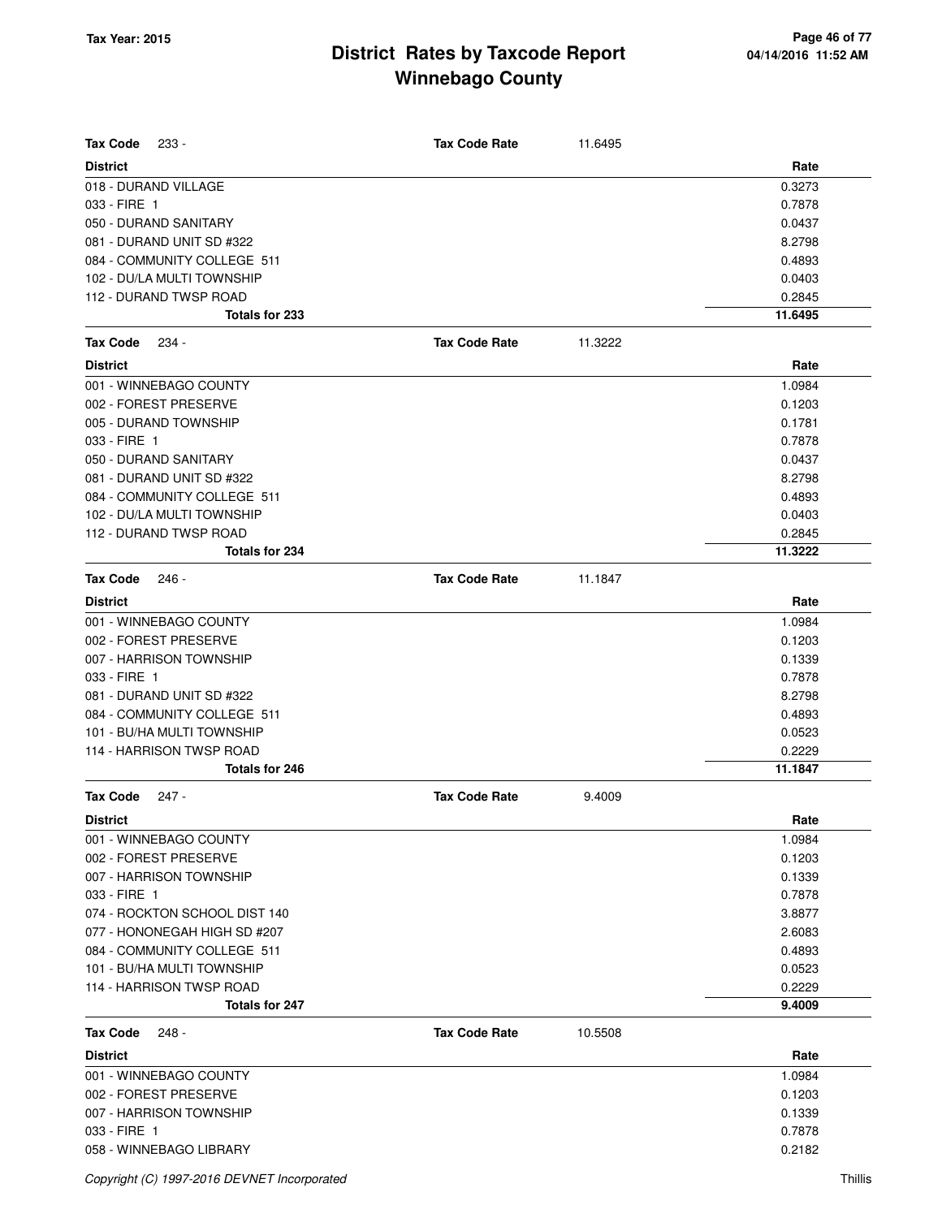# District Rates by Taxcode Report
## Winnebago County

Tax Year: 2015

**Tax Code** 233 - **Tax Code Rate** 11.6495

| District | Rate |
|---|---|
| 018 - DURAND VILLAGE | 0.3273 |
| 033 - FIRE 1 | 0.7878 |
| 050 - DURAND SANITARY | 0.0437 |
| 081 - DURAND UNIT SD #322 | 8.2798 |
| 084 - COMMUNITY COLLEGE 511 | 0.4893 |
| 102 - DU/LA MULTI TOWNSHIP | 0.0403 |
| 112 - DURAND TWSP ROAD | 0.2845 |
| **Totals for 233** | **11.6495** |

**Tax Code** 234 - **Tax Code Rate** 11.3222

| District | Rate |
|---|---|
| 001 - WINNEBAGO COUNTY | 1.0984 |
| 002 - FOREST PRESERVE | 0.1203 |
| 005 - DURAND TOWNSHIP | 0.1781 |
| 033 - FIRE 1 | 0.7878 |
| 050 - DURAND SANITARY | 0.0437 |
| 081 - DURAND UNIT SD #322 | 8.2798 |
| 084 - COMMUNITY COLLEGE 511 | 0.4893 |
| 102 - DU/LA MULTI TOWNSHIP | 0.0403 |
| 112 - DURAND TWSP ROAD | 0.2845 |
| **Totals for 234** | **11.3222** |

**Tax Code** 246 - **Tax Code Rate** 11.1847

| District | Rate |
|---|---|
| 001 - WINNEBAGO COUNTY | 1.0984 |
| 002 - FOREST PRESERVE | 0.1203 |
| 007 - HARRISON TOWNSHIP | 0.1339 |
| 033 - FIRE 1 | 0.7878 |
| 081 - DURAND UNIT SD #322 | 8.2798 |
| 084 - COMMUNITY COLLEGE 511 | 0.4893 |
| 101 - BU/HA MULTI TOWNSHIP | 0.0523 |
| 114 - HARRISON TWSP ROAD | 0.2229 |
| **Totals for 246** | **11.1847** |

**Tax Code** 247 - **Tax Code Rate** 9.4009

| District | Rate |
|---|---|
| 001 - WINNEBAGO COUNTY | 1.0984 |
| 002 - FOREST PRESERVE | 0.1203 |
| 007 - HARRISON TOWNSHIP | 0.1339 |
| 033 - FIRE 1 | 0.7878 |
| 074 - ROCKTON SCHOOL DIST 140 | 3.8877 |
| 077 - HONONEGAH HIGH SD #207 | 2.6083 |
| 084 - COMMUNITY COLLEGE 511 | 0.4893 |
| 101 - BU/HA MULTI TOWNSHIP | 0.0523 |
| 114 - HARRISON TWSP ROAD | 0.2229 |
| **Totals for 247** | **9.4009** |

**Tax Code** 248 - **Tax Code Rate** 10.5508

| District | Rate |
|---|---|
| 001 - WINNEBAGO COUNTY | 1.0984 |
| 002 - FOREST PRESERVE | 0.1203 |
| 007 - HARRISON TOWNSHIP | 0.1339 |
| 033 - FIRE 1 | 0.7878 |
| 058 - WINNEBAGO LIBRARY | 0.2182 |

*Copyright (C) 1997-2016 DEVNET Incorporated* Thillis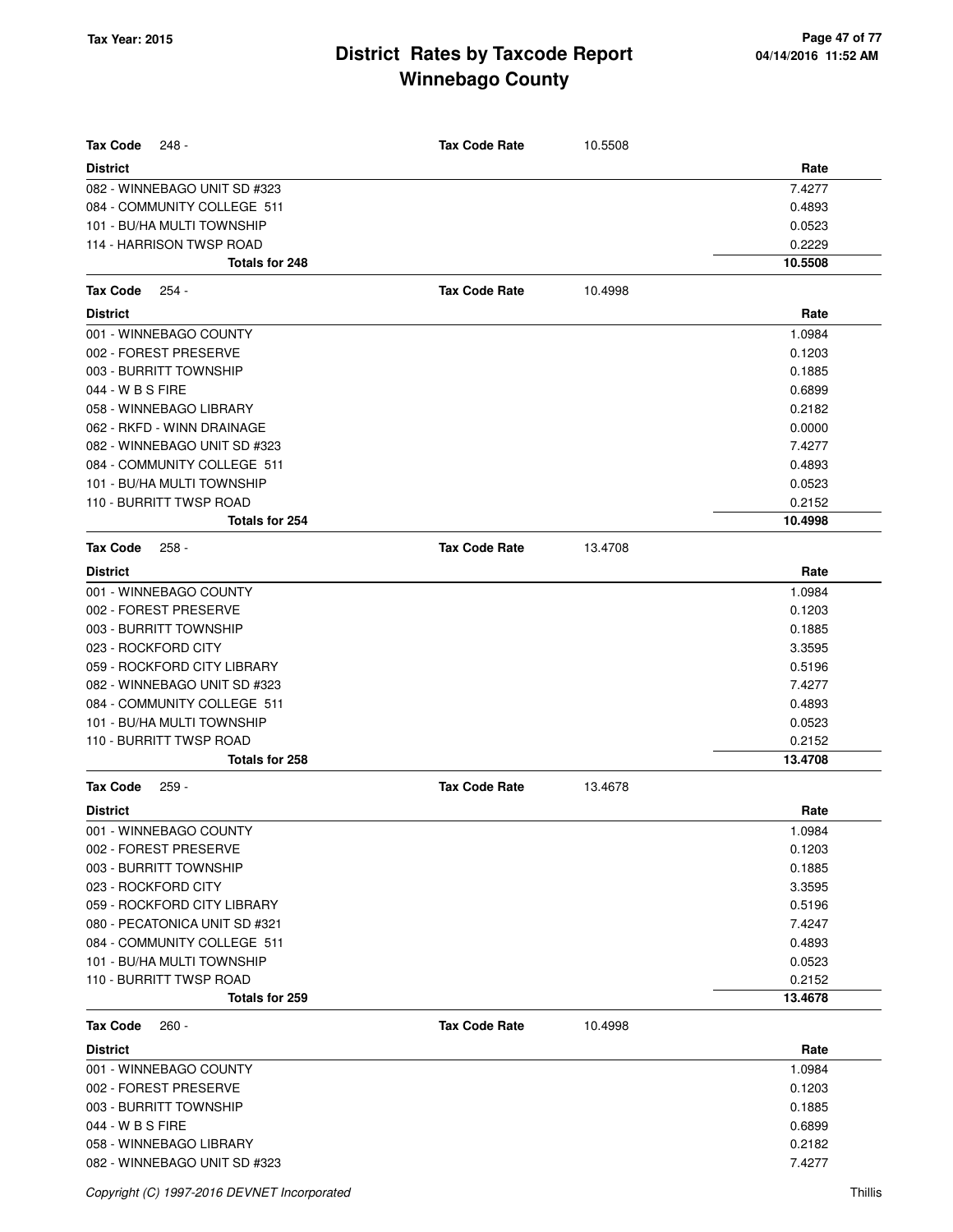# District Rates by Taxcode Report
# Winnebago County

Tax Year: 2015

**Tax Code** 248 - **Tax Code Rate** 10.5508

| District | Rate |
|---|---|
| 082 - WINNEBAGO UNIT SD #323 | 7.4277 |
| 084 - COMMUNITY COLLEGE 511 | 0.4893 |
| 101 - BU/HA MULTI TOWNSHIP | 0.0523 |
| 114 - HARRISON TWSP ROAD | 0.2229 |
| **Totals for 248** | **10.5508** |

**Tax Code** 254 - **Tax Code Rate** 10.4998

| District | Rate |
|---|---|
| 001 - WINNEBAGO COUNTY | 1.0984 |
| 002 - FOREST PRESERVE | 0.1203 |
| 003 - BURRITT TOWNSHIP | 0.1885 |
| 044 - W B S FIRE | 0.6899 |
| 058 - WINNEBAGO LIBRARY | 0.2182 |
| 062 - RKFD - WINN DRAINAGE | 0.0000 |
| 082 - WINNEBAGO UNIT SD #323 | 7.4277 |
| 084 - COMMUNITY COLLEGE 511 | 0.4893 |
| 101 - BU/HA MULTI TOWNSHIP | 0.0523 |
| 110 - BURRITT TWSP ROAD | 0.2152 |
| **Totals for 254** | **10.4998** |

**Tax Code** 258 - **Tax Code Rate** 13.4708

| District | Rate |
|---|---|
| 001 - WINNEBAGO COUNTY | 1.0984 |
| 002 - FOREST PRESERVE | 0.1203 |
| 003 - BURRITT TOWNSHIP | 0.1885 |
| 023 - ROCKFORD CITY | 3.3595 |
| 059 - ROCKFORD CITY LIBRARY | 0.5196 |
| 082 - WINNEBAGO UNIT SD #323 | 7.4277 |
| 084 - COMMUNITY COLLEGE 511 | 0.4893 |
| 101 - BU/HA MULTI TOWNSHIP | 0.0523 |
| 110 - BURRITT TWSP ROAD | 0.2152 |
| **Totals for 258** | **13.4708** |

**Tax Code** 259 - **Tax Code Rate** 13.4678

| District | Rate |
|---|---|
| 001 - WINNEBAGO COUNTY | 1.0984 |
| 002 - FOREST PRESERVE | 0.1203 |
| 003 - BURRITT TOWNSHIP | 0.1885 |
| 023 - ROCKFORD CITY | 3.3595 |
| 059 - ROCKFORD CITY LIBRARY | 0.5196 |
| 080 - PECATONICA UNIT SD #321 | 7.4247 |
| 084 - COMMUNITY COLLEGE 511 | 0.4893 |
| 101 - BU/HA MULTI TOWNSHIP | 0.0523 |
| 110 - BURRITT TWSP ROAD | 0.2152 |
| **Totals for 259** | **13.4678** |

**Tax Code** 260 - **Tax Code Rate** 10.4998

| District | Rate |
|---|---|
| 001 - WINNEBAGO COUNTY | 1.0984 |
| 002 - FOREST PRESERVE | 0.1203 |
| 003 - BURRITT TOWNSHIP | 0.1885 |
| 044 - W B S FIRE | 0.6899 |
| 058 - WINNEBAGO LIBRARY | 0.2182 |
| 082 - WINNEBAGO UNIT SD #323 | 7.4277 |

Copyright (C) 1997-2016 DEVNET Incorporated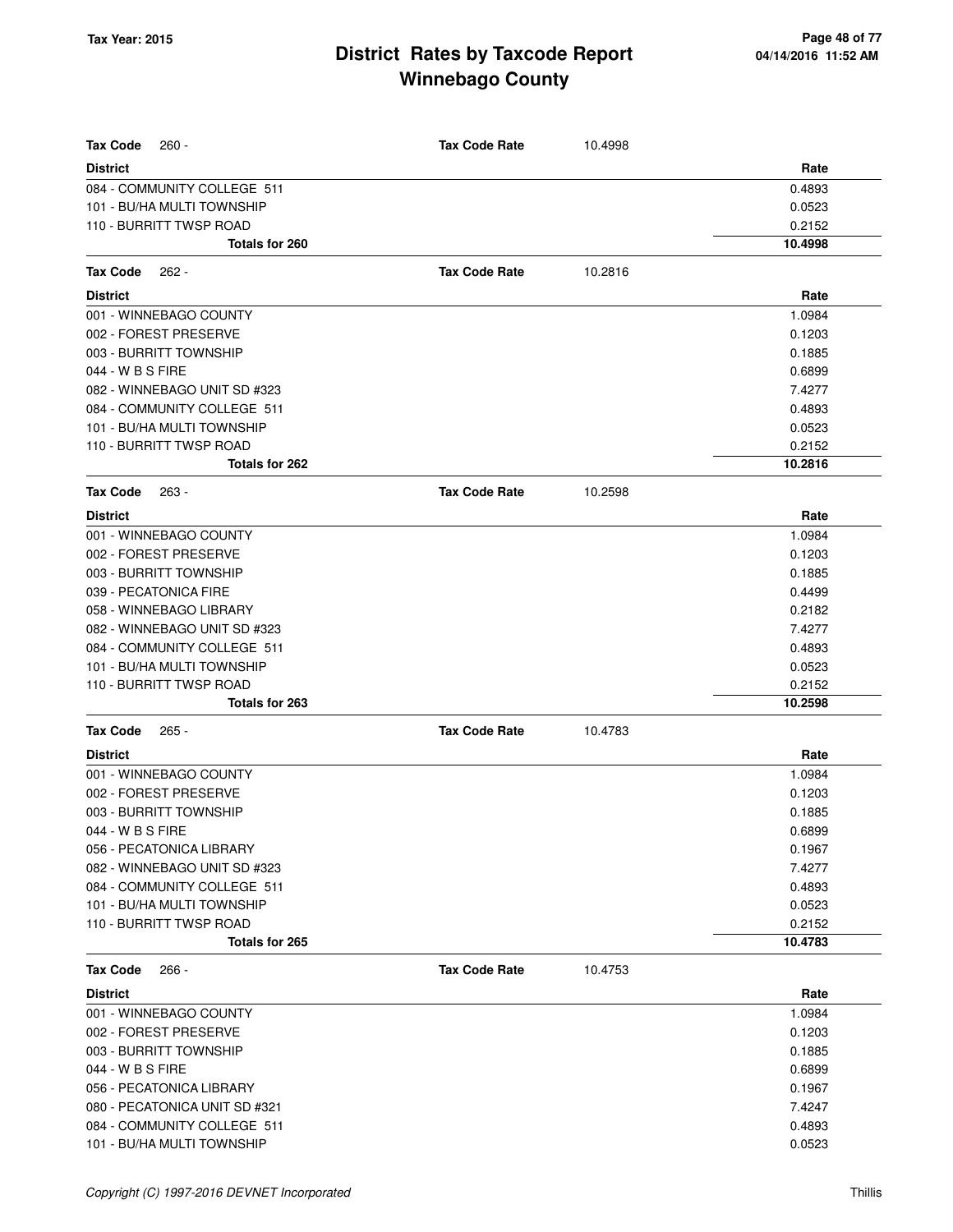# District Rates by Taxcode Report
# Winnebago County

**Tax Year: 2015**

**Tax Code** 260 - **Tax Code Rate** 10.4998

| District | Rate |
|---|---|
| 084 - COMMUNITY COLLEGE 511 | 0.4893 |
| 101 - BU/HA MULTI TOWNSHIP | 0.0523 |
| 110 - BURRITT TWSP ROAD | 0.2152 |
| **Totals for 260** | **10.4998** |

**Tax Code** 262 - **Tax Code Rate** 10.2816

| District | Rate |
|---|---|
| 001 - WINNEBAGO COUNTY | 1.0984 |
| 002 - FOREST PRESERVE | 0.1203 |
| 003 - BURRITT TOWNSHIP | 0.1885 |
| 044 - W B S FIRE | 0.6899 |
| 082 - WINNEBAGO UNIT SD #323 | 7.4277 |
| 084 - COMMUNITY COLLEGE 511 | 0.4893 |
| 101 - BU/HA MULTI TOWNSHIP | 0.0523 |
| 110 - BURRITT TWSP ROAD | 0.2152 |
| **Totals for 262** | **10.2816** |

**Tax Code** 263 - **Tax Code Rate** 10.2598

| District | Rate |
|---|---|
| 001 - WINNEBAGO COUNTY | 1.0984 |
| 002 - FOREST PRESERVE | 0.1203 |
| 003 - BURRITT TOWNSHIP | 0.1885 |
| 039 - PECATONICA FIRE | 0.4499 |
| 058 - WINNEBAGO LIBRARY | 0.2182 |
| 082 - WINNEBAGO UNIT SD #323 | 7.4277 |
| 084 - COMMUNITY COLLEGE 511 | 0.4893 |
| 101 - BU/HA MULTI TOWNSHIP | 0.0523 |
| 110 - BURRITT TWSP ROAD | 0.2152 |
| **Totals for 263** | **10.2598** |

**Tax Code** 265 - **Tax Code Rate** 10.4783

| District | Rate |
|---|---|
| 001 - WINNEBAGO COUNTY | 1.0984 |
| 002 - FOREST PRESERVE | 0.1203 |
| 003 - BURRITT TOWNSHIP | 0.1885 |
| 044 - W B S FIRE | 0.6899 |
| 056 - PECATONICA LIBRARY | 0.1967 |
| 082 - WINNEBAGO UNIT SD #323 | 7.4277 |
| 084 - COMMUNITY COLLEGE 511 | 0.4893 |
| 101 - BU/HA MULTI TOWNSHIP | 0.0523 |
| 110 - BURRITT TWSP ROAD | 0.2152 |
| **Totals for 265** | **10.4783** |

**Tax Code** 266 - **Tax Code Rate** 10.4753

| District | Rate |
|---|---|
| 001 - WINNEBAGO COUNTY | 1.0984 |
| 002 - FOREST PRESERVE | 0.1203 |
| 003 - BURRITT TOWNSHIP | 0.1885 |
| 044 - W B S FIRE | 0.6899 |
| 056 - PECATONICA LIBRARY | 0.1967 |
| 080 - PECATONICA UNIT SD #321 | 7.4247 |
| 084 - COMMUNITY COLLEGE 511 | 0.4893 |
| 101 - BU/HA MULTI TOWNSHIP | 0.0523 |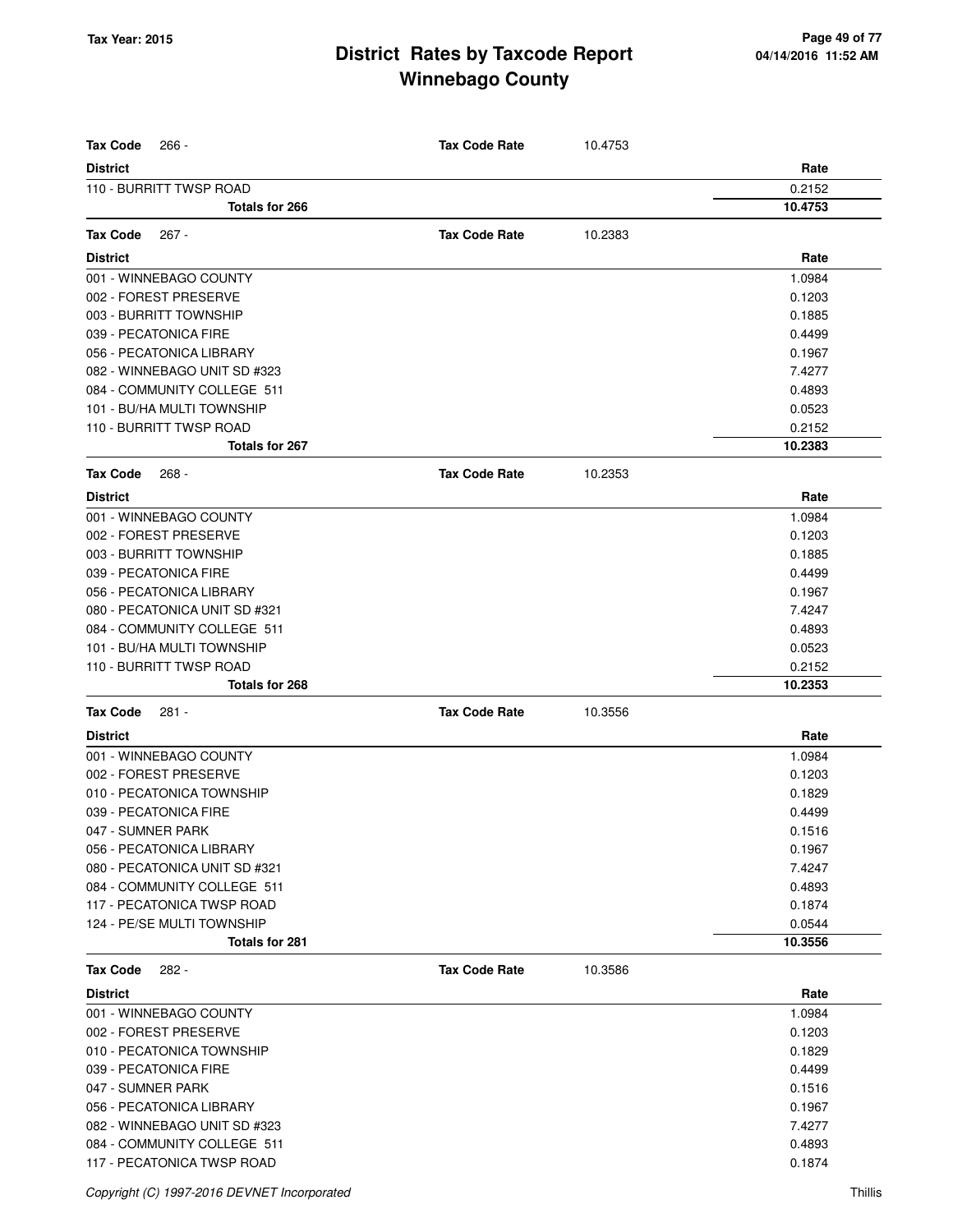# District Rates by Taxcode Report
# Winnebago County

**Tax Code** 266 - **Tax Code Rate** 10.4753

| District | Rate |
|---|---|
| 110 - BURRITT TWSP ROAD | 0.2152 |
| **Totals for 266** | **10.4753** |

**Tax Code** 267 - **Tax Code Rate** 10.2383

| District | Rate |
|---|---|
| 001 - WINNEBAGO COUNTY | 1.0984 |
| 002 - FOREST PRESERVE | 0.1203 |
| 003 - BURRITT TOWNSHIP | 0.1885 |
| 039 - PECATONICA FIRE | 0.4499 |
| 056 - PECATONICA LIBRARY | 0.1967 |
| 082 - WINNEBAGO UNIT SD #323 | 7.4277 |
| 084 - COMMUNITY COLLEGE 511 | 0.4893 |
| 101 - BU/HA MULTI TOWNSHIP | 0.0523 |
| 110 - BURRITT TWSP ROAD | 0.2152 |
| **Totals for 267** | **10.2383** |

**Tax Code** 268 - **Tax Code Rate** 10.2353

| District | Rate |
|---|---|
| 001 - WINNEBAGO COUNTY | 1.0984 |
| 002 - FOREST PRESERVE | 0.1203 |
| 003 - BURRITT TOWNSHIP | 0.1885 |
| 039 - PECATONICA FIRE | 0.4499 |
| 056 - PECATONICA LIBRARY | 0.1967 |
| 080 - PECATONICA UNIT SD #321 | 7.4247 |
| 084 - COMMUNITY COLLEGE 511 | 0.4893 |
| 101 - BU/HA MULTI TOWNSHIP | 0.0523 |
| 110 - BURRITT TWSP ROAD | 0.2152 |
| **Totals for 268** | **10.2353** |

**Tax Code** 281 - **Tax Code Rate** 10.3556

| District | Rate |
|---|---|
| 001 - WINNEBAGO COUNTY | 1.0984 |
| 002 - FOREST PRESERVE | 0.1203 |
| 010 - PECATONICA TOWNSHIP | 0.1829 |
| 039 - PECATONICA FIRE | 0.4499 |
| 047 - SUMNER PARK | 0.1516 |
| 056 - PECATONICA LIBRARY | 0.1967 |
| 080 - PECATONICA UNIT SD #321 | 7.4247 |
| 084 - COMMUNITY COLLEGE 511 | 0.4893 |
| 117 - PECATONICA TWSP ROAD | 0.1874 |
| 124 - PE/SE MULTI TOWNSHIP | 0.0544 |
| **Totals for 281** | **10.3556** |

**Tax Code** 282 - **Tax Code Rate** 10.3586

| District | Rate |
|---|---|
| 001 - WINNEBAGO COUNTY | 1.0984 |
| 002 - FOREST PRESERVE | 0.1203 |
| 010 - PECATONICA TOWNSHIP | 0.1829 |
| 039 - PECATONICA FIRE | 0.4499 |
| 047 - SUMNER PARK | 0.1516 |
| 056 - PECATONICA LIBRARY | 0.1967 |
| 082 - WINNEBAGO UNIT SD #323 | 7.4277 |
| 084 - COMMUNITY COLLEGE 511 | 0.4893 |
| 117 - PECATONICA TWSP ROAD | 0.1874 |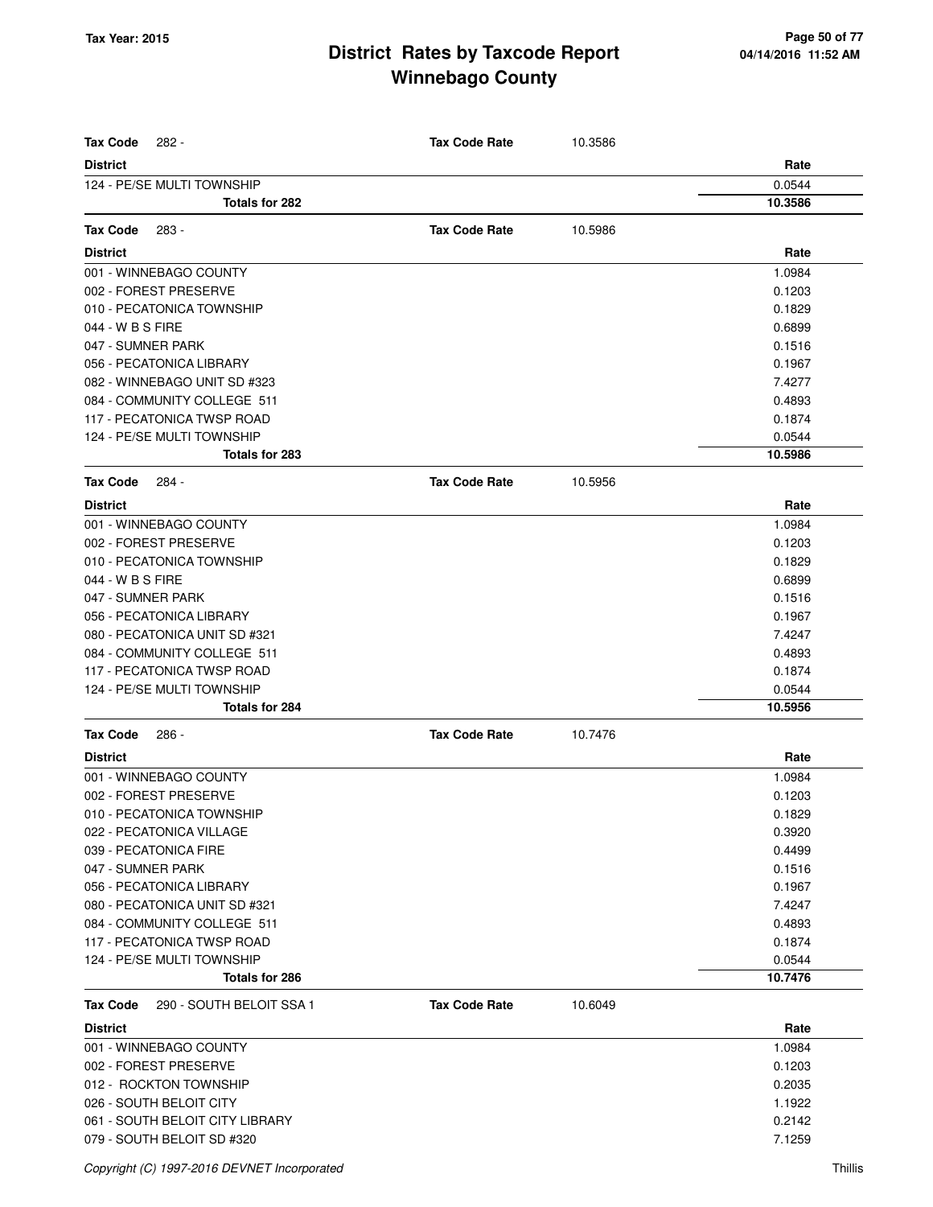# District Rates by Taxcode Report
# Winnebago County

Tax Year: 2015

04/14/2016 11:52 AM

**Tax Code** 282 - **Tax Code Rate** 10.3586

| District | Rate |
|---|---|
| 124 - PE/SE MULTI TOWNSHIP | 0.0544 |
| **Totals for 282** | **10.3586** |

**Tax Code** 283 - **Tax Code Rate** 10.5986

| District | Rate |
|---|---|
| 001 - WINNEBAGO COUNTY | 1.0984 |
| 002 - FOREST PRESERVE | 0.1203 |
| 010 - PECATONICA TOWNSHIP | 0.1829 |
| 044 - W B S FIRE | 0.6899 |
| 047 - SUMNER PARK | 0.1516 |
| 056 - PECATONICA LIBRARY | 0.1967 |
| 082 - WINNEBAGO UNIT SD #323 | 7.4277 |
| 084 - COMMUNITY COLLEGE 511 | 0.4893 |
| 117 - PECATONICA TWSP ROAD | 0.1874 |
| 124 - PE/SE MULTI TOWNSHIP | 0.0544 |
| **Totals for 283** | **10.5986** |

**Tax Code** 284 - **Tax Code Rate** 10.5956

| District | Rate |
|---|---|
| 001 - WINNEBAGO COUNTY | 1.0984 |
| 002 - FOREST PRESERVE | 0.1203 |
| 010 - PECATONICA TOWNSHIP | 0.1829 |
| 044 - W B S FIRE | 0.6899 |
| 047 - SUMNER PARK | 0.1516 |
| 056 - PECATONICA LIBRARY | 0.1967 |
| 080 - PECATONICA UNIT SD #321 | 7.4247 |
| 084 - COMMUNITY COLLEGE 511 | 0.4893 |
| 117 - PECATONICA TWSP ROAD | 0.1874 |
| 124 - PE/SE MULTI TOWNSHIP | 0.0544 |
| **Totals for 284** | **10.5956** |

**Tax Code** 286 - **Tax Code Rate** 10.7476

| District | Rate |
|---|---|
| 001 - WINNEBAGO COUNTY | 1.0984 |
| 002 - FOREST PRESERVE | 0.1203 |
| 010 - PECATONICA TOWNSHIP | 0.1829 |
| 022 - PECATONICA VILLAGE | 0.3920 |
| 039 - PECATONICA FIRE | 0.4499 |
| 047 - SUMNER PARK | 0.1516 |
| 056 - PECATONICA LIBRARY | 0.1967 |
| 080 - PECATONICA UNIT SD #321 | 7.4247 |
| 084 - COMMUNITY COLLEGE 511 | 0.4893 |
| 117 - PECATONICA TWSP ROAD | 0.1874 |
| 124 - PE/SE MULTI TOWNSHIP | 0.0544 |
| **Totals for 286** | **10.7476** |

**Tax Code** 290 - SOUTH BELOIT SSA 1 **Tax Code Rate** 10.6049

| District | Rate |
|---|---|
| 001 - WINNEBAGO COUNTY | 1.0984 |
| 002 - FOREST PRESERVE | 0.1203 |
| 012 - ROCKTON TOWNSHIP | 0.2035 |
| 026 - SOUTH BELOIT CITY | 1.1922 |
| 061 - SOUTH BELOIT CITY LIBRARY | 0.2142 |
| 079 - SOUTH BELOIT SD #320 | 7.1259 |

Copyright (C) 1997-2016 DEVNET Incorporated

Thillis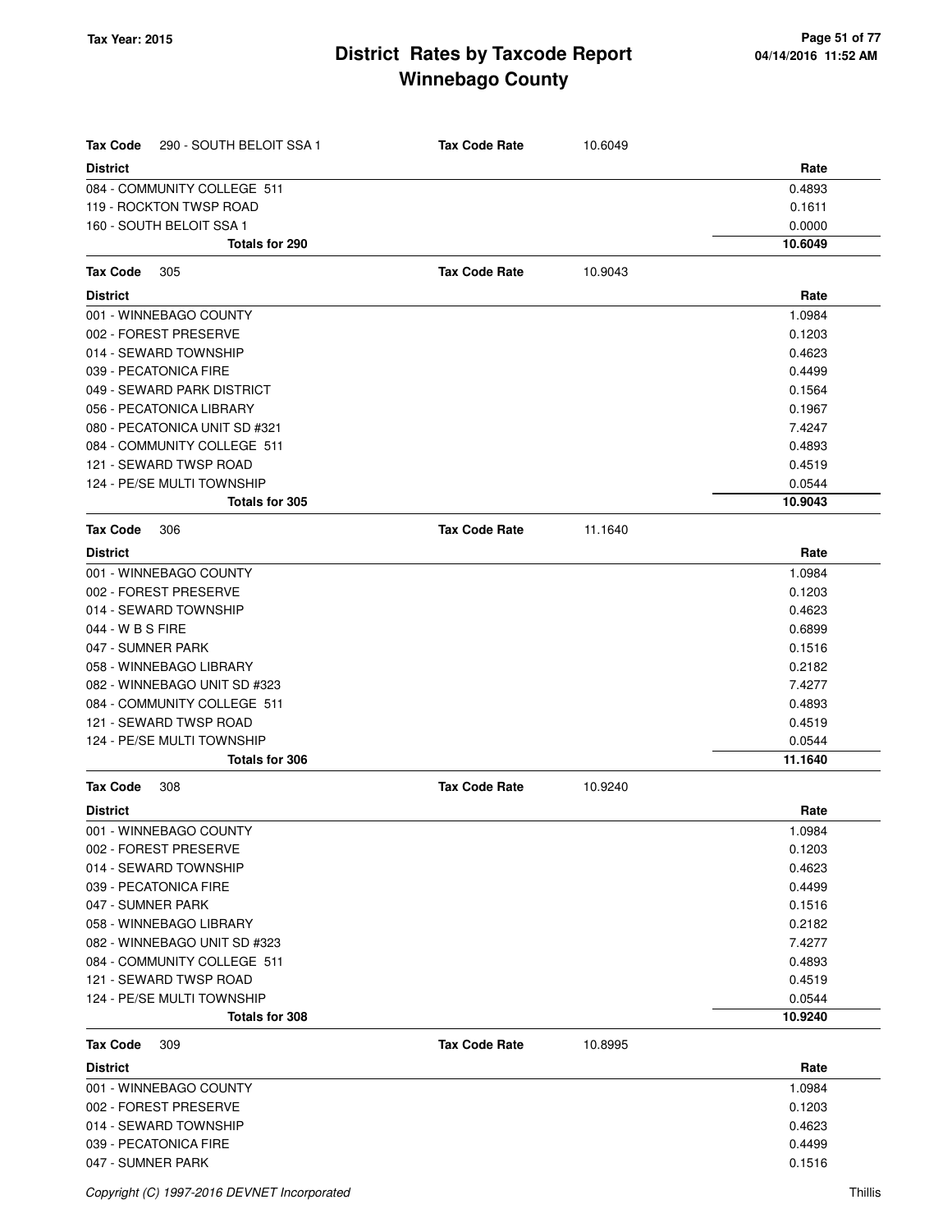# District Rates by Taxcode Report
## Winnebago County

Tax Year: 2015

**Tax Code** 290 - SOUTH BELOIT SSA 1 — **Tax Code Rate** 10.6049

| District | Rate |
|---|---|
| 084 - COMMUNITY COLLEGE 511 | 0.4893 |
| 119 - ROCKTON TWSP ROAD | 0.1611 |
| 160 - SOUTH BELOIT SSA 1 | 0.0000 |
| **Totals for 290** | **10.6049** |

**Tax Code** 305 — **Tax Code Rate** 10.9043

| District | Rate |
|---|---|
| 001 - WINNEBAGO COUNTY | 1.0984 |
| 002 - FOREST PRESERVE | 0.1203 |
| 014 - SEWARD TOWNSHIP | 0.4623 |
| 039 - PECATONICA FIRE | 0.4499 |
| 049 - SEWARD PARK DISTRICT | 0.1564 |
| 056 - PECATONICA LIBRARY | 0.1967 |
| 080 - PECATONICA UNIT SD #321 | 7.4247 |
| 084 - COMMUNITY COLLEGE 511 | 0.4893 |
| 121 - SEWARD TWSP ROAD | 0.4519 |
| 124 - PE/SE MULTI TOWNSHIP | 0.0544 |
| **Totals for 305** | **10.9043** |

**Tax Code** 306 — **Tax Code Rate** 11.1640

| District | Rate |
|---|---|
| 001 - WINNEBAGO COUNTY | 1.0984 |
| 002 - FOREST PRESERVE | 0.1203 |
| 014 - SEWARD TOWNSHIP | 0.4623 |
| 044 - W B S FIRE | 0.6899 |
| 047 - SUMNER PARK | 0.1516 |
| 058 - WINNEBAGO LIBRARY | 0.2182 |
| 082 - WINNEBAGO UNIT SD #323 | 7.4277 |
| 084 - COMMUNITY COLLEGE 511 | 0.4893 |
| 121 - SEWARD TWSP ROAD | 0.4519 |
| 124 - PE/SE MULTI TOWNSHIP | 0.0544 |
| **Totals for 306** | **11.1640** |

**Tax Code** 308 — **Tax Code Rate** 10.9240

| District | Rate |
|---|---|
| 001 - WINNEBAGO COUNTY | 1.0984 |
| 002 - FOREST PRESERVE | 0.1203 |
| 014 - SEWARD TOWNSHIP | 0.4623 |
| 039 - PECATONICA FIRE | 0.4499 |
| 047 - SUMNER PARK | 0.1516 |
| 058 - WINNEBAGO LIBRARY | 0.2182 |
| 082 - WINNEBAGO UNIT SD #323 | 7.4277 |
| 084 - COMMUNITY COLLEGE 511 | 0.4893 |
| 121 - SEWARD TWSP ROAD | 0.4519 |
| 124 - PE/SE MULTI TOWNSHIP | 0.0544 |
| **Totals for 308** | **10.9240** |

**Tax Code** 309 — **Tax Code Rate** 10.8995

| District | Rate |
|---|---|
| 001 - WINNEBAGO COUNTY | 1.0984 |
| 002 - FOREST PRESERVE | 0.1203 |
| 014 - SEWARD TOWNSHIP | 0.4623 |
| 039 - PECATONICA FIRE | 0.4499 |
| 047 - SUMNER PARK | 0.1516 |

Copyright (C) 1997-2016 DEVNET Incorporated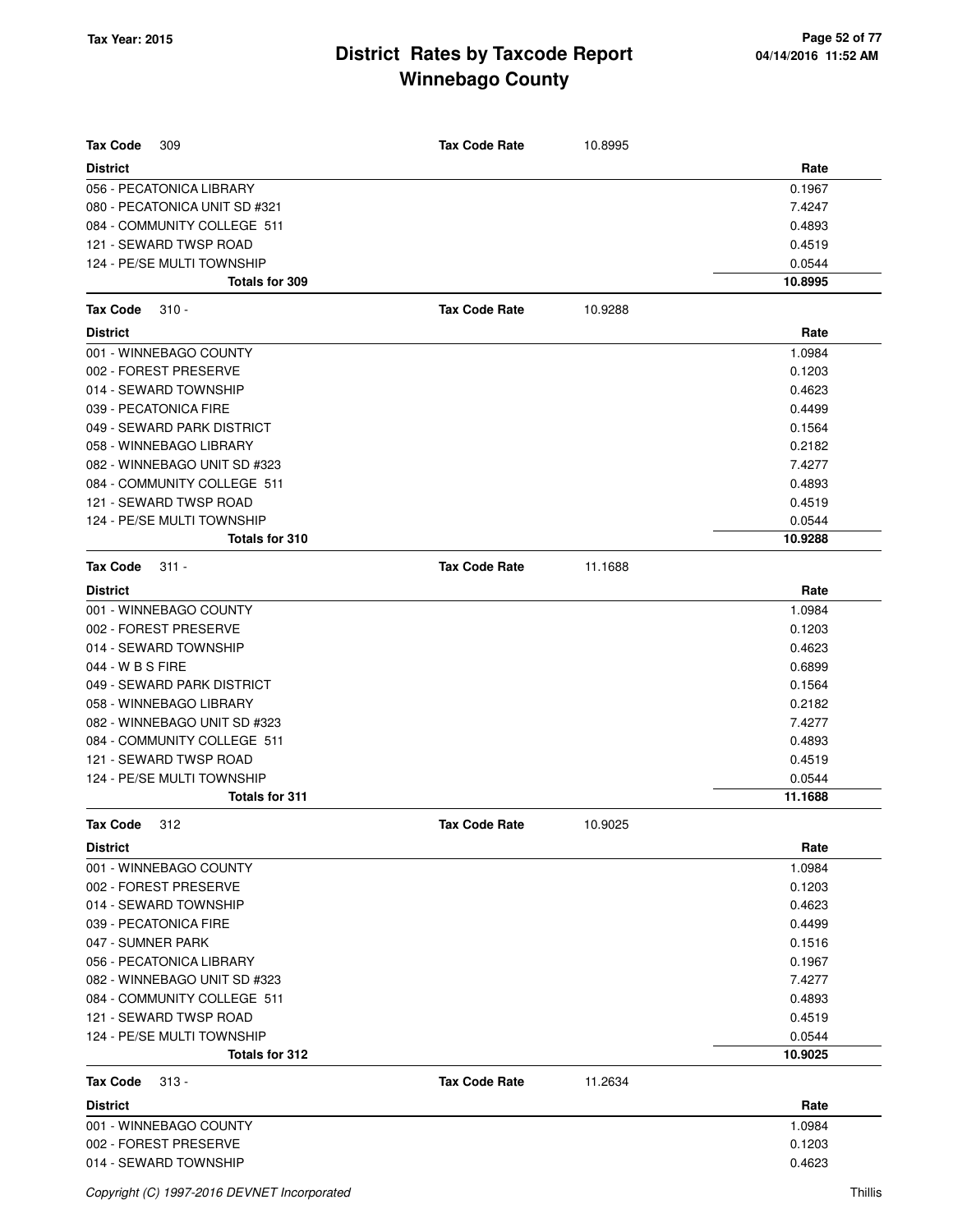# District Rates by Taxcode Report
## Winnebago County

Tax Year: 2015

| Tax Code 309 | Tax Code Rate 10.8995 |
|---|---|
| **District** | **Rate** |
| 056 - PECATONICA LIBRARY | 0.1967 |
| 080 - PECATONICA UNIT SD #321 | 7.4247 |
| 084 - COMMUNITY COLLEGE 511 | 0.4893 |
| 121 - SEWARD TWSP ROAD | 0.4519 |
| 124 - PE/SE MULTI TOWNSHIP | 0.0544 |
| **Totals for 309** | **10.8995** |

| Tax Code 310 - | Tax Code Rate 10.9288 |
|---|---|
| **District** | **Rate** |
| 001 - WINNEBAGO COUNTY | 1.0984 |
| 002 - FOREST PRESERVE | 0.1203 |
| 014 - SEWARD TOWNSHIP | 0.4623 |
| 039 - PECATONICA FIRE | 0.4499 |
| 049 - SEWARD PARK DISTRICT | 0.1564 |
| 058 - WINNEBAGO LIBRARY | 0.2182 |
| 082 - WINNEBAGO UNIT SD #323 | 7.4277 |
| 084 - COMMUNITY COLLEGE 511 | 0.4893 |
| 121 - SEWARD TWSP ROAD | 0.4519 |
| 124 - PE/SE MULTI TOWNSHIP | 0.0544 |
| **Totals for 310** | **10.9288** |

| Tax Code 311 - | Tax Code Rate 11.1688 |
|---|---|
| **District** | **Rate** |
| 001 - WINNEBAGO COUNTY | 1.0984 |
| 002 - FOREST PRESERVE | 0.1203 |
| 014 - SEWARD TOWNSHIP | 0.4623 |
| 044 - W B S FIRE | 0.6899 |
| 049 - SEWARD PARK DISTRICT | 0.1564 |
| 058 - WINNEBAGO LIBRARY | 0.2182 |
| 082 - WINNEBAGO UNIT SD #323 | 7.4277 |
| 084 - COMMUNITY COLLEGE 511 | 0.4893 |
| 121 - SEWARD TWSP ROAD | 0.4519 |
| 124 - PE/SE MULTI TOWNSHIP | 0.0544 |
| **Totals for 311** | **11.1688** |

| Tax Code 312 | Tax Code Rate 10.9025 |
|---|---|
| **District** | **Rate** |
| 001 - WINNEBAGO COUNTY | 1.0984 |
| 002 - FOREST PRESERVE | 0.1203 |
| 014 - SEWARD TOWNSHIP | 0.4623 |
| 039 - PECATONICA FIRE | 0.4499 |
| 047 - SUMNER PARK | 0.1516 |
| 056 - PECATONICA LIBRARY | 0.1967 |
| 082 - WINNEBAGO UNIT SD #323 | 7.4277 |
| 084 - COMMUNITY COLLEGE 511 | 0.4893 |
| 121 - SEWARD TWSP ROAD | 0.4519 |
| 124 - PE/SE MULTI TOWNSHIP | 0.0544 |
| **Totals for 312** | **10.9025** |

| Tax Code 313 - | Tax Code Rate 11.2634 |
|---|---|
| **District** | **Rate** |
| 001 - WINNEBAGO COUNTY | 1.0984 |
| 002 - FOREST PRESERVE | 0.1203 |
| 014 - SEWARD TOWNSHIP | 0.4623 |

Copyright (C) 1997-2016 DEVNET Incorporated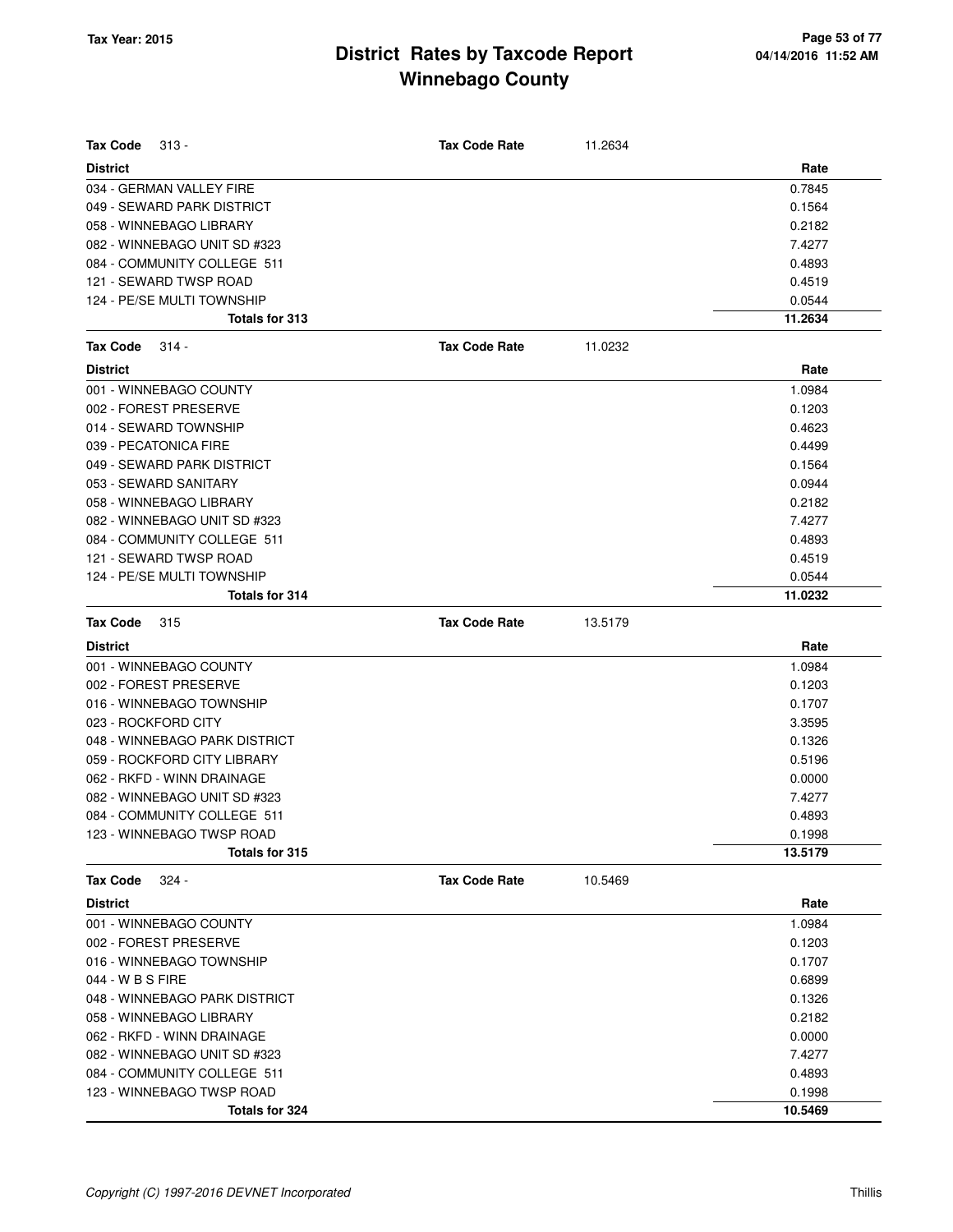# District Rates by Taxcode Report
# Winnebago County

**Tax Year: 2015**

| Tax Code 313 - | Tax Code Rate | 11.2634 |
|---|---|---|
| **District** | | **Rate** |
| 034 - GERMAN VALLEY FIRE | | 0.7845 |
| 049 - SEWARD PARK DISTRICT | | 0.1564 |
| 058 - WINNEBAGO LIBRARY | | 0.2182 |
| 082 - WINNEBAGO UNIT SD #323 | | 7.4277 |
| 084 - COMMUNITY COLLEGE 511 | | 0.4893 |
| 121 - SEWARD TWSP ROAD | | 0.4519 |
| 124 - PE/SE MULTI TOWNSHIP | | 0.0544 |
| **Totals for 313** | | **11.2634** |

| Tax Code 314 - | Tax Code Rate | 11.0232 |
|---|---|---|
| **District** | | **Rate** |
| 001 - WINNEBAGO COUNTY | | 1.0984 |
| 002 - FOREST PRESERVE | | 0.1203 |
| 014 - SEWARD TOWNSHIP | | 0.4623 |
| 039 - PECATONICA FIRE | | 0.4499 |
| 049 - SEWARD PARK DISTRICT | | 0.1564 |
| 053 - SEWARD SANITARY | | 0.0944 |
| 058 - WINNEBAGO LIBRARY | | 0.2182 |
| 082 - WINNEBAGO UNIT SD #323 | | 7.4277 |
| 084 - COMMUNITY COLLEGE 511 | | 0.4893 |
| 121 - SEWARD TWSP ROAD | | 0.4519 |
| 124 - PE/SE MULTI TOWNSHIP | | 0.0544 |
| **Totals for 314** | | **11.0232** |

| Tax Code 315 | Tax Code Rate | 13.5179 |
|---|---|---|
| **District** | | **Rate** |
| 001 - WINNEBAGO COUNTY | | 1.0984 |
| 002 - FOREST PRESERVE | | 0.1203 |
| 016 - WINNEBAGO TOWNSHIP | | 0.1707 |
| 023 - ROCKFORD CITY | | 3.3595 |
| 048 - WINNEBAGO PARK DISTRICT | | 0.1326 |
| 059 - ROCKFORD CITY LIBRARY | | 0.5196 |
| 062 - RKFD - WINN DRAINAGE | | 0.0000 |
| 082 - WINNEBAGO UNIT SD #323 | | 7.4277 |
| 084 - COMMUNITY COLLEGE 511 | | 0.4893 |
| 123 - WINNEBAGO TWSP ROAD | | 0.1998 |
| **Totals for 315** | | **13.5179** |

| Tax Code 324 - | Tax Code Rate | 10.5469 |
|---|---|---|
| **District** | | **Rate** |
| 001 - WINNEBAGO COUNTY | | 1.0984 |
| 002 - FOREST PRESERVE | | 0.1203 |
| 016 - WINNEBAGO TOWNSHIP | | 0.1707 |
| 044 - W B S FIRE | | 0.6899 |
| 048 - WINNEBAGO PARK DISTRICT | | 0.1326 |
| 058 - WINNEBAGO LIBRARY | | 0.2182 |
| 062 - RKFD - WINN DRAINAGE | | 0.0000 |
| 082 - WINNEBAGO UNIT SD #323 | | 7.4277 |
| 084 - COMMUNITY COLLEGE 511 | | 0.4893 |
| 123 - WINNEBAGO TWSP ROAD | | 0.1998 |
| **Totals for 324** | | **10.5469** |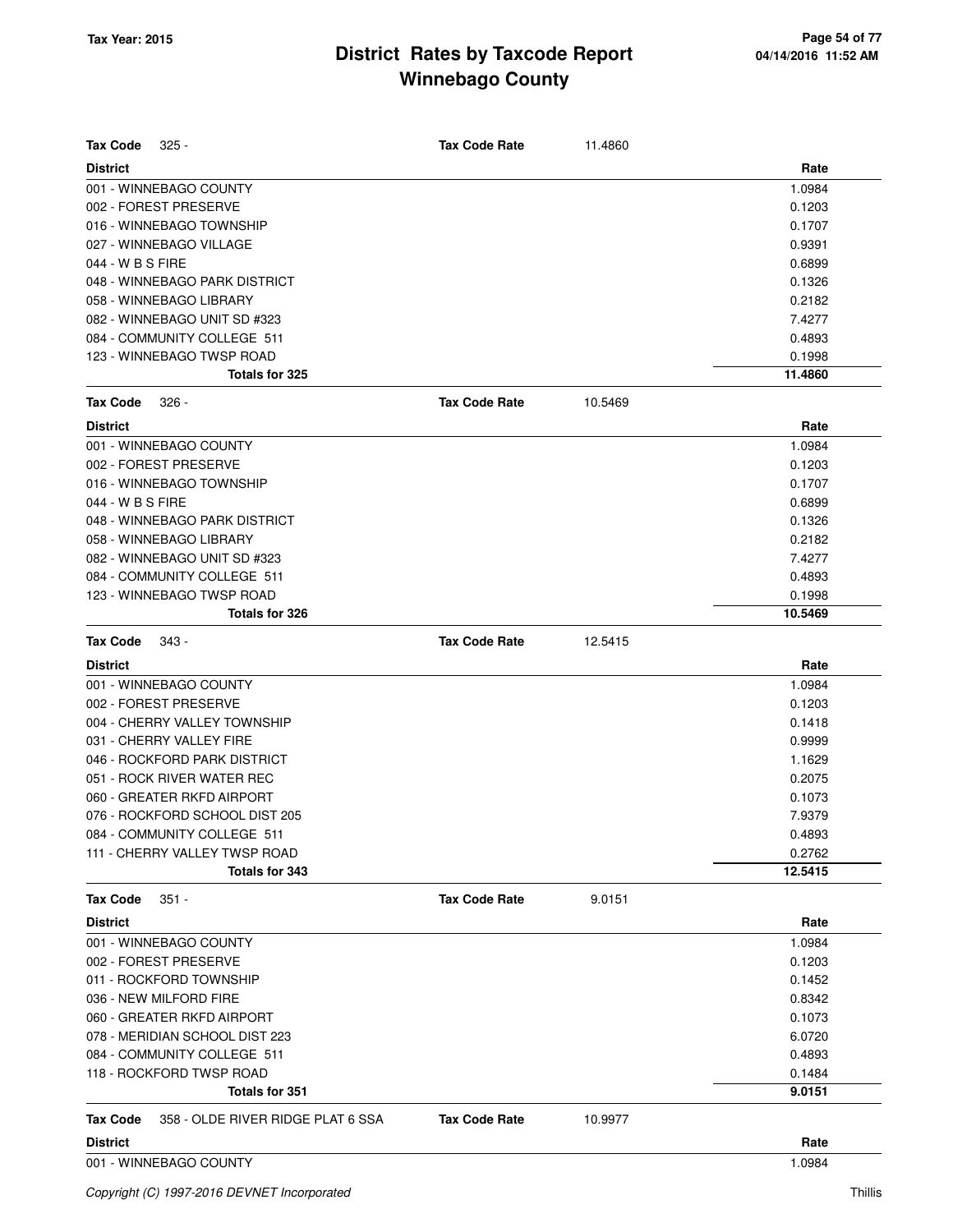# District Rates by Taxcode Report
## Winnebago County

Tax Year: 2015

**Tax Code** 325 - **Tax Code Rate** 11.4860

| District | Rate |
|---|---|
| 001 - WINNEBAGO COUNTY | 1.0984 |
| 002 - FOREST PRESERVE | 0.1203 |
| 016 - WINNEBAGO TOWNSHIP | 0.1707 |
| 027 - WINNEBAGO VILLAGE | 0.9391 |
| 044 - W B S FIRE | 0.6899 |
| 048 - WINNEBAGO PARK DISTRICT | 0.1326 |
| 058 - WINNEBAGO LIBRARY | 0.2182 |
| 082 - WINNEBAGO UNIT SD #323 | 7.4277 |
| 084 - COMMUNITY COLLEGE 511 | 0.4893 |
| 123 - WINNEBAGO TWSP ROAD | 0.1998 |
| **Totals for 325** | **11.4860** |

**Tax Code** 326 - **Tax Code Rate** 10.5469

| District | Rate |
|---|---|
| 001 - WINNEBAGO COUNTY | 1.0984 |
| 002 - FOREST PRESERVE | 0.1203 |
| 016 - WINNEBAGO TOWNSHIP | 0.1707 |
| 044 - W B S FIRE | 0.6899 |
| 048 - WINNEBAGO PARK DISTRICT | 0.1326 |
| 058 - WINNEBAGO LIBRARY | 0.2182 |
| 082 - WINNEBAGO UNIT SD #323 | 7.4277 |
| 084 - COMMUNITY COLLEGE 511 | 0.4893 |
| 123 - WINNEBAGO TWSP ROAD | 0.1998 |
| **Totals for 326** | **10.5469** |

**Tax Code** 343 - **Tax Code Rate** 12.5415

| District | Rate |
|---|---|
| 001 - WINNEBAGO COUNTY | 1.0984 |
| 002 - FOREST PRESERVE | 0.1203 |
| 004 - CHERRY VALLEY TOWNSHIP | 0.1418 |
| 031 - CHERRY VALLEY FIRE | 0.9999 |
| 046 - ROCKFORD PARK DISTRICT | 1.1629 |
| 051 - ROCK RIVER WATER REC | 0.2075 |
| 060 - GREATER RKFD AIRPORT | 0.1073 |
| 076 - ROCKFORD SCHOOL DIST 205 | 7.9379 |
| 084 - COMMUNITY COLLEGE 511 | 0.4893 |
| 111 - CHERRY VALLEY TWSP ROAD | 0.2762 |
| **Totals for 343** | **12.5415** |

**Tax Code** 351 - **Tax Code Rate** 9.0151

| District | Rate |
|---|---|
| 001 - WINNEBAGO COUNTY | 1.0984 |
| 002 - FOREST PRESERVE | 0.1203 |
| 011 - ROCKFORD TOWNSHIP | 0.1452 |
| 036 - NEW MILFORD FIRE | 0.8342 |
| 060 - GREATER RKFD AIRPORT | 0.1073 |
| 078 - MERIDIAN SCHOOL DIST 223 | 6.0720 |
| 084 - COMMUNITY COLLEGE 511 | 0.4893 |
| 118 - ROCKFORD TWSP ROAD | 0.1484 |
| **Totals for 351** | **9.0151** |

**Tax Code** 358 - OLDE RIVER RIDGE PLAT 6 SSA **Tax Code Rate** 10.9977

| District | Rate |
|---|---|
| 001 - WINNEBAGO COUNTY | 1.0984 |

Copyright (C) 1997-2016 DEVNET Incorporated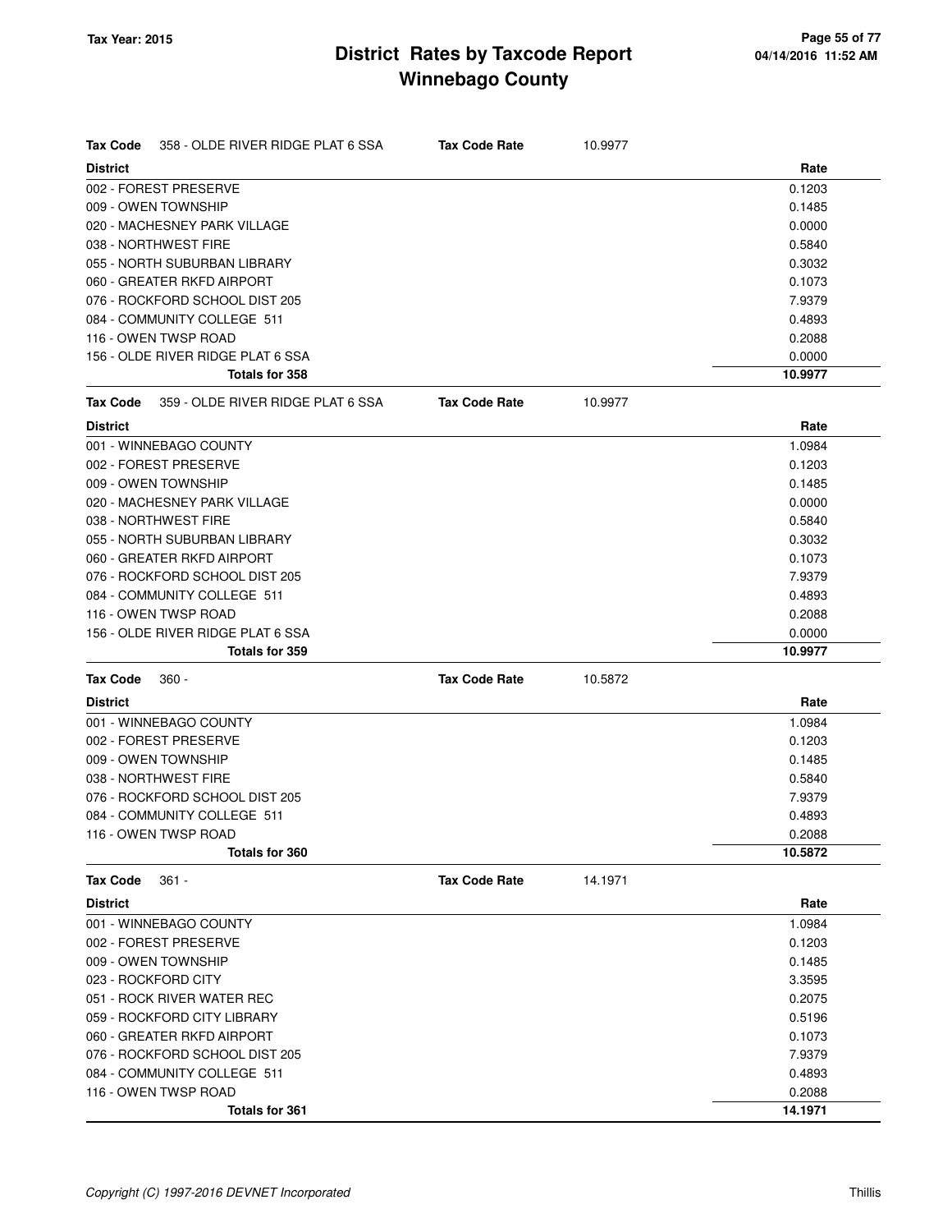# District Rates by Taxcode Report
# Winnebago County

Tax Year: 2015

**Tax Code** 358 - OLDE RIVER RIDGE PLAT 6 SSA **Tax Code Rate** 10.9977

| District | Rate |
|---|---|
| 002 - FOREST PRESERVE | 0.1203 |
| 009 - OWEN TOWNSHIP | 0.1485 |
| 020 - MACHESNEY PARK VILLAGE | 0.0000 |
| 038 - NORTHWEST FIRE | 0.5840 |
| 055 - NORTH SUBURBAN LIBRARY | 0.3032 |
| 060 - GREATER RKFD AIRPORT | 0.1073 |
| 076 - ROCKFORD SCHOOL DIST 205 | 7.9379 |
| 084 - COMMUNITY COLLEGE 511 | 0.4893 |
| 116 - OWEN TWSP ROAD | 0.2088 |
| 156 - OLDE RIVER RIDGE PLAT 6 SSA | 0.0000 |
| **Totals for 358** | **10.9977** |

**Tax Code** 359 - OLDE RIVER RIDGE PLAT 6 SSA **Tax Code Rate** 10.9977

| District | Rate |
|---|---|
| 001 - WINNEBAGO COUNTY | 1.0984 |
| 002 - FOREST PRESERVE | 0.1203 |
| 009 - OWEN TOWNSHIP | 0.1485 |
| 020 - MACHESNEY PARK VILLAGE | 0.0000 |
| 038 - NORTHWEST FIRE | 0.5840 |
| 055 - NORTH SUBURBAN LIBRARY | 0.3032 |
| 060 - GREATER RKFD AIRPORT | 0.1073 |
| 076 - ROCKFORD SCHOOL DIST 205 | 7.9379 |
| 084 - COMMUNITY COLLEGE 511 | 0.4893 |
| 116 - OWEN TWSP ROAD | 0.2088 |
| 156 - OLDE RIVER RIDGE PLAT 6 SSA | 0.0000 |
| **Totals for 359** | **10.9977** |

**Tax Code** 360 - **Tax Code Rate** 10.5872

| District | Rate |
|---|---|
| 001 - WINNEBAGO COUNTY | 1.0984 |
| 002 - FOREST PRESERVE | 0.1203 |
| 009 - OWEN TOWNSHIP | 0.1485 |
| 038 - NORTHWEST FIRE | 0.5840 |
| 076 - ROCKFORD SCHOOL DIST 205 | 7.9379 |
| 084 - COMMUNITY COLLEGE 511 | 0.4893 |
| 116 - OWEN TWSP ROAD | 0.2088 |
| **Totals for 360** | **10.5872** |

**Tax Code** 361 - **Tax Code Rate** 14.1971

| District | Rate |
|---|---|
| 001 - WINNEBAGO COUNTY | 1.0984 |
| 002 - FOREST PRESERVE | 0.1203 |
| 009 - OWEN TOWNSHIP | 0.1485 |
| 023 - ROCKFORD CITY | 3.3595 |
| 051 - ROCK RIVER WATER REC | 0.2075 |
| 059 - ROCKFORD CITY LIBRARY | 0.5196 |
| 060 - GREATER RKFD AIRPORT | 0.1073 |
| 076 - ROCKFORD SCHOOL DIST 205 | 7.9379 |
| 084 - COMMUNITY COLLEGE 511 | 0.4893 |
| 116 - OWEN TWSP ROAD | 0.2088 |
| **Totals for 361** | **14.1971** |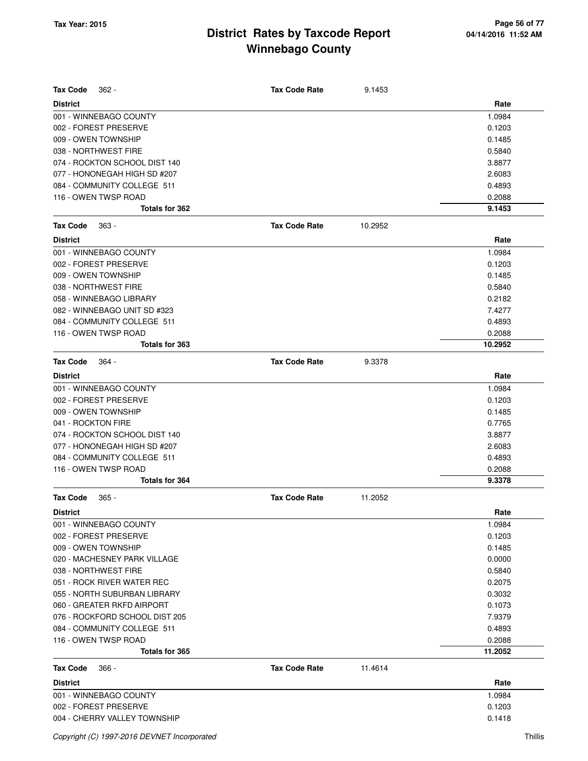# District Rates by Taxcode Report
## Winnebago County

Tax Year: 2015

**Tax Code** 362 - **Tax Code Rate** 9.1453

| District | Rate |
|---|---|
| 001 - WINNEBAGO COUNTY | 1.0984 |
| 002 - FOREST PRESERVE | 0.1203 |
| 009 - OWEN TOWNSHIP | 0.1485 |
| 038 - NORTHWEST FIRE | 0.5840 |
| 074 - ROCKTON SCHOOL DIST 140 | 3.8877 |
| 077 - HONONEGAH HIGH SD #207 | 2.6083 |
| 084 - COMMUNITY COLLEGE 511 | 0.4893 |
| 116 - OWEN TWSP ROAD | 0.2088 |
| **Totals for 362** | **9.1453** |

**Tax Code** 363 - **Tax Code Rate** 10.2952

| District | Rate |
|---|---|
| 001 - WINNEBAGO COUNTY | 1.0984 |
| 002 - FOREST PRESERVE | 0.1203 |
| 009 - OWEN TOWNSHIP | 0.1485 |
| 038 - NORTHWEST FIRE | 0.5840 |
| 058 - WINNEBAGO LIBRARY | 0.2182 |
| 082 - WINNEBAGO UNIT SD #323 | 7.4277 |
| 084 - COMMUNITY COLLEGE 511 | 0.4893 |
| 116 - OWEN TWSP ROAD | 0.2088 |
| **Totals for 363** | **10.2952** |

**Tax Code** 364 - **Tax Code Rate** 9.3378

| District | Rate |
|---|---|
| 001 - WINNEBAGO COUNTY | 1.0984 |
| 002 - FOREST PRESERVE | 0.1203 |
| 009 - OWEN TOWNSHIP | 0.1485 |
| 041 - ROCKTON FIRE | 0.7765 |
| 074 - ROCKTON SCHOOL DIST 140 | 3.8877 |
| 077 - HONONEGAH HIGH SD #207 | 2.6083 |
| 084 - COMMUNITY COLLEGE 511 | 0.4893 |
| 116 - OWEN TWSP ROAD | 0.2088 |
| **Totals for 364** | **9.3378** |

**Tax Code** 365 - **Tax Code Rate** 11.2052

| District | Rate |
|---|---|
| 001 - WINNEBAGO COUNTY | 1.0984 |
| 002 - FOREST PRESERVE | 0.1203 |
| 009 - OWEN TOWNSHIP | 0.1485 |
| 020 - MACHESNEY PARK VILLAGE | 0.0000 |
| 038 - NORTHWEST FIRE | 0.5840 |
| 051 - ROCK RIVER WATER REC | 0.2075 |
| 055 - NORTH SUBURBAN LIBRARY | 0.3032 |
| 060 - GREATER RKFD AIRPORT | 0.1073 |
| 076 - ROCKFORD SCHOOL DIST 205 | 7.9379 |
| 084 - COMMUNITY COLLEGE 511 | 0.4893 |
| 116 - OWEN TWSP ROAD | 0.2088 |
| **Totals for 365** | **11.2052** |

**Tax Code** 366 - **Tax Code Rate** 11.4614

| District | Rate |
|---|---|
| 001 - WINNEBAGO COUNTY | 1.0984 |
| 002 - FOREST PRESERVE | 0.1203 |
| 004 - CHERRY VALLEY TOWNSHIP | 0.1418 |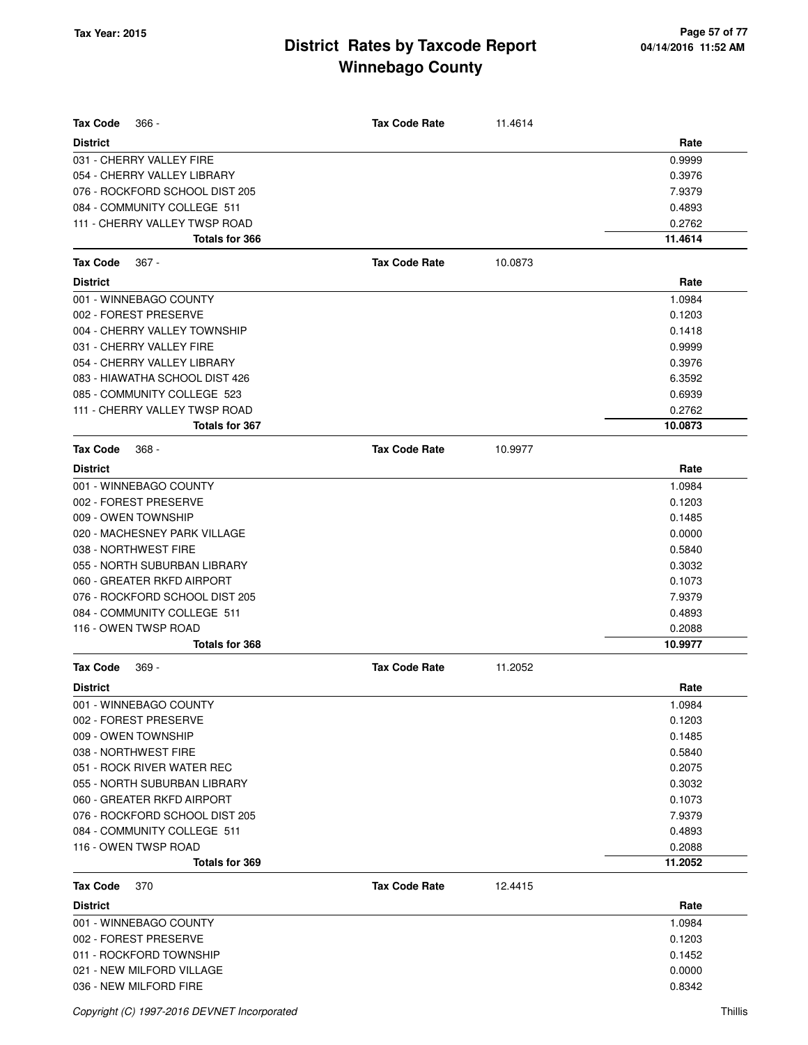# District Rates by Taxcode Report
# Winnebago County

**Tax Code** 366 - **Tax Code Rate** 11.4614

| District | Rate |
|---|---|
| 031 - CHERRY VALLEY FIRE | 0.9999 |
| 054 - CHERRY VALLEY LIBRARY | 0.3976 |
| 076 - ROCKFORD SCHOOL DIST 205 | 7.9379 |
| 084 - COMMUNITY COLLEGE 511 | 0.4893 |
| 111 - CHERRY VALLEY TWSP ROAD | 0.2762 |
| **Totals for 366** | **11.4614** |

**Tax Code** 367 - **Tax Code Rate** 10.0873

| District | Rate |
|---|---|
| 001 - WINNEBAGO COUNTY | 1.0984 |
| 002 - FOREST PRESERVE | 0.1203 |
| 004 - CHERRY VALLEY TOWNSHIP | 0.1418 |
| 031 - CHERRY VALLEY FIRE | 0.9999 |
| 054 - CHERRY VALLEY LIBRARY | 0.3976 |
| 083 - HIAWATHA SCHOOL DIST 426 | 6.3592 |
| 085 - COMMUNITY COLLEGE 523 | 0.6939 |
| 111 - CHERRY VALLEY TWSP ROAD | 0.2762 |
| **Totals for 367** | **10.0873** |

**Tax Code** 368 - **Tax Code Rate** 10.9977

| District | Rate |
|---|---|
| 001 - WINNEBAGO COUNTY | 1.0984 |
| 002 - FOREST PRESERVE | 0.1203 |
| 009 - OWEN TOWNSHIP | 0.1485 |
| 020 - MACHESNEY PARK VILLAGE | 0.0000 |
| 038 - NORTHWEST FIRE | 0.5840 |
| 055 - NORTH SUBURBAN LIBRARY | 0.3032 |
| 060 - GREATER RKFD AIRPORT | 0.1073 |
| 076 - ROCKFORD SCHOOL DIST 205 | 7.9379 |
| 084 - COMMUNITY COLLEGE 511 | 0.4893 |
| 116 - OWEN TWSP ROAD | 0.2088 |
| **Totals for 368** | **10.9977** |

**Tax Code** 369 - **Tax Code Rate** 11.2052

| District | Rate |
|---|---|
| 001 - WINNEBAGO COUNTY | 1.0984 |
| 002 - FOREST PRESERVE | 0.1203 |
| 009 - OWEN TOWNSHIP | 0.1485 |
| 038 - NORTHWEST FIRE | 0.5840 |
| 051 - ROCK RIVER WATER REC | 0.2075 |
| 055 - NORTH SUBURBAN LIBRARY | 0.3032 |
| 060 - GREATER RKFD AIRPORT | 0.1073 |
| 076 - ROCKFORD SCHOOL DIST 205 | 7.9379 |
| 084 - COMMUNITY COLLEGE 511 | 0.4893 |
| 116 - OWEN TWSP ROAD | 0.2088 |
| **Totals for 369** | **11.2052** |

**Tax Code** 370 **Tax Code Rate** 12.4415

| District | Rate |
|---|---|
| 001 - WINNEBAGO COUNTY | 1.0984 |
| 002 - FOREST PRESERVE | 0.1203 |
| 011 - ROCKFORD TOWNSHIP | 0.1452 |
| 021 - NEW MILFORD VILLAGE | 0.0000 |
| 036 - NEW MILFORD FIRE | 0.8342 |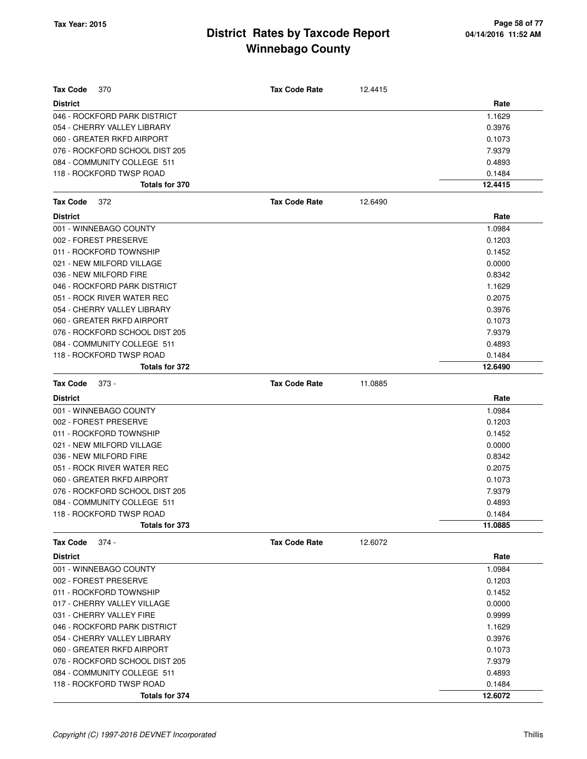| **Tax Code** 370 | **Tax Code Rate** | 12.4415 |
|---|---|---|
| **District** | | **Rate** |
| 046 - ROCKFORD PARK DISTRICT | | 1.1629 |
| 054 - CHERRY VALLEY LIBRARY | | 0.3976 |
| 060 - GREATER RKFD AIRPORT | | 0.1073 |
| 076 - ROCKFORD SCHOOL DIST 205 | | 7.9379 |
| 084 - COMMUNITY COLLEGE 511 | | 0.4893 |
| 118 - ROCKFORD TWSP ROAD | | 0.1484 |
| **Totals for 370** | | **12.4415** |

| **Tax Code** 372 | **Tax Code Rate** | 12.6490 |
|---|---|---|
| **District** | | **Rate** |
| 001 - WINNEBAGO COUNTY | | 1.0984 |
| 002 - FOREST PRESERVE | | 0.1203 |
| 011 - ROCKFORD TOWNSHIP | | 0.1452 |
| 021 - NEW MILFORD VILLAGE | | 0.0000 |
| 036 - NEW MILFORD FIRE | | 0.8342 |
| 046 - ROCKFORD PARK DISTRICT | | 1.1629 |
| 051 - ROCK RIVER WATER REC | | 0.2075 |
| 054 - CHERRY VALLEY LIBRARY | | 0.3976 |
| 060 - GREATER RKFD AIRPORT | | 0.1073 |
| 076 - ROCKFORD SCHOOL DIST 205 | | 7.9379 |
| 084 - COMMUNITY COLLEGE 511 | | 0.4893 |
| 118 - ROCKFORD TWSP ROAD | | 0.1484 |
| **Totals for 372** | | **12.6490** |

| **Tax Code** 373 - | **Tax Code Rate** | 11.0885 |
|---|---|---|
| **District** | | **Rate** |
| 001 - WINNEBAGO COUNTY | | 1.0984 |
| 002 - FOREST PRESERVE | | 0.1203 |
| 011 - ROCKFORD TOWNSHIP | | 0.1452 |
| 021 - NEW MILFORD VILLAGE | | 0.0000 |
| 036 - NEW MILFORD FIRE | | 0.8342 |
| 051 - ROCK RIVER WATER REC | | 0.2075 |
| 060 - GREATER RKFD AIRPORT | | 0.1073 |
| 076 - ROCKFORD SCHOOL DIST 205 | | 7.9379 |
| 084 - COMMUNITY COLLEGE 511 | | 0.4893 |
| 118 - ROCKFORD TWSP ROAD | | 0.1484 |
| **Totals for 373** | | **11.0885** |

| **Tax Code** 374 - | **Tax Code Rate** | 12.6072 |
|---|---|---|
| **District** | | **Rate** |
| 001 - WINNEBAGO COUNTY | | 1.0984 |
| 002 - FOREST PRESERVE | | 0.1203 |
| 011 - ROCKFORD TOWNSHIP | | 0.1452 |
| 017 - CHERRY VALLEY VILLAGE | | 0.0000 |
| 031 - CHERRY VALLEY FIRE | | 0.9999 |
| 046 - ROCKFORD PARK DISTRICT | | 1.1629 |
| 054 - CHERRY VALLEY LIBRARY | | 0.3976 |
| 060 - GREATER RKFD AIRPORT | | 0.1073 |
| 076 - ROCKFORD SCHOOL DIST 205 | | 7.9379 |
| 084 - COMMUNITY COLLEGE 511 | | 0.4893 |
| 118 - ROCKFORD TWSP ROAD | | 0.1484 |
| **Totals for 374** | | **12.6072** |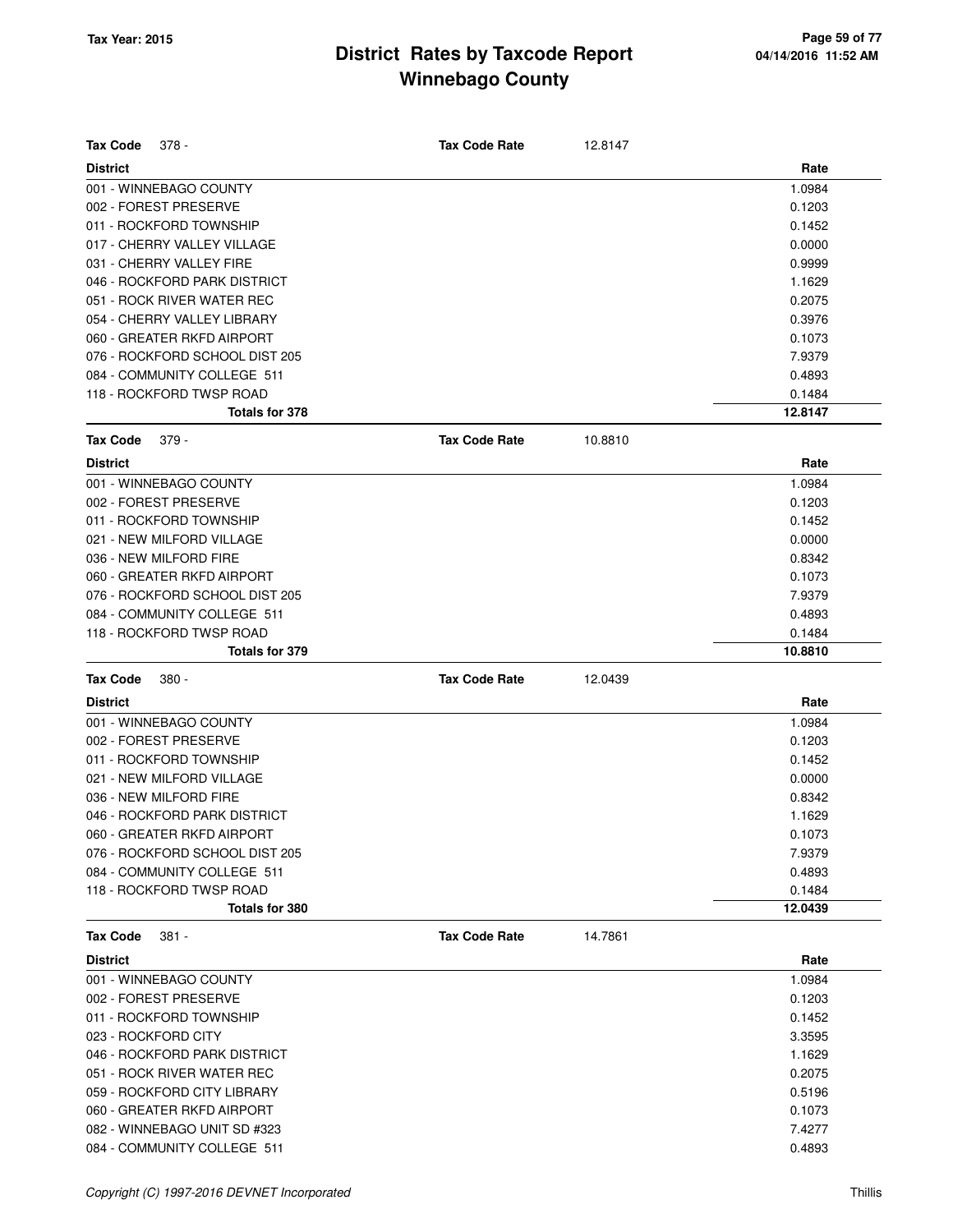# District Rates by Taxcode Report
## Winnebago County

Tax Year: 2015

**Tax Code** 378 - **Tax Code Rate** 12.8147

| District | Rate |
|---|---|
| 001 - WINNEBAGO COUNTY | 1.0984 |
| 002 - FOREST PRESERVE | 0.1203 |
| 011 - ROCKFORD TOWNSHIP | 0.1452 |
| 017 - CHERRY VALLEY VILLAGE | 0.0000 |
| 031 - CHERRY VALLEY FIRE | 0.9999 |
| 046 - ROCKFORD PARK DISTRICT | 1.1629 |
| 051 - ROCK RIVER WATER REC | 0.2075 |
| 054 - CHERRY VALLEY LIBRARY | 0.3976 |
| 060 - GREATER RKFD AIRPORT | 0.1073 |
| 076 - ROCKFORD SCHOOL DIST 205 | 7.9379 |
| 084 - COMMUNITY COLLEGE 511 | 0.4893 |
| 118 - ROCKFORD TWSP ROAD | 0.1484 |
| **Totals for 378** | **12.8147** |

**Tax Code** 379 - **Tax Code Rate** 10.8810

| District | Rate |
|---|---|
| 001 - WINNEBAGO COUNTY | 1.0984 |
| 002 - FOREST PRESERVE | 0.1203 |
| 011 - ROCKFORD TOWNSHIP | 0.1452 |
| 021 - NEW MILFORD VILLAGE | 0.0000 |
| 036 - NEW MILFORD FIRE | 0.8342 |
| 060 - GREATER RKFD AIRPORT | 0.1073 |
| 076 - ROCKFORD SCHOOL DIST 205 | 7.9379 |
| 084 - COMMUNITY COLLEGE 511 | 0.4893 |
| 118 - ROCKFORD TWSP ROAD | 0.1484 |
| **Totals for 379** | **10.8810** |

**Tax Code** 380 - **Tax Code Rate** 12.0439

| District | Rate |
|---|---|
| 001 - WINNEBAGO COUNTY | 1.0984 |
| 002 - FOREST PRESERVE | 0.1203 |
| 011 - ROCKFORD TOWNSHIP | 0.1452 |
| 021 - NEW MILFORD VILLAGE | 0.0000 |
| 036 - NEW MILFORD FIRE | 0.8342 |
| 046 - ROCKFORD PARK DISTRICT | 1.1629 |
| 060 - GREATER RKFD AIRPORT | 0.1073 |
| 076 - ROCKFORD SCHOOL DIST 205 | 7.9379 |
| 084 - COMMUNITY COLLEGE 511 | 0.4893 |
| 118 - ROCKFORD TWSP ROAD | 0.1484 |
| **Totals for 380** | **12.0439** |

**Tax Code** 381 - **Tax Code Rate** 14.7861

| District | Rate |
|---|---|
| 001 - WINNEBAGO COUNTY | 1.0984 |
| 002 - FOREST PRESERVE | 0.1203 |
| 011 - ROCKFORD TOWNSHIP | 0.1452 |
| 023 - ROCKFORD CITY | 3.3595 |
| 046 - ROCKFORD PARK DISTRICT | 1.1629 |
| 051 - ROCK RIVER WATER REC | 0.2075 |
| 059 - ROCKFORD CITY LIBRARY | 0.5196 |
| 060 - GREATER RKFD AIRPORT | 0.1073 |
| 082 - WINNEBAGO UNIT SD #323 | 7.4277 |
| 084 - COMMUNITY COLLEGE 511 | 0.4893 |

Copyright (C) 1997-2016 DEVNET Incorporated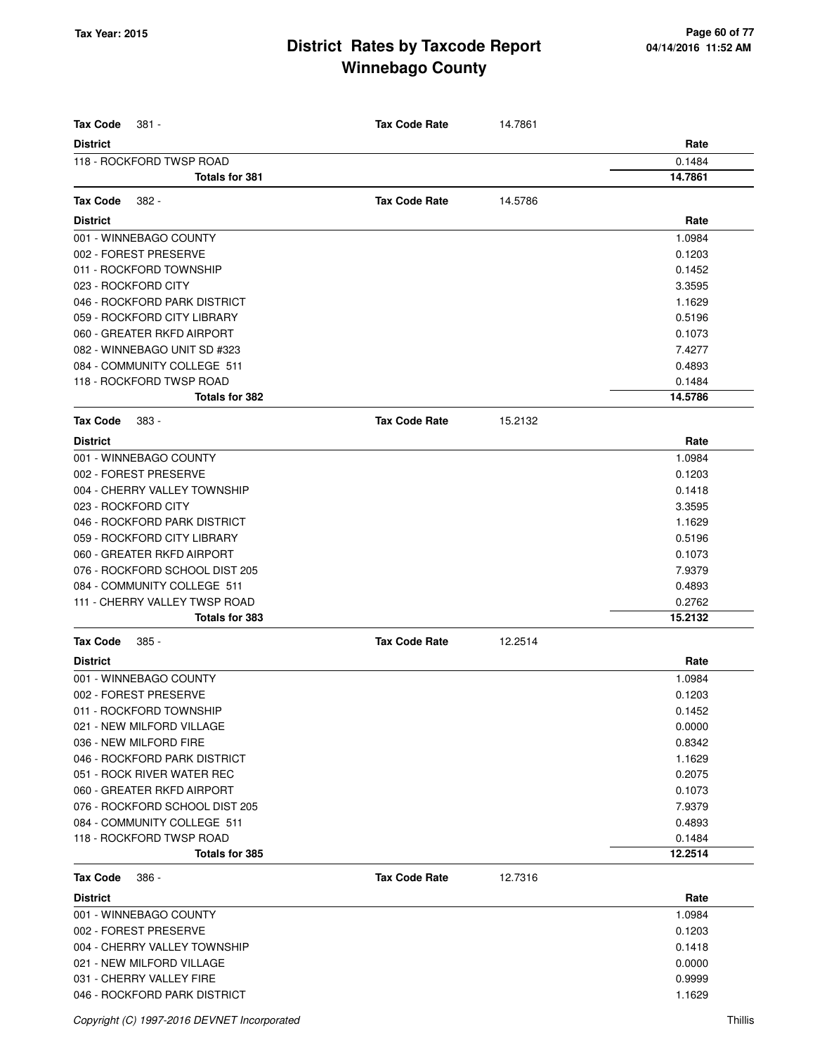# District Rates by Taxcode Report
# Winnebago County

Tax Year: 2015

| Tax Code 381 - | Tax Code Rate | 14.7861 |
|---|---|---|
| **District** | | **Rate** |
| 118 - ROCKFORD TWSP ROAD | | 0.1484 |
| **Totals for 381** | | **14.7861** |

| Tax Code 382 - | Tax Code Rate | 14.5786 |
|---|---|---|
| **District** | | **Rate** |
| 001 - WINNEBAGO COUNTY | | 1.0984 |
| 002 - FOREST PRESERVE | | 0.1203 |
| 011 - ROCKFORD TOWNSHIP | | 0.1452 |
| 023 - ROCKFORD CITY | | 3.3595 |
| 046 - ROCKFORD PARK DISTRICT | | 1.1629 |
| 059 - ROCKFORD CITY LIBRARY | | 0.5196 |
| 060 - GREATER RKFD AIRPORT | | 0.1073 |
| 082 - WINNEBAGO UNIT SD #323 | | 7.4277 |
| 084 - COMMUNITY COLLEGE 511 | | 0.4893 |
| 118 - ROCKFORD TWSP ROAD | | 0.1484 |
| **Totals for 382** | | **14.5786** |

| Tax Code 383 - | Tax Code Rate | 15.2132 |
|---|---|---|
| **District** | | **Rate** |
| 001 - WINNEBAGO COUNTY | | 1.0984 |
| 002 - FOREST PRESERVE | | 0.1203 |
| 004 - CHERRY VALLEY TOWNSHIP | | 0.1418 |
| 023 - ROCKFORD CITY | | 3.3595 |
| 046 - ROCKFORD PARK DISTRICT | | 1.1629 |
| 059 - ROCKFORD CITY LIBRARY | | 0.5196 |
| 060 - GREATER RKFD AIRPORT | | 0.1073 |
| 076 - ROCKFORD SCHOOL DIST 205 | | 7.9379 |
| 084 - COMMUNITY COLLEGE 511 | | 0.4893 |
| 111 - CHERRY VALLEY TWSP ROAD | | 0.2762 |
| **Totals for 383** | | **15.2132** |

| Tax Code 385 - | Tax Code Rate | 12.2514 |
|---|---|---|
| **District** | | **Rate** |
| 001 - WINNEBAGO COUNTY | | 1.0984 |
| 002 - FOREST PRESERVE | | 0.1203 |
| 011 - ROCKFORD TOWNSHIP | | 0.1452 |
| 021 - NEW MILFORD VILLAGE | | 0.0000 |
| 036 - NEW MILFORD FIRE | | 0.8342 |
| 046 - ROCKFORD PARK DISTRICT | | 1.1629 |
| 051 - ROCK RIVER WATER REC | | 0.2075 |
| 060 - GREATER RKFD AIRPORT | | 0.1073 |
| 076 - ROCKFORD SCHOOL DIST 205 | | 7.9379 |
| 084 - COMMUNITY COLLEGE 511 | | 0.4893 |
| 118 - ROCKFORD TWSP ROAD | | 0.1484 |
| **Totals for 385** | | **12.2514** |

| Tax Code 386 - | Tax Code Rate | 12.7316 |
|---|---|---|
| **District** | | **Rate** |
| 001 - WINNEBAGO COUNTY | | 1.0984 |
| 002 - FOREST PRESERVE | | 0.1203 |
| 004 - CHERRY VALLEY TOWNSHIP | | 0.1418 |
| 021 - NEW MILFORD VILLAGE | | 0.0000 |
| 031 - CHERRY VALLEY FIRE | | 0.9999 |
| 046 - ROCKFORD PARK DISTRICT | | 1.1629 |

Copyright (C) 1997-2016 DEVNET Incorporated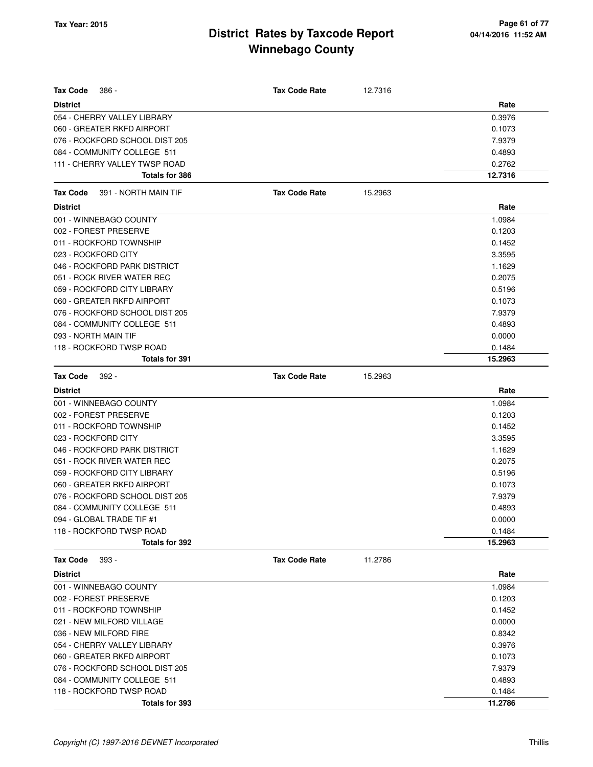# District Rates by Taxcode Report
## Winnebago County

Tax Year: 2015

**Tax Code** 386 - **Tax Code Rate** 12.7316

| District | Rate |
|---|---|
| 054 - CHERRY VALLEY LIBRARY | 0.3976 |
| 060 - GREATER RKFD AIRPORT | 0.1073 |
| 076 - ROCKFORD SCHOOL DIST 205 | 7.9379 |
| 084 - COMMUNITY COLLEGE 511 | 0.4893 |
| 111 - CHERRY VALLEY TWSP ROAD | 0.2762 |
| **Totals for 386** | **12.7316** |

**Tax Code** 391 - NORTH MAIN TIF **Tax Code Rate** 15.2963

| District | Rate |
|---|---|
| 001 - WINNEBAGO COUNTY | 1.0984 |
| 002 - FOREST PRESERVE | 0.1203 |
| 011 - ROCKFORD TOWNSHIP | 0.1452 |
| 023 - ROCKFORD CITY | 3.3595 |
| 046 - ROCKFORD PARK DISTRICT | 1.1629 |
| 051 - ROCK RIVER WATER REC | 0.2075 |
| 059 - ROCKFORD CITY LIBRARY | 0.5196 |
| 060 - GREATER RKFD AIRPORT | 0.1073 |
| 076 - ROCKFORD SCHOOL DIST 205 | 7.9379 |
| 084 - COMMUNITY COLLEGE 511 | 0.4893 |
| 093 - NORTH MAIN TIF | 0.0000 |
| 118 - ROCKFORD TWSP ROAD | 0.1484 |
| **Totals for 391** | **15.2963** |

**Tax Code** 392 - **Tax Code Rate** 15.2963

| District | Rate |
|---|---|
| 001 - WINNEBAGO COUNTY | 1.0984 |
| 002 - FOREST PRESERVE | 0.1203 |
| 011 - ROCKFORD TOWNSHIP | 0.1452 |
| 023 - ROCKFORD CITY | 3.3595 |
| 046 - ROCKFORD PARK DISTRICT | 1.1629 |
| 051 - ROCK RIVER WATER REC | 0.2075 |
| 059 - ROCKFORD CITY LIBRARY | 0.5196 |
| 060 - GREATER RKFD AIRPORT | 0.1073 |
| 076 - ROCKFORD SCHOOL DIST 205 | 7.9379 |
| 084 - COMMUNITY COLLEGE 511 | 0.4893 |
| 094 - GLOBAL TRADE TIF #1 | 0.0000 |
| 118 - ROCKFORD TWSP ROAD | 0.1484 |
| **Totals for 392** | **15.2963** |

**Tax Code** 393 - **Tax Code Rate** 11.2786

| District | Rate |
|---|---|
| 001 - WINNEBAGO COUNTY | 1.0984 |
| 002 - FOREST PRESERVE | 0.1203 |
| 011 - ROCKFORD TOWNSHIP | 0.1452 |
| 021 - NEW MILFORD VILLAGE | 0.0000 |
| 036 - NEW MILFORD FIRE | 0.8342 |
| 054 - CHERRY VALLEY LIBRARY | 0.3976 |
| 060 - GREATER RKFD AIRPORT | 0.1073 |
| 076 - ROCKFORD SCHOOL DIST 205 | 7.9379 |
| 084 - COMMUNITY COLLEGE 511 | 0.4893 |
| 118 - ROCKFORD TWSP ROAD | 0.1484 |
| **Totals for 393** | **11.2786** |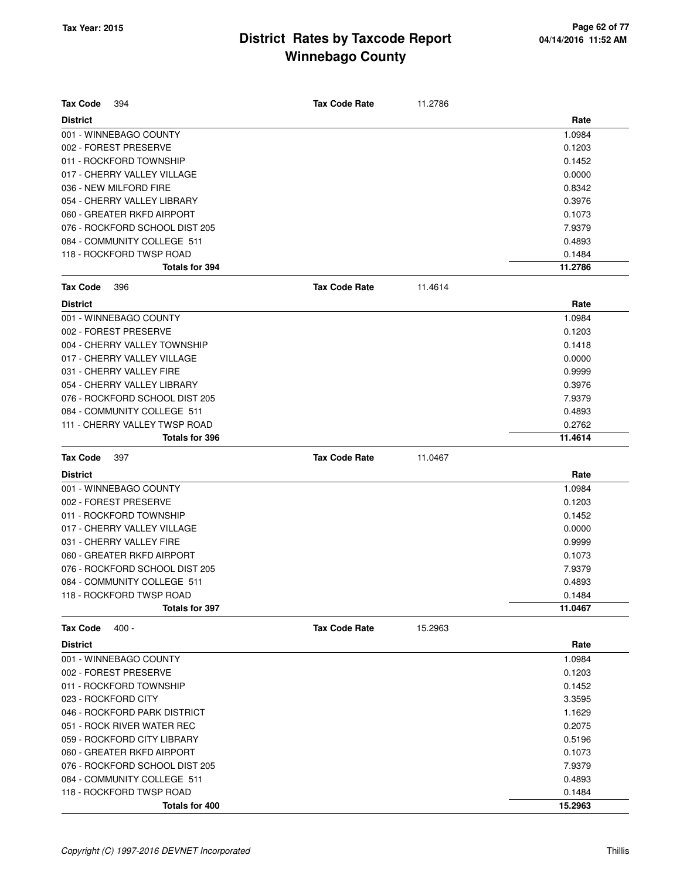# District Rates by Taxcode Report
## Winnebago County

Tax Year: 2015

| Tax Code 394 | Tax Code Rate 11.2786 |
|---|---|
| **District** | **Rate** |
| 001 - WINNEBAGO COUNTY | 1.0984 |
| 002 - FOREST PRESERVE | 0.1203 |
| 011 - ROCKFORD TOWNSHIP | 0.1452 |
| 017 - CHERRY VALLEY VILLAGE | 0.0000 |
| 036 - NEW MILFORD FIRE | 0.8342 |
| 054 - CHERRY VALLEY LIBRARY | 0.3976 |
| 060 - GREATER RKFD AIRPORT | 0.1073 |
| 076 - ROCKFORD SCHOOL DIST 205 | 7.9379 |
| 084 - COMMUNITY COLLEGE 511 | 0.4893 |
| 118 - ROCKFORD TWSP ROAD | 0.1484 |
| **Totals for 394** | **11.2786** |

| Tax Code 396 | Tax Code Rate 11.4614 |
|---|---|
| **District** | **Rate** |
| 001 - WINNEBAGO COUNTY | 1.0984 |
| 002 - FOREST PRESERVE | 0.1203 |
| 004 - CHERRY VALLEY TOWNSHIP | 0.1418 |
| 017 - CHERRY VALLEY VILLAGE | 0.0000 |
| 031 - CHERRY VALLEY FIRE | 0.9999 |
| 054 - CHERRY VALLEY LIBRARY | 0.3976 |
| 076 - ROCKFORD SCHOOL DIST 205 | 7.9379 |
| 084 - COMMUNITY COLLEGE 511 | 0.4893 |
| 111 - CHERRY VALLEY TWSP ROAD | 0.2762 |
| **Totals for 396** | **11.4614** |

| Tax Code 397 | Tax Code Rate 11.0467 |
|---|---|
| **District** | **Rate** |
| 001 - WINNEBAGO COUNTY | 1.0984 |
| 002 - FOREST PRESERVE | 0.1203 |
| 011 - ROCKFORD TOWNSHIP | 0.1452 |
| 017 - CHERRY VALLEY VILLAGE | 0.0000 |
| 031 - CHERRY VALLEY FIRE | 0.9999 |
| 060 - GREATER RKFD AIRPORT | 0.1073 |
| 076 - ROCKFORD SCHOOL DIST 205 | 7.9379 |
| 084 - COMMUNITY COLLEGE 511 | 0.4893 |
| 118 - ROCKFORD TWSP ROAD | 0.1484 |
| **Totals for 397** | **11.0467** |

| Tax Code 400 - | Tax Code Rate 15.2963 |
|---|---|
| **District** | **Rate** |
| 001 - WINNEBAGO COUNTY | 1.0984 |
| 002 - FOREST PRESERVE | 0.1203 |
| 011 - ROCKFORD TOWNSHIP | 0.1452 |
| 023 - ROCKFORD CITY | 3.3595 |
| 046 - ROCKFORD PARK DISTRICT | 1.1629 |
| 051 - ROCK RIVER WATER REC | 0.2075 |
| 059 - ROCKFORD CITY LIBRARY | 0.5196 |
| 060 - GREATER RKFD AIRPORT | 0.1073 |
| 076 - ROCKFORD SCHOOL DIST 205 | 7.9379 |
| 084 - COMMUNITY COLLEGE 511 | 0.4893 |
| 118 - ROCKFORD TWSP ROAD | 0.1484 |
| **Totals for 400** | **15.2963** |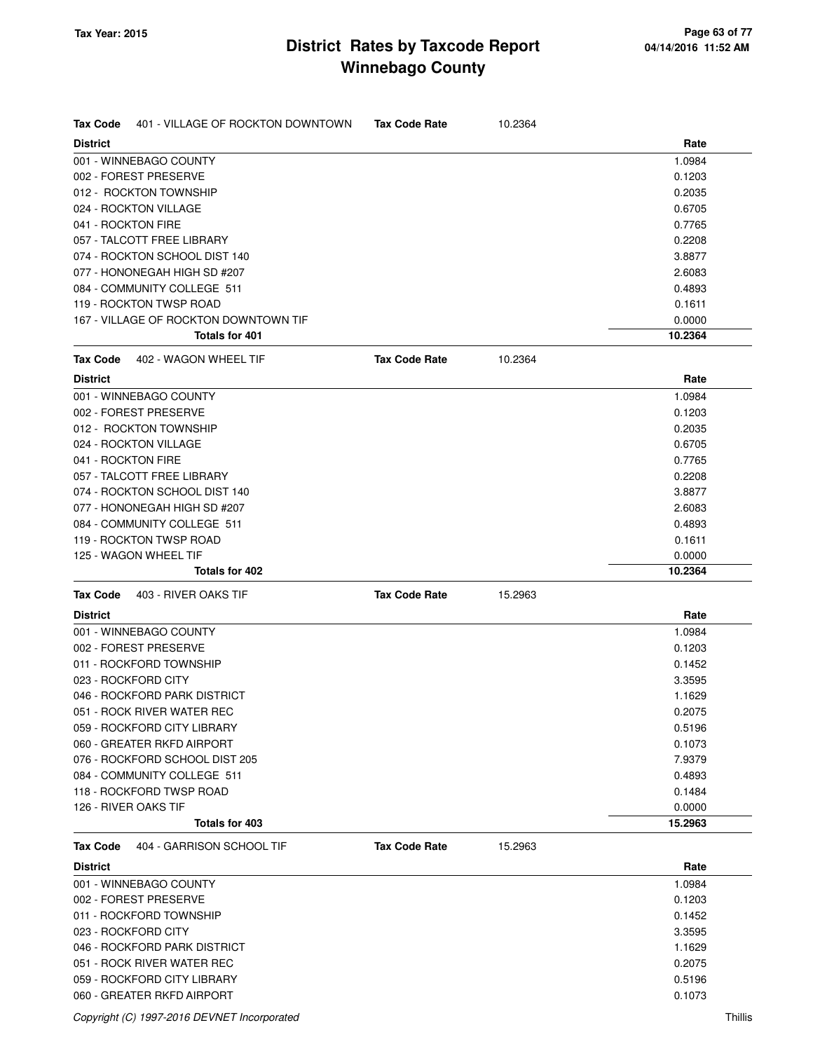# District Rates by Taxcode Report
# Winnebago County

Tax Year: 2015

**Tax Code** 401 - VILLAGE OF ROCKTON DOWNTOWN **Tax Code Rate** 10.2364

| District | Rate |
|---|---|
| 001 - WINNEBAGO COUNTY | 1.0984 |
| 002 - FOREST PRESERVE | 0.1203 |
| 012 - ROCKTON TOWNSHIP | 0.2035 |
| 024 - ROCKTON VILLAGE | 0.6705 |
| 041 - ROCKTON FIRE | 0.7765 |
| 057 - TALCOTT FREE LIBRARY | 0.2208 |
| 074 - ROCKTON SCHOOL DIST 140 | 3.8877 |
| 077 - HONONEGAH HIGH SD #207 | 2.6083 |
| 084 - COMMUNITY COLLEGE 511 | 0.4893 |
| 119 - ROCKTON TWSP ROAD | 0.1611 |
| 167 - VILLAGE OF ROCKTON DOWNTOWN TIF | 0.0000 |
| **Totals for 401** | **10.2364** |

**Tax Code** 402 - WAGON WHEEL TIF **Tax Code Rate** 10.2364

| District | Rate |
|---|---|
| 001 - WINNEBAGO COUNTY | 1.0984 |
| 002 - FOREST PRESERVE | 0.1203 |
| 012 - ROCKTON TOWNSHIP | 0.2035 |
| 024 - ROCKTON VILLAGE | 0.6705 |
| 041 - ROCKTON FIRE | 0.7765 |
| 057 - TALCOTT FREE LIBRARY | 0.2208 |
| 074 - ROCKTON SCHOOL DIST 140 | 3.8877 |
| 077 - HONONEGAH HIGH SD #207 | 2.6083 |
| 084 - COMMUNITY COLLEGE 511 | 0.4893 |
| 119 - ROCKTON TWSP ROAD | 0.1611 |
| 125 - WAGON WHEEL TIF | 0.0000 |
| **Totals for 402** | **10.2364** |

**Tax Code** 403 - RIVER OAKS TIF **Tax Code Rate** 15.2963

| District | Rate |
|---|---|
| 001 - WINNEBAGO COUNTY | 1.0984 |
| 002 - FOREST PRESERVE | 0.1203 |
| 011 - ROCKFORD TOWNSHIP | 0.1452 |
| 023 - ROCKFORD CITY | 3.3595 |
| 046 - ROCKFORD PARK DISTRICT | 1.1629 |
| 051 - ROCK RIVER WATER REC | 0.2075 |
| 059 - ROCKFORD CITY LIBRARY | 0.5196 |
| 060 - GREATER RKFD AIRPORT | 0.1073 |
| 076 - ROCKFORD SCHOOL DIST 205 | 7.9379 |
| 084 - COMMUNITY COLLEGE 511 | 0.4893 |
| 118 - ROCKFORD TWSP ROAD | 0.1484 |
| 126 - RIVER OAKS TIF | 0.0000 |
| **Totals for 403** | **15.2963** |

**Tax Code** 404 - GARRISON SCHOOL TIF **Tax Code Rate** 15.2963

| District | Rate |
|---|---|
| 001 - WINNEBAGO COUNTY | 1.0984 |
| 002 - FOREST PRESERVE | 0.1203 |
| 011 - ROCKFORD TOWNSHIP | 0.1452 |
| 023 - ROCKFORD CITY | 3.3595 |
| 046 - ROCKFORD PARK DISTRICT | 1.1629 |
| 051 - ROCK RIVER WATER REC | 0.2075 |
| 059 - ROCKFORD CITY LIBRARY | 0.5196 |
| 060 - GREATER RKFD AIRPORT | 0.1073 |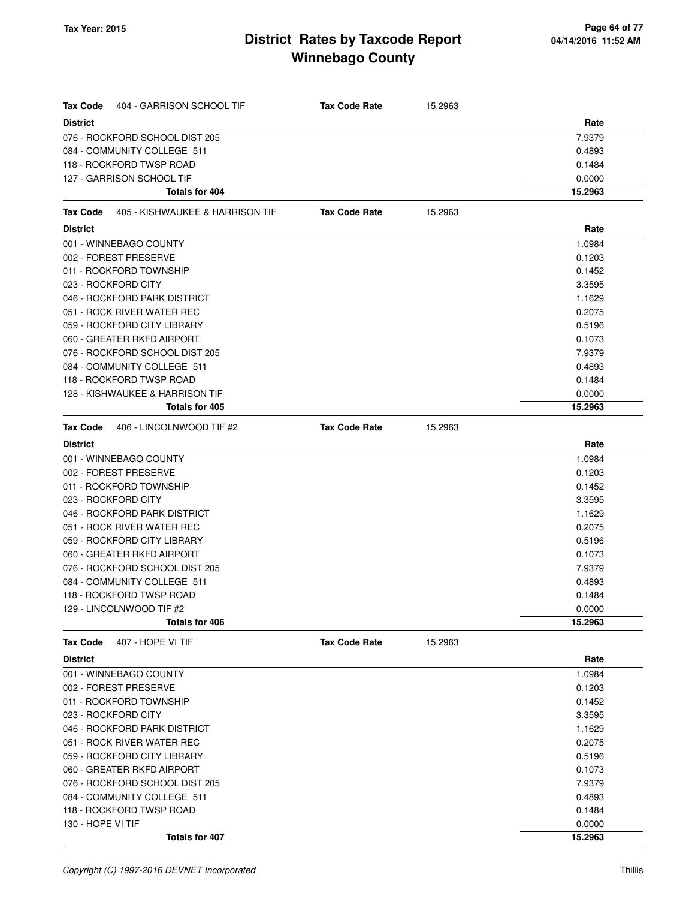| Tax Code 404 - GARRISON SCHOOL TIF | Tax Code Rate 15.2963 |
|---|---|
| **District** | **Rate** |
| 076 - ROCKFORD SCHOOL DIST 205 | 7.9379 |
| 084 - COMMUNITY COLLEGE 511 | 0.4893 |
| 118 - ROCKFORD TWSP ROAD | 0.1484 |
| 127 - GARRISON SCHOOL TIF | 0.0000 |
| **Totals for 404** | **15.2963** |

| Tax Code 405 - KISHWAUKEE & HARRISON TIF | Tax Code Rate 15.2963 |
|---|---|
| **District** | **Rate** |
| 001 - WINNEBAGO COUNTY | 1.0984 |
| 002 - FOREST PRESERVE | 0.1203 |
| 011 - ROCKFORD TOWNSHIP | 0.1452 |
| 023 - ROCKFORD CITY | 3.3595 |
| 046 - ROCKFORD PARK DISTRICT | 1.1629 |
| 051 - ROCK RIVER WATER REC | 0.2075 |
| 059 - ROCKFORD CITY LIBRARY | 0.5196 |
| 060 - GREATER RKFD AIRPORT | 0.1073 |
| 076 - ROCKFORD SCHOOL DIST 205 | 7.9379 |
| 084 - COMMUNITY COLLEGE 511 | 0.4893 |
| 118 - ROCKFORD TWSP ROAD | 0.1484 |
| 128 - KISHWAUKEE & HARRISON TIF | 0.0000 |
| **Totals for 405** | **15.2963** |

| Tax Code 406 - LINCOLNWOOD TIF #2 | Tax Code Rate 15.2963 |
|---|---|
| **District** | **Rate** |
| 001 - WINNEBAGO COUNTY | 1.0984 |
| 002 - FOREST PRESERVE | 0.1203 |
| 011 - ROCKFORD TOWNSHIP | 0.1452 |
| 023 - ROCKFORD CITY | 3.3595 |
| 046 - ROCKFORD PARK DISTRICT | 1.1629 |
| 051 - ROCK RIVER WATER REC | 0.2075 |
| 059 - ROCKFORD CITY LIBRARY | 0.5196 |
| 060 - GREATER RKFD AIRPORT | 0.1073 |
| 076 - ROCKFORD SCHOOL DIST 205 | 7.9379 |
| 084 - COMMUNITY COLLEGE 511 | 0.4893 |
| 118 - ROCKFORD TWSP ROAD | 0.1484 |
| 129 - LINCOLNWOOD TIF #2 | 0.0000 |
| **Totals for 406** | **15.2963** |

| Tax Code 407 - HOPE VI TIF | Tax Code Rate 15.2963 |
|---|---|
| **District** | **Rate** |
| 001 - WINNEBAGO COUNTY | 1.0984 |
| 002 - FOREST PRESERVE | 0.1203 |
| 011 - ROCKFORD TOWNSHIP | 0.1452 |
| 023 - ROCKFORD CITY | 3.3595 |
| 046 - ROCKFORD PARK DISTRICT | 1.1629 |
| 051 - ROCK RIVER WATER REC | 0.2075 |
| 059 - ROCKFORD CITY LIBRARY | 0.5196 |
| 060 - GREATER RKFD AIRPORT | 0.1073 |
| 076 - ROCKFORD SCHOOL DIST 205 | 7.9379 |
| 084 - COMMUNITY COLLEGE 511 | 0.4893 |
| 118 - ROCKFORD TWSP ROAD | 0.1484 |
| 130 - HOPE VI TIF | 0.0000 |
| **Totals for 407** | **15.2963** |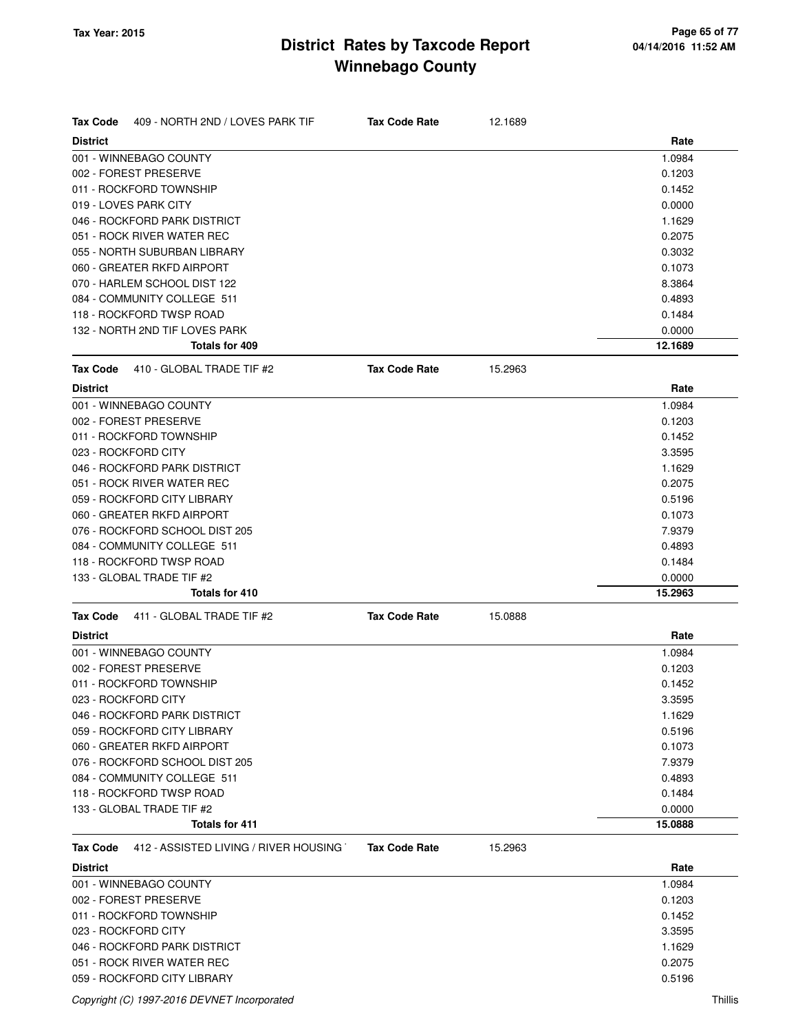# District Rates by Taxcode Report
# Winnebago County

Tax Year: 2015

**Tax Code** 409 - NORTH 2ND / LOVES PARK TIF **Tax Code Rate** 12.1689

| District | Rate |
|---|---|
| 001 - WINNEBAGO COUNTY | 1.0984 |
| 002 - FOREST PRESERVE | 0.1203 |
| 011 - ROCKFORD TOWNSHIP | 0.1452 |
| 019 - LOVES PARK CITY | 0.0000 |
| 046 - ROCKFORD PARK DISTRICT | 1.1629 |
| 051 - ROCK RIVER WATER REC | 0.2075 |
| 055 - NORTH SUBURBAN LIBRARY | 0.3032 |
| 060 - GREATER RKFD AIRPORT | 0.1073 |
| 070 - HARLEM SCHOOL DIST 122 | 8.3864 |
| 084 - COMMUNITY COLLEGE 511 | 0.4893 |
| 118 - ROCKFORD TWSP ROAD | 0.1484 |
| 132 - NORTH 2ND TIF LOVES PARK | 0.0000 |
| **Totals for 409** | **12.1689** |

**Tax Code** 410 - GLOBAL TRADE TIF #2 **Tax Code Rate** 15.2963

| District | Rate |
|---|---|
| 001 - WINNEBAGO COUNTY | 1.0984 |
| 002 - FOREST PRESERVE | 0.1203 |
| 011 - ROCKFORD TOWNSHIP | 0.1452 |
| 023 - ROCKFORD CITY | 3.3595 |
| 046 - ROCKFORD PARK DISTRICT | 1.1629 |
| 051 - ROCK RIVER WATER REC | 0.2075 |
| 059 - ROCKFORD CITY LIBRARY | 0.5196 |
| 060 - GREATER RKFD AIRPORT | 0.1073 |
| 076 - ROCKFORD SCHOOL DIST 205 | 7.9379 |
| 084 - COMMUNITY COLLEGE 511 | 0.4893 |
| 118 - ROCKFORD TWSP ROAD | 0.1484 |
| 133 - GLOBAL TRADE TIF #2 | 0.0000 |
| **Totals for 410** | **15.2963** |

**Tax Code** 411 - GLOBAL TRADE TIF #2 **Tax Code Rate** 15.0888

| District | Rate |
|---|---|
| 001 - WINNEBAGO COUNTY | 1.0984 |
| 002 - FOREST PRESERVE | 0.1203 |
| 011 - ROCKFORD TOWNSHIP | 0.1452 |
| 023 - ROCKFORD CITY | 3.3595 |
| 046 - ROCKFORD PARK DISTRICT | 1.1629 |
| 059 - ROCKFORD CITY LIBRARY | 0.5196 |
| 060 - GREATER RKFD AIRPORT | 0.1073 |
| 076 - ROCKFORD SCHOOL DIST 205 | 7.9379 |
| 084 - COMMUNITY COLLEGE 511 | 0.4893 |
| 118 - ROCKFORD TWSP ROAD | 0.1484 |
| 133 - GLOBAL TRADE TIF #2 | 0.0000 |
| **Totals for 411** | **15.0888** |

**Tax Code** 412 - ASSISTED LIVING / RIVER HOUSING **Tax Code Rate** 15.2963

| District | Rate |
|---|---|
| 001 - WINNEBAGO COUNTY | 1.0984 |
| 002 - FOREST PRESERVE | 0.1203 |
| 011 - ROCKFORD TOWNSHIP | 0.1452 |
| 023 - ROCKFORD CITY | 3.3595 |
| 046 - ROCKFORD PARK DISTRICT | 1.1629 |
| 051 - ROCK RIVER WATER REC | 0.2075 |
| 059 - ROCKFORD CITY LIBRARY | 0.5196 |

*Copyright (C) 1997-2016 DEVNET Incorporated*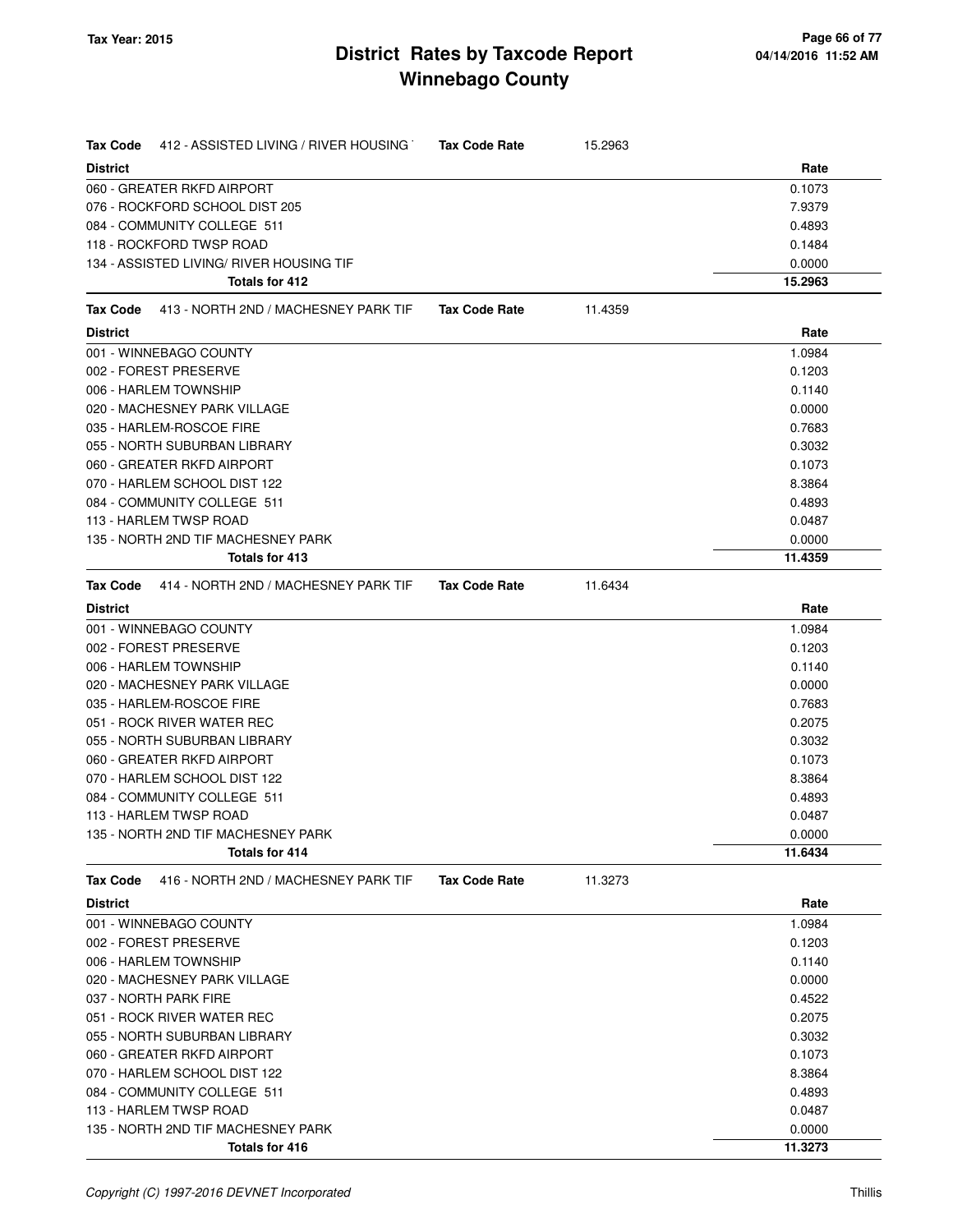# District Rates by Taxcode Report
## Winnebago County

Tax Year: 2015

**Tax Code** 412 - ASSISTED LIVING / RIVER HOUSING **Tax Code Rate** 15.2963

| District | Rate |
|---|---|
| 060 - GREATER RKFD AIRPORT | 0.1073 |
| 076 - ROCKFORD SCHOOL DIST 205 | 7.9379 |
| 084 - COMMUNITY COLLEGE 511 | 0.4893 |
| 118 - ROCKFORD TWSP ROAD | 0.1484 |
| 134 - ASSISTED LIVING/ RIVER HOUSING TIF | 0.0000 |
| **Totals for 412** | **15.2963** |

**Tax Code** 413 - NORTH 2ND / MACHESNEY PARK TIF **Tax Code Rate** 11.4359

| District | Rate |
|---|---|
| 001 - WINNEBAGO COUNTY | 1.0984 |
| 002 - FOREST PRESERVE | 0.1203 |
| 006 - HARLEM TOWNSHIP | 0.1140 |
| 020 - MACHESNEY PARK VILLAGE | 0.0000 |
| 035 - HARLEM-ROSCOE FIRE | 0.7683 |
| 055 - NORTH SUBURBAN LIBRARY | 0.3032 |
| 060 - GREATER RKFD AIRPORT | 0.1073 |
| 070 - HARLEM SCHOOL DIST 122 | 8.3864 |
| 084 - COMMUNITY COLLEGE 511 | 0.4893 |
| 113 - HARLEM TWSP ROAD | 0.0487 |
| 135 - NORTH 2ND TIF MACHESNEY PARK | 0.0000 |
| **Totals for 413** | **11.4359** |

**Tax Code** 414 - NORTH 2ND / MACHESNEY PARK TIF **Tax Code Rate** 11.6434

| District | Rate |
|---|---|
| 001 - WINNEBAGO COUNTY | 1.0984 |
| 002 - FOREST PRESERVE | 0.1203 |
| 006 - HARLEM TOWNSHIP | 0.1140 |
| 020 - MACHESNEY PARK VILLAGE | 0.0000 |
| 035 - HARLEM-ROSCOE FIRE | 0.7683 |
| 051 - ROCK RIVER WATER REC | 0.2075 |
| 055 - NORTH SUBURBAN LIBRARY | 0.3032 |
| 060 - GREATER RKFD AIRPORT | 0.1073 |
| 070 - HARLEM SCHOOL DIST 122 | 8.3864 |
| 084 - COMMUNITY COLLEGE 511 | 0.4893 |
| 113 - HARLEM TWSP ROAD | 0.0487 |
| 135 - NORTH 2ND TIF MACHESNEY PARK | 0.0000 |
| **Totals for 414** | **11.6434** |

**Tax Code** 416 - NORTH 2ND / MACHESNEY PARK TIF **Tax Code Rate** 11.3273

| District | Rate |
|---|---|
| 001 - WINNEBAGO COUNTY | 1.0984 |
| 002 - FOREST PRESERVE | 0.1203 |
| 006 - HARLEM TOWNSHIP | 0.1140 |
| 020 - MACHESNEY PARK VILLAGE | 0.0000 |
| 037 - NORTH PARK FIRE | 0.4522 |
| 051 - ROCK RIVER WATER REC | 0.2075 |
| 055 - NORTH SUBURBAN LIBRARY | 0.3032 |
| 060 - GREATER RKFD AIRPORT | 0.1073 |
| 070 - HARLEM SCHOOL DIST 122 | 8.3864 |
| 084 - COMMUNITY COLLEGE 511 | 0.4893 |
| 113 - HARLEM TWSP ROAD | 0.0487 |
| 135 - NORTH 2ND TIF MACHESNEY PARK | 0.0000 |
| **Totals for 416** | **11.3273** |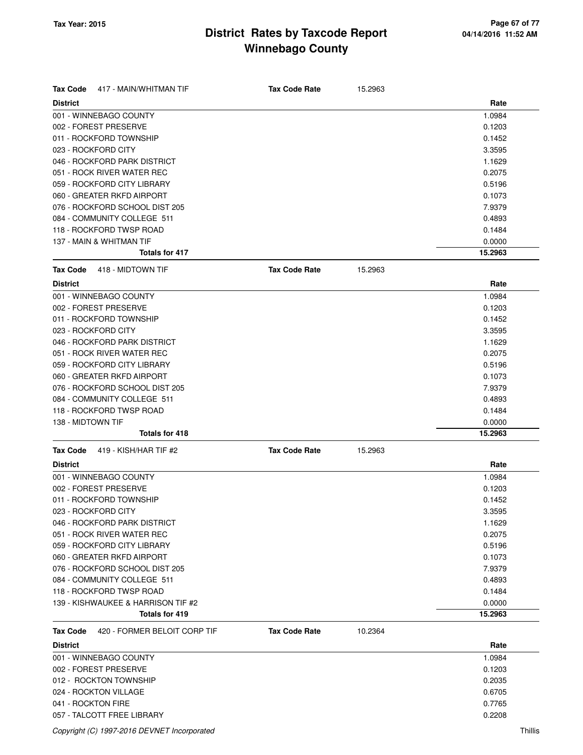# District Rates by Taxcode Report
# Winnebago County

Tax Year: 2015

**Tax Code** 417 - MAIN/WHITMAN TIF — **Tax Code Rate** 15.2963

| District | Rate |
| --- | --- |
| 001 - WINNEBAGO COUNTY | 1.0984 |
| 002 - FOREST PRESERVE | 0.1203 |
| 011 - ROCKFORD TOWNSHIP | 0.1452 |
| 023 - ROCKFORD CITY | 3.3595 |
| 046 - ROCKFORD PARK DISTRICT | 1.1629 |
| 051 - ROCK RIVER WATER REC | 0.2075 |
| 059 - ROCKFORD CITY LIBRARY | 0.5196 |
| 060 - GREATER RKFD AIRPORT | 0.1073 |
| 076 - ROCKFORD SCHOOL DIST 205 | 7.9379 |
| 084 - COMMUNITY COLLEGE 511 | 0.4893 |
| 118 - ROCKFORD TWSP ROAD | 0.1484 |
| 137 - MAIN & WHITMAN TIF | 0.0000 |
| **Totals for 417** | **15.2963** |

**Tax Code** 418 - MIDTOWN TIF — **Tax Code Rate** 15.2963

| District | Rate |
| --- | --- |
| 001 - WINNEBAGO COUNTY | 1.0984 |
| 002 - FOREST PRESERVE | 0.1203 |
| 011 - ROCKFORD TOWNSHIP | 0.1452 |
| 023 - ROCKFORD CITY | 3.3595 |
| 046 - ROCKFORD PARK DISTRICT | 1.1629 |
| 051 - ROCK RIVER WATER REC | 0.2075 |
| 059 - ROCKFORD CITY LIBRARY | 0.5196 |
| 060 - GREATER RKFD AIRPORT | 0.1073 |
| 076 - ROCKFORD SCHOOL DIST 205 | 7.9379 |
| 084 - COMMUNITY COLLEGE 511 | 0.4893 |
| 118 - ROCKFORD TWSP ROAD | 0.1484 |
| 138 - MIDTOWN TIF | 0.0000 |
| **Totals for 418** | **15.2963** |

**Tax Code** 419 - KISH/HAR TIF #2 — **Tax Code Rate** 15.2963

| District | Rate |
| --- | --- |
| 001 - WINNEBAGO COUNTY | 1.0984 |
| 002 - FOREST PRESERVE | 0.1203 |
| 011 - ROCKFORD TOWNSHIP | 0.1452 |
| 023 - ROCKFORD CITY | 3.3595 |
| 046 - ROCKFORD PARK DISTRICT | 1.1629 |
| 051 - ROCK RIVER WATER REC | 0.2075 |
| 059 - ROCKFORD CITY LIBRARY | 0.5196 |
| 060 - GREATER RKFD AIRPORT | 0.1073 |
| 076 - ROCKFORD SCHOOL DIST 205 | 7.9379 |
| 084 - COMMUNITY COLLEGE 511 | 0.4893 |
| 118 - ROCKFORD TWSP ROAD | 0.1484 |
| 139 - KISHWAUKEE & HARRISON TIF #2 | 0.0000 |
| **Totals for 419** | **15.2963** |

**Tax Code** 420 - FORMER BELOIT CORP TIF — **Tax Code Rate** 10.2364

| District | Rate |
| --- | --- |
| 001 - WINNEBAGO COUNTY | 1.0984 |
| 002 - FOREST PRESERVE | 0.1203 |
| 012 - ROCKTON TOWNSHIP | 0.2035 |
| 024 - ROCKTON VILLAGE | 0.6705 |
| 041 - ROCKTON FIRE | 0.7765 |
| 057 - TALCOTT FREE LIBRARY | 0.2208 |

Copyright (C) 1997-2016 DEVNET Incorporated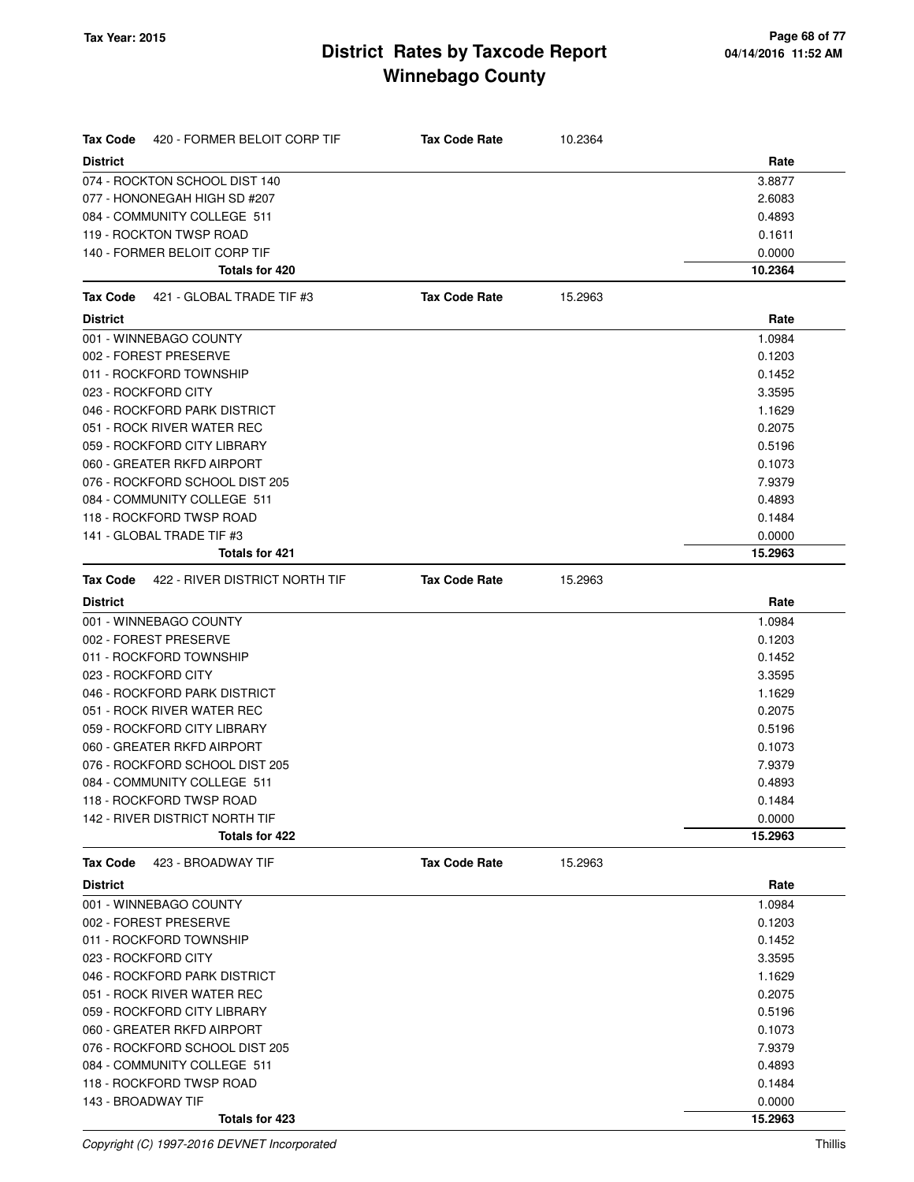# District Rates by Taxcode Report
# Winnebago County

Tax Year: 2015

**Tax Code** 420 - FORMER BELOIT CORP TIF — **Tax Code Rate** 10.2364

| District | Rate |
|---|---|
| 074 - ROCKTON SCHOOL DIST 140 | 3.8877 |
| 077 - HONONEGAH HIGH SD #207 | 2.6083 |
| 084 - COMMUNITY COLLEGE 511 | 0.4893 |
| 119 - ROCKTON TWSP ROAD | 0.1611 |
| 140 - FORMER BELOIT CORP TIF | 0.0000 |
| **Totals for 420** | **10.2364** |

**Tax Code** 421 - GLOBAL TRADE TIF #3 — **Tax Code Rate** 15.2963

| District | Rate |
|---|---|
| 001 - WINNEBAGO COUNTY | 1.0984 |
| 002 - FOREST PRESERVE | 0.1203 |
| 011 - ROCKFORD TOWNSHIP | 0.1452 |
| 023 - ROCKFORD CITY | 3.3595 |
| 046 - ROCKFORD PARK DISTRICT | 1.1629 |
| 051 - ROCK RIVER WATER REC | 0.2075 |
| 059 - ROCKFORD CITY LIBRARY | 0.5196 |
| 060 - GREATER RKFD AIRPORT | 0.1073 |
| 076 - ROCKFORD SCHOOL DIST 205 | 7.9379 |
| 084 - COMMUNITY COLLEGE 511 | 0.4893 |
| 118 - ROCKFORD TWSP ROAD | 0.1484 |
| 141 - GLOBAL TRADE TIF #3 | 0.0000 |
| **Totals for 421** | **15.2963** |

**Tax Code** 422 - RIVER DISTRICT NORTH TIF — **Tax Code Rate** 15.2963

| District | Rate |
|---|---|
| 001 - WINNEBAGO COUNTY | 1.0984 |
| 002 - FOREST PRESERVE | 0.1203 |
| 011 - ROCKFORD TOWNSHIP | 0.1452 |
| 023 - ROCKFORD CITY | 3.3595 |
| 046 - ROCKFORD PARK DISTRICT | 1.1629 |
| 051 - ROCK RIVER WATER REC | 0.2075 |
| 059 - ROCKFORD CITY LIBRARY | 0.5196 |
| 060 - GREATER RKFD AIRPORT | 0.1073 |
| 076 - ROCKFORD SCHOOL DIST 205 | 7.9379 |
| 084 - COMMUNITY COLLEGE 511 | 0.4893 |
| 118 - ROCKFORD TWSP ROAD | 0.1484 |
| 142 - RIVER DISTRICT NORTH TIF | 0.0000 |
| **Totals for 422** | **15.2963** |

**Tax Code** 423 - BROADWAY TIF — **Tax Code Rate** 15.2963

| District | Rate |
|---|---|
| 001 - WINNEBAGO COUNTY | 1.0984 |
| 002 - FOREST PRESERVE | 0.1203 |
| 011 - ROCKFORD TOWNSHIP | 0.1452 |
| 023 - ROCKFORD CITY | 3.3595 |
| 046 - ROCKFORD PARK DISTRICT | 1.1629 |
| 051 - ROCK RIVER WATER REC | 0.2075 |
| 059 - ROCKFORD CITY LIBRARY | 0.5196 |
| 060 - GREATER RKFD AIRPORT | 0.1073 |
| 076 - ROCKFORD SCHOOL DIST 205 | 7.9379 |
| 084 - COMMUNITY COLLEGE 511 | 0.4893 |
| 118 - ROCKFORD TWSP ROAD | 0.1484 |
| 143 - BROADWAY TIF | 0.0000 |
| **Totals for 423** | **15.2963** |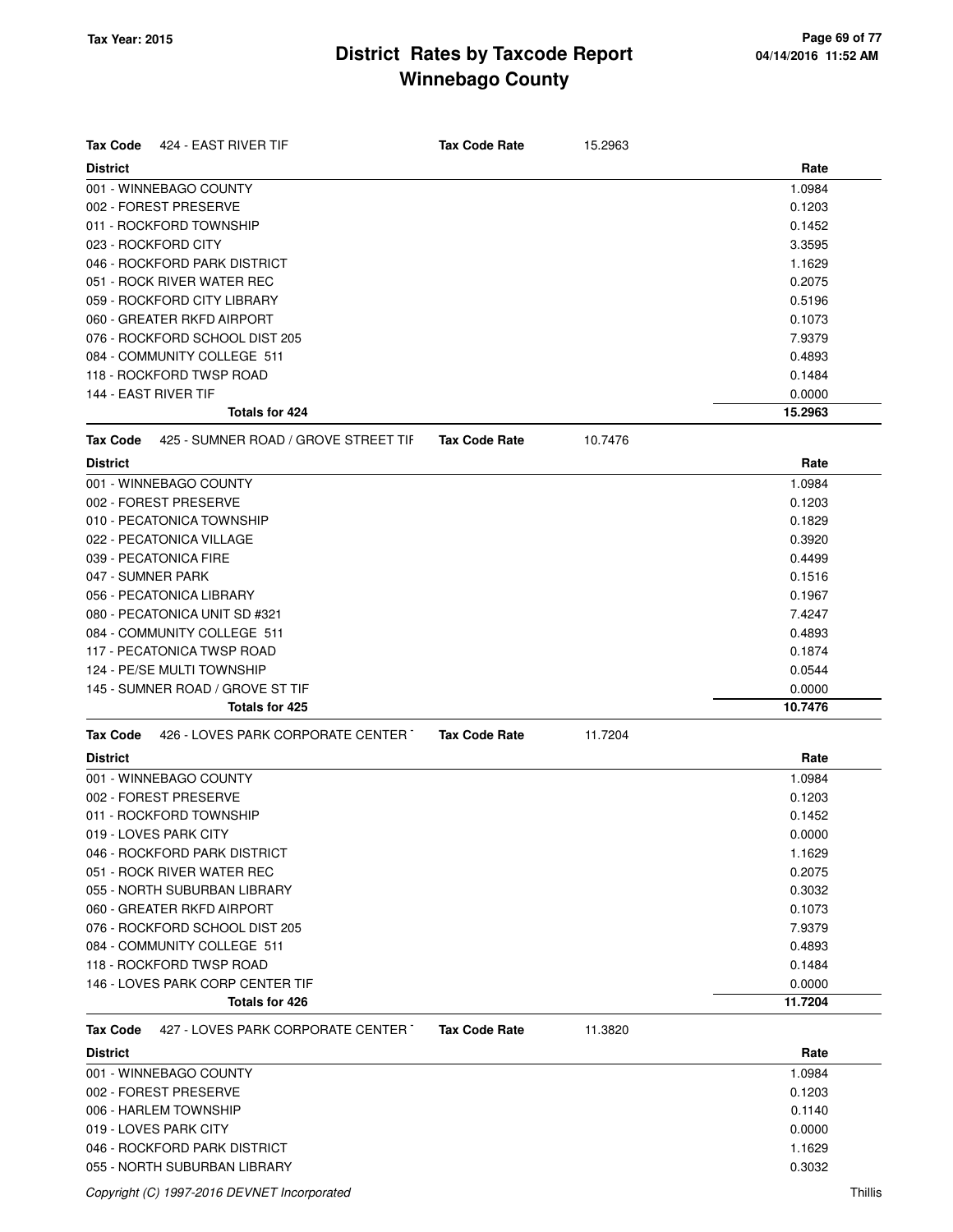# District Rates by Taxcode Report
## Winnebago County

**Tax Year: 2015**

**Tax Code** 424 - EAST RIVER TIF — **Tax Code Rate** 15.2963

| District | Rate |
|---|---|
| 001 - WINNEBAGO COUNTY | 1.0984 |
| 002 - FOREST PRESERVE | 0.1203 |
| 011 - ROCKFORD TOWNSHIP | 0.1452 |
| 023 - ROCKFORD CITY | 3.3595 |
| 046 - ROCKFORD PARK DISTRICT | 1.1629 |
| 051 - ROCK RIVER WATER REC | 0.2075 |
| 059 - ROCKFORD CITY LIBRARY | 0.5196 |
| 060 - GREATER RKFD AIRPORT | 0.1073 |
| 076 - ROCKFORD SCHOOL DIST 205 | 7.9379 |
| 084 - COMMUNITY COLLEGE 511 | 0.4893 |
| 118 - ROCKFORD TWSP ROAD | 0.1484 |
| 144 - EAST RIVER TIF | 0.0000 |
| **Totals for 424** | **15.2963** |

**Tax Code** 425 - SUMNER ROAD / GROVE STREET TIF — **Tax Code Rate** 10.7476

| District | Rate |
|---|---|
| 001 - WINNEBAGO COUNTY | 1.0984 |
| 002 - FOREST PRESERVE | 0.1203 |
| 010 - PECATONICA TOWNSHIP | 0.1829 |
| 022 - PECATONICA VILLAGE | 0.3920 |
| 039 - PECATONICA FIRE | 0.4499 |
| 047 - SUMNER PARK | 0.1516 |
| 056 - PECATONICA LIBRARY | 0.1967 |
| 080 - PECATONICA UNIT SD #321 | 7.4247 |
| 084 - COMMUNITY COLLEGE 511 | 0.4893 |
| 117 - PECATONICA TWSP ROAD | 0.1874 |
| 124 - PE/SE MULTI TOWNSHIP | 0.0544 |
| 145 - SUMNER ROAD / GROVE ST TIF | 0.0000 |
| **Totals for 425** | **10.7476** |

**Tax Code** 426 - LOVES PARK CORPORATE CENTER T — **Tax Code Rate** 11.7204

| District | Rate |
|---|---|
| 001 - WINNEBAGO COUNTY | 1.0984 |
| 002 - FOREST PRESERVE | 0.1203 |
| 011 - ROCKFORD TOWNSHIP | 0.1452 |
| 019 - LOVES PARK CITY | 0.0000 |
| 046 - ROCKFORD PARK DISTRICT | 1.1629 |
| 051 - ROCK RIVER WATER REC | 0.2075 |
| 055 - NORTH SUBURBAN LIBRARY | 0.3032 |
| 060 - GREATER RKFD AIRPORT | 0.1073 |
| 076 - ROCKFORD SCHOOL DIST 205 | 7.9379 |
| 084 - COMMUNITY COLLEGE 511 | 0.4893 |
| 118 - ROCKFORD TWSP ROAD | 0.1484 |
| 146 - LOVES PARK CORP CENTER TIF | 0.0000 |
| **Totals for 426** | **11.7204** |

**Tax Code** 427 - LOVES PARK CORPORATE CENTER T — **Tax Code Rate** 11.3820

| District | Rate |
|---|---|
| 001 - WINNEBAGO COUNTY | 1.0984 |
| 002 - FOREST PRESERVE | 0.1203 |
| 006 - HARLEM TOWNSHIP | 0.1140 |
| 019 - LOVES PARK CITY | 0.0000 |
| 046 - ROCKFORD PARK DISTRICT | 1.1629 |
| 055 - NORTH SUBURBAN LIBRARY | 0.3032 |

*Copyright (C) 1997-2016 DEVNET Incorporated*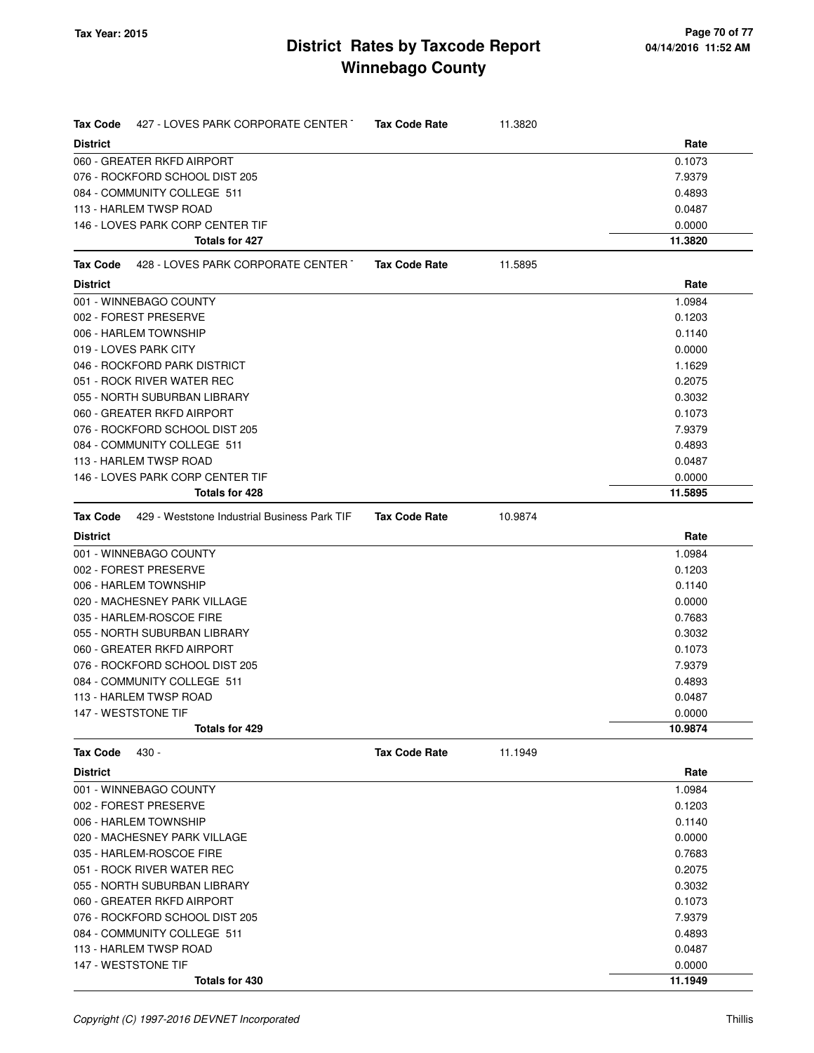# District Rates by Taxcode Report
# Winnebago County

**Tax Year: 2015**

| **Tax Code** 427 - LOVES PARK CORPORATE CENTER T | **Tax Code Rate** 11.3820 |
|---|---|
| **District** | **Rate** |
| 060 - GREATER RKFD AIRPORT | 0.1073 |
| 076 - ROCKFORD SCHOOL DIST 205 | 7.9379 |
| 084 - COMMUNITY COLLEGE 511 | 0.4893 |
| 113 - HARLEM TWSP ROAD | 0.0487 |
| 146 - LOVES PARK CORP CENTER TIF | 0.0000 |
| **Totals for 427** | **11.3820** |

| **Tax Code** 428 - LOVES PARK CORPORATE CENTER T | **Tax Code Rate** 11.5895 |
|---|---|
| **District** | **Rate** |
| 001 - WINNEBAGO COUNTY | 1.0984 |
| 002 - FOREST PRESERVE | 0.1203 |
| 006 - HARLEM TOWNSHIP | 0.1140 |
| 019 - LOVES PARK CITY | 0.0000 |
| 046 - ROCKFORD PARK DISTRICT | 1.1629 |
| 051 - ROCK RIVER WATER REC | 0.2075 |
| 055 - NORTH SUBURBAN LIBRARY | 0.3032 |
| 060 - GREATER RKFD AIRPORT | 0.1073 |
| 076 - ROCKFORD SCHOOL DIST 205 | 7.9379 |
| 084 - COMMUNITY COLLEGE 511 | 0.4893 |
| 113 - HARLEM TWSP ROAD | 0.0487 |
| 146 - LOVES PARK CORP CENTER TIF | 0.0000 |
| **Totals for 428** | **11.5895** |

| **Tax Code** 429 - Weststone Industrial Business Park TIF | **Tax Code Rate** 10.9874 |
|---|---|
| **District** | **Rate** |
| 001 - WINNEBAGO COUNTY | 1.0984 |
| 002 - FOREST PRESERVE | 0.1203 |
| 006 - HARLEM TOWNSHIP | 0.1140 |
| 020 - MACHESNEY PARK VILLAGE | 0.0000 |
| 035 - HARLEM-ROSCOE FIRE | 0.7683 |
| 055 - NORTH SUBURBAN LIBRARY | 0.3032 |
| 060 - GREATER RKFD AIRPORT | 0.1073 |
| 076 - ROCKFORD SCHOOL DIST 205 | 7.9379 |
| 084 - COMMUNITY COLLEGE 511 | 0.4893 |
| 113 - HARLEM TWSP ROAD | 0.0487 |
| 147 - WESTSTONE TIF | 0.0000 |
| **Totals for 429** | **10.9874** |

| **Tax Code** 430 - | **Tax Code Rate** 11.1949 |
|---|---|
| **District** | **Rate** |
| 001 - WINNEBAGO COUNTY | 1.0984 |
| 002 - FOREST PRESERVE | 0.1203 |
| 006 - HARLEM TOWNSHIP | 0.1140 |
| 020 - MACHESNEY PARK VILLAGE | 0.0000 |
| 035 - HARLEM-ROSCOE FIRE | 0.7683 |
| 051 - ROCK RIVER WATER REC | 0.2075 |
| 055 - NORTH SUBURBAN LIBRARY | 0.3032 |
| 060 - GREATER RKFD AIRPORT | 0.1073 |
| 076 - ROCKFORD SCHOOL DIST 205 | 7.9379 |
| 084 - COMMUNITY COLLEGE 511 | 0.4893 |
| 113 - HARLEM TWSP ROAD | 0.0487 |
| 147 - WESTSTONE TIF | 0.0000 |
| **Totals for 430** | **11.1949** |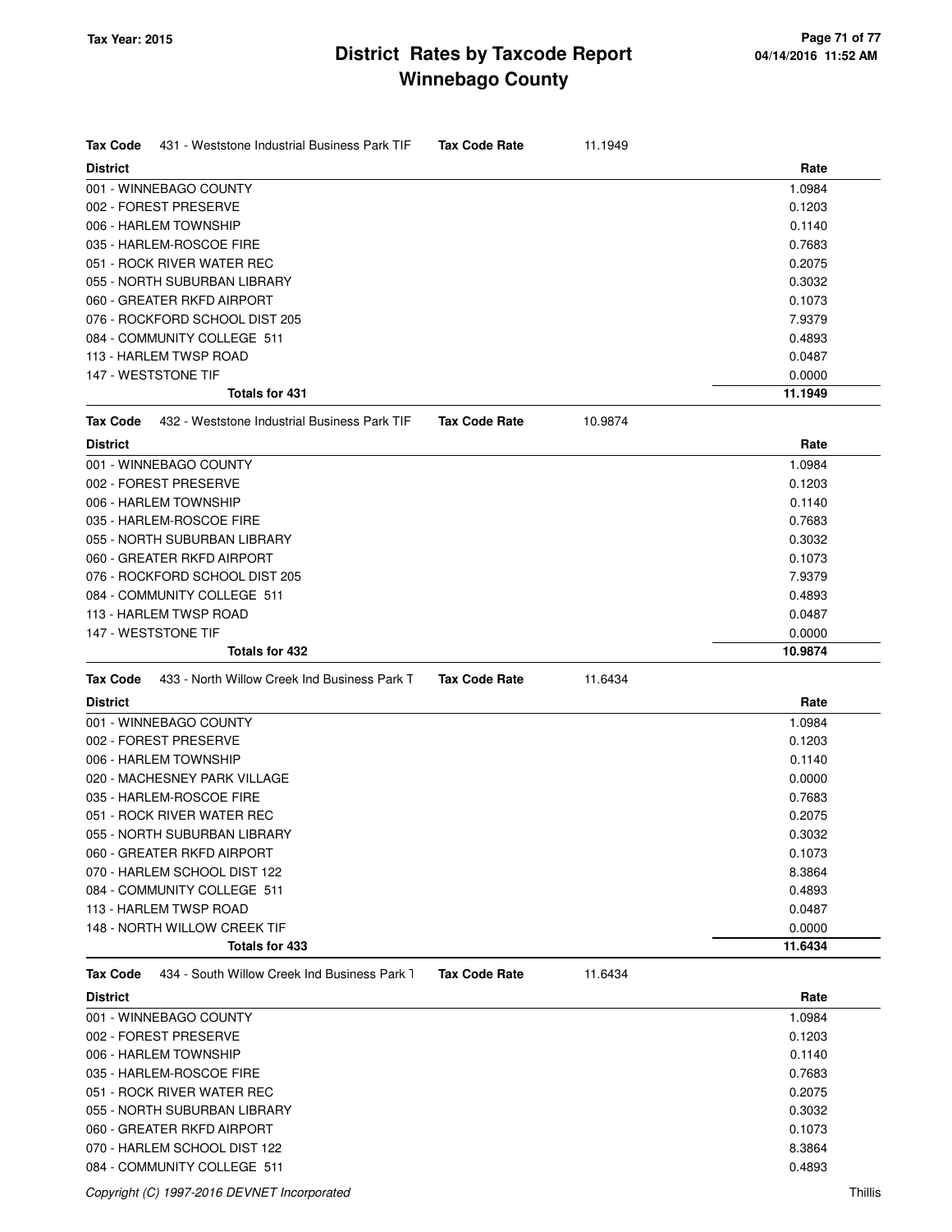# District Rates by Taxcode Report
# Winnebago County

**Tax Year: 2015**

**Tax Code** 431 - Weststone Industrial Business Park TIF **Tax Code Rate** 11.1949

| District | Rate |
|---|---|
| 001 - WINNEBAGO COUNTY | 1.0984 |
| 002 - FOREST PRESERVE | 0.1203 |
| 006 - HARLEM TOWNSHIP | 0.1140 |
| 035 - HARLEM-ROSCOE FIRE | 0.7683 |
| 051 - ROCK RIVER WATER REC | 0.2075 |
| 055 - NORTH SUBURBAN LIBRARY | 0.3032 |
| 060 - GREATER RKFD AIRPORT | 0.1073 |
| 076 - ROCKFORD SCHOOL DIST 205 | 7.9379 |
| 084 - COMMUNITY COLLEGE 511 | 0.4893 |
| 113 - HARLEM TWSP ROAD | 0.0487 |
| 147 - WESTSTONE TIF | 0.0000 |
| **Totals for 431** | **11.1949** |

**Tax Code** 432 - Weststone Industrial Business Park TIF **Tax Code Rate** 10.9874

| District | Rate |
|---|---|
| 001 - WINNEBAGO COUNTY | 1.0984 |
| 002 - FOREST PRESERVE | 0.1203 |
| 006 - HARLEM TOWNSHIP | 0.1140 |
| 035 - HARLEM-ROSCOE FIRE | 0.7683 |
| 055 - NORTH SUBURBAN LIBRARY | 0.3032 |
| 060 - GREATER RKFD AIRPORT | 0.1073 |
| 076 - ROCKFORD SCHOOL DIST 205 | 7.9379 |
| 084 - COMMUNITY COLLEGE 511 | 0.4893 |
| 113 - HARLEM TWSP ROAD | 0.0487 |
| 147 - WESTSTONE TIF | 0.0000 |
| **Totals for 432** | **10.9874** |

**Tax Code** 433 - North Willow Creek Ind Business Park T **Tax Code Rate** 11.6434

| District | Rate |
|---|---|
| 001 - WINNEBAGO COUNTY | 1.0984 |
| 002 - FOREST PRESERVE | 0.1203 |
| 006 - HARLEM TOWNSHIP | 0.1140 |
| 020 - MACHESNEY PARK VILLAGE | 0.0000 |
| 035 - HARLEM-ROSCOE FIRE | 0.7683 |
| 051 - ROCK RIVER WATER REC | 0.2075 |
| 055 - NORTH SUBURBAN LIBRARY | 0.3032 |
| 060 - GREATER RKFD AIRPORT | 0.1073 |
| 070 - HARLEM SCHOOL DIST 122 | 8.3864 |
| 084 - COMMUNITY COLLEGE 511 | 0.4893 |
| 113 - HARLEM TWSP ROAD | 0.0487 |
| 148 - NORTH WILLOW CREEK TIF | 0.0000 |
| **Totals for 433** | **11.6434** |

**Tax Code** 434 - South Willow Creek Ind Business Park T **Tax Code Rate** 11.6434

| District | Rate |
|---|---|
| 001 - WINNEBAGO COUNTY | 1.0984 |
| 002 - FOREST PRESERVE | 0.1203 |
| 006 - HARLEM TOWNSHIP | 0.1140 |
| 035 - HARLEM-ROSCOE FIRE | 0.7683 |
| 051 - ROCK RIVER WATER REC | 0.2075 |
| 055 - NORTH SUBURBAN LIBRARY | 0.3032 |
| 060 - GREATER RKFD AIRPORT | 0.1073 |
| 070 - HARLEM SCHOOL DIST 122 | 8.3864 |
| 084 - COMMUNITY COLLEGE 511 | 0.4893 |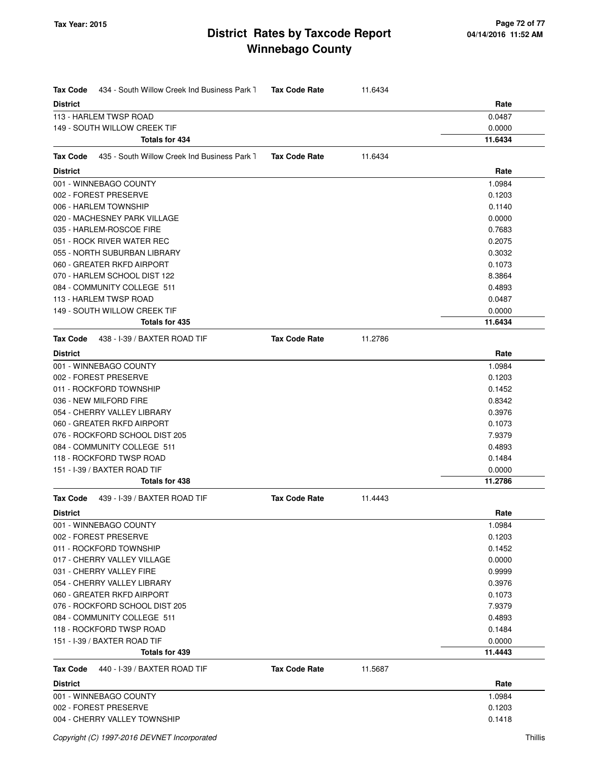# District Rates by Taxcode Report
# Winnebago County

Tax Year: 2015

**Tax Code** 434 - South Willow Creek Ind Business Park T **Tax Code Rate** 11.6434

| District | Rate |
| --- | --- |
| 113 - HARLEM TWSP ROAD | 0.0487 |
| 149 - SOUTH WILLOW CREEK TIF | 0.0000 |
| **Totals for 434** | **11.6434** |

**Tax Code** 435 - South Willow Creek Ind Business Park T **Tax Code Rate** 11.6434

| District | Rate |
| --- | --- |
| 001 - WINNEBAGO COUNTY | 1.0984 |
| 002 - FOREST PRESERVE | 0.1203 |
| 006 - HARLEM TOWNSHIP | 0.1140 |
| 020 - MACHESNEY PARK VILLAGE | 0.0000 |
| 035 - HARLEM-ROSCOE FIRE | 0.7683 |
| 051 - ROCK RIVER WATER REC | 0.2075 |
| 055 - NORTH SUBURBAN LIBRARY | 0.3032 |
| 060 - GREATER RKFD AIRPORT | 0.1073 |
| 070 - HARLEM SCHOOL DIST 122 | 8.3864 |
| 084 - COMMUNITY COLLEGE 511 | 0.4893 |
| 113 - HARLEM TWSP ROAD | 0.0487 |
| 149 - SOUTH WILLOW CREEK TIF | 0.0000 |
| **Totals for 435** | **11.6434** |

**Tax Code** 438 - I-39 / BAXTER ROAD TIF **Tax Code Rate** 11.2786

| District | Rate |
| --- | --- |
| 001 - WINNEBAGO COUNTY | 1.0984 |
| 002 - FOREST PRESERVE | 0.1203 |
| 011 - ROCKFORD TOWNSHIP | 0.1452 |
| 036 - NEW MILFORD FIRE | 0.8342 |
| 054 - CHERRY VALLEY LIBRARY | 0.3976 |
| 060 - GREATER RKFD AIRPORT | 0.1073 |
| 076 - ROCKFORD SCHOOL DIST 205 | 7.9379 |
| 084 - COMMUNITY COLLEGE 511 | 0.4893 |
| 118 - ROCKFORD TWSP ROAD | 0.1484 |
| 151 - I-39 / BAXTER ROAD TIF | 0.0000 |
| **Totals for 438** | **11.2786** |

**Tax Code** 439 - I-39 / BAXTER ROAD TIF **Tax Code Rate** 11.4443

| District | Rate |
| --- | --- |
| 001 - WINNEBAGO COUNTY | 1.0984 |
| 002 - FOREST PRESERVE | 0.1203 |
| 011 - ROCKFORD TOWNSHIP | 0.1452 |
| 017 - CHERRY VALLEY VILLAGE | 0.0000 |
| 031 - CHERRY VALLEY FIRE | 0.9999 |
| 054 - CHERRY VALLEY LIBRARY | 0.3976 |
| 060 - GREATER RKFD AIRPORT | 0.1073 |
| 076 - ROCKFORD SCHOOL DIST 205 | 7.9379 |
| 084 - COMMUNITY COLLEGE 511 | 0.4893 |
| 118 - ROCKFORD TWSP ROAD | 0.1484 |
| 151 - I-39 / BAXTER ROAD TIF | 0.0000 |
| **Totals for 439** | **11.4443** |

**Tax Code** 440 - I-39 / BAXTER ROAD TIF **Tax Code Rate** 11.5687

| District | Rate |
| --- | --- |
| 001 - WINNEBAGO COUNTY | 1.0984 |
| 002 - FOREST PRESERVE | 0.1203 |
| 004 - CHERRY VALLEY TOWNSHIP | 0.1418 |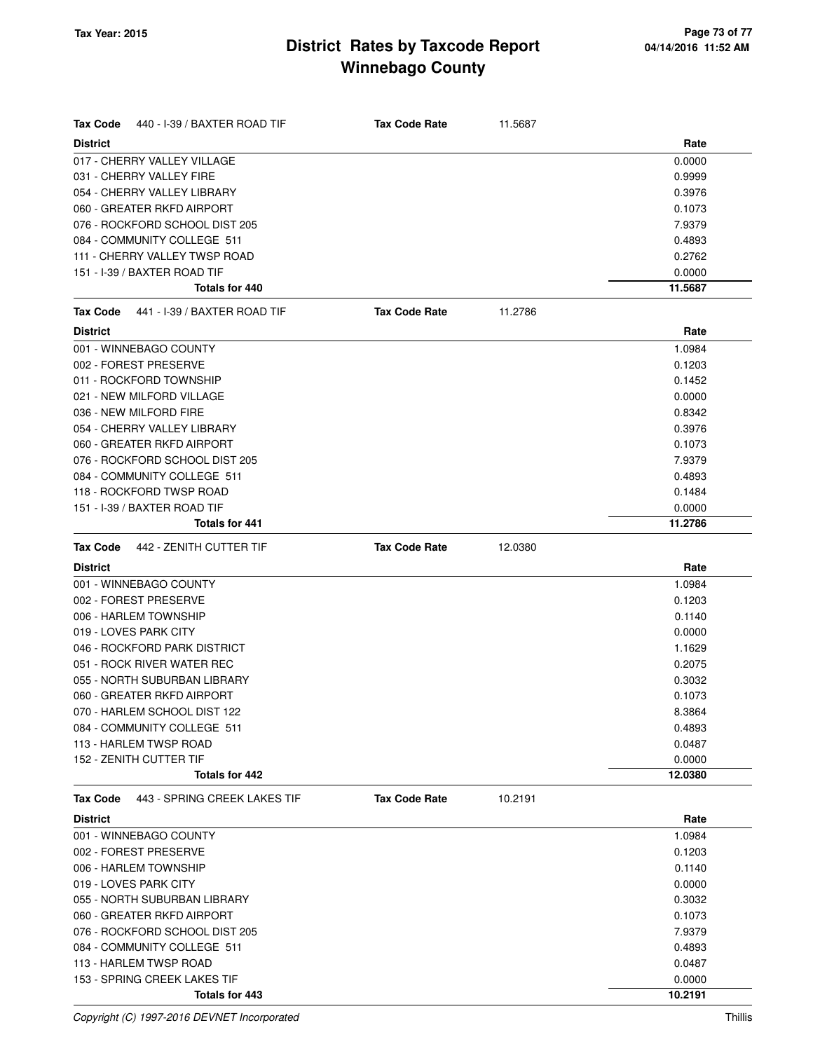# District Rates by Taxcode Report
# Winnebago County

Tax Year: 2015

| Tax Code 440 - I-39 / BAXTER ROAD TIF | Tax Code Rate 11.5687 |
|---|---|
| **District** | **Rate** |
| 017 - CHERRY VALLEY VILLAGE | 0.0000 |
| 031 - CHERRY VALLEY FIRE | 0.9999 |
| 054 - CHERRY VALLEY LIBRARY | 0.3976 |
| 060 - GREATER RKFD AIRPORT | 0.1073 |
| 076 - ROCKFORD SCHOOL DIST 205 | 7.9379 |
| 084 - COMMUNITY COLLEGE 511 | 0.4893 |
| 111 - CHERRY VALLEY TWSP ROAD | 0.2762 |
| 151 - I-39 / BAXTER ROAD TIF | 0.0000 |
| **Totals for 440** | **11.5687** |

| Tax Code 441 - I-39 / BAXTER ROAD TIF | Tax Code Rate 11.2786 |
|---|---|
| **District** | **Rate** |
| 001 - WINNEBAGO COUNTY | 1.0984 |
| 002 - FOREST PRESERVE | 0.1203 |
| 011 - ROCKFORD TOWNSHIP | 0.1452 |
| 021 - NEW MILFORD VILLAGE | 0.0000 |
| 036 - NEW MILFORD FIRE | 0.8342 |
| 054 - CHERRY VALLEY LIBRARY | 0.3976 |
| 060 - GREATER RKFD AIRPORT | 0.1073 |
| 076 - ROCKFORD SCHOOL DIST 205 | 7.9379 |
| 084 - COMMUNITY COLLEGE 511 | 0.4893 |
| 118 - ROCKFORD TWSP ROAD | 0.1484 |
| 151 - I-39 / BAXTER ROAD TIF | 0.0000 |
| **Totals for 441** | **11.2786** |

| Tax Code 442 - ZENITH CUTTER TIF | Tax Code Rate 12.0380 |
|---|---|
| **District** | **Rate** |
| 001 - WINNEBAGO COUNTY | 1.0984 |
| 002 - FOREST PRESERVE | 0.1203 |
| 006 - HARLEM TOWNSHIP | 0.1140 |
| 019 - LOVES PARK CITY | 0.0000 |
| 046 - ROCKFORD PARK DISTRICT | 1.1629 |
| 051 - ROCK RIVER WATER REC | 0.2075 |
| 055 - NORTH SUBURBAN LIBRARY | 0.3032 |
| 060 - GREATER RKFD AIRPORT | 0.1073 |
| 070 - HARLEM SCHOOL DIST 122 | 8.3864 |
| 084 - COMMUNITY COLLEGE 511 | 0.4893 |
| 113 - HARLEM TWSP ROAD | 0.0487 |
| 152 - ZENITH CUTTER TIF | 0.0000 |
| **Totals for 442** | **12.0380** |

| Tax Code 443 - SPRING CREEK LAKES TIF | Tax Code Rate 10.2191 |
|---|---|
| **District** | **Rate** |
| 001 - WINNEBAGO COUNTY | 1.0984 |
| 002 - FOREST PRESERVE | 0.1203 |
| 006 - HARLEM TOWNSHIP | 0.1140 |
| 019 - LOVES PARK CITY | 0.0000 |
| 055 - NORTH SUBURBAN LIBRARY | 0.3032 |
| 060 - GREATER RKFD AIRPORT | 0.1073 |
| 076 - ROCKFORD SCHOOL DIST 205 | 7.9379 |
| 084 - COMMUNITY COLLEGE 511 | 0.4893 |
| 113 - HARLEM TWSP ROAD | 0.0487 |
| 153 - SPRING CREEK LAKES TIF | 0.0000 |
| **Totals for 443** | **10.2191** |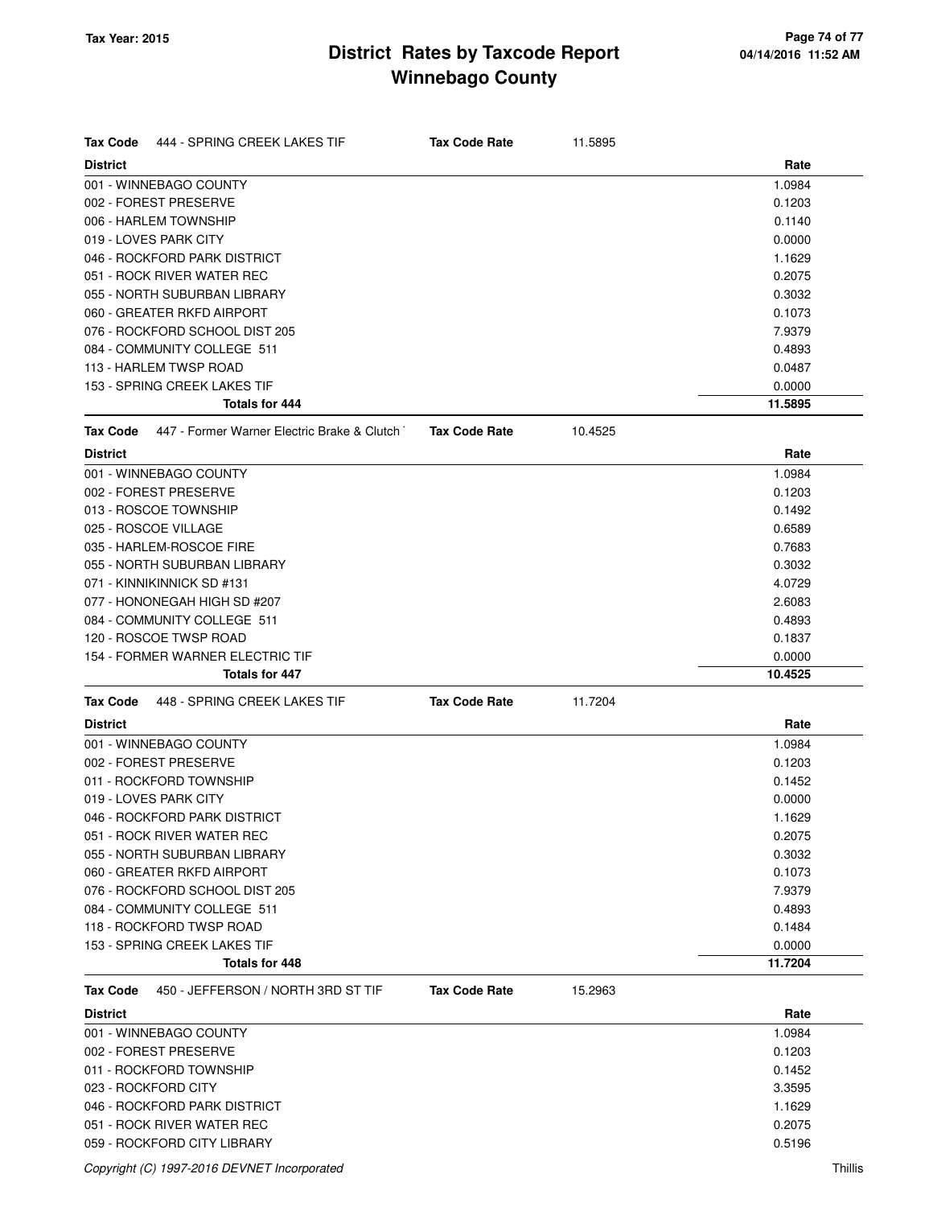# District Rates by Taxcode Report
## Winnebago County

Tax Year: 2015

**Tax Code** 444 - SPRING CREEK LAKES TIF **Tax Code Rate** 11.5895

| District | Rate |
|---|---|
| 001 - WINNEBAGO COUNTY | 1.0984 |
| 002 - FOREST PRESERVE | 0.1203 |
| 006 - HARLEM TOWNSHIP | 0.1140 |
| 019 - LOVES PARK CITY | 0.0000 |
| 046 - ROCKFORD PARK DISTRICT | 1.1629 |
| 051 - ROCK RIVER WATER REC | 0.2075 |
| 055 - NORTH SUBURBAN LIBRARY | 0.3032 |
| 060 - GREATER RKFD AIRPORT | 0.1073 |
| 076 - ROCKFORD SCHOOL DIST 205 | 7.9379 |
| 084 - COMMUNITY COLLEGE 511 | 0.4893 |
| 113 - HARLEM TWSP ROAD | 0.0487 |
| 153 - SPRING CREEK LAKES TIF | 0.0000 |
| **Totals for 444** | **11.5895** |

**Tax Code** 447 - Former Warner Electric Brake & Clutch **Tax Code Rate** 10.4525

| District | Rate |
|---|---|
| 001 - WINNEBAGO COUNTY | 1.0984 |
| 002 - FOREST PRESERVE | 0.1203 |
| 013 - ROSCOE TOWNSHIP | 0.1492 |
| 025 - ROSCOE VILLAGE | 0.6589 |
| 035 - HARLEM-ROSCOE FIRE | 0.7683 |
| 055 - NORTH SUBURBAN LIBRARY | 0.3032 |
| 071 - KINNIKINNICK SD #131 | 4.0729 |
| 077 - HONONEGAH HIGH SD #207 | 2.6083 |
| 084 - COMMUNITY COLLEGE 511 | 0.4893 |
| 120 - ROSCOE TWSP ROAD | 0.1837 |
| 154 - FORMER WARNER ELECTRIC TIF | 0.0000 |
| **Totals for 447** | **10.4525** |

**Tax Code** 448 - SPRING CREEK LAKES TIF **Tax Code Rate** 11.7204

| District | Rate |
|---|---|
| 001 - WINNEBAGO COUNTY | 1.0984 |
| 002 - FOREST PRESERVE | 0.1203 |
| 011 - ROCKFORD TOWNSHIP | 0.1452 |
| 019 - LOVES PARK CITY | 0.0000 |
| 046 - ROCKFORD PARK DISTRICT | 1.1629 |
| 051 - ROCK RIVER WATER REC | 0.2075 |
| 055 - NORTH SUBURBAN LIBRARY | 0.3032 |
| 060 - GREATER RKFD AIRPORT | 0.1073 |
| 076 - ROCKFORD SCHOOL DIST 205 | 7.9379 |
| 084 - COMMUNITY COLLEGE 511 | 0.4893 |
| 118 - ROCKFORD TWSP ROAD | 0.1484 |
| 153 - SPRING CREEK LAKES TIF | 0.0000 |
| **Totals for 448** | **11.7204** |

**Tax Code** 450 - JEFFERSON / NORTH 3RD ST TIF **Tax Code Rate** 15.2963

| District | Rate |
|---|---|
| 001 - WINNEBAGO COUNTY | 1.0984 |
| 002 - FOREST PRESERVE | 0.1203 |
| 011 - ROCKFORD TOWNSHIP | 0.1452 |
| 023 - ROCKFORD CITY | 3.3595 |
| 046 - ROCKFORD PARK DISTRICT | 1.1629 |
| 051 - ROCK RIVER WATER REC | 0.2075 |
| 059 - ROCKFORD CITY LIBRARY | 0.5196 |

*Copyright (C) 1997-2016 DEVNET Incorporated*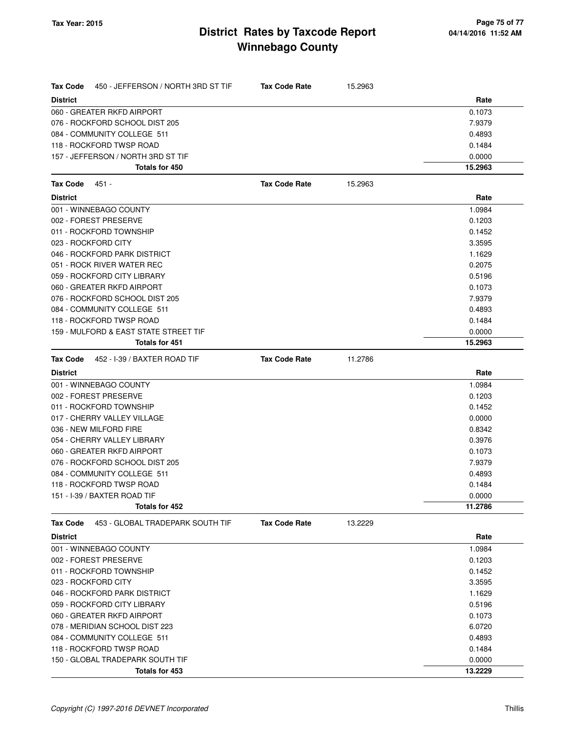# District Rates by Taxcode Report
# Winnebago County

Tax Year: 2015

| Tax Code | 450 - JEFFERSON / NORTH 3RD ST TIF | Tax Code Rate | 15.2963 |
|---|---|---|---|
| **District** | | | **Rate** |
| 060 - GREATER RKFD AIRPORT | | | 0.1073 |
| 076 - ROCKFORD SCHOOL DIST 205 | | | 7.9379 |
| 084 - COMMUNITY COLLEGE 511 | | | 0.4893 |
| 118 - ROCKFORD TWSP ROAD | | | 0.1484 |
| 157 - JEFFERSON / NORTH 3RD ST TIF | | | 0.0000 |
| **Totals for 450** | | | **15.2963** |

| Tax Code | 451 - | Tax Code Rate | 15.2963 |
|---|---|---|---|
| **District** | | | **Rate** |
| 001 - WINNEBAGO COUNTY | | | 1.0984 |
| 002 - FOREST PRESERVE | | | 0.1203 |
| 011 - ROCKFORD TOWNSHIP | | | 0.1452 |
| 023 - ROCKFORD CITY | | | 3.3595 |
| 046 - ROCKFORD PARK DISTRICT | | | 1.1629 |
| 051 - ROCK RIVER WATER REC | | | 0.2075 |
| 059 - ROCKFORD CITY LIBRARY | | | 0.5196 |
| 060 - GREATER RKFD AIRPORT | | | 0.1073 |
| 076 - ROCKFORD SCHOOL DIST 205 | | | 7.9379 |
| 084 - COMMUNITY COLLEGE 511 | | | 0.4893 |
| 118 - ROCKFORD TWSP ROAD | | | 0.1484 |
| 159 - MULFORD & EAST STATE STREET TIF | | | 0.0000 |
| **Totals for 451** | | | **15.2963** |

| Tax Code | 452 - I-39 / BAXTER ROAD TIF | Tax Code Rate | 11.2786 |
|---|---|---|---|
| **District** | | | **Rate** |
| 001 - WINNEBAGO COUNTY | | | 1.0984 |
| 002 - FOREST PRESERVE | | | 0.1203 |
| 011 - ROCKFORD TOWNSHIP | | | 0.1452 |
| 017 - CHERRY VALLEY VILLAGE | | | 0.0000 |
| 036 - NEW MILFORD FIRE | | | 0.8342 |
| 054 - CHERRY VALLEY LIBRARY | | | 0.3976 |
| 060 - GREATER RKFD AIRPORT | | | 0.1073 |
| 076 - ROCKFORD SCHOOL DIST 205 | | | 7.9379 |
| 084 - COMMUNITY COLLEGE 511 | | | 0.4893 |
| 118 - ROCKFORD TWSP ROAD | | | 0.1484 |
| 151 - I-39 / BAXTER ROAD TIF | | | 0.0000 |
| **Totals for 452** | | | **11.2786** |

| Tax Code | 453 - GLOBAL TRADEPARK SOUTH TIF | Tax Code Rate | 13.2229 |
|---|---|---|---|
| **District** | | | **Rate** |
| 001 - WINNEBAGO COUNTY | | | 1.0984 |
| 002 - FOREST PRESERVE | | | 0.1203 |
| 011 - ROCKFORD TOWNSHIP | | | 0.1452 |
| 023 - ROCKFORD CITY | | | 3.3595 |
| 046 - ROCKFORD PARK DISTRICT | | | 1.1629 |
| 059 - ROCKFORD CITY LIBRARY | | | 0.5196 |
| 060 - GREATER RKFD AIRPORT | | | 0.1073 |
| 078 - MERIDIAN SCHOOL DIST 223 | | | 6.0720 |
| 084 - COMMUNITY COLLEGE 511 | | | 0.4893 |
| 118 - ROCKFORD TWSP ROAD | | | 0.1484 |
| 150 - GLOBAL TRADEPARK SOUTH TIF | | | 0.0000 |
| **Totals for 453** | | | **13.2229** |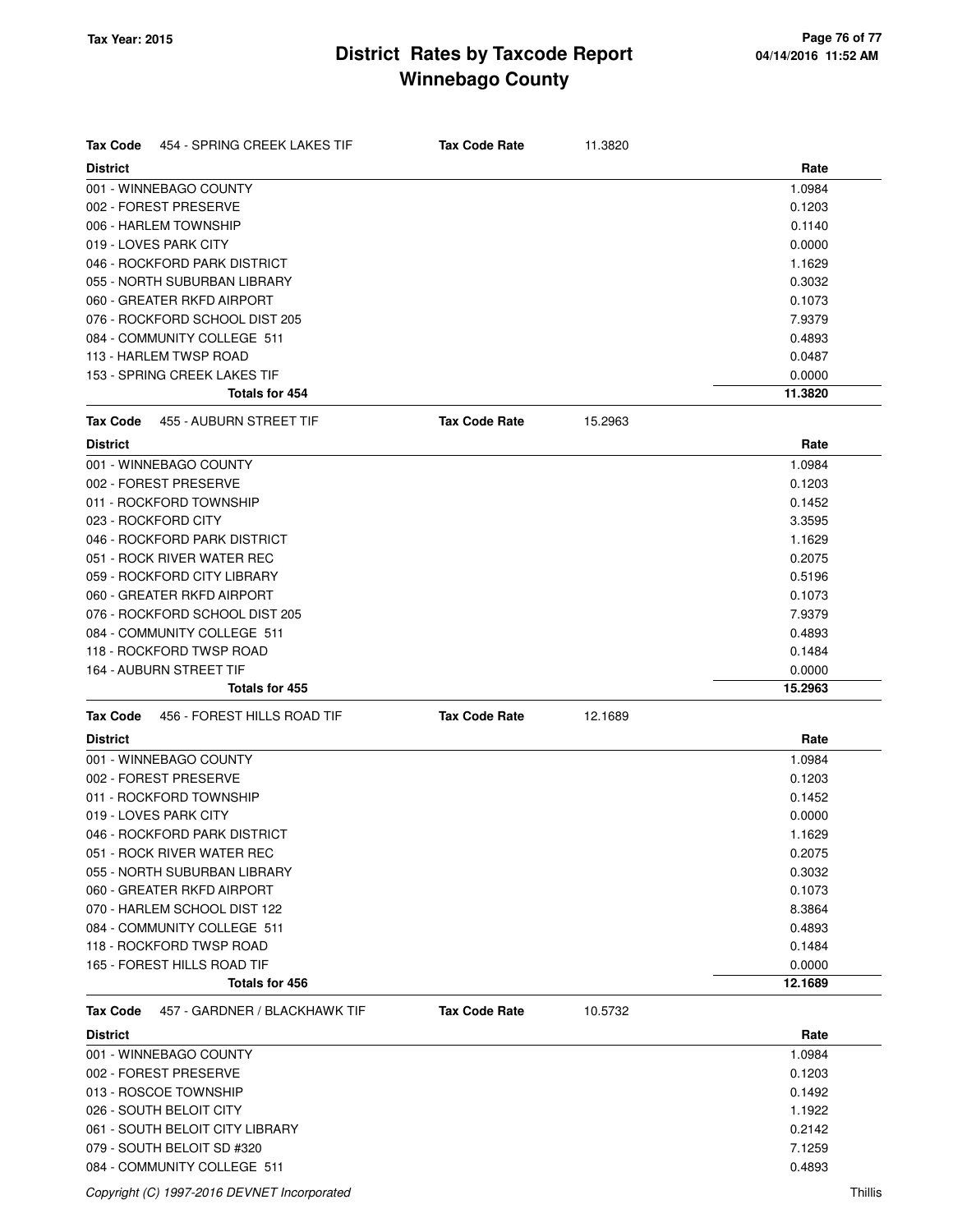# District Rates by Taxcode Report
# Winnebago County

Tax Year: 2015

**Tax Code** 454 - SPRING CREEK LAKES TIF **Tax Code Rate** 11.3820

| District | Rate |
|---|---|
| 001 - WINNEBAGO COUNTY | 1.0984 |
| 002 - FOREST PRESERVE | 0.1203 |
| 006 - HARLEM TOWNSHIP | 0.1140 |
| 019 - LOVES PARK CITY | 0.0000 |
| 046 - ROCKFORD PARK DISTRICT | 1.1629 |
| 055 - NORTH SUBURBAN LIBRARY | 0.3032 |
| 060 - GREATER RKFD AIRPORT | 0.1073 |
| 076 - ROCKFORD SCHOOL DIST 205 | 7.9379 |
| 084 - COMMUNITY COLLEGE 511 | 0.4893 |
| 113 - HARLEM TWSP ROAD | 0.0487 |
| 153 - SPRING CREEK LAKES TIF | 0.0000 |
| **Totals for 454** | **11.3820** |

**Tax Code** 455 - AUBURN STREET TIF **Tax Code Rate** 15.2963

| District | Rate |
|---|---|
| 001 - WINNEBAGO COUNTY | 1.0984 |
| 002 - FOREST PRESERVE | 0.1203 |
| 011 - ROCKFORD TOWNSHIP | 0.1452 |
| 023 - ROCKFORD CITY | 3.3595 |
| 046 - ROCKFORD PARK DISTRICT | 1.1629 |
| 051 - ROCK RIVER WATER REC | 0.2075 |
| 059 - ROCKFORD CITY LIBRARY | 0.5196 |
| 060 - GREATER RKFD AIRPORT | 0.1073 |
| 076 - ROCKFORD SCHOOL DIST 205 | 7.9379 |
| 084 - COMMUNITY COLLEGE 511 | 0.4893 |
| 118 - ROCKFORD TWSP ROAD | 0.1484 |
| 164 - AUBURN STREET TIF | 0.0000 |
| **Totals for 455** | **15.2963** |

**Tax Code** 456 - FOREST HILLS ROAD TIF **Tax Code Rate** 12.1689

| District | Rate |
|---|---|
| 001 - WINNEBAGO COUNTY | 1.0984 |
| 002 - FOREST PRESERVE | 0.1203 |
| 011 - ROCKFORD TOWNSHIP | 0.1452 |
| 019 - LOVES PARK CITY | 0.0000 |
| 046 - ROCKFORD PARK DISTRICT | 1.1629 |
| 051 - ROCK RIVER WATER REC | 0.2075 |
| 055 - NORTH SUBURBAN LIBRARY | 0.3032 |
| 060 - GREATER RKFD AIRPORT | 0.1073 |
| 070 - HARLEM SCHOOL DIST 122 | 8.3864 |
| 084 - COMMUNITY COLLEGE 511 | 0.4893 |
| 118 - ROCKFORD TWSP ROAD | 0.1484 |
| 165 - FOREST HILLS ROAD TIF | 0.0000 |
| **Totals for 456** | **12.1689** |

**Tax Code** 457 - GARDNER / BLACKHAWK TIF **Tax Code Rate** 10.5732

| District | Rate |
|---|---|
| 001 - WINNEBAGO COUNTY | 1.0984 |
| 002 - FOREST PRESERVE | 0.1203 |
| 013 - ROSCOE TOWNSHIP | 0.1492 |
| 026 - SOUTH BELOIT CITY | 1.1922 |
| 061 - SOUTH BELOIT CITY LIBRARY | 0.2142 |
| 079 - SOUTH BELOIT SD #320 | 7.1259 |
| 084 - COMMUNITY COLLEGE 511 | 0.4893 |

Copyright (C) 1997-2016 DEVNET Incorporated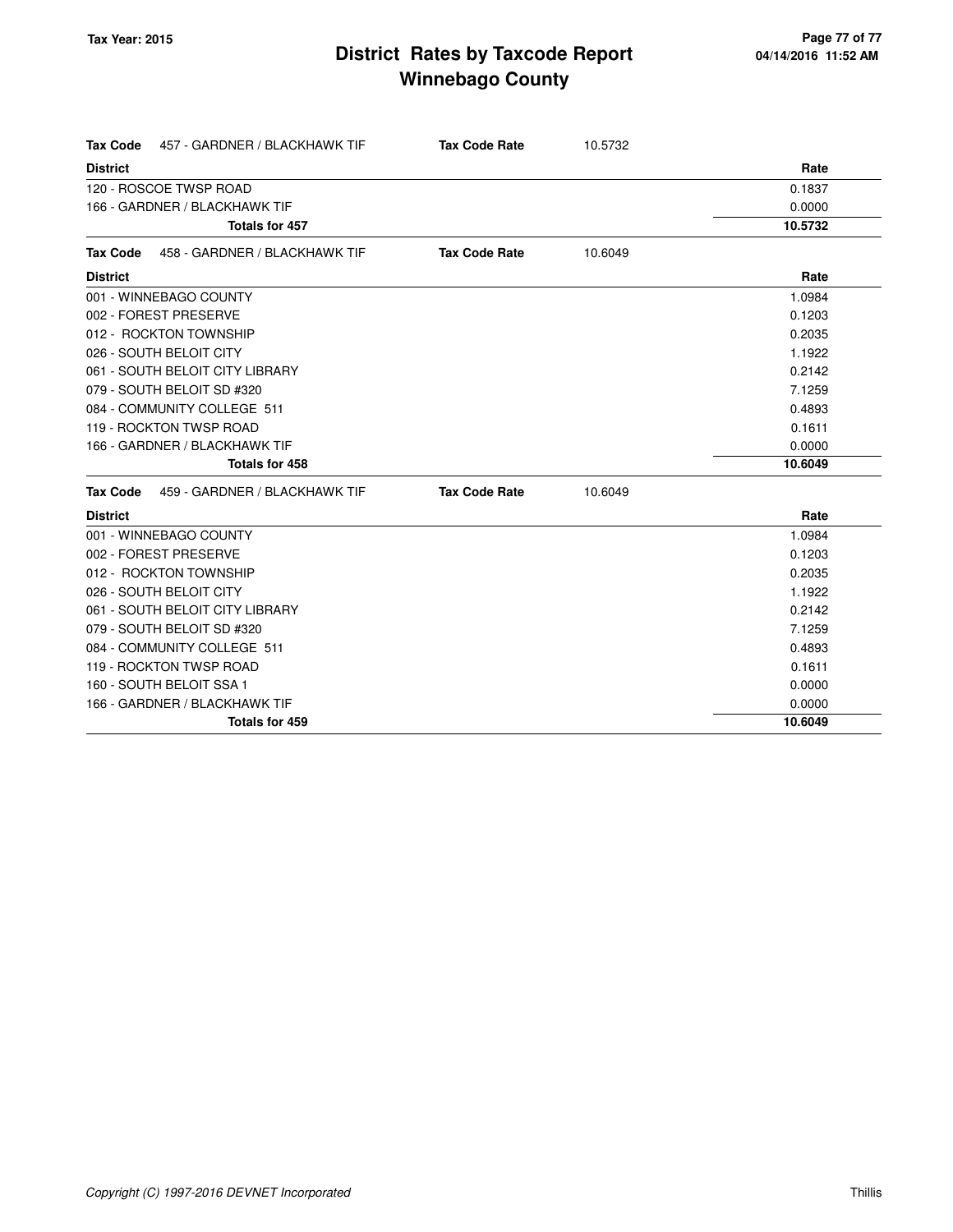# District Rates by Taxcode Report
## Winnebago County

Tax Year: 2015

| Tax Code | 457 - GARDNER / BLACKHAWK TIF | Tax Code Rate | 10.5732 |
|---|---|---|---|
| **District** | | | **Rate** |
| 120 - ROSCOE TWSP ROAD | | | 0.1837 |
| 166 - GARDNER / BLACKHAWK TIF | | | 0.0000 |
| **Totals for 457** | | | **10.5732** |

| Tax Code | 458 - GARDNER / BLACKHAWK TIF | Tax Code Rate | 10.6049 |
|---|---|---|---|
| **District** | | | **Rate** |
| 001 - WINNEBAGO COUNTY | | | 1.0984 |
| 002 - FOREST PRESERVE | | | 0.1203 |
| 012 - ROCKTON TOWNSHIP | | | 0.2035 |
| 026 - SOUTH BELOIT CITY | | | 1.1922 |
| 061 - SOUTH BELOIT CITY LIBRARY | | | 0.2142 |
| 079 - SOUTH BELOIT SD #320 | | | 7.1259 |
| 084 - COMMUNITY COLLEGE 511 | | | 0.4893 |
| 119 - ROCKTON TWSP ROAD | | | 0.1611 |
| 166 - GARDNER / BLACKHAWK TIF | | | 0.0000 |
| **Totals for 458** | | | **10.6049** |

| Tax Code | 459 - GARDNER / BLACKHAWK TIF | Tax Code Rate | 10.6049 |
|---|---|---|---|
| **District** | | | **Rate** |
| 001 - WINNEBAGO COUNTY | | | 1.0984 |
| 002 - FOREST PRESERVE | | | 0.1203 |
| 012 - ROCKTON TOWNSHIP | | | 0.2035 |
| 026 - SOUTH BELOIT CITY | | | 1.1922 |
| 061 - SOUTH BELOIT CITY LIBRARY | | | 0.2142 |
| 079 - SOUTH BELOIT SD #320 | | | 7.1259 |
| 084 - COMMUNITY COLLEGE 511 | | | 0.4893 |
| 119 - ROCKTON TWSP ROAD | | | 0.1611 |
| 160 - SOUTH BELOIT SSA 1 | | | 0.0000 |
| 166 - GARDNER / BLACKHAWK TIF | | | 0.0000 |
| **Totals for 459** | | | **10.6049** |